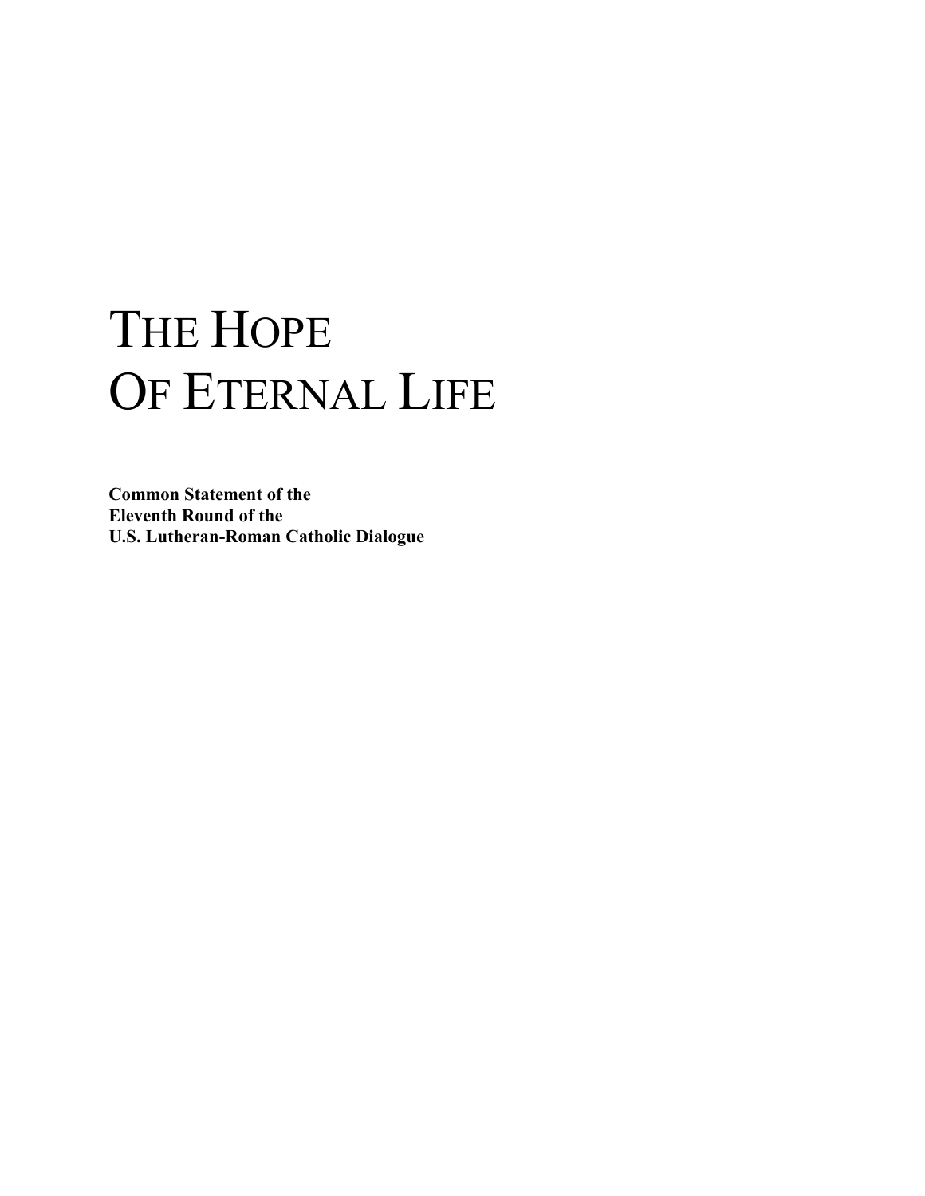# THE HOPE OF ETERNAL LIFE

**Common Statement of the**
**Eleventh Round of the**
**U.S. Lutheran-Roman Catholic Dialogue**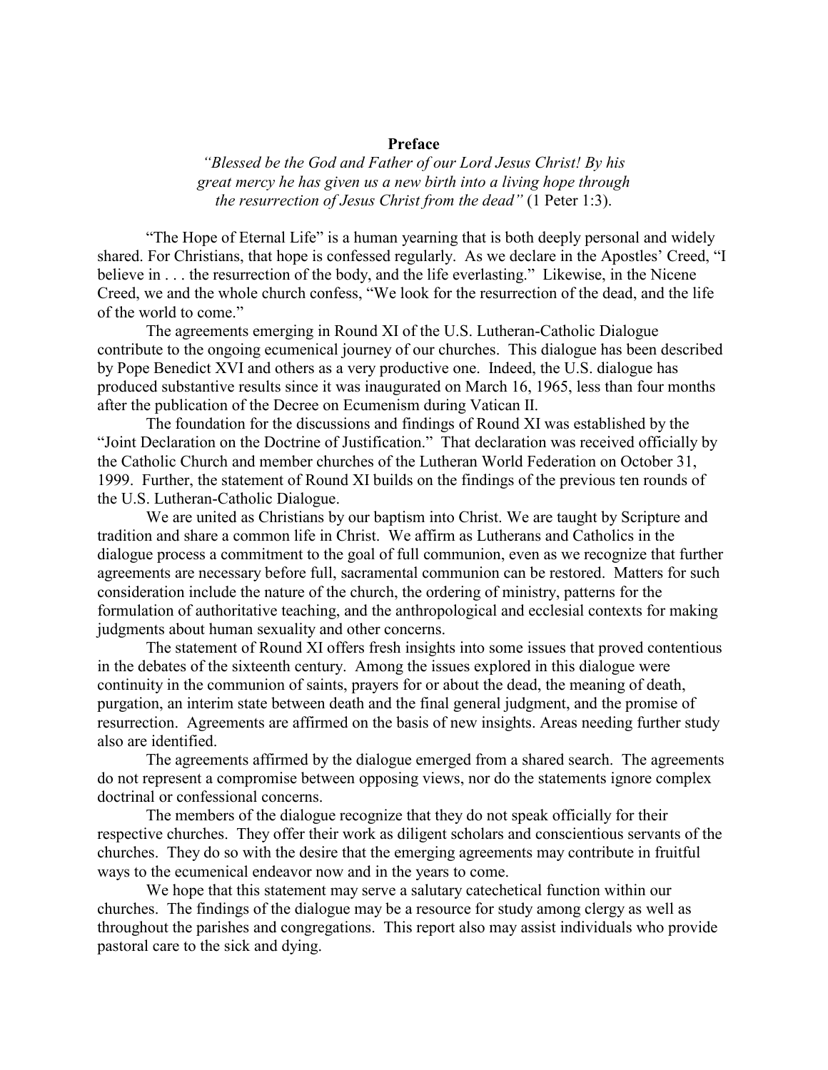# Preface

*"Blessed be the God and Father of our Lord Jesus Christ! By his great mercy he has given us a new birth into a living hope through the resurrection of Jesus Christ from the dead"* (1 Peter 1:3).

"The Hope of Eternal Life" is a human yearning that is both deeply personal and widely shared. For Christians, that hope is confessed regularly. As we declare in the Apostles' Creed, "I believe in . . . the resurrection of the body, and the life everlasting." Likewise, in the Nicene Creed, we and the whole church confess, "We look for the resurrection of the dead, and the life of the world to come."

The agreements emerging in Round XI of the U.S. Lutheran-Catholic Dialogue contribute to the ongoing ecumenical journey of our churches. This dialogue has been described by Pope Benedict XVI and others as a very productive one. Indeed, the U.S. dialogue has produced substantive results since it was inaugurated on March 16, 1965, less than four months after the publication of the Decree on Ecumenism during Vatican II.

The foundation for the discussions and findings of Round XI was established by the "Joint Declaration on the Doctrine of Justification." That declaration was received officially by the Catholic Church and member churches of the Lutheran World Federation on October 31, 1999. Further, the statement of Round XI builds on the findings of the previous ten rounds of the U.S. Lutheran-Catholic Dialogue.

We are united as Christians by our baptism into Christ. We are taught by Scripture and tradition and share a common life in Christ. We affirm as Lutherans and Catholics in the dialogue process a commitment to the goal of full communion, even as we recognize that further agreements are necessary before full, sacramental communion can be restored. Matters for such consideration include the nature of the church, the ordering of ministry, patterns for the formulation of authoritative teaching, and the anthropological and ecclesial contexts for making judgments about human sexuality and other concerns.

The statement of Round XI offers fresh insights into some issues that proved contentious in the debates of the sixteenth century. Among the issues explored in this dialogue were continuity in the communion of saints, prayers for or about the dead, the meaning of death, purgation, an interim state between death and the final general judgment, and the promise of resurrection. Agreements are affirmed on the basis of new insights. Areas needing further study also are identified.

The agreements affirmed by the dialogue emerged from a shared search. The agreements do not represent a compromise between opposing views, nor do the statements ignore complex doctrinal or confessional concerns.

The members of the dialogue recognize that they do not speak officially for their respective churches. They offer their work as diligent scholars and conscientious servants of the churches. They do so with the desire that the emerging agreements may contribute in fruitful ways to the ecumenical endeavor now and in the years to come.

We hope that this statement may serve a salutary catechetical function within our churches. The findings of the dialogue may be a resource for study among clergy as well as throughout the parishes and congregations. This report also may assist individuals who provide pastoral care to the sick and dying.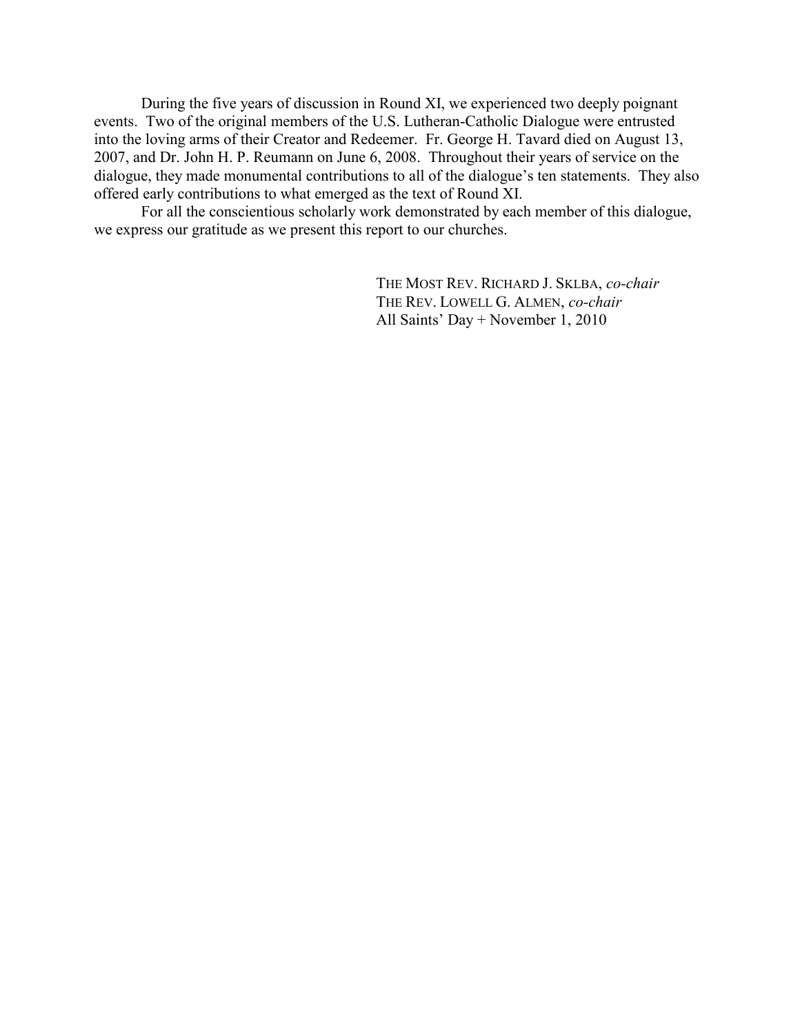During the five years of discussion in Round XI, we experienced two deeply poignant events. Two of the original members of the U.S. Lutheran-Catholic Dialogue were entrusted into the loving arms of their Creator and Redeemer. Fr. George H. Tavard died on August 13, 2007, and Dr. John H. P. Reumann on June 6, 2008. Throughout their years of service on the dialogue, they made monumental contributions to all of the dialogue's ten statements. They also offered early contributions to what emerged as the text of Round XI.

For all the conscientious scholarly work demonstrated by each member of this dialogue, we express our gratitude as we present this report to our churches.

THE MOST REV. RICHARD J. SKLBA, *co-chair*  
THE REV. LOWELL G. ALMEN, *co-chair*  
All Saints' Day + November 1, 2010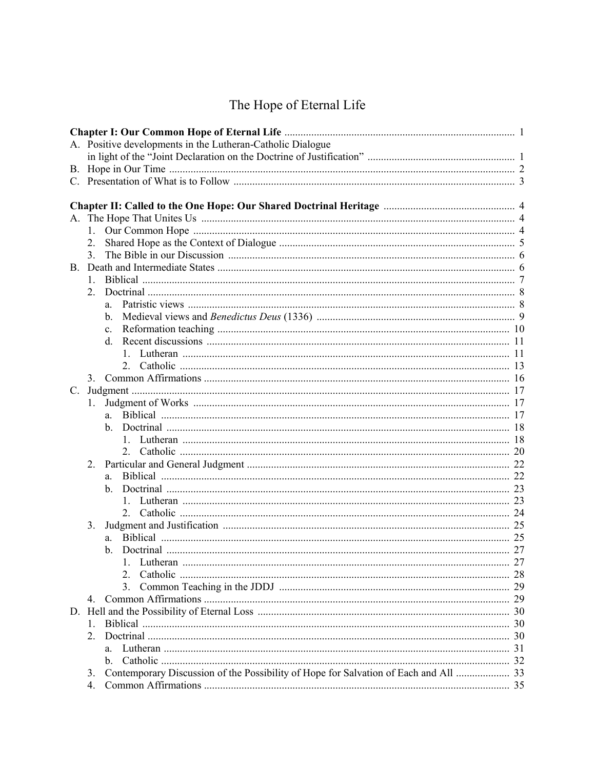# The Hope of Eternal Life

**Chapter I: Our Common Hope of Eternal Life** ..................... 1

A. Positive developments in the Lutheran-Catholic Dialogue in light of the "Joint Declaration on the Doctrine of Justification" ..................... 1

B. Hope in Our Time ..................... 2

C. Presentation of What is to Follow ..................... 3

**Chapter II: Called to the One Hope: Our Shared Doctrinal Heritage** ..................... 4

A. The Hope That Unites Us ..................... 4
   1. Our Common Hope ..................... 4
   2. Shared Hope as the Context of Dialogue ..................... 5
   3. The Bible in our Discussion ..................... 6

B. Death and Intermediate States ..................... 6
   1. Biblical ..................... 7
   2. Doctrinal ..................... 8
      a. Patristic views ..................... 8
      b. Medieval views and *Benedictus Deus* (1336) ..................... 9
      c. Reformation teaching ..................... 10
      d. Recent discussions ..................... 11
         1. Lutheran ..................... 11
         2. Catholic ..................... 13
   3. Common Affirmations ..................... 16

C. Judgment ..................... 17
   1. Judgment of Works ..................... 17
      a. Biblical ..................... 17
      b. Doctrinal ..................... 18
         1. Lutheran ..................... 18
         2. Catholic ..................... 20
   2. Particular and General Judgment ..................... 22
      a. Biblical ..................... 22
      b. Doctrinal ..................... 23
         1. Lutheran ..................... 23
         2. Catholic ..................... 24
   3. Judgment and Justification ..................... 25
      a. Biblical ..................... 25
      b. Doctrinal ..................... 27
         1. Lutheran ..................... 27
         2. Catholic ..................... 28
         3. Common Teaching in the JDDJ ..................... 29
   4. Common Affirmations ..................... 29

D. Hell and the Possibility of Eternal Loss ..................... 30
   1. Biblical ..................... 30
   2. Doctrinal ..................... 30
      a. Lutheran ..................... 31
      b. Catholic ..................... 32
   3. Contemporary Discussion of the Possibility of Hope for Salvation of Each and All ..................... 33
   4. Common Affirmations ..................... 35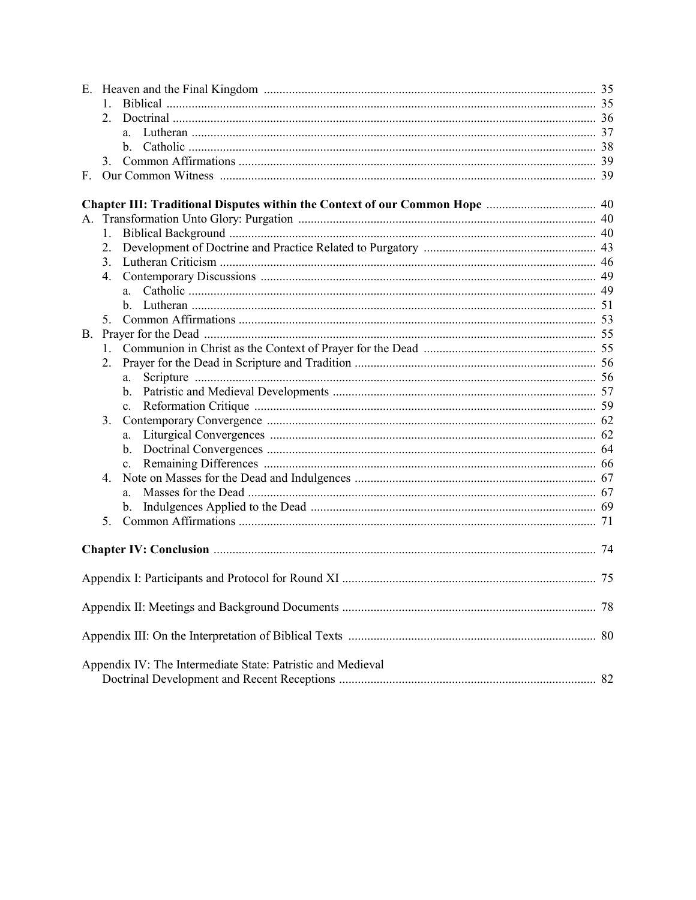E. Heaven and the Final Kingdom ........................................................................................................ 35
   1. Biblical ........................................................................................................................................ 35
   2. Doctrinal ...................................................................................................................................... 36
      a. Lutheran ................................................................................................................................. 37
      b. Catholic .................................................................................................................................. 38
   3. Common Affirmations ................................................................................................................. 39
F. Our Common Witness ....................................................................................................................... 39

**Chapter III: Traditional Disputes within the Context of our Common Hope** .................................. 40
A. Transformation Unto Glory: Purgation .............................................................................................. 40
   1. Biblical Background .................................................................................................................... 40
   2. Development of Doctrine and Practice Related to Purgatory ....................................................... 43
   3. Lutheran Criticism ....................................................................................................................... 46
   4. Contemporary Discussions .......................................................................................................... 49
      a. Catholic .................................................................................................................................. 49
      b. Lutheran ................................................................................................................................. 51
   5. Common Affirmations ................................................................................................................. 53
B. Prayer for the Dead ............................................................................................................................ 55
   1. Communion in Christ as the Context of Prayer for the Dead ....................................................... 55
   2. Prayer for the Dead in Scripture and Tradition ............................................................................ 56
      a. Scripture ................................................................................................................................ 56
      b. Patristic and Medieval Developments .................................................................................... 57
      c. Reformation Critique ............................................................................................................. 59
   3. Contemporary Convergence ........................................................................................................ 62
      a. Liturgical Convergences ........................................................................................................ 62
      b. Doctrinal Convergences ......................................................................................................... 64
      c. Remaining Differences .......................................................................................................... 66
   4. Note on Masses for the Dead and Indulgences ............................................................................ 67
      a. Masses for the Dead ............................................................................................................... 67
      b. Indulgences Applied to the Dead ........................................................................................... 69
   5. Common Affirmations ................................................................................................................. 71

**Chapter IV: Conclusion** .......................................................................................................................... 74

Appendix I: Participants and Protocol for Round XI ................................................................................. 75

Appendix II: Meetings and Background Documents ................................................................................. 78

Appendix III: On the Interpretation of Biblical Texts ............................................................................... 80

Appendix IV: The Intermediate State: Patristic and Medieval Doctrinal Development and Recent Receptions ................................................................................. 82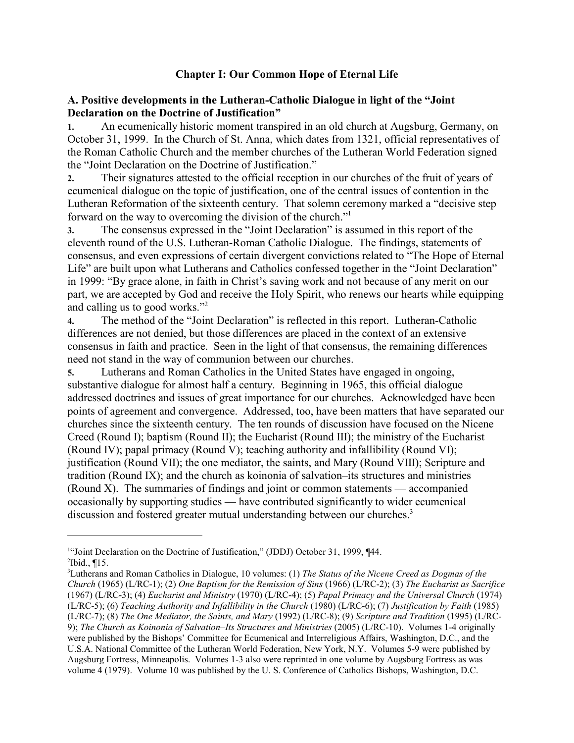## Chapter I: Our Common Hope of Eternal Life

### A. Positive developments in the Lutheran-Catholic Dialogue in light of the "Joint Declaration on the Doctrine of Justification"

**1.** An ecumenically historic moment transpired in an old church at Augsburg, Germany, on October 31, 1999. In the Church of St. Anna, which dates from 1321, official representatives of the Roman Catholic Church and the member churches of the Lutheran World Federation signed the "Joint Declaration on the Doctrine of Justification."

**2.** Their signatures attested to the official reception in our churches of the fruit of years of ecumenical dialogue on the topic of justification, one of the central issues of contention in the Lutheran Reformation of the sixteenth century. That solemn ceremony marked a "decisive step forward on the way to overcoming the division of the church."[1]

**3.** The consensus expressed in the "Joint Declaration" is assumed in this report of the eleventh round of the U.S. Lutheran-Roman Catholic Dialogue. The findings, statements of consensus, and even expressions of certain divergent convictions related to "The Hope of Eternal Life" are built upon what Lutherans and Catholics confessed together in the "Joint Declaration" in 1999: "By grace alone, in faith in Christ's saving work and not because of any merit on our part, we are accepted by God and receive the Holy Spirit, who renews our hearts while equipping and calling us to good works."[2]

**4.** The method of the "Joint Declaration" is reflected in this report. Lutheran-Catholic differences are not denied, but those differences are placed in the context of an extensive consensus in faith and practice. Seen in the light of that consensus, the remaining differences need not stand in the way of communion between our churches.

**5.** Lutherans and Roman Catholics in the United States have engaged in ongoing, substantive dialogue for almost half a century. Beginning in 1965, this official dialogue addressed doctrines and issues of great importance for our churches. Acknowledged have been points of agreement and convergence. Addressed, too, have been matters that have separated our churches since the sixteenth century. The ten rounds of discussion have focused on the Nicene Creed (Round I); baptism (Round II); the Eucharist (Round III); the ministry of the Eucharist (Round IV); papal primacy (Round V); teaching authority and infallibility (Round VI); justification (Round VII); the one mediator, the saints, and Mary (Round VIII); Scripture and tradition (Round IX); and the church as koinonia of salvation–its structures and ministries (Round X). The summaries of findings and joint or common statements — accompanied occasionally by supporting studies — have contributed significantly to wider ecumenical discussion and fostered greater mutual understanding between our churches.[3]

---

[1] "Joint Declaration on the Doctrine of Justification," (JDDJ) October 31, 1999, ¶44.

[2] Ibid., ¶15.

[3] Lutherans and Roman Catholics in Dialogue, 10 volumes: (1) *The Status of the Nicene Creed as Dogmas of the Church* (1965) (L/RC-1); (2) *One Baptism for the Remission of Sins* (1966) (L/RC-2); (3) *The Eucharist as Sacrifice* (1967) (L/RC-3); (4) *Eucharist and Ministry* (1970) (L/RC-4); (5) *Papal Primacy and the Universal Church* (1974) (L/RC-5); (6) *Teaching Authority and Infallibility in the Church* (1980) (L/RC-6); (7) *Justification by Faith* (1985) (L/RC-7); (8) *The One Mediator, the Saints, and Mary* (1992) (L/RC-8); (9) *Scripture and Tradition* (1995) (L/RC-9); *The Church as Koinonia of Salvation–Its Structures and Ministries* (2005) (L/RC-10). Volumes 1-4 originally were published by the Bishops' Committee for Ecumenical and Interreligious Affairs, Washington, D.C., and the U.S.A. National Committee of the Lutheran World Federation, New York, N.Y. Volumes 5-9 were published by Augsburg Fortress, Minneapolis. Volumes 1-3 also were reprinted in one volume by Augsburg Fortress as was volume 4 (1979). Volume 10 was published by the U. S. Conference of Catholics Bishops, Washington, D.C.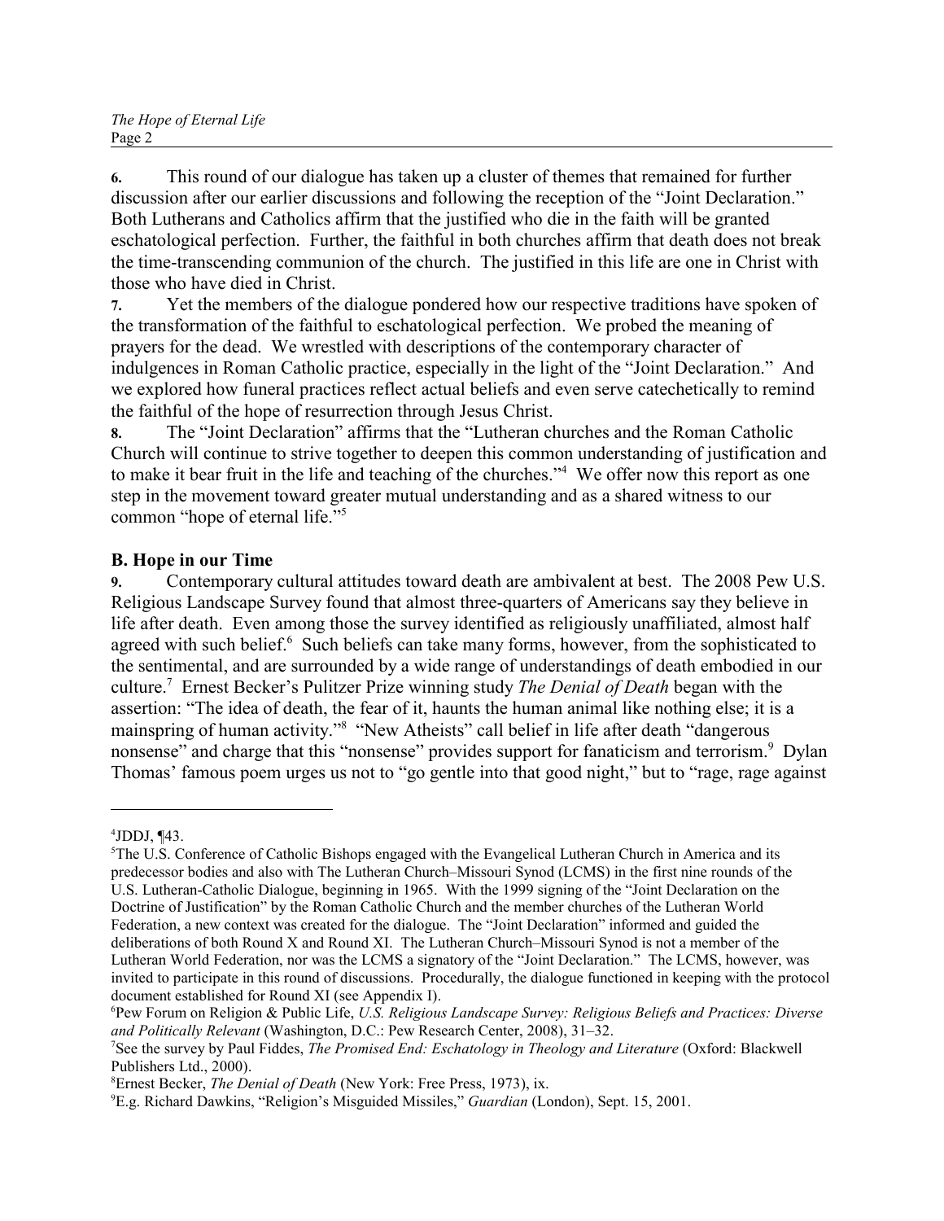**6.** This round of our dialogue has taken up a cluster of themes that remained for further discussion after our earlier discussions and following the reception of the "Joint Declaration." Both Lutherans and Catholics affirm that the justified who die in the faith will be granted eschatological perfection. Further, the faithful in both churches affirm that death does not break the time-transcending communion of the church. The justified in this life are one in Christ with those who have died in Christ.

**7.** Yet the members of the dialogue pondered how our respective traditions have spoken of the transformation of the faithful to eschatological perfection. We probed the meaning of prayers for the dead. We wrestled with descriptions of the contemporary character of indulgences in Roman Catholic practice, especially in the light of the "Joint Declaration." And we explored how funeral practices reflect actual beliefs and even serve catechetically to remind the faithful of the hope of resurrection through Jesus Christ.

**8.** The "Joint Declaration" affirms that the "Lutheran churches and the Roman Catholic Church will continue to strive together to deepen this common understanding of justification and to make it bear fruit in the life and teaching of the churches."[4] We offer now this report as one step in the movement toward greater mutual understanding and as a shared witness to our common "hope of eternal life."[5]

## B. Hope in our Time

**9.** Contemporary cultural attitudes toward death are ambivalent at best. The 2008 Pew U.S. Religious Landscape Survey found that almost three-quarters of Americans say they believe in life after death. Even among those the survey identified as religiously unaffiliated, almost half agreed with such belief.[6] Such beliefs can take many forms, however, from the sophisticated to the sentimental, and are surrounded by a wide range of understandings of death embodied in our culture.[7] Ernest Becker's Pulitzer Prize winning study *The Denial of Death* began with the assertion: "The idea of death, the fear of it, haunts the human animal like nothing else; it is a mainspring of human activity."[8] "New Atheists" call belief in life after death "dangerous nonsense" and charge that this "nonsense" provides support for fanaticism and terrorism.[9] Dylan Thomas' famous poem urges us not to "go gentle into that good night," but to "rage, rage against

---

[4] JDDJ, ¶43.

[5] The U.S. Conference of Catholic Bishops engaged with the Evangelical Lutheran Church in America and its predecessor bodies and also with The Lutheran Church–Missouri Synod (LCMS) in the first nine rounds of the U.S. Lutheran-Catholic Dialogue, beginning in 1965. With the 1999 signing of the "Joint Declaration on the Doctrine of Justification" by the Roman Catholic Church and the member churches of the Lutheran World Federation, a new context was created for the dialogue. The "Joint Declaration" informed and guided the deliberations of both Round X and Round XI. The Lutheran Church–Missouri Synod is not a member of the Lutheran World Federation, nor was the LCMS a signatory of the "Joint Declaration." The LCMS, however, was invited to participate in this round of discussions. Procedurally, the dialogue functioned in keeping with the protocol document established for Round XI (see Appendix I).

[6] Pew Forum on Religion & Public Life, *U.S. Religious Landscape Survey: Religious Beliefs and Practices: Diverse and Politically Relevant* (Washington, D.C.: Pew Research Center, 2008), 31–32.

[7] See the survey by Paul Fiddes, *The Promised End: Eschatology in Theology and Literature* (Oxford: Blackwell Publishers Ltd., 2000).

[8] Ernest Becker, *The Denial of Death* (New York: Free Press, 1973), ix.

[9] E.g. Richard Dawkins, "Religion's Misguided Missiles," *Guardian* (London), Sept. 15, 2001.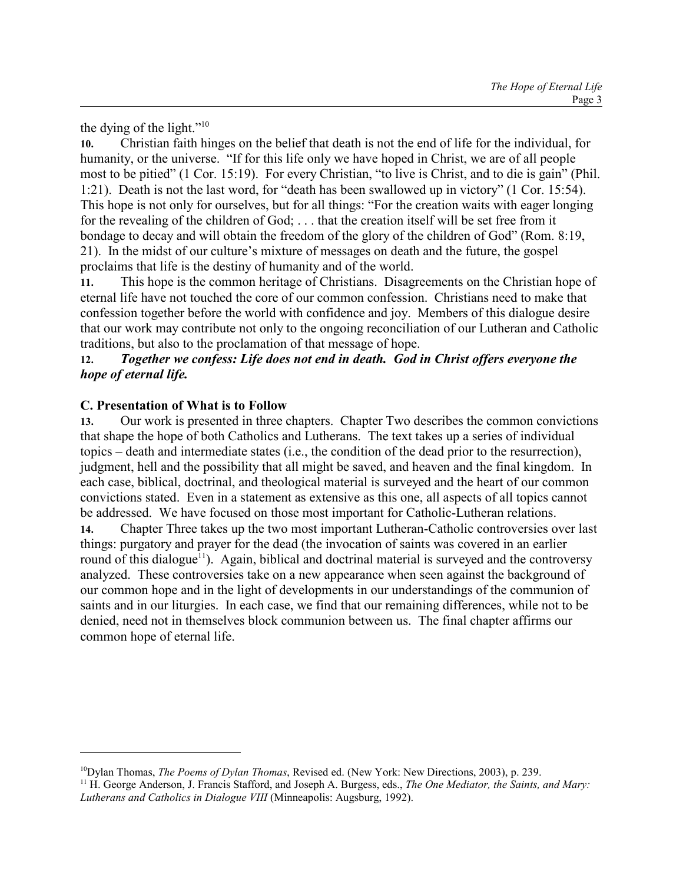the dying of the light."[10]

**10.** Christian faith hinges on the belief that death is not the end of life for the individual, for humanity, or the universe. "If for this life only we have hoped in Christ, we are of all people most to be pitied" (1 Cor. 15:19). For every Christian, "to live is Christ, and to die is gain" (Phil. 1:21). Death is not the last word, for "death has been swallowed up in victory" (1 Cor. 15:54). This hope is not only for ourselves, but for all things: "For the creation waits with eager longing for the revealing of the children of God; . . . that the creation itself will be set free from it bondage to decay and will obtain the freedom of the glory of the children of God" (Rom. 8:19, 21). In the midst of our culture's mixture of messages on death and the future, the gospel proclaims that life is the destiny of humanity and of the world.

**11.** This hope is the common heritage of Christians. Disagreements on the Christian hope of eternal life have not touched the core of our common confession. Christians need to make that confession together before the world with confidence and joy. Members of this dialogue desire that our work may contribute not only to the ongoing reconciliation of our Lutheran and Catholic traditions, but also to the proclamation of that message of hope.

**12.** ***Together we confess: Life does not end in death. God in Christ offers everyone the hope of eternal life.***

### C. Presentation of What is to Follow

**13.** Our work is presented in three chapters. Chapter Two describes the common convictions that shape the hope of both Catholics and Lutherans. The text takes up a series of individual topics – death and intermediate states (i.e., the condition of the dead prior to the resurrection), judgment, hell and the possibility that all might be saved, and heaven and the final kingdom. In each case, biblical, doctrinal, and theological material is surveyed and the heart of our common convictions stated. Even in a statement as extensive as this one, all aspects of all topics cannot be addressed. We have focused on those most important for Catholic-Lutheran relations.

**14.** Chapter Three takes up the two most important Lutheran-Catholic controversies over last things: purgatory and prayer for the dead (the invocation of saints was covered in an earlier round of this dialogue[11]). Again, biblical and doctrinal material is surveyed and the controversy analyzed. These controversies take on a new appearance when seen against the background of our common hope and in the light of developments in our understandings of the communion of saints and in our liturgies. In each case, we find that our remaining differences, while not to be denied, need not in themselves block communion between us. The final chapter affirms our common hope of eternal life.

---

[10] Dylan Thomas, *The Poems of Dylan Thomas*, Revised ed. (New York: New Directions, 2003), p. 239.

[11] H. George Anderson, J. Francis Stafford, and Joseph A. Burgess, eds., *The One Mediator, the Saints, and Mary: Lutherans and Catholics in Dialogue VIII* (Minneapolis: Augsburg, 1992).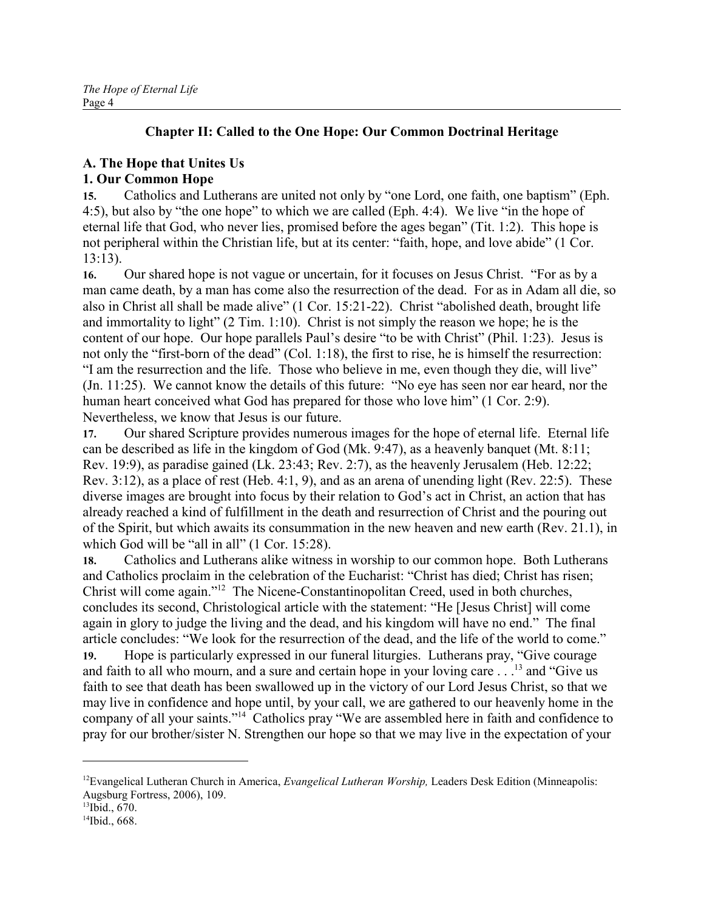## Chapter II: Called to the One Hope: Our Common Doctrinal Heritage

### A. The Hope that Unites Us

#### 1. Our Common Hope

**15.** Catholics and Lutherans are united not only by "one Lord, one faith, one baptism" (Eph. 4:5), but also by "the one hope" to which we are called (Eph. 4:4). We live "in the hope of eternal life that God, who never lies, promised before the ages began" (Tit. 1:2). This hope is not peripheral within the Christian life, but at its center: "faith, hope, and love abide" (1 Cor. 13:13).

**16.** Our shared hope is not vague or uncertain, for it focuses on Jesus Christ. "For as by a man came death, by a man has come also the resurrection of the dead. For as in Adam all die, so also in Christ all shall be made alive" (1 Cor. 15:21-22). Christ "abolished death, brought life and immortality to light" (2 Tim. 1:10). Christ is not simply the reason we hope; he is the content of our hope. Our hope parallels Paul's desire "to be with Christ" (Phil. 1:23). Jesus is not only the "first-born of the dead" (Col. 1:18), the first to rise, he is himself the resurrection: "I am the resurrection and the life. Those who believe in me, even though they die, will live" (Jn. 11:25). We cannot know the details of this future: "No eye has seen nor ear heard, nor the human heart conceived what God has prepared for those who love him" (1 Cor. 2:9). Nevertheless, we know that Jesus is our future.

**17.** Our shared Scripture provides numerous images for the hope of eternal life. Eternal life can be described as life in the kingdom of God (Mk. 9:47), as a heavenly banquet (Mt. 8:11; Rev. 19:9), as paradise gained (Lk. 23:43; Rev. 2:7), as the heavenly Jerusalem (Heb. 12:22; Rev. 3:12), as a place of rest (Heb. 4:1, 9), and as an arena of unending light (Rev. 22:5). These diverse images are brought into focus by their relation to God's act in Christ, an action that has already reached a kind of fulfillment in the death and resurrection of Christ and the pouring out of the Spirit, but which awaits its consummation in the new heaven and new earth (Rev. 21.1), in which God will be "all in all" (1 Cor. 15:28).

**18.** Catholics and Lutherans alike witness in worship to our common hope. Both Lutherans and Catholics proclaim in the celebration of the Eucharist: "Christ has died; Christ has risen; Christ will come again."[12] The Nicene-Constantinopolitan Creed, used in both churches, concludes its second, Christological article with the statement: "He [Jesus Christ] will come again in glory to judge the living and the dead, and his kingdom will have no end." The final article concludes: "We look for the resurrection of the dead, and the life of the world to come."

**19.** Hope is particularly expressed in our funeral liturgies. Lutherans pray, "Give courage and faith to all who mourn, and a sure and certain hope in your loving care . . .[13] and "Give us faith to see that death has been swallowed up in the victory of our Lord Jesus Christ, so that we may live in confidence and hope until, by your call, we are gathered to our heavenly home in the company of all your saints."[14] Catholics pray "We are assembled here in faith and confidence to pray for our brother/sister N. Strengthen our hope so that we may live in the expectation of your

---

[12] Evangelical Lutheran Church in America, *Evangelical Lutheran Worship,* Leaders Desk Edition (Minneapolis: Augsburg Fortress, 2006), 109.

[13] Ibid., 670.

[14] Ibid., 668.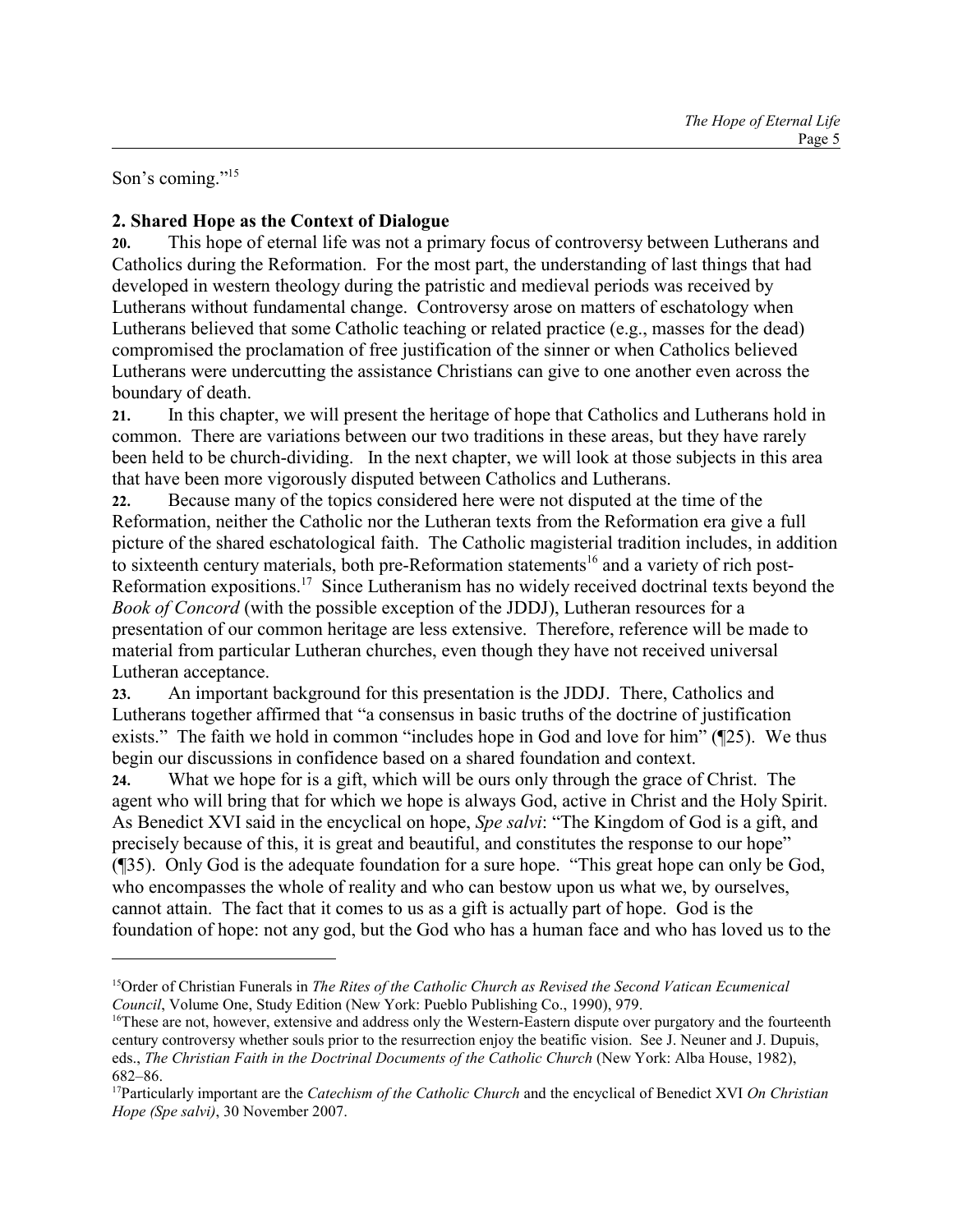Son's coming."[15]

## 2. Shared Hope as the Context of Dialogue

**20.** This hope of eternal life was not a primary focus of controversy between Lutherans and Catholics during the Reformation. For the most part, the understanding of last things that had developed in western theology during the patristic and medieval periods was received by Lutherans without fundamental change. Controversy arose on matters of eschatology when Lutherans believed that some Catholic teaching or related practice (e.g., masses for the dead) compromised the proclamation of free justification of the sinner or when Catholics believed Lutherans were undercutting the assistance Christians can give to one another even across the boundary of death.

**21.** In this chapter, we will present the heritage of hope that Catholics and Lutherans hold in common. There are variations between our two traditions in these areas, but they have rarely been held to be church-dividing. In the next chapter, we will look at those subjects in this area that have been more vigorously disputed between Catholics and Lutherans.

**22.** Because many of the topics considered here were not disputed at the time of the Reformation, neither the Catholic nor the Lutheran texts from the Reformation era give a full picture of the shared eschatological faith. The Catholic magisterial tradition includes, in addition to sixteenth century materials, both pre-Reformation statements[16] and a variety of rich post-Reformation expositions.[17] Since Lutheranism has no widely received doctrinal texts beyond the *Book of Concord* (with the possible exception of the JDDJ), Lutheran resources for a presentation of our common heritage are less extensive. Therefore, reference will be made to material from particular Lutheran churches, even though they have not received universal Lutheran acceptance.

**23.** An important background for this presentation is the JDDJ. There, Catholics and Lutherans together affirmed that "a consensus in basic truths of the doctrine of justification exists." The faith we hold in common "includes hope in God and love for him" (¶25). We thus begin our discussions in confidence based on a shared foundation and context.

**24.** What we hope for is a gift, which will be ours only through the grace of Christ. The agent who will bring that for which we hope is always God, active in Christ and the Holy Spirit. As Benedict XVI said in the encyclical on hope, *Spe salvi*: "The Kingdom of God is a gift, and precisely because of this, it is great and beautiful, and constitutes the response to our hope" (¶35). Only God is the adequate foundation for a sure hope. "This great hope can only be God, who encompasses the whole of reality and who can bestow upon us what we, by ourselves, cannot attain. The fact that it comes to us as a gift is actually part of hope. God is the foundation of hope: not any god, but the God who has a human face and who has loved us to the

---

[15]Order of Christian Funerals in *The Rites of the Catholic Church as Revised the Second Vatican Ecumenical Council*, Volume One, Study Edition (New York: Pueblo Publishing Co., 1990), 979.

[16]These are not, however, extensive and address only the Western-Eastern dispute over purgatory and the fourteenth century controversy whether souls prior to the resurrection enjoy the beatific vision. See J. Neuner and J. Dupuis, eds., *The Christian Faith in the Doctrinal Documents of the Catholic Church* (New York: Alba House, 1982), 682–86.

[17]Particularly important are the *Catechism of the Catholic Church* and the encyclical of Benedict XVI *On Christian Hope (Spe salvi)*, 30 November 2007.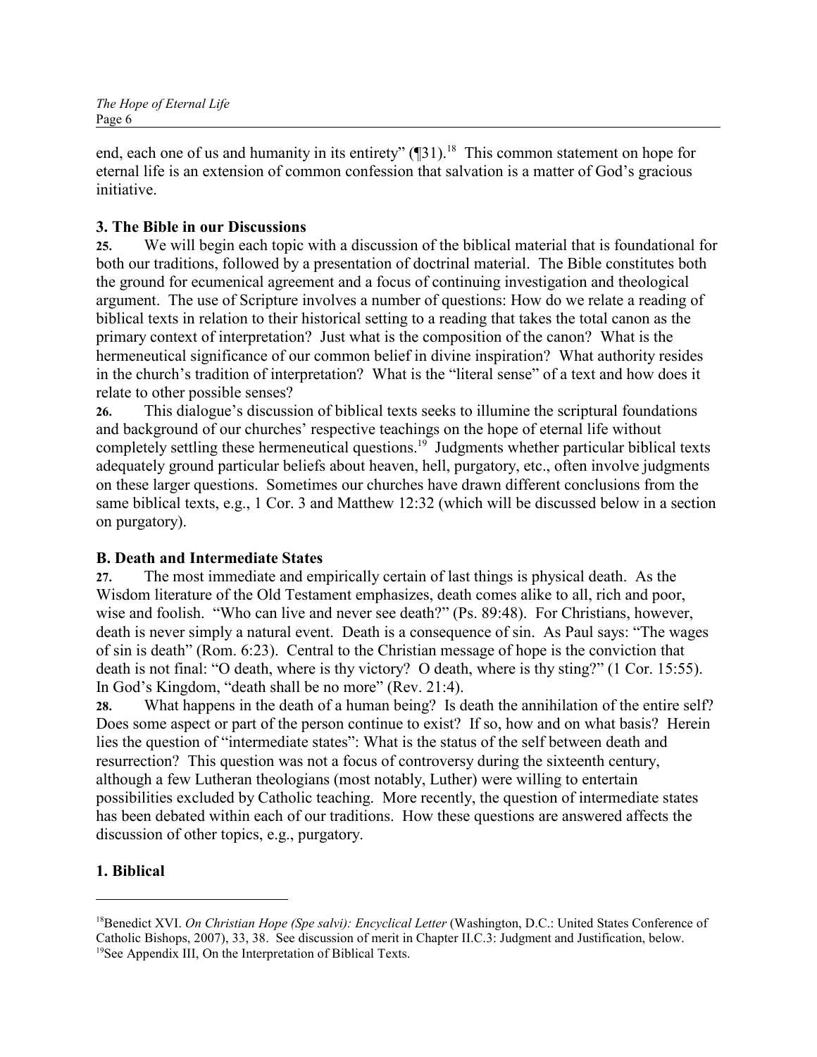end, each one of us and humanity in its entirety" (¶31).[18] This common statement on hope for eternal life is an extension of common confession that salvation is a matter of God's gracious initiative.

### 3. The Bible in our Discussions

**25.** We will begin each topic with a discussion of the biblical material that is foundational for both our traditions, followed by a presentation of doctrinal material. The Bible constitutes both the ground for ecumenical agreement and a focus of continuing investigation and theological argument. The use of Scripture involves a number of questions: How do we relate a reading of biblical texts in relation to their historical setting to a reading that takes the total canon as the primary context of interpretation? Just what is the composition of the canon? What is the hermeneutical significance of our common belief in divine inspiration? What authority resides in the church's tradition of interpretation? What is the "literal sense" of a text and how does it relate to other possible senses?

**26.** This dialogue's discussion of biblical texts seeks to illumine the scriptural foundations and background of our churches' respective teachings on the hope of eternal life without completely settling these hermeneutical questions.[19] Judgments whether particular biblical texts adequately ground particular beliefs about heaven, hell, purgatory, etc., often involve judgments on these larger questions. Sometimes our churches have drawn different conclusions from the same biblical texts, e.g., 1 Cor. 3 and Matthew 12:32 (which will be discussed below in a section on purgatory).

## B. Death and Intermediate States

**27.** The most immediate and empirically certain of last things is physical death. As the Wisdom literature of the Old Testament emphasizes, death comes alike to all, rich and poor, wise and foolish. "Who can live and never see death?" (Ps. 89:48). For Christians, however, death is never simply a natural event. Death is a consequence of sin. As Paul says: "The wages of sin is death" (Rom. 6:23). Central to the Christian message of hope is the conviction that death is not final: "O death, where is thy victory? O death, where is thy sting?" (1 Cor. 15:55). In God's Kingdom, "death shall be no more" (Rev. 21:4).

**28.** What happens in the death of a human being? Is death the annihilation of the entire self? Does some aspect or part of the person continue to exist? If so, how and on what basis? Herein lies the question of "intermediate states": What is the status of the self between death and resurrection? This question was not a focus of controversy during the sixteenth century, although a few Lutheran theologians (most notably, Luther) were willing to entertain possibilities excluded by Catholic teaching. More recently, the question of intermediate states has been debated within each of our traditions. How these questions are answered affects the discussion of other topics, e.g., purgatory.

### 1. Biblical

---

[18] Benedict XVI. *On Christian Hope (Spe salvi): Encyclical Letter* (Washington, D.C.: United States Conference of Catholic Bishops, 2007), 33, 38. See discussion of merit in Chapter II.C.3: Judgment and Justification, below.

[19] See Appendix III, On the Interpretation of Biblical Texts.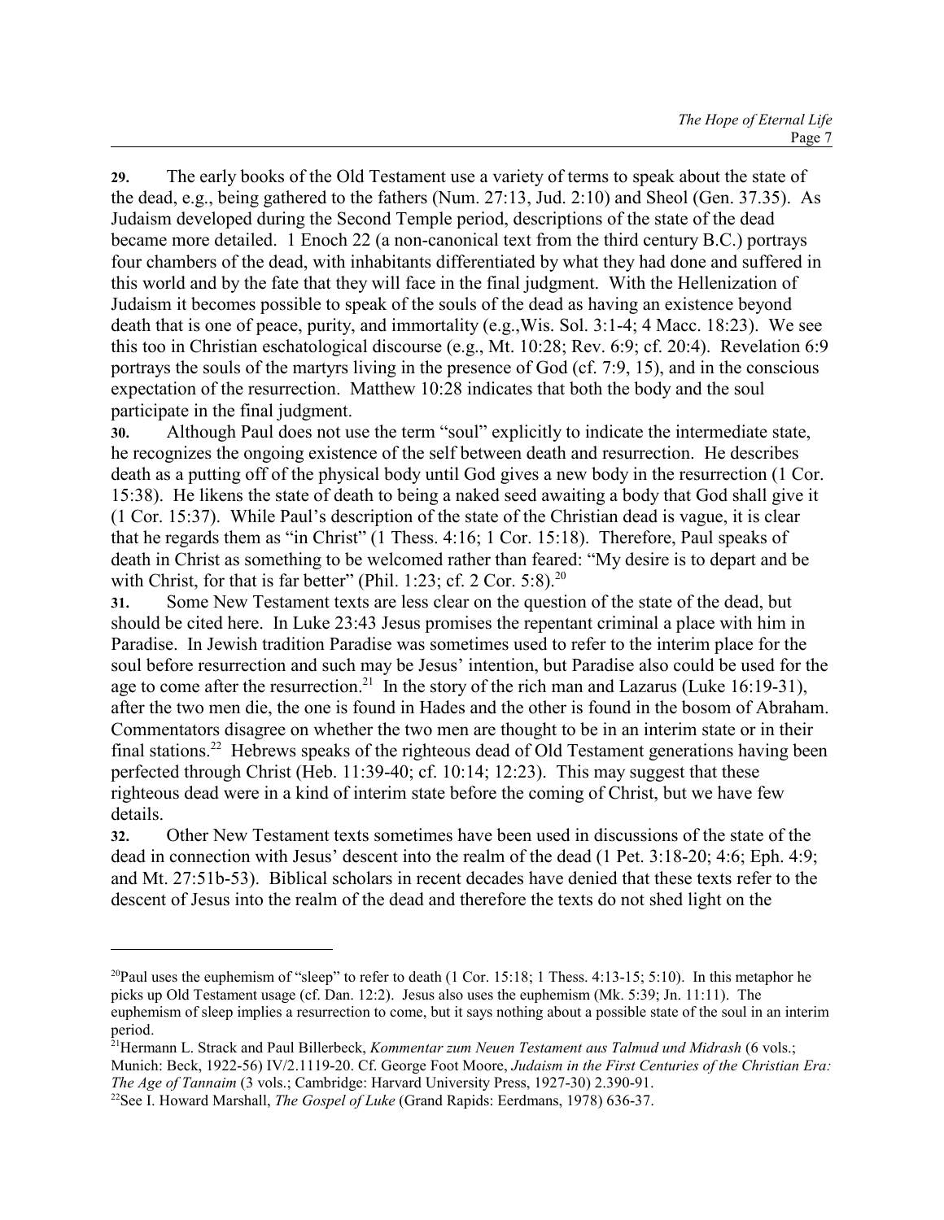**29.** The early books of the Old Testament use a variety of terms to speak about the state of the dead, e.g., being gathered to the fathers (Num. 27:13, Jud. 2:10) and Sheol (Gen. 37.35). As Judaism developed during the Second Temple period, descriptions of the state of the dead became more detailed. 1 Enoch 22 (a non-canonical text from the third century B.C.) portrays four chambers of the dead, with inhabitants differentiated by what they had done and suffered in this world and by the fate that they will face in the final judgment. With the Hellenization of Judaism it becomes possible to speak of the souls of the dead as having an existence beyond death that is one of peace, purity, and immortality (e.g.,Wis. Sol. 3:1-4; 4 Macc. 18:23). We see this too in Christian eschatological discourse (e.g., Mt. 10:28; Rev. 6:9; cf. 20:4). Revelation 6:9 portrays the souls of the martyrs living in the presence of God (cf. 7:9, 15), and in the conscious expectation of the resurrection. Matthew 10:28 indicates that both the body and the soul participate in the final judgment.

**30.** Although Paul does not use the term "soul" explicitly to indicate the intermediate state, he recognizes the ongoing existence of the self between death and resurrection. He describes death as a putting off of the physical body until God gives a new body in the resurrection (1 Cor. 15:38). He likens the state of death to being a naked seed awaiting a body that God shall give it (1 Cor. 15:37). While Paul's description of the state of the Christian dead is vague, it is clear that he regards them as "in Christ" (1 Thess. 4:16; 1 Cor. 15:18). Therefore, Paul speaks of death in Christ as something to be welcomed rather than feared: "My desire is to depart and be with Christ, for that is far better" (Phil. 1:23; cf. 2 Cor. 5:8).[20]

**31.** Some New Testament texts are less clear on the question of the state of the dead, but should be cited here. In Luke 23:43 Jesus promises the repentant criminal a place with him in Paradise. In Jewish tradition Paradise was sometimes used to refer to the interim place for the soul before resurrection and such may be Jesus' intention, but Paradise also could be used for the age to come after the resurrection.[21] In the story of the rich man and Lazarus (Luke 16:19-31), after the two men die, the one is found in Hades and the other is found in the bosom of Abraham. Commentators disagree on whether the two men are thought to be in an interim state or in their final stations.[22] Hebrews speaks of the righteous dead of Old Testament generations having been perfected through Christ (Heb. 11:39-40; cf. 10:14; 12:23). This may suggest that these righteous dead were in a kind of interim state before the coming of Christ, but we have few details.

**32.** Other New Testament texts sometimes have been used in discussions of the state of the dead in connection with Jesus' descent into the realm of the dead (1 Pet. 3:18-20; 4:6; Eph. 4:9; and Mt. 27:51b-53). Biblical scholars in recent decades have denied that these texts refer to the descent of Jesus into the realm of the dead and therefore the texts do not shed light on the

---

[20]Paul uses the euphemism of "sleep" to refer to death (1 Cor. 15:18; 1 Thess. 4:13-15; 5:10). In this metaphor he picks up Old Testament usage (cf. Dan. 12:2). Jesus also uses the euphemism (Mk. 5:39; Jn. 11:11). The euphemism of sleep implies a resurrection to come, but it says nothing about a possible state of the soul in an interim period.

[21]Hermann L. Strack and Paul Billerbeck, *Kommentar zum Neuen Testament aus Talmud und Midrash* (6 vols.; Munich: Beck, 1922-56) IV/2.1119-20. Cf. George Foot Moore, *Judaism in the First Centuries of the Christian Era: The Age of Tannaim* (3 vols.; Cambridge: Harvard University Press, 1927-30) 2.390-91.

[22]See I. Howard Marshall, *The Gospel of Luke* (Grand Rapids: Eerdmans, 1978) 636-37.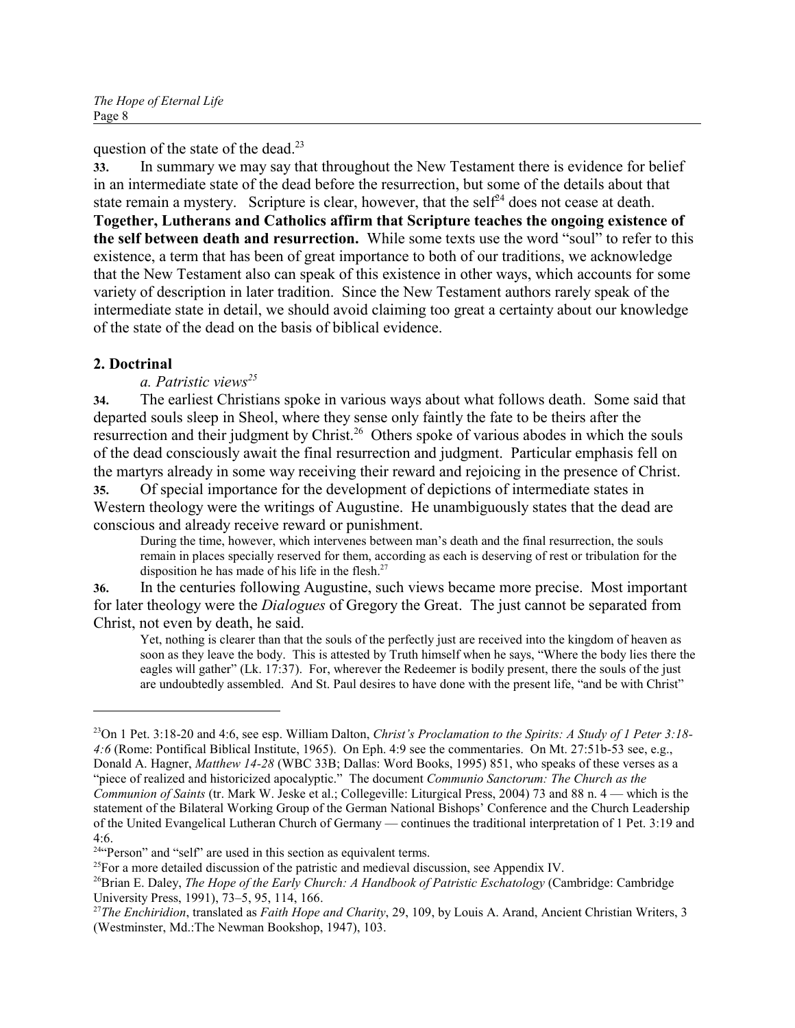question of the state of the dead.[23]

**33.** In summary we may say that throughout the New Testament there is evidence for belief in an intermediate state of the dead before the resurrection, but some of the details about that state remain a mystery. Scripture is clear, however, that the self[24] does not cease at death. **Together, Lutherans and Catholics affirm that Scripture teaches the ongoing existence of the self between death and resurrection.** While some texts use the word "soul" to refer to this existence, a term that has been of great importance to both of our traditions, we acknowledge that the New Testament also can speak of this existence in other ways, which accounts for some variety of description in later tradition. Since the New Testament authors rarely speak of the intermediate state in detail, we should avoid claiming too great a certainty about our knowledge of the state of the dead on the basis of biblical evidence.

### 2. Doctrinal

#### *a. Patristic views*[25]

**34.** The earliest Christians spoke in various ways about what follows death. Some said that departed souls sleep in Sheol, where they sense only faintly the fate to be theirs after the resurrection and their judgment by Christ.[26] Others spoke of various abodes in which the souls of the dead consciously await the final resurrection and judgment. Particular emphasis fell on the martyrs already in some way receiving their reward and rejoicing in the presence of Christ.

**35.** Of special importance for the development of depictions of intermediate states in Western theology were the writings of Augustine. He unambiguously states that the dead are conscious and already receive reward or punishment.

> During the time, however, which intervenes between man's death and the final resurrection, the souls remain in places specially reserved for them, according as each is deserving of rest or tribulation for the disposition he has made of his life in the flesh.[27]

**36.** In the centuries following Augustine, such views became more precise. Most important for later theology were the *Dialogues* of Gregory the Great. The just cannot be separated from Christ, not even by death, he said.

> Yet, nothing is clearer than that the souls of the perfectly just are received into the kingdom of heaven as soon as they leave the body. This is attested by Truth himself when he says, "Where the body lies there the eagles will gather" (Lk. 17:37). For, wherever the Redeemer is bodily present, there the souls of the just are undoubtedly assembled. And St. Paul desires to have done with the present life, "and be with Christ"

---

[23] On 1 Pet. 3:18-20 and 4:6, see esp. William Dalton, *Christ's Proclamation to the Spirits: A Study of 1 Peter 3:18-4:6* (Rome: Pontifical Biblical Institute, 1965). On Eph. 4:9 see the commentaries. On Mt. 27:51b-53 see, e.g., Donald A. Hagner, *Matthew 14-28* (WBC 33B; Dallas: Word Books, 1995) 851, who speaks of these verses as a "piece of realized and historicized apocalyptic." The document *Communio Sanctorum: The Church as the Communion of Saints* (tr. Mark W. Jeske et al.; Collegeville: Liturgical Press, 2004) 73 and 88 n. 4 — which is the statement of the Bilateral Working Group of the German National Bishops' Conference and the Church Leadership of the United Evangelical Lutheran Church of Germany — continues the traditional interpretation of 1 Pet. 3:19 and 4:6.

[24] "Person" and "self" are used in this section as equivalent terms.

[25] For a more detailed discussion of the patristic and medieval discussion, see Appendix IV.

[26] Brian E. Daley, *The Hope of the Early Church: A Handbook of Patristic Eschatology* (Cambridge: Cambridge University Press, 1991), 73–5, 95, 114, 166.

[27] *The Enchiridion*, translated as *Faith Hope and Charity*, 29, 109, by Louis A. Arand, Ancient Christian Writers, 3 (Westminster, Md.:The Newman Bookshop, 1947), 103.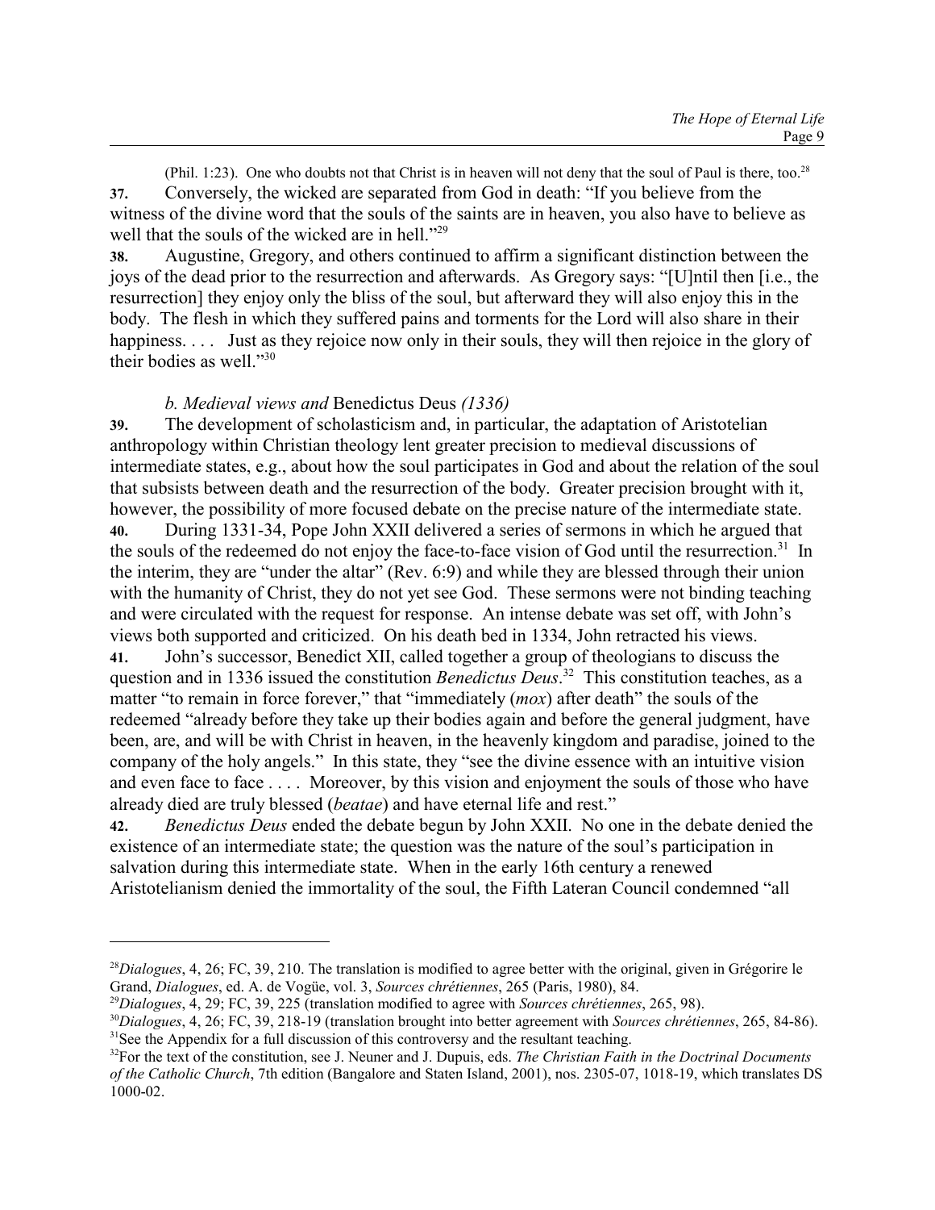(Phil. 1:23). One who doubts not that Christ is in heaven will not deny that the soul of Paul is there, too.[28]

**37.** Conversely, the wicked are separated from God in death: "If you believe from the witness of the divine word that the souls of the saints are in heaven, you also have to believe as well that the souls of the wicked are in hell."[29]

**38.** Augustine, Gregory, and others continued to affirm a significant distinction between the joys of the dead prior to the resurrection and afterwards. As Gregory says: "[U]ntil then [i.e., the resurrection] they enjoy only the bliss of the soul, but afterward they will also enjoy this in the body. The flesh in which they suffered pains and torments for the Lord will also share in their happiness. . . . Just as they rejoice now only in their souls, they will then rejoice in the glory of their bodies as well."[30]

### *b. Medieval views and* Benedictus Deus *(1336)*

**39.** The development of scholasticism and, in particular, the adaptation of Aristotelian anthropology within Christian theology lent greater precision to medieval discussions of intermediate states, e.g., about how the soul participates in God and about the relation of the soul that subsists between death and the resurrection of the body. Greater precision brought with it, however, the possibility of more focused debate on the precise nature of the intermediate state.

**40.** During 1331-34, Pope John XXII delivered a series of sermons in which he argued that the souls of the redeemed do not enjoy the face-to-face vision of God until the resurrection.[31] In the interim, they are "under the altar" (Rev. 6:9) and while they are blessed through their union with the humanity of Christ, they do not yet see God. These sermons were not binding teaching and were circulated with the request for response. An intense debate was set off, with John's views both supported and criticized. On his death bed in 1334, John retracted his views.

**41.** John's successor, Benedict XII, called together a group of theologians to discuss the question and in 1336 issued the constitution *Benedictus Deus*.[32] This constitution teaches, as a matter "to remain in force forever," that "immediately (*mox*) after death" the souls of the redeemed "already before they take up their bodies again and before the general judgment, have been, are, and will be with Christ in heaven, in the heavenly kingdom and paradise, joined to the company of the holy angels." In this state, they "see the divine essence with an intuitive vision and even face to face . . . . Moreover, by this vision and enjoyment the souls of those who have already died are truly blessed (*beatae*) and have eternal life and rest."

**42.** *Benedictus Deus* ended the debate begun by John XXII. No one in the debate denied the existence of an intermediate state; the question was the nature of the soul's participation in salvation during this intermediate state. When in the early 16th century a renewed Aristotelianism denied the immortality of the soul, the Fifth Lateran Council condemned "all

---

[28] *Dialogues*, 4, 26; FC, 39, 210. The translation is modified to agree better with the original, given in Grégorire le Grand, *Dialogues*, ed. A. de Vogüe, vol. 3, *Sources chrétiennes*, 265 (Paris, 1980), 84.

[29] *Dialogues*, 4, 29; FC, 39, 225 (translation modified to agree with *Sources chrétiennes*, 265, 98).

[30] *Dialogues*, 4, 26; FC, 39, 218-19 (translation brought into better agreement with *Sources chrétiennes*, 265, 84-86).

[31] See the Appendix for a full discussion of this controversy and the resultant teaching.

[32] For the text of the constitution, see J. Neuner and J. Dupuis, eds. *The Christian Faith in the Doctrinal Documents of the Catholic Church*, 7th edition (Bangalore and Staten Island, 2001), nos. 2305-07, 1018-19, which translates DS 1000-02.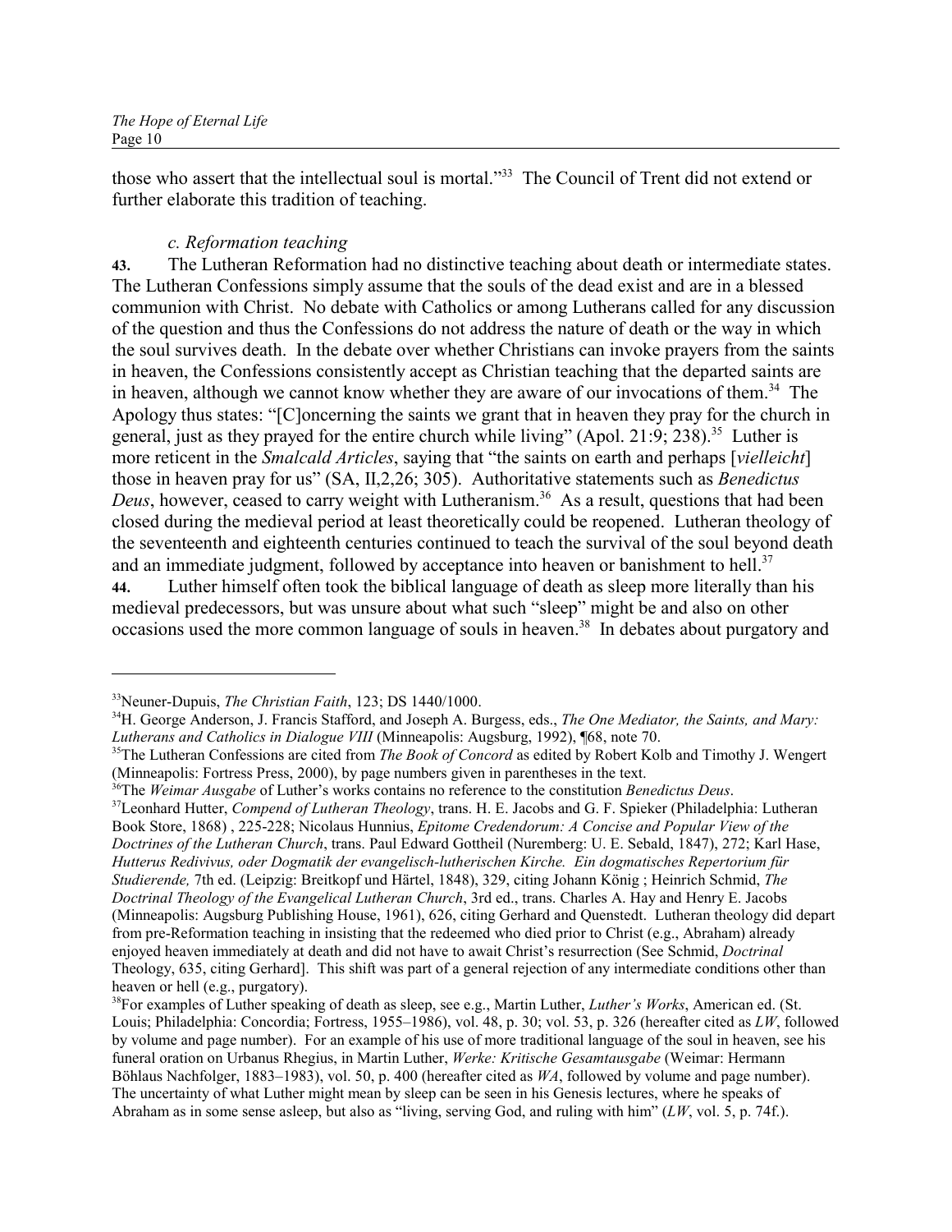those who assert that the intellectual soul is mortal."[33] The Council of Trent did not extend or further elaborate this tradition of teaching.

*c. Reformation teaching*

**43.** The Lutheran Reformation had no distinctive teaching about death or intermediate states. The Lutheran Confessions simply assume that the souls of the dead exist and are in a blessed communion with Christ. No debate with Catholics or among Lutherans called for any discussion of the question and thus the Confessions do not address the nature of death or the way in which the soul survives death. In the debate over whether Christians can invoke prayers from the saints in heaven, the Confessions consistently accept as Christian teaching that the departed saints are in heaven, although we cannot know whether they are aware of our invocations of them.[34] The Apology thus states: "[C]oncerning the saints we grant that in heaven they pray for the church in general, just as they prayed for the entire church while living" (Apol. 21:9; 238).[35] Luther is more reticent in the *Smalcald Articles*, saying that "the saints on earth and perhaps [*vielleicht*] those in heaven pray for us" (SA, II,2,26; 305). Authoritative statements such as *Benedictus Deus*, however, ceased to carry weight with Lutheranism.[36] As a result, questions that had been closed during the medieval period at least theoretically could be reopened. Lutheran theology of the seventeenth and eighteenth centuries continued to teach the survival of the soul beyond death and an immediate judgment, followed by acceptance into heaven or banishment to hell.[37]

**44.** Luther himself often took the biblical language of death as sleep more literally than his medieval predecessors, but was unsure about what such "sleep" might be and also on other occasions used the more common language of souls in heaven.[38] In debates about purgatory and

---

[33] Neuner-Dupuis, *The Christian Faith*, 123; DS 1440/1000.

[34] H. George Anderson, J. Francis Stafford, and Joseph A. Burgess, eds., *The One Mediator, the Saints, and Mary: Lutherans and Catholics in Dialogue VIII* (Minneapolis: Augsburg, 1992), ¶68, note 70.

[35] The Lutheran Confessions are cited from *The Book of Concord* as edited by Robert Kolb and Timothy J. Wengert (Minneapolis: Fortress Press, 2000), by page numbers given in parentheses in the text.

[36] The *Weimar Ausgabe* of Luther's works contains no reference to the constitution *Benedictus Deus*.

[37] Leonhard Hutter, *Compend of Lutheran Theology*, trans. H. E. Jacobs and G. F. Spieker (Philadelphia: Lutheran Book Store, 1868) , 225-228; Nicolaus Hunnius, *Epitome Credendorum: A Concise and Popular View of the Doctrines of the Lutheran Church*, trans. Paul Edward Gottheil (Nuremberg: U. E. Sebald, 1847), 272; Karl Hase, *Hutterus Redivivus, oder Dogmatik der evangelisch-lutherischen Kirche. Ein dogmatisches Repertorium für Studierende,* 7th ed. (Leipzig: Breitkopf und Härtel, 1848), 329, citing Johann König ; Heinrich Schmid, *The Doctrinal Theology of the Evangelical Lutheran Church*, 3rd ed., trans. Charles A. Hay and Henry E. Jacobs (Minneapolis: Augsburg Publishing House, 1961), 626, citing Gerhard and Quenstedt. Lutheran theology did depart from pre-Reformation teaching in insisting that the redeemed who died prior to Christ (e.g., Abraham) already enjoyed heaven immediately at death and did not have to await Christ's resurrection (See Schmid, *Doctrinal* Theology, 635, citing Gerhard]. This shift was part of a general rejection of any intermediate conditions other than heaven or hell (e.g., purgatory).

[38] For examples of Luther speaking of death as sleep, see e.g., Martin Luther, *Luther's Works*, American ed. (St. Louis; Philadelphia: Concordia; Fortress, 1955–1986), vol. 48, p. 30; vol. 53, p. 326 (hereafter cited as *LW*, followed by volume and page number). For an example of his use of more traditional language of the soul in heaven, see his funeral oration on Urbanus Rhegius, in Martin Luther, *Werke: Kritische Gesamtausgabe* (Weimar: Hermann Böhlaus Nachfolger, 1883–1983), vol. 50, p. 400 (hereafter cited as *WA*, followed by volume and page number). The uncertainty of what Luther might mean by sleep can be seen in his Genesis lectures, where he speaks of Abraham as in some sense asleep, but also as "living, serving God, and ruling with him" (*LW*, vol. 5, p. 74f.).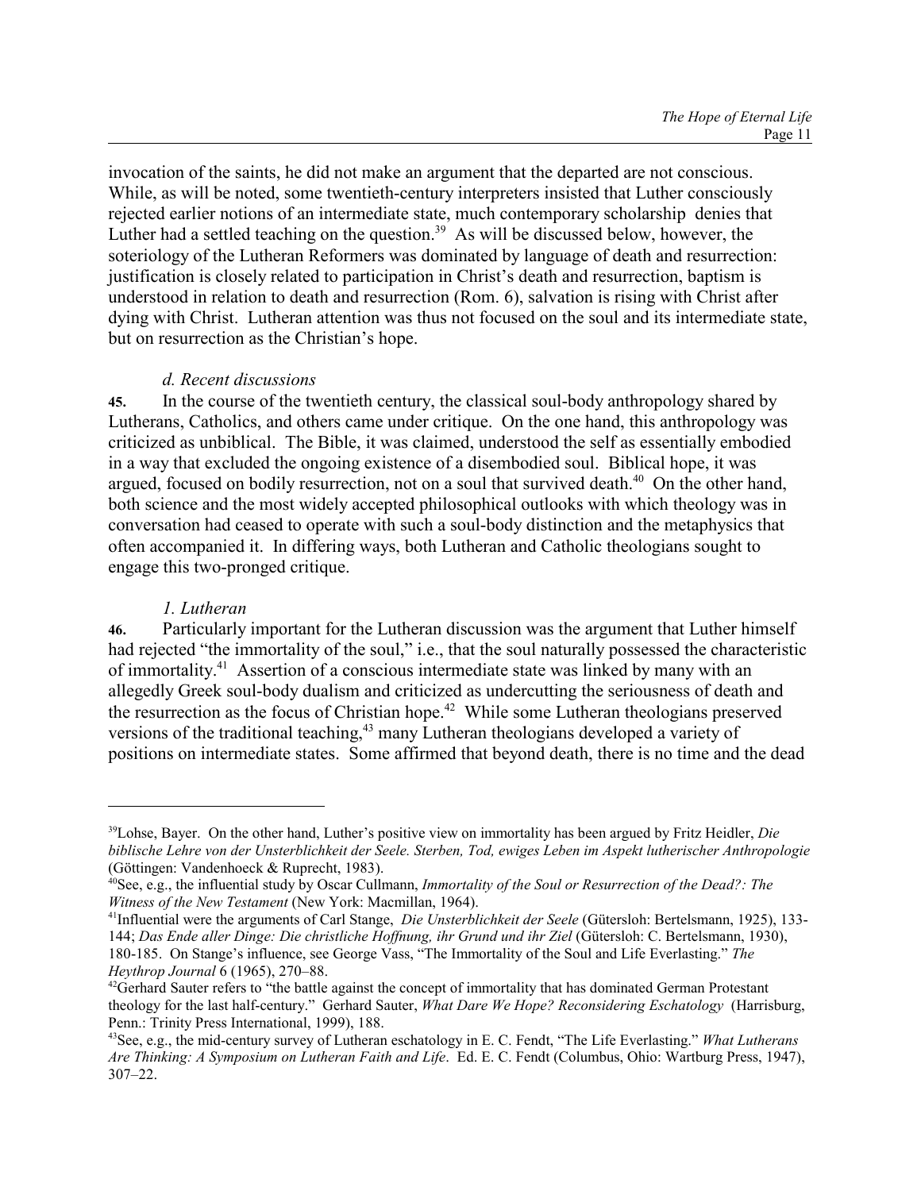invocation of the saints, he did not make an argument that the departed are not conscious. While, as will be noted, some twentieth-century interpreters insisted that Luther consciously rejected earlier notions of an intermediate state, much contemporary scholarship denies that Luther had a settled teaching on the question.[39] As will be discussed below, however, the soteriology of the Lutheran Reformers was dominated by language of death and resurrection: justification is closely related to participation in Christ's death and resurrection, baptism is understood in relation to death and resurrection (Rom. 6), salvation is rising with Christ after dying with Christ. Lutheran attention was thus not focused on the soul and its intermediate state, but on resurrection as the Christian's hope.

*d. Recent discussions*

**45.** In the course of the twentieth century, the classical soul-body anthropology shared by Lutherans, Catholics, and others came under critique. On the one hand, this anthropology was criticized as unbiblical. The Bible, it was claimed, understood the self as essentially embodied in a way that excluded the ongoing existence of a disembodied soul. Biblical hope, it was argued, focused on bodily resurrection, not on a soul that survived death.[40] On the other hand, both science and the most widely accepted philosophical outlooks with which theology was in conversation had ceased to operate with such a soul-body distinction and the metaphysics that often accompanied it. In differing ways, both Lutheran and Catholic theologians sought to engage this two-pronged critique.

*1. Lutheran*

**46.** Particularly important for the Lutheran discussion was the argument that Luther himself had rejected "the immortality of the soul," i.e., that the soul naturally possessed the characteristic of immortality.[41] Assertion of a conscious intermediate state was linked by many with an allegedly Greek soul-body dualism and criticized as undercutting the seriousness of death and the resurrection as the focus of Christian hope.[42] While some Lutheran theologians preserved versions of the traditional teaching,[43] many Lutheran theologians developed a variety of positions on intermediate states. Some affirmed that beyond death, there is no time and the dead

---

[39]Lohse, Bayer. On the other hand, Luther's positive view on immortality has been argued by Fritz Heidler, *Die biblische Lehre von der Unsterblichkeit der Seele. Sterben, Tod, ewiges Leben im Aspekt lutherischer Anthropologie* (Göttingen: Vandenhoeck & Ruprecht, 1983).

[40]See, e.g., the influential study by Oscar Cullmann, *Immortality of the Soul or Resurrection of the Dead?: The Witness of the New Testament* (New York: Macmillan, 1964).

[41]Influential were the arguments of Carl Stange, *Die Unsterblichkeit der Seele* (Gütersloh: Bertelsmann, 1925), 133-144; *Das Ende aller Dinge: Die christliche Hoffnung, ihr Grund und ihr Ziel* (Gütersloh: C. Bertelsmann, 1930), 180-185. On Stange's influence, see George Vass, "The Immortality of the Soul and Life Everlasting." *The Heythrop Journal* 6 (1965), 270–88.

[42]Gerhard Sauter refers to "the battle against the concept of immortality that has dominated German Protestant theology for the last half-century." Gerhard Sauter, *What Dare We Hope? Reconsidering Eschatology* (Harrisburg, Penn.: Trinity Press International, 1999), 188.

[43]See, e.g., the mid-century survey of Lutheran eschatology in E. C. Fendt, "The Life Everlasting." *What Lutherans Are Thinking: A Symposium on Lutheran Faith and Life*. Ed. E. C. Fendt (Columbus, Ohio: Wartburg Press, 1947), 307–22.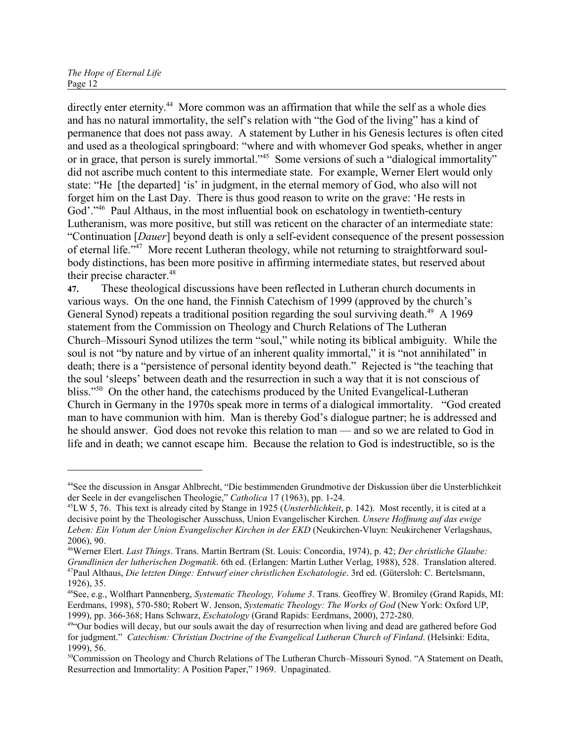directly enter eternity.[44] More common was an affirmation that while the self as a whole dies and has no natural immortality, the self's relation with "the God of the living" has a kind of permanence that does not pass away. A statement by Luther in his Genesis lectures is often cited and used as a theological springboard: "where and with whomever God speaks, whether in anger or in grace, that person is surely immortal."[45] Some versions of such a "dialogical immortality" did not ascribe much content to this intermediate state. For example, Werner Elert would only state: "He [the departed] 'is' in judgment, in the eternal memory of God, who also will not forget him on the Last Day. There is thus good reason to write on the grave: 'He rests in God'."[46] Paul Althaus, in the most influential book on eschatology in twentieth-century Lutheranism, was more positive, but still was reticent on the character of an intermediate state: "Continuation [*Dauer*] beyond death is only a self-evident consequence of the present possession of eternal life."[47] More recent Lutheran theology, while not returning to straightforward soul-body distinctions, has been more positive in affirming intermediate states, but reserved about their precise character.[48]

**47.** These theological discussions have been reflected in Lutheran church documents in various ways. On the one hand, the Finnish Catechism of 1999 (approved by the church's General Synod) repeats a traditional position regarding the soul surviving death.[49] A 1969 statement from the Commission on Theology and Church Relations of The Lutheran Church–Missouri Synod utilizes the term "soul," while noting its biblical ambiguity. While the soul is not "by nature and by virtue of an inherent quality immortal," it is "not annihilated" in death; there is a "persistence of personal identity beyond death." Rejected is "the teaching that the soul 'sleeps' between death and the resurrection in such a way that it is not conscious of bliss."[50] On the other hand, the catechisms produced by the United Evangelical-Lutheran Church in Germany in the 1970s speak more in terms of a dialogical immortality. "God created man to have communion with him. Man is thereby God's dialogue partner; he is addressed and he should answer. God does not revoke this relation to man — and so we are related to God in life and in death; we cannot escape him. Because the relation to God is indestructible, so is the

---

[44] See the discussion in Ansgar Ahlbrecht, "Die bestimmenden Grundmotive der Diskussion über die Unsterblichkeit der Seele in der evangelischen Theologie," *Catholica* 17 (1963), pp. 1-24.

[45] LW 5, 76. This text is already cited by Stange in 1925 (*Unsterblichkeit*, p. 142). Most recently, it is cited at a decisive point by the Theologischer Ausschuss, Union Evangelischer Kirchen. *Unsere Hoffnung auf das ewige Leben: Ein Votum der Union Evangelischer Kirchen in der EKD* (Neukirchen-Vluyn: Neukirchener Verlagshaus, 2006), 90.

[46] Werner Elert. *Last Things*. Trans. Martin Bertram (St. Louis: Concordia, 1974), p. 42; *Der christliche Glaube: Grundlinien der lutherischen Dogmatik*. 6th ed. (Erlangen: Martin Luther Verlag, 1988), 528. Translation altered.

[47] Paul Althaus, *Die letzten Dinge: Entwurf einer christlichen Eschatologie*. 3rd ed. (Gütersloh: C. Bertelsmann, 1926), 35.

[48] See, e.g., Wolfhart Pannenberg, *Systematic Theology, Volume 3*. Trans. Geoffrey W. Bromiley (Grand Rapids, MI: Eerdmans, 1998), 570-580; Robert W. Jenson, *Systematic Theology: The Works of God* (New York: Oxford UP, 1999), pp. 366-368; Hans Schwarz, *Eschatology* (Grand Rapids: Eerdmans, 2000), 272-280.

[49] "Our bodies will decay, but our souls await the day of resurrection when living and dead are gathered before God for judgment." *Catechism: Christian Doctrine of the Evangelical Lutheran Church of Finland*. (Helsinki: Edita, 1999), 56.

[50] Commission on Theology and Church Relations of The Lutheran Church–Missouri Synod. "A Statement on Death, Resurrection and Immortality: A Position Paper," 1969. Unpaginated.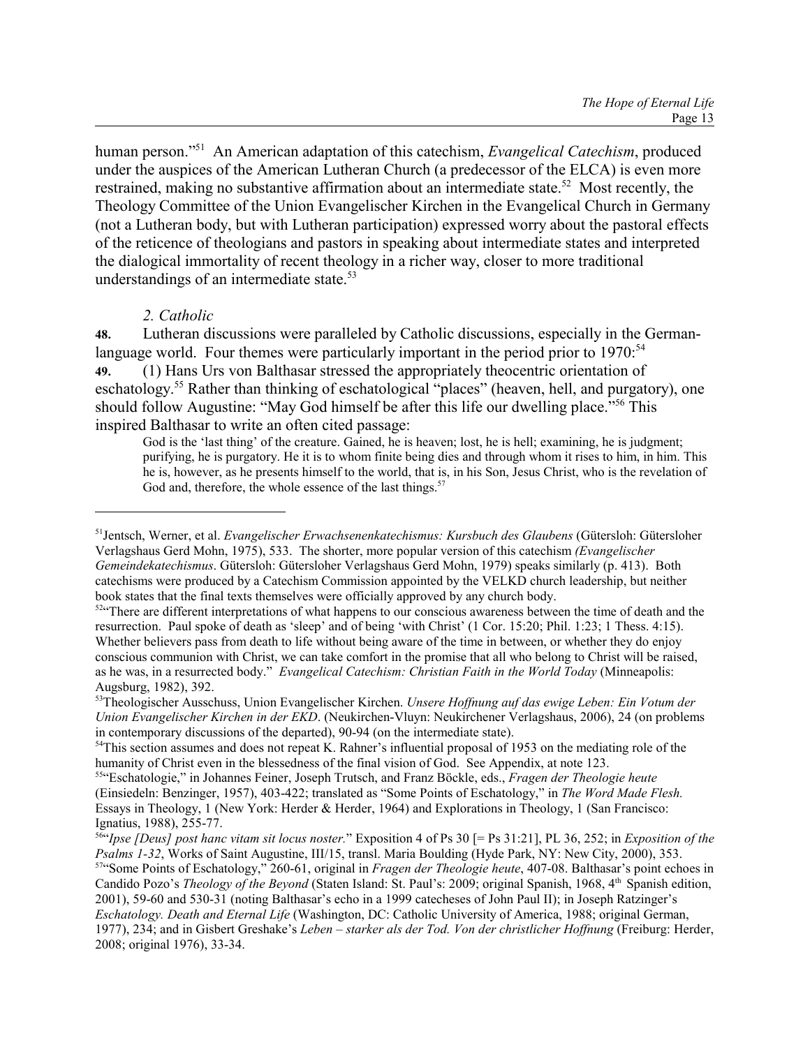human person."[51] An American adaptation of this catechism, *Evangelical Catechism*, produced under the auspices of the American Lutheran Church (a predecessor of the ELCA) is even more restrained, making no substantive affirmation about an intermediate state.[52] Most recently, the Theology Committee of the Union Evangelischer Kirchen in the Evangelical Church in Germany (not a Lutheran body, but with Lutheran participation) expressed worry about the pastoral effects of the reticence of theologians and pastors in speaking about intermediate states and interpreted the dialogical immortality of recent theology in a richer way, closer to more traditional understandings of an intermediate state.[53]

### *2. Catholic*

**48.** Lutheran discussions were paralleled by Catholic discussions, especially in the German-language world. Four themes were particularly important in the period prior to 1970:[54]

**49.** (1) Hans Urs von Balthasar stressed the appropriately theocentric orientation of eschatology.[55] Rather than thinking of eschatological "places" (heaven, hell, and purgatory), one should follow Augustine: "May God himself be after this life our dwelling place."[56] This inspired Balthasar to write an often cited passage:

> God is the 'last thing' of the creature. Gained, he is heaven; lost, he is hell; examining, he is judgment; purifying, he is purgatory. He it is to whom finite being dies and through whom it rises to him, in him. This he is, however, as he presents himself to the world, that is, in his Son, Jesus Christ, who is the revelation of God and, therefore, the whole essence of the last things.[57]

---

[51] Jentsch, Werner, et al. *Evangelischer Erwachsenenkatechismus: Kursbuch des Glaubens* (Gütersloh: Gütersloher Verlagshaus Gerd Mohn, 1975), 533. The shorter, more popular version of this catechism *(Evangelischer Gemeindekatechismus*. Gütersloh: Gütersloher Verlagshaus Gerd Mohn, 1979) speaks similarly (p. 413). Both catechisms were produced by a Catechism Commission appointed by the VELKD church leadership, but neither book states that the final texts themselves were officially approved by any church body.

[52] "There are different interpretations of what happens to our conscious awareness between the time of death and the resurrection. Paul spoke of death as 'sleep' and of being 'with Christ' (1 Cor. 15:20; Phil. 1:23; 1 Thess. 4:15). Whether believers pass from death to life without being aware of the time in between, or whether they do enjoy conscious communion with Christ, we can take comfort in the promise that all who belong to Christ will be raised, as he was, in a resurrected body." *Evangelical Catechism: Christian Faith in the World Today* (Minneapolis: Augsburg, 1982), 392.

[53] Theologischer Ausschuss, Union Evangelischer Kirchen. *Unsere Hoffnung auf das ewige Leben: Ein Votum der Union Evangelischer Kirchen in der EKD*. (Neukirchen-Vluyn: Neukirchener Verlagshaus, 2006), 24 (on problems in contemporary discussions of the departed), 90-94 (on the intermediate state).

[54] This section assumes and does not repeat K. Rahner's influential proposal of 1953 on the mediating role of the humanity of Christ even in the blessedness of the final vision of God. See Appendix, at note 123.

[55] "Eschatologie," in Johannes Feiner, Joseph Trutsch, and Franz Böckle, eds., *Fragen der Theologie heute* (Einsiedeln: Benzinger, 1957), 403-422; translated as "Some Points of Eschatology," in *The Word Made Flesh.* Essays in Theology, 1 (New York: Herder & Herder, 1964) and Explorations in Theology, 1 (San Francisco: Ignatius, 1988), 255-77.

[56] "*Ipse [Deus] post hanc vitam sit locus noster.*" Exposition 4 of Ps 30 [= Ps 31:21], PL 36, 252; in *Exposition of the Psalms 1-32*, Works of Saint Augustine, III/15, transl. Maria Boulding (Hyde Park, NY: New City, 2000), 353.

[57] "Some Points of Eschatology," 260-61, original in *Fragen der Theologie heute*, 407-08. Balthasar's point echoes in Candido Pozo's *Theology of the Beyond* (Staten Island: St. Paul's: 2009; original Spanish, 1968, 4th Spanish edition, 2001), 59-60 and 530-31 (noting Balthasar's echo in a 1999 catecheses of John Paul II); in Joseph Ratzinger's *Eschatology. Death and Eternal Life* (Washington, DC: Catholic University of America, 1988; original German, 1977), 234; and in Gisbert Greshake's *Leben – starker als der Tod. Von der christlicher Hoffnung* (Freiburg: Herder, 2008; original 1976), 33-34.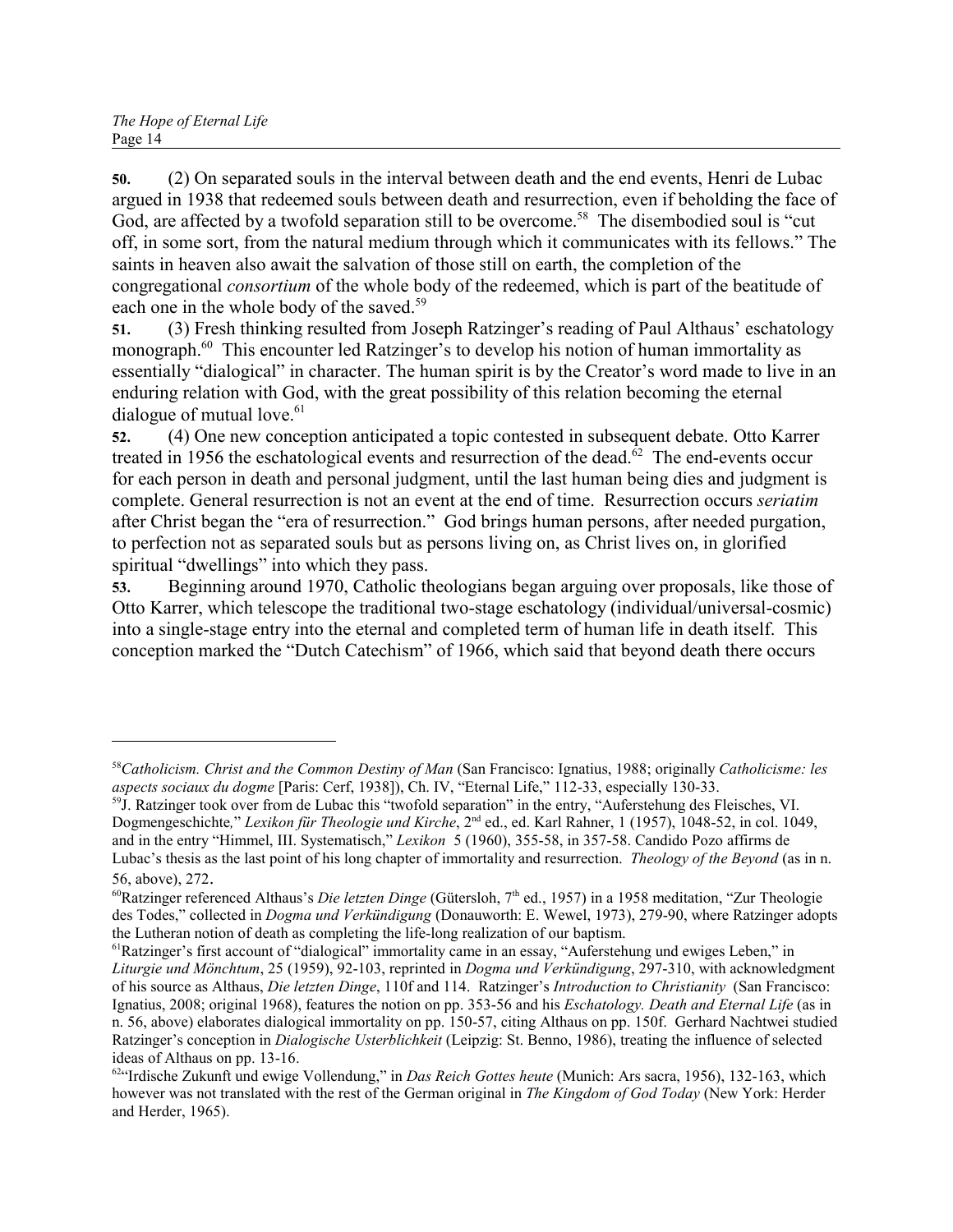**50.** (2) On separated souls in the interval between death and the end events, Henri de Lubac argued in 1938 that redeemed souls between death and resurrection, even if beholding the face of God, are affected by a twofold separation still to be overcome.[58] The disembodied soul is "cut off, in some sort, from the natural medium through which it communicates with its fellows." The saints in heaven also await the salvation of those still on earth, the completion of the congregational *consortium* of the whole body of the redeemed, which is part of the beatitude of each one in the whole body of the saved.[59]

**51.** (3) Fresh thinking resulted from Joseph Ratzinger's reading of Paul Althaus' eschatology monograph.[60] This encounter led Ratzinger's to develop his notion of human immortality as essentially "dialogical" in character. The human spirit is by the Creator's word made to live in an enduring relation with God, with the great possibility of this relation becoming the eternal dialogue of mutual love.[61]

**52.** (4) One new conception anticipated a topic contested in subsequent debate. Otto Karrer treated in 1956 the eschatological events and resurrection of the dead.[62] The end-events occur for each person in death and personal judgment, until the last human being dies and judgment is complete. General resurrection is not an event at the end of time. Resurrection occurs *seriatim* after Christ began the "era of resurrection." God brings human persons, after needed purgation, to perfection not as separated souls but as persons living on, as Christ lives on, in glorified spiritual "dwellings" into which they pass.

**53.** Beginning around 1970, Catholic theologians began arguing over proposals, like those of Otto Karrer, which telescope the traditional two-stage eschatology (individual/universal-cosmic) into a single-stage entry into the eternal and completed term of human life in death itself. This conception marked the "Dutch Catechism" of 1966, which said that beyond death there occurs

---

[58] *Catholicism. Christ and the Common Destiny of Man* (San Francisco: Ignatius, 1988; originally *Catholicisme: les aspects sociaux du dogme* [Paris: Cerf, 1938]), Ch. IV, "Eternal Life," 112-33, especially 130-33.

[59] J. Ratzinger took over from de Lubac this "twofold separation" in the entry, "Auferstehung des Fleisches, VI. Dogmengeschichte," *Lexikon für Theologie und Kirche*, 2nd ed., ed. Karl Rahner, 1 (1957), 1048-52, in col. 1049, and in the entry "Himmel, III. Systematisch," *Lexikon* 5 (1960), 355-58, in 357-58. Candido Pozo affirms de Lubac's thesis as the last point of his long chapter of immortality and resurrection. *Theology of the Beyond* (as in n. 56, above), 272.

[60] Ratzinger referenced Althaus's *Die letzten Dinge* (Gütersloh, 7th ed., 1957) in a 1958 meditation, "Zur Theologie des Todes," collected in *Dogma und Verkündigung* (Donauworth: E. Wewel, 1973), 279-90, where Ratzinger adopts the Lutheran notion of death as completing the life-long realization of our baptism.

[61] Ratzinger's first account of "dialogical" immortality came in an essay, "Auferstehung und ewiges Leben," in *Liturgie und Mönchtum*, 25 (1959), 92-103, reprinted in *Dogma und Verkündigung*, 297-310, with acknowledgment of his source as Althaus, *Die letzten Dinge*, 110f and 114. Ratzinger's *Introduction to Christianity* (San Francisco: Ignatius, 2008; original 1968), features the notion on pp. 353-56 and his *Eschatology. Death and Eternal Life* (as in n. 56, above) elaborates dialogical immortality on pp. 150-57, citing Althaus on pp. 150f. Gerhard Nachtwei studied Ratzinger's conception in *Dialogische Usterblichkeit* (Leipzig: St. Benno, 1986), treating the influence of selected ideas of Althaus on pp. 13-16.

[62] "Irdische Zukunft und ewige Vollendung," in *Das Reich Gottes heute* (Munich: Ars sacra, 1956), 132-163, which however was not translated with the rest of the German original in *The Kingdom of God Today* (New York: Herder and Herder, 1965).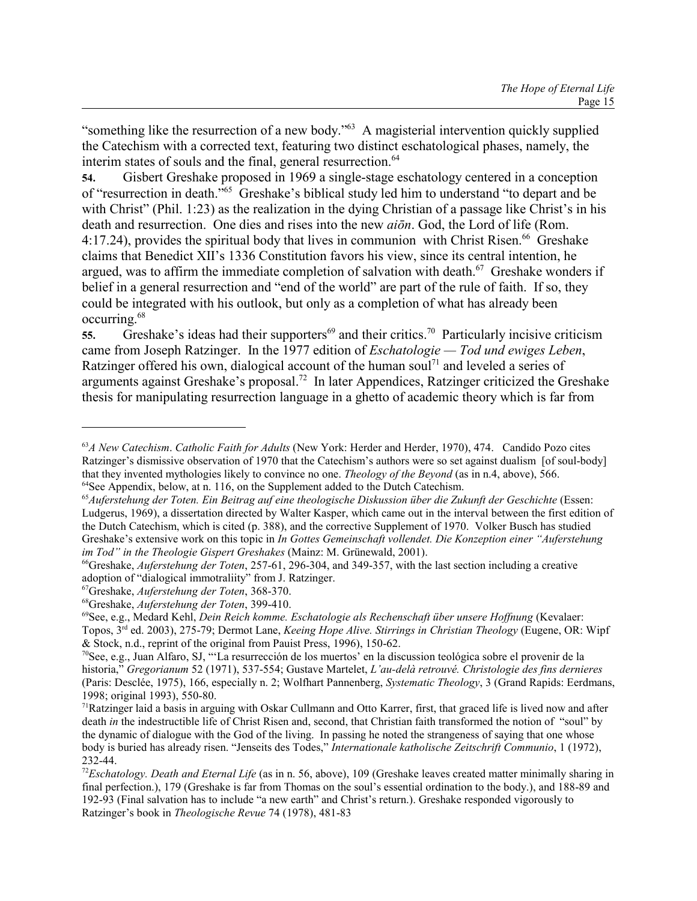"something like the resurrection of a new body."[63] A magisterial intervention quickly supplied the Catechism with a corrected text, featuring two distinct eschatological phases, namely, the interim states of souls and the final, general resurrection.[64]

**54.** Gisbert Greshake proposed in 1969 a single-stage eschatology centered in a conception of "resurrection in death."[65] Greshake's biblical study led him to understand "to depart and be with Christ" (Phil. 1:23) as the realization in the dying Christian of a passage like Christ's in his death and resurrection. One dies and rises into the new *aiōn*. God, the Lord of life (Rom. 4:17.24), provides the spiritual body that lives in communion with Christ Risen.[66] Greshake claims that Benedict XII's 1336 Constitution favors his view, since its central intention, he argued, was to affirm the immediate completion of salvation with death.[67] Greshake wonders if belief in a general resurrection and "end of the world" are part of the rule of faith. If so, they could be integrated with his outlook, but only as a completion of what has already been occurring.[68]

**55.** Greshake's ideas had their supporters[69] and their critics.[70] Particularly incisive criticism came from Joseph Ratzinger. In the 1977 edition of *Eschatologie — Tod und ewiges Leben*, Ratzinger offered his own, dialogical account of the human soul[71] and leveled a series of arguments against Greshake's proposal.[72] In later Appendices, Ratzinger criticized the Greshake thesis for manipulating resurrection language in a ghetto of academic theory which is far from

---

[63] *A New Catechism*. *Catholic Faith for Adults* (New York: Herder and Herder, 1970), 474. Candido Pozo cites Ratzinger's dismissive observation of 1970 that the Catechism's authors were so set against dualism [of soul-body] that they invented mythologies likely to convince no one. *Theology of the Beyond* (as in n.4, above), 566.

[64] See Appendix, below, at n. 116, on the Supplement added to the Dutch Catechism.

[65] *Auferstehung der Toten. Ein Beitrag auf eine theologische Diskussion über die Zukunft der Geschichte* (Essen: Ludgerus, 1969), a dissertation directed by Walter Kasper, which came out in the interval between the first edition of the Dutch Catechism, which is cited (p. 388), and the corrective Supplement of 1970. Volker Busch has studied Greshake's extensive work on this topic in *In Gottes Gemeinschaft vollendet. Die Konzeption einer "Auferstehung im Tod" in the Theologie Gispert Greshakes* (Mainz: M. Grünewald, 2001).

[66] Greshake, *Auferstehung der Toten*, 257-61, 296-304, and 349-357, with the last section including a creative adoption of "dialogical immotraliity" from J. Ratzinger.

[67] Greshake, *Auferstehung der Toten*, 368-370.

[68] Greshake, *Auferstehung der Toten*, 399-410.

[69] See, e.g., Medard Kehl, *Dein Reich komme. Eschatologie als Rechenschaft über unsere Hoffnung* (Kevalaer: Topos, 3rd ed. 2003), 275-79; Dermot Lane, *Keeing Hope Alive. Stirrings in Christian Theology* (Eugene, OR: Wipf & Stock, n.d., reprint of the original from Pauist Press, 1996), 150-62.

[70] See, e.g., Juan Alfaro, SJ, "'La resurrección de los muertos' en la discussion teológica sobre el provenir de la historia," *Gregorianum* 52 (1971), 537-554; Gustave Martelet, *L'au-delà retrouvé. Christologie des fins dernieres* (Paris: Desclée, 1975), 166, especially n. 2; Wolfhart Pannenberg, *Systematic Theology*, 3 (Grand Rapids: Eerdmans, 1998; original 1993), 550-80.

[71] Ratzinger laid a basis in arguing with Oskar Cullmann and Otto Karrer, first, that graced life is lived now and after death *in* the indestructible life of Christ Risen and, second, that Christian faith transformed the notion of "soul" by the dynamic of dialogue with the God of the living. In passing he noted the strangeness of saying that one whose body is buried has already risen. "Jenseits des Todes," *Internationale katholische Zeitschrift Communio*, 1 (1972), 232-44.

[72] *Eschatology. Death and Eternal Life* (as in n. 56, above), 109 (Greshake leaves created matter minimally sharing in final perfection.), 179 (Greshake is far from Thomas on the soul's essential ordination to the body.), and 188-89 and 192-93 (Final salvation has to include "a new earth" and Christ's return.). Greshake responded vigorously to Ratzinger's book in *Theologische Revue* 74 (1978), 481-83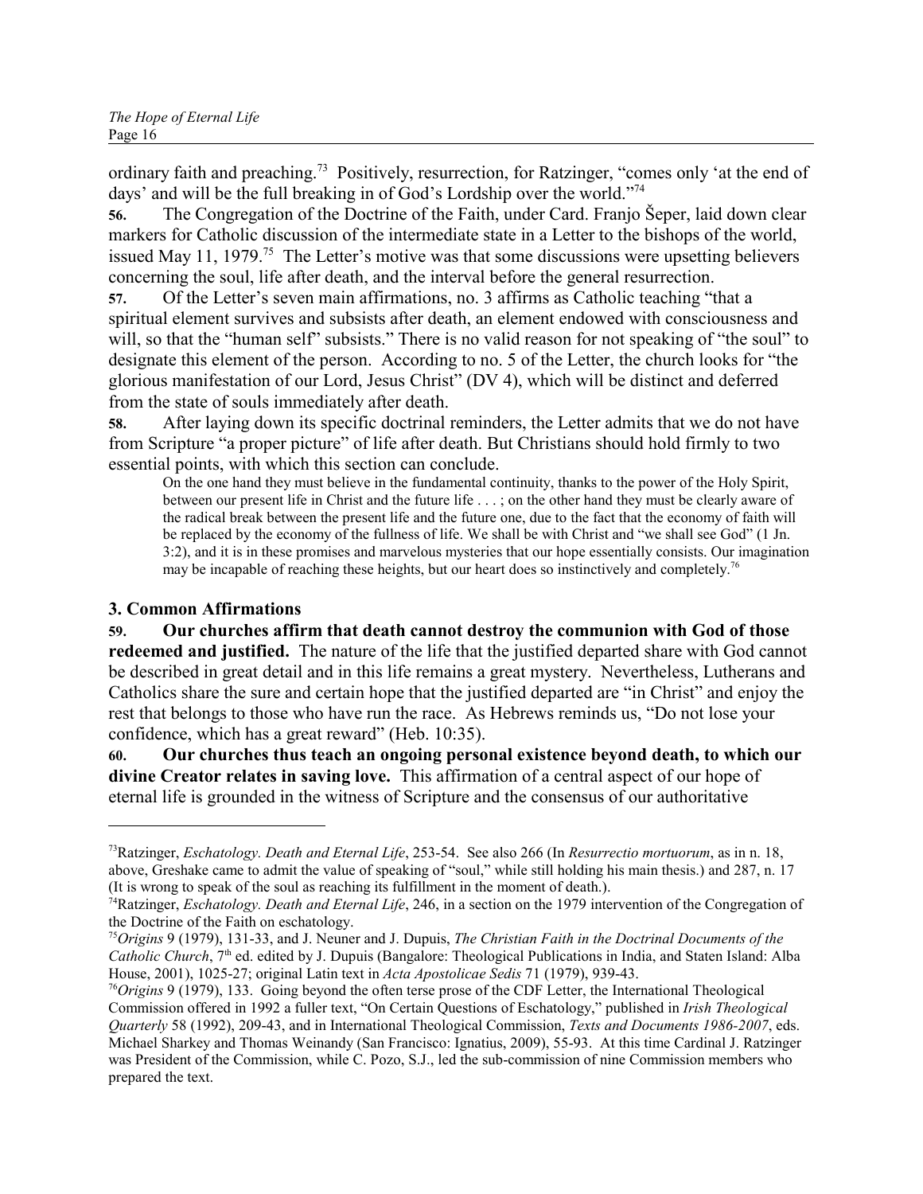ordinary faith and preaching.[73] Positively, resurrection, for Ratzinger, "comes only 'at the end of days' and will be the full breaking in of God's Lordship over the world."[74]

**56.** The Congregation of the Doctrine of the Faith, under Card. Franjo Šeper, laid down clear markers for Catholic discussion of the intermediate state in a Letter to the bishops of the world, issued May 11, 1979.[75] The Letter's motive was that some discussions were upsetting believers concerning the soul, life after death, and the interval before the general resurrection.

**57.** Of the Letter's seven main affirmations, no. 3 affirms as Catholic teaching "that a spiritual element survives and subsists after death, an element endowed with consciousness and will, so that the "human self" subsists." There is no valid reason for not speaking of "the soul" to designate this element of the person. According to no. 5 of the Letter, the church looks for "the glorious manifestation of our Lord, Jesus Christ" (DV 4), which will be distinct and deferred from the state of souls immediately after death.

**58.** After laying down its specific doctrinal reminders, the Letter admits that we do not have from Scripture "a proper picture" of life after death. But Christians should hold firmly to two essential points, with which this section can conclude.

> On the one hand they must believe in the fundamental continuity, thanks to the power of the Holy Spirit, between our present life in Christ and the future life . . . ; on the other hand they must be clearly aware of the radical break between the present life and the future one, due to the fact that the economy of faith will be replaced by the economy of the fullness of life. We shall be with Christ and "we shall see God" (1 Jn. 3:2), and it is in these promises and marvelous mysteries that our hope essentially consists. Our imagination may be incapable of reaching these heights, but our heart does so instinctively and completely.[76]

### 3. Common Affirmations

**59. Our churches affirm that death cannot destroy the communion with God of those redeemed and justified.** The nature of the life that the justified departed share with God cannot be described in great detail and in this life remains a great mystery. Nevertheless, Lutherans and Catholics share the sure and certain hope that the justified departed are "in Christ" and enjoy the rest that belongs to those who have run the race. As Hebrews reminds us, "Do not lose your confidence, which has a great reward" (Heb. 10:35).

**60. Our churches thus teach an ongoing personal existence beyond death, to which our divine Creator relates in saving love.** This affirmation of a central aspect of our hope of eternal life is grounded in the witness of Scripture and the consensus of our authoritative

---

[73] Ratzinger, *Eschatology. Death and Eternal Life*, 253-54. See also 266 (In *Resurrectio mortuorum*, as in n. 18, above, Greshake came to admit the value of speaking of "soul," while still holding his main thesis.) and 287, n. 17 (It is wrong to speak of the soul as reaching its fulfillment in the moment of death.).

[74] Ratzinger, *Eschatology. Death and Eternal Life*, 246, in a section on the 1979 intervention of the Congregation of the Doctrine of the Faith on eschatology.

[75] *Origins* 9 (1979), 131-33, and J. Neuner and J. Dupuis, *The Christian Faith in the Doctrinal Documents of the Catholic Church*, 7th ed. edited by J. Dupuis (Bangalore: Theological Publications in India, and Staten Island: Alba House, 2001), 1025-27; original Latin text in *Acta Apostolicae Sedis* 71 (1979), 939-43.

[76] *Origins* 9 (1979), 133. Going beyond the often terse prose of the CDF Letter, the International Theological Commission offered in 1992 a fuller text, "On Certain Questions of Eschatology," published in *Irish Theological Quarterly* 58 (1992), 209-43, and in International Theological Commission, *Texts and Documents 1986-2007*, eds. Michael Sharkey and Thomas Weinandy (San Francisco: Ignatius, 2009), 55-93. At this time Cardinal J. Ratzinger was President of the Commission, while C. Pozo, S.J., led the sub-commission of nine Commission members who prepared the text.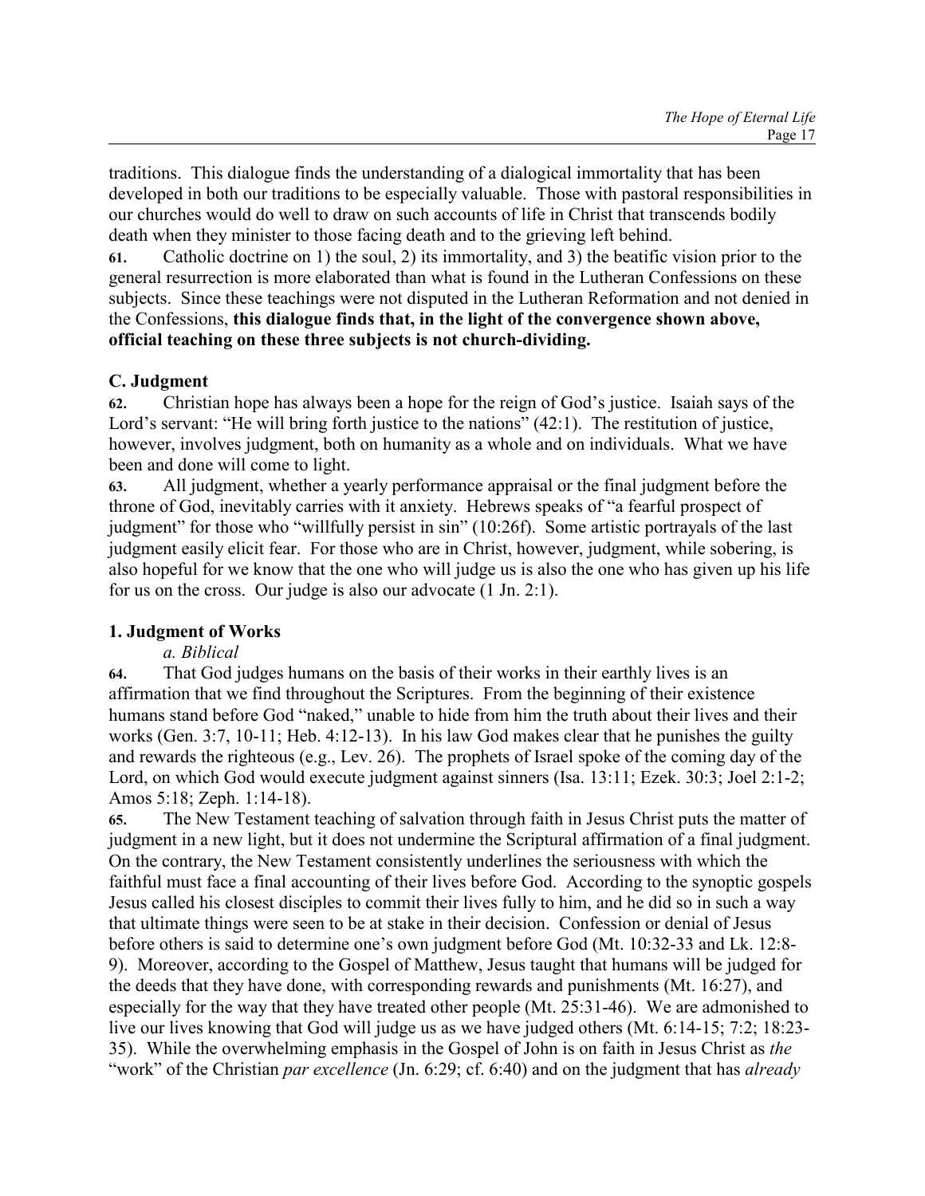traditions. This dialogue finds the understanding of a dialogical immortality that has been developed in both our traditions to be especially valuable. Those with pastoral responsibilities in our churches would do well to draw on such accounts of life in Christ that transcends bodily death when they minister to those facing death and to the grieving left behind.

**61.** Catholic doctrine on 1) the soul, 2) its immortality, and 3) the beatific vision prior to the general resurrection is more elaborated than what is found in the Lutheran Confessions on these subjects. Since these teachings were not disputed in the Lutheran Reformation and not denied in the Confessions, **this dialogue finds that, in the light of the convergence shown above, official teaching on these three subjects is not church-dividing.**

### C. Judgment

**62.** Christian hope has always been a hope for the reign of God's justice. Isaiah says of the Lord's servant: "He will bring forth justice to the nations" (42:1). The restitution of justice, however, involves judgment, both on humanity as a whole and on individuals. What we have been and done will come to light.

**63.** All judgment, whether a yearly performance appraisal or the final judgment before the throne of God, inevitably carries with it anxiety. Hebrews speaks of "a fearful prospect of judgment" for those who "willfully persist in sin" (10:26f). Some artistic portrayals of the last judgment easily elicit fear. For those who are in Christ, however, judgment, while sobering, is also hopeful for we know that the one who will judge us is also the one who has given up his life for us on the cross. Our judge is also our advocate (1 Jn. 2:1).

#### 1. Judgment of Works

*a. Biblical*

**64.** That God judges humans on the basis of their works in their earthly lives is an affirmation that we find throughout the Scriptures. From the beginning of their existence humans stand before God "naked," unable to hide from him the truth about their lives and their works (Gen. 3:7, 10-11; Heb. 4:12-13). In his law God makes clear that he punishes the guilty and rewards the righteous (e.g., Lev. 26). The prophets of Israel spoke of the coming day of the Lord, on which God would execute judgment against sinners (Isa. 13:11; Ezek. 30:3; Joel 2:1-2; Amos 5:18; Zeph. 1:14-18).

**65.** The New Testament teaching of salvation through faith in Jesus Christ puts the matter of judgment in a new light, but it does not undermine the Scriptural affirmation of a final judgment. On the contrary, the New Testament consistently underlines the seriousness with which the faithful must face a final accounting of their lives before God. According to the synoptic gospels Jesus called his closest disciples to commit their lives fully to him, and he did so in such a way that ultimate things were seen to be at stake in their decision. Confession or denial of Jesus before others is said to determine one's own judgment before God (Mt. 10:32-33 and Lk. 12:8-9). Moreover, according to the Gospel of Matthew, Jesus taught that humans will be judged for the deeds that they have done, with corresponding rewards and punishments (Mt. 16:27), and especially for the way that they have treated other people (Mt. 25:31-46). We are admonished to live our lives knowing that God will judge us as we have judged others (Mt. 6:14-15; 7:2; 18:23-35). While the overwhelming emphasis in the Gospel of John is on faith in Jesus Christ as *the* "work" of the Christian *par excellence* (Jn. 6:29; cf. 6:40) and on the judgment that has *already*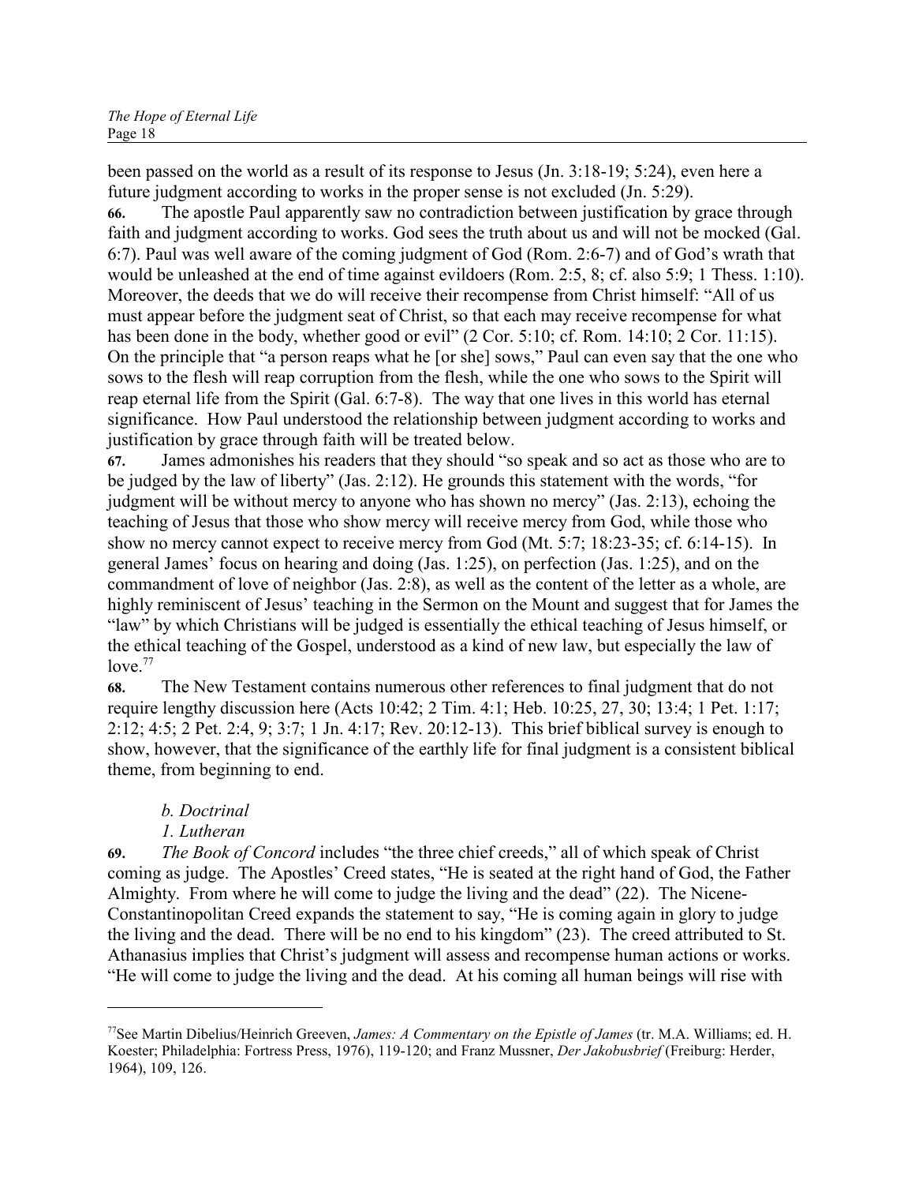been passed on the world as a result of its response to Jesus (Jn. 3:18-19; 5:24), even here a future judgment according to works in the proper sense is not excluded (Jn. 5:29).

**66.** The apostle Paul apparently saw no contradiction between justification by grace through faith and judgment according to works. God sees the truth about us and will not be mocked (Gal. 6:7). Paul was well aware of the coming judgment of God (Rom. 2:6-7) and of God's wrath that would be unleashed at the end of time against evildoers (Rom. 2:5, 8; cf. also 5:9; 1 Thess. 1:10). Moreover, the deeds that we do will receive their recompense from Christ himself: "All of us must appear before the judgment seat of Christ, so that each may receive recompense for what has been done in the body, whether good or evil" (2 Cor. 5:10; cf. Rom. 14:10; 2 Cor. 11:15). On the principle that "a person reaps what he [or she] sows," Paul can even say that the one who sows to the flesh will reap corruption from the flesh, while the one who sows to the Spirit will reap eternal life from the Spirit (Gal. 6:7-8). The way that one lives in this world has eternal significance. How Paul understood the relationship between judgment according to works and justification by grace through faith will be treated below.

**67.** James admonishes his readers that they should "so speak and so act as those who are to be judged by the law of liberty" (Jas. 2:12). He grounds this statement with the words, "for judgment will be without mercy to anyone who has shown no mercy" (Jas. 2:13), echoing the teaching of Jesus that those who show mercy will receive mercy from God, while those who show no mercy cannot expect to receive mercy from God (Mt. 5:7; 18:23-35; cf. 6:14-15). In general James' focus on hearing and doing (Jas. 1:25), on perfection (Jas. 1:25), and on the commandment of love of neighbor (Jas. 2:8), as well as the content of the letter as a whole, are highly reminiscent of Jesus' teaching in the Sermon on the Mount and suggest that for James the "law" by which Christians will be judged is essentially the ethical teaching of Jesus himself, or the ethical teaching of the Gospel, understood as a kind of new law, but especially the law of love.[77]

**68.** The New Testament contains numerous other references to final judgment that do not require lengthy discussion here (Acts 10:42; 2 Tim. 4:1; Heb. 10:25, 27, 30; 13:4; 1 Pet. 1:17; 2:12; 4:5; 2 Pet. 2:4, 9; 3:7; 1 Jn. 4:17; Rev. 20:12-13). This brief biblical survey is enough to show, however, that the significance of the earthly life for final judgment is a consistent biblical theme, from beginning to end.

*b. Doctrinal*

*1. Lutheran*

**69.** *The Book of Concord* includes "the three chief creeds," all of which speak of Christ coming as judge. The Apostles' Creed states, "He is seated at the right hand of God, the Father Almighty. From where he will come to judge the living and the dead" (22). The Nicene-Constantinopolitan Creed expands the statement to say, "He is coming again in glory to judge the living and the dead. There will be no end to his kingdom" (23). The creed attributed to St. Athanasius implies that Christ's judgment will assess and recompense human actions or works. "He will come to judge the living and the dead. At his coming all human beings will rise with

---

[77] See Martin Dibelius/Heinrich Greeven, *James: A Commentary on the Epistle of James* (tr. M.A. Williams; ed. H. Koester; Philadelphia: Fortress Press, 1976), 119-120; and Franz Mussner, *Der Jakobusbrief* (Freiburg: Herder, 1964), 109, 126.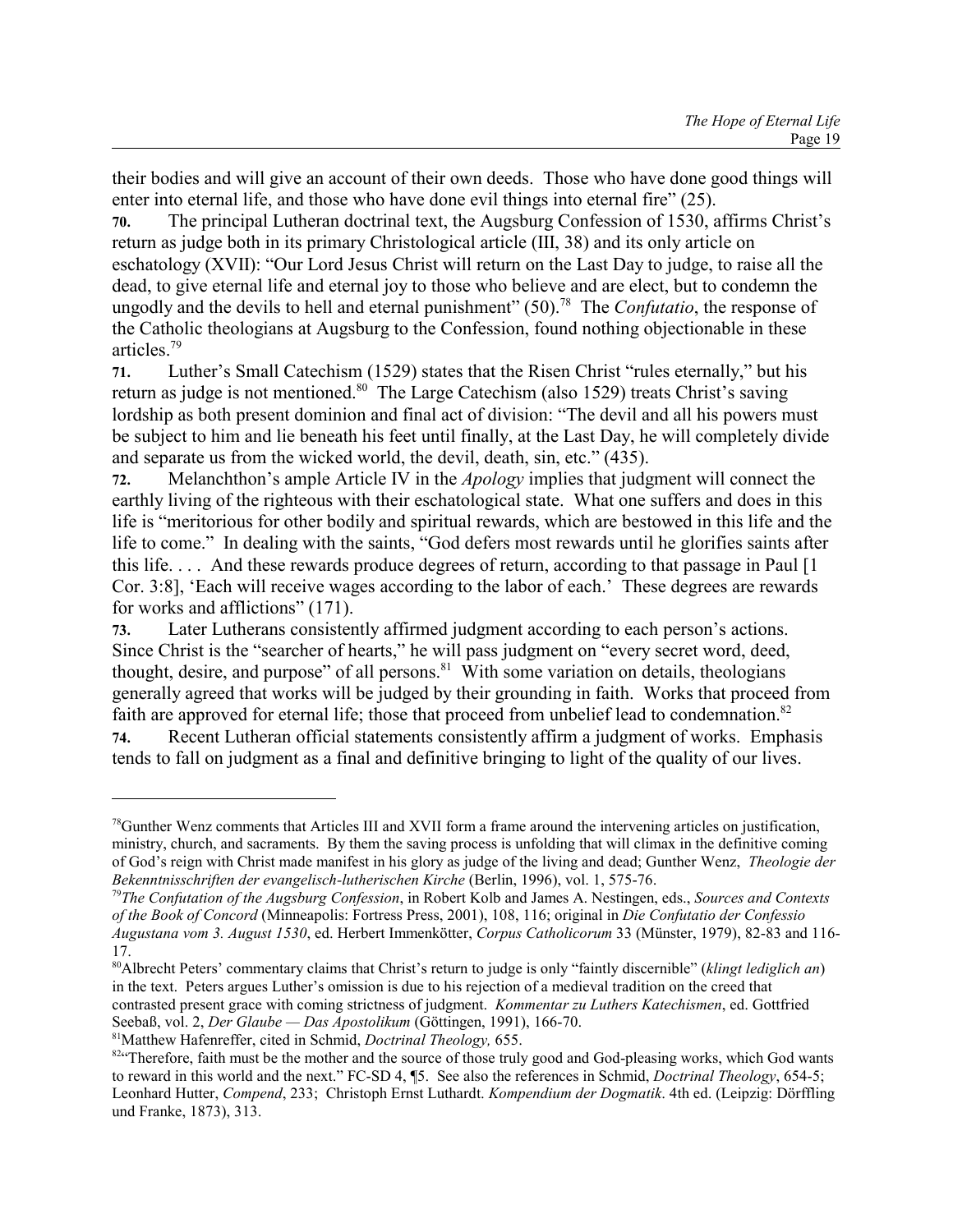their bodies and will give an account of their own deeds. Those who have done good things will enter into eternal life, and those who have done evil things into eternal fire" (25).

**70.** The principal Lutheran doctrinal text, the Augsburg Confession of 1530, affirms Christ's return as judge both in its primary Christological article (III, 38) and its only article on eschatology (XVII): "Our Lord Jesus Christ will return on the Last Day to judge, to raise all the dead, to give eternal life and eternal joy to those who believe and are elect, but to condemn the ungodly and the devils to hell and eternal punishment" (50).[78] The *Confutatio*, the response of the Catholic theologians at Augsburg to the Confession, found nothing objectionable in these articles.[79]

**71.** Luther's Small Catechism (1529) states that the Risen Christ "rules eternally," but his return as judge is not mentioned.[80] The Large Catechism (also 1529) treats Christ's saving lordship as both present dominion and final act of division: "The devil and all his powers must be subject to him and lie beneath his feet until finally, at the Last Day, he will completely divide and separate us from the wicked world, the devil, death, sin, etc." (435).

**72.** Melanchthon's ample Article IV in the *Apology* implies that judgment will connect the earthly living of the righteous with their eschatological state. What one suffers and does in this life is "meritorious for other bodily and spiritual rewards, which are bestowed in this life and the life to come." In dealing with the saints, "God defers most rewards until he glorifies saints after this life. . . . And these rewards produce degrees of return, according to that passage in Paul [1 Cor. 3:8], 'Each will receive wages according to the labor of each.' These degrees are rewards for works and afflictions" (171).

**73.** Later Lutherans consistently affirmed judgment according to each person's actions. Since Christ is the "searcher of hearts," he will pass judgment on "every secret word, deed, thought, desire, and purpose" of all persons.[81] With some variation on details, theologians generally agreed that works will be judged by their grounding in faith. Works that proceed from faith are approved for eternal life; those that proceed from unbelief lead to condemnation.[82]

**74.** Recent Lutheran official statements consistently affirm a judgment of works. Emphasis tends to fall on judgment as a final and definitive bringing to light of the quality of our lives.

---

[78] Gunther Wenz comments that Articles III and XVII form a frame around the intervening articles on justification, ministry, church, and sacraments. By them the saving process is unfolding that will climax in the definitive coming of God's reign with Christ made manifest in his glory as judge of the living and dead; Gunther Wenz, *Theologie der Bekenntnisschriften der evangelisch-lutherischen Kirche* (Berlin, 1996), vol. 1, 575-76.

[79] *The Confutation of the Augsburg Confession*, in Robert Kolb and James A. Nestingen, eds., *Sources and Contexts of the Book of Concord* (Minneapolis: Fortress Press, 2001), 108, 116; original in *Die Confutatio der Confessio Augustana vom 3. August 1530*, ed. Herbert Immenkötter, *Corpus Catholicorum* 33 (Münster, 1979), 82-83 and 116-17.

[80] Albrecht Peters' commentary claims that Christ's return to judge is only "faintly discernible" (*klingt lediglich an*) in the text. Peters argues Luther's omission is due to his rejection of a medieval tradition on the creed that contrasted present grace with coming strictness of judgment. *Kommentar zu Luthers Katechismen*, ed. Gottfried Seebaß, vol. 2, *Der Glaube — Das Apostolikum* (Göttingen, 1991), 166-70.

[81] Matthew Hafenreffer, cited in Schmid, *Doctrinal Theology,* 655.

[82] "Therefore, faith must be the mother and the source of those truly good and God-pleasing works, which God wants to reward in this world and the next." FC-SD 4, ¶5. See also the references in Schmid, *Doctrinal Theology*, 654-5; Leonhard Hutter, *Compend*, 233; Christoph Ernst Luthardt. *Kompendium der Dogmatik*. 4th ed. (Leipzig: Dörffling und Franke, 1873), 313.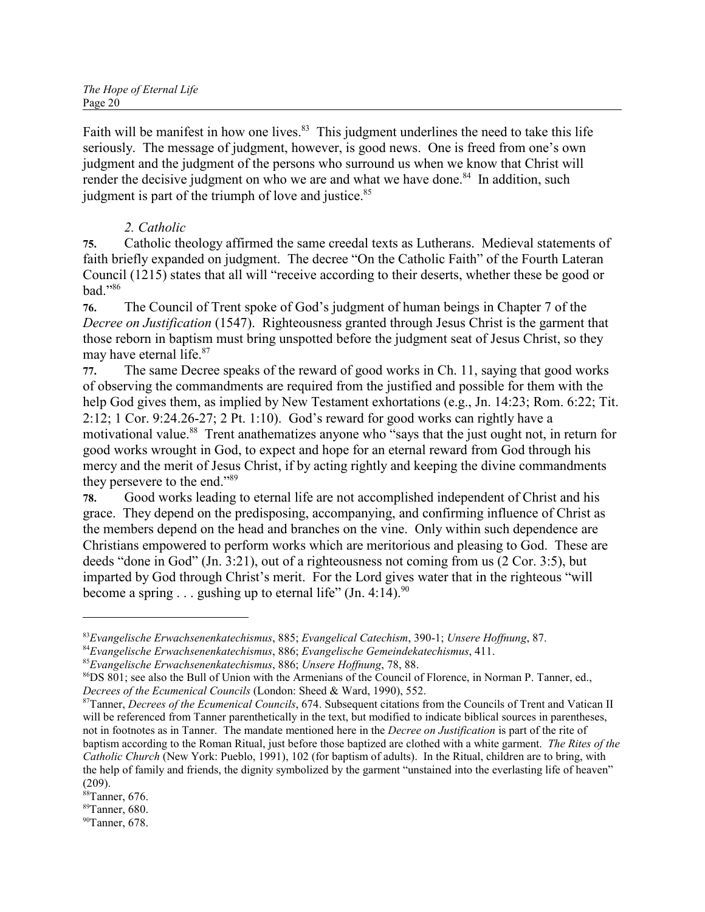Faith will be manifest in how one lives.[83] This judgment underlines the need to take this life seriously. The message of judgment, however, is good news. One is freed from one's own judgment and the judgment of the persons who surround us when we know that Christ will render the decisive judgment on who we are and what we have done.[84] In addition, such judgment is part of the triumph of love and justice.[85]

*2. Catholic*

**75.** Catholic theology affirmed the same creedal texts as Lutherans. Medieval statements of faith briefly expanded on judgment. The decree "On the Catholic Faith" of the Fourth Lateran Council (1215) states that all will "receive according to their deserts, whether these be good or bad."[86]

**76.** The Council of Trent spoke of God's judgment of human beings in Chapter 7 of the *Decree on Justification* (1547). Righteousness granted through Jesus Christ is the garment that those reborn in baptism must bring unspotted before the judgment seat of Jesus Christ, so they may have eternal life.[87]

**77.** The same Decree speaks of the reward of good works in Ch. 11, saying that good works of observing the commandments are required from the justified and possible for them with the help God gives them, as implied by New Testament exhortations (e.g., Jn. 14:23; Rom. 6:22; Tit. 2:12; 1 Cor. 9:24.26-27; 2 Pt. 1:10). God's reward for good works can rightly have a motivational value.[88] Trent anathematizes anyone who "says that the just ought not, in return for good works wrought in God, to expect and hope for an eternal reward from God through his mercy and the merit of Jesus Christ, if by acting rightly and keeping the divine commandments they persevere to the end."[89]

**78.** Good works leading to eternal life are not accomplished independent of Christ and his grace. They depend on the predisposing, accompanying, and confirming influence of Christ as the members depend on the head and branches on the vine. Only within such dependence are Christians empowered to perform works which are meritorious and pleasing to God. These are deeds "done in God" (Jn. 3:21), out of a righteousness not coming from us (2 Cor. 3:5), but imparted by God through Christ's merit. For the Lord gives water that in the righteous "will become a spring . . . gushing up to eternal life" (Jn. 4:14).[90]

---

[83] *Evangelische Erwachsenenkatechismus*, 885; *Evangelical Catechism*, 390-1; *Unsere Hoffnung*, 87.

[84] *Evangelische Erwachsenenkatechismus*, 886; *Evangelische Gemeindekatechismus*, 411.

[85] *Evangelische Erwachsenenkatechismus*, 886; *Unsere Hoffnung*, 78, 88.

[86] DS 801; see also the Bull of Union with the Armenians of the Council of Florence, in Norman P. Tanner, ed., *Decrees of the Ecumenical Councils* (London: Sheed & Ward, 1990), 552.

[87] Tanner, *Decrees of the Ecumenical Councils*, 674. Subsequent citations from the Councils of Trent and Vatican II will be referenced from Tanner parenthetically in the text, but modified to indicate biblical sources in parentheses, not in footnotes as in Tanner. The mandate mentioned here in the *Decree on Justification* is part of the rite of baptism according to the Roman Ritual, just before those baptized are clothed with a white garment. *The Rites of the Catholic Church* (New York: Pueblo, 1991), 102 (for baptism of adults). In the Ritual, children are to bring, with the help of family and friends, the dignity symbolized by the garment "unstained into the everlasting life of heaven" (209).

[88] Tanner, 676.

[89] Tanner, 680.

[90] Tanner, 678.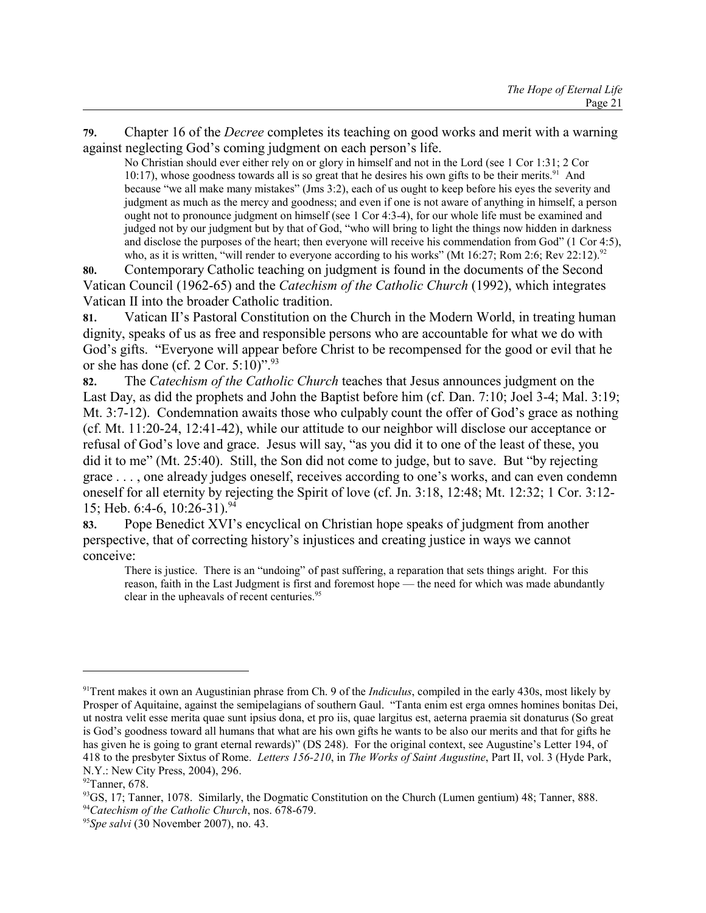**79.** Chapter 16 of the *Decree* completes its teaching on good works and merit with a warning against neglecting God's coming judgment on each person's life.

> No Christian should ever either rely on or glory in himself and not in the Lord (see 1 Cor 1:31; 2 Cor 10:17), whose goodness towards all is so great that he desires his own gifts to be their merits.[91] And because "we all make many mistakes" (Jms 3:2), each of us ought to keep before his eyes the severity and judgment as much as the mercy and goodness; and even if one is not aware of anything in himself, a person ought not to pronounce judgment on himself (see 1 Cor 4:3-4), for our whole life must be examined and judged not by our judgment but by that of God, "who will bring to light the things now hidden in darkness and disclose the purposes of the heart; then everyone will receive his commendation from God" (1 Cor 4:5), who, as it is written, "will render to everyone according to his works" (Mt 16:27; Rom 2:6; Rev 22:12).[92]

**80.** Contemporary Catholic teaching on judgment is found in the documents of the Second Vatican Council (1962-65) and the *Catechism of the Catholic Church* (1992), which integrates Vatican II into the broader Catholic tradition.

**81.** Vatican II's Pastoral Constitution on the Church in the Modern World, in treating human dignity, speaks of us as free and responsible persons who are accountable for what we do with God's gifts. "Everyone will appear before Christ to be recompensed for the good or evil that he or she has done (cf. 2 Cor. 5:10)".[93]

**82.** The *Catechism of the Catholic Church* teaches that Jesus announces judgment on the Last Day, as did the prophets and John the Baptist before him (cf. Dan. 7:10; Joel 3-4; Mal. 3:19; Mt. 3:7-12). Condemnation awaits those who culpably count the offer of God's grace as nothing (cf. Mt. 11:20-24, 12:41-42), while our attitude to our neighbor will disclose our acceptance or refusal of God's love and grace. Jesus will say, "as you did it to one of the least of these, you did it to me" (Mt. 25:40). Still, the Son did not come to judge, but to save. But "by rejecting grace . . . , one already judges oneself, receives according to one's works, and can even condemn oneself for all eternity by rejecting the Spirit of love (cf. Jn. 3:18, 12:48; Mt. 12:32; 1 Cor. 3:12-15; Heb. 6:4-6, 10:26-31).[94]

**83.** Pope Benedict XVI's encyclical on Christian hope speaks of judgment from another perspective, that of correcting history's injustices and creating justice in ways we cannot conceive:

> There is justice. There is an "undoing" of past suffering, a reparation that sets things aright. For this reason, faith in the Last Judgment is first and foremost hope — the need for which was made abundantly clear in the upheavals of recent centuries.[95]

---

[91] Trent makes it own an Augustinian phrase from Ch. 9 of the *Indiculus*, compiled in the early 430s, most likely by Prosper of Aquitaine, against the semipelagians of southern Gaul. "Tanta enim est erga omnes homines bonitas Dei, ut nostra velit esse merita quae sunt ipsius dona, et pro iis, quae largitus est, aeterna praemia sit donaturus (So great is God's goodness toward all humans that what are his own gifts he wants to be also our merits and that for gifts he has given he is going to grant eternal rewards)" (DS 248). For the original context, see Augustine's Letter 194, of 418 to the presbyter Sixtus of Rome. *Letters 156-210*, in *The Works of Saint Augustine*, Part II, vol. 3 (Hyde Park, N.Y.: New City Press, 2004), 296.

[92] Tanner, 678.

[93] GS, 17; Tanner, 1078. Similarly, the Dogmatic Constitution on the Church (Lumen gentium) 48; Tanner, 888.

[94] *Catechism of the Catholic Church*, nos. 678-679.

[95] *Spe salvi* (30 November 2007), no. 43.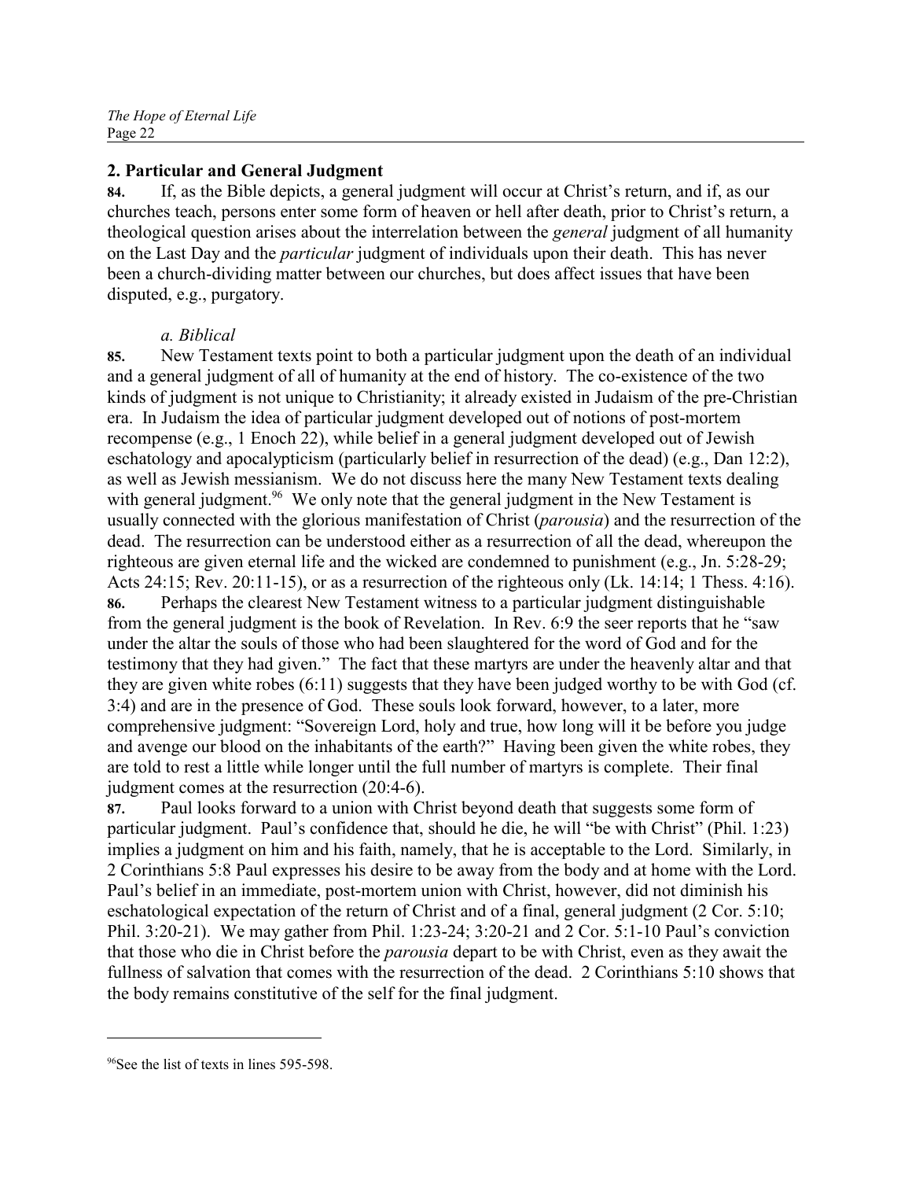## 2. Particular and General Judgment

**84.** If, as the Bible depicts, a general judgment will occur at Christ's return, and if, as our churches teach, persons enter some form of heaven or hell after death, prior to Christ's return, a theological question arises about the interrelation between the *general* judgment of all humanity on the Last Day and the *particular* judgment of individuals upon their death. This has never been a church-dividing matter between our churches, but does affect issues that have been disputed, e.g., purgatory.

### *a. Biblical*

**85.** New Testament texts point to both a particular judgment upon the death of an individual and a general judgment of all of humanity at the end of history. The co-existence of the two kinds of judgment is not unique to Christianity; it already existed in Judaism of the pre-Christian era. In Judaism the idea of particular judgment developed out of notions of post-mortem recompense (e.g., 1 Enoch 22), while belief in a general judgment developed out of Jewish eschatology and apocalypticism (particularly belief in resurrection of the dead) (e.g., Dan 12:2), as well as Jewish messianism. We do not discuss here the many New Testament texts dealing with general judgment.[96] We only note that the general judgment in the New Testament is usually connected with the glorious manifestation of Christ (*parousia*) and the resurrection of the dead. The resurrection can be understood either as a resurrection of all the dead, whereupon the righteous are given eternal life and the wicked are condemned to punishment (e.g., Jn. 5:28-29; Acts 24:15; Rev. 20:11-15), or as a resurrection of the righteous only (Lk. 14:14; 1 Thess. 4:16).

**86.** Perhaps the clearest New Testament witness to a particular judgment distinguishable from the general judgment is the book of Revelation. In Rev. 6:9 the seer reports that he "saw under the altar the souls of those who had been slaughtered for the word of God and for the testimony that they had given." The fact that these martyrs are under the heavenly altar and that they are given white robes (6:11) suggests that they have been judged worthy to be with God (cf. 3:4) and are in the presence of God. These souls look forward, however, to a later, more comprehensive judgment: "Sovereign Lord, holy and true, how long will it be before you judge and avenge our blood on the inhabitants of the earth?" Having been given the white robes, they are told to rest a little while longer until the full number of martyrs is complete. Their final judgment comes at the resurrection (20:4-6).

**87.** Paul looks forward to a union with Christ beyond death that suggests some form of particular judgment. Paul's confidence that, should he die, he will "be with Christ" (Phil. 1:23) implies a judgment on him and his faith, namely, that he is acceptable to the Lord. Similarly, in 2 Corinthians 5:8 Paul expresses his desire to be away from the body and at home with the Lord. Paul's belief in an immediate, post-mortem union with Christ, however, did not diminish his eschatological expectation of the return of Christ and of a final, general judgment (2 Cor. 5:10; Phil. 3:20-21). We may gather from Phil. 1:23-24; 3:20-21 and 2 Cor. 5:1-10 Paul's conviction that those who die in Christ before the *parousia* depart to be with Christ, even as they await the fullness of salvation that comes with the resurrection of the dead. 2 Corinthians 5:10 shows that the body remains constitutive of the self for the final judgment.

---

[96] See the list of texts in lines 595-598.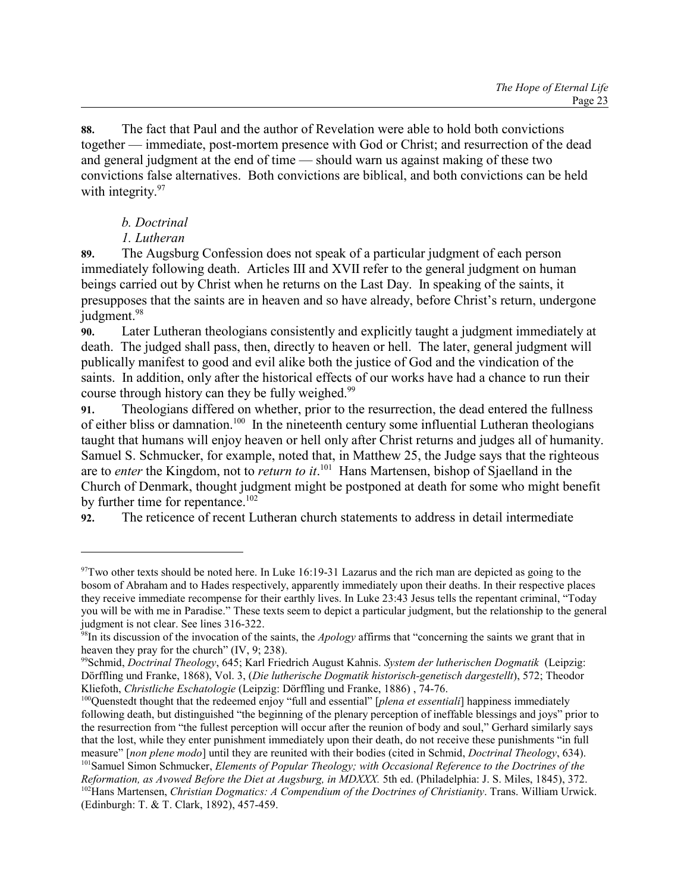**88.** The fact that Paul and the author of Revelation were able to hold both convictions together — immediate, post-mortem presence with God or Christ; and resurrection of the dead and general judgment at the end of time — should warn us against making of these two convictions false alternatives. Both convictions are biblical, and both convictions can be held with integrity.[97]

*b. Doctrinal*

*1. Lutheran*

**89.** The Augsburg Confession does not speak of a particular judgment of each person immediately following death. Articles III and XVII refer to the general judgment on human beings carried out by Christ when he returns on the Last Day. In speaking of the saints, it presupposes that the saints are in heaven and so have already, before Christ's return, undergone judgment.[98]

**90.** Later Lutheran theologians consistently and explicitly taught a judgment immediately at death. The judged shall pass, then, directly to heaven or hell. The later, general judgment will publically manifest to good and evil alike both the justice of God and the vindication of the saints. In addition, only after the historical effects of our works have had a chance to run their course through history can they be fully weighed.[99]

**91.** Theologians differed on whether, prior to the resurrection, the dead entered the fullness of either bliss or damnation.[100] In the nineteenth century some influential Lutheran theologians taught that humans will enjoy heaven or hell only after Christ returns and judges all of humanity. Samuel S. Schmucker, for example, noted that, in Matthew 25, the Judge says that the righteous are to *enter* the Kingdom, not to *return to it*.[101] Hans Martensen, bishop of Sjaelland in the Church of Denmark, thought judgment might be postponed at death for some who might benefit by further time for repentance.[102]

**92.** The reticence of recent Lutheran church statements to address in detail intermediate

---

[97] Two other texts should be noted here. In Luke 16:19-31 Lazarus and the rich man are depicted as going to the bosom of Abraham and to Hades respectively, apparently immediately upon their deaths. In their respective places they receive immediate recompense for their earthly lives. In Luke 23:43 Jesus tells the repentant criminal, "Today you will be with me in Paradise." These texts seem to depict a particular judgment, but the relationship to the general judgment is not clear. See lines 316-322.

[98] In its discussion of the invocation of the saints, the *Apology* affirms that "concerning the saints we grant that in heaven they pray for the church" (IV, 9; 238).

[99] Schmid, *Doctrinal Theology*, 645; Karl Friedrich August Kahnis. *System der lutherischen Dogmatik* (Leipzig: Dörffling und Franke, 1868), Vol. 3, (*Die lutherische Dogmatik historisch-genetisch dargestellt*), 572; Theodor Kliefoth, *Christliche Eschatologie* (Leipzig: Dörffling und Franke, 1886) , 74-76.

[100] Quenstedt thought that the redeemed enjoy "full and essential" [*plena et essentiali*] happiness immediately following death, but distinguished "the beginning of the plenary perception of ineffable blessings and joys" prior to the resurrection from "the fullest perception will occur after the reunion of body and soul," Gerhard similarly says that the lost, while they enter punishment immediately upon their death, do not receive these punishments "in full measure" [*non plene modo*] until they are reunited with their bodies (cited in Schmid, *Doctrinal Theology*, 634).

[101] Samuel Simon Schmucker, *Elements of Popular Theology; with Occasional Reference to the Doctrines of the Reformation, as Avowed Before the Diet at Augsburg, in MDXXX.* 5th ed. (Philadelphia: J. S. Miles, 1845), 372.

[102] Hans Martensen, *Christian Dogmatics: A Compendium of the Doctrines of Christianity*. Trans. William Urwick. (Edinburgh: T. & T. Clark, 1892), 457-459.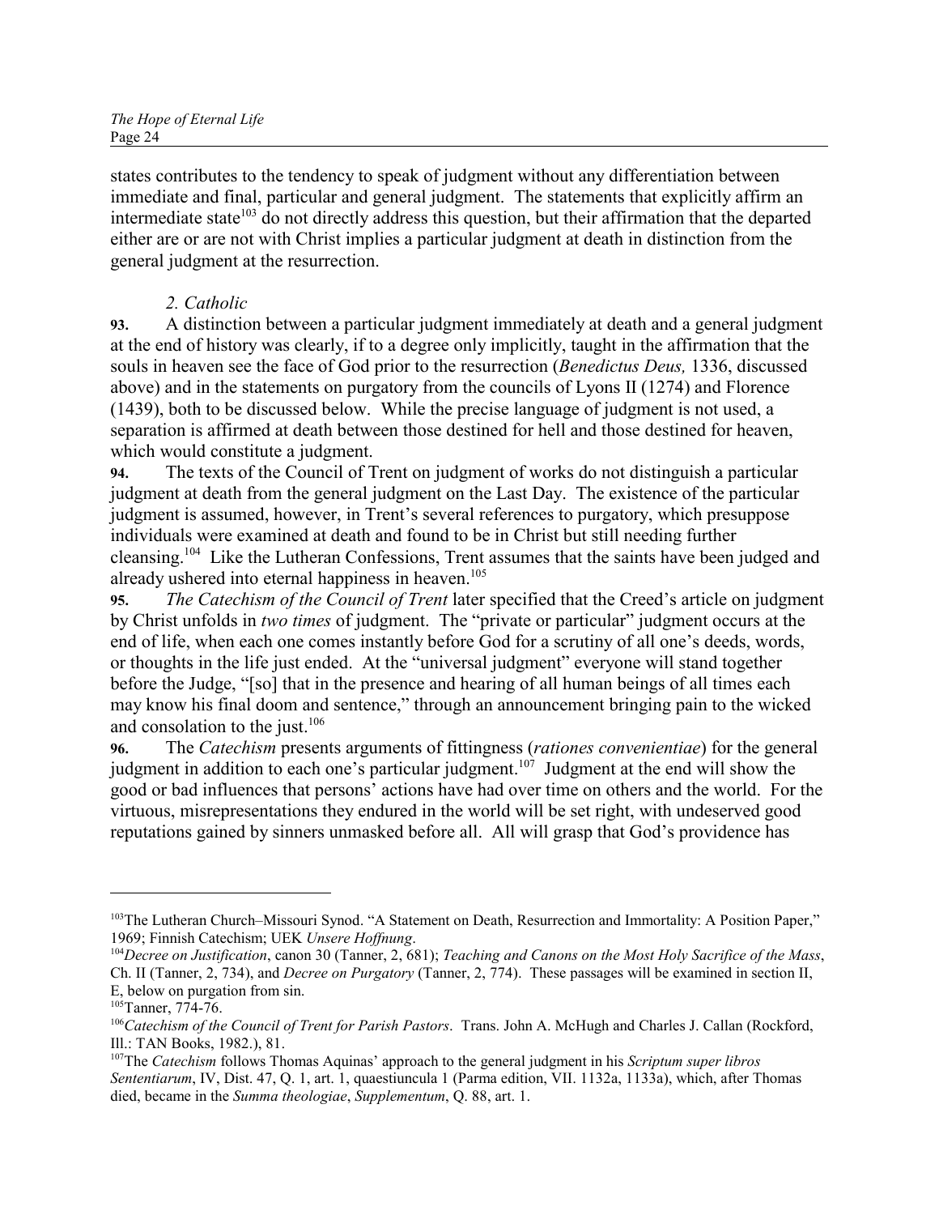states contributes to the tendency to speak of judgment without any differentiation between immediate and final, particular and general judgment. The statements that explicitly affirm an intermediate state[103] do not directly address this question, but their affirmation that the departed either are or are not with Christ implies a particular judgment at death in distinction from the general judgment at the resurrection.

*2. Catholic*

**93.** A distinction between a particular judgment immediately at death and a general judgment at the end of history was clearly, if to a degree only implicitly, taught in the affirmation that the souls in heaven see the face of God prior to the resurrection (*Benedictus Deus,* 1336, discussed above) and in the statements on purgatory from the councils of Lyons II (1274) and Florence (1439), both to be discussed below. While the precise language of judgment is not used, a separation is affirmed at death between those destined for hell and those destined for heaven, which would constitute a judgment.

**94.** The texts of the Council of Trent on judgment of works do not distinguish a particular judgment at death from the general judgment on the Last Day. The existence of the particular judgment is assumed, however, in Trent's several references to purgatory, which presuppose individuals were examined at death and found to be in Christ but still needing further cleansing.[104] Like the Lutheran Confessions, Trent assumes that the saints have been judged and already ushered into eternal happiness in heaven.[105]

**95.** *The Catechism of the Council of Trent* later specified that the Creed's article on judgment by Christ unfolds in *two times* of judgment. The "private or particular" judgment occurs at the end of life, when each one comes instantly before God for a scrutiny of all one's deeds, words, or thoughts in the life just ended. At the "universal judgment" everyone will stand together before the Judge, "[so] that in the presence and hearing of all human beings of all times each may know his final doom and sentence," through an announcement bringing pain to the wicked and consolation to the just.[106]

**96.** The *Catechism* presents arguments of fittingness (*rationes convenientiae*) for the general judgment in addition to each one's particular judgment.[107] Judgment at the end will show the good or bad influences that persons' actions have had over time on others and the world. For the virtuous, misrepresentations they endured in the world will be set right, with undeserved good reputations gained by sinners unmasked before all. All will grasp that God's providence has

---

[103] The Lutheran Church–Missouri Synod. "A Statement on Death, Resurrection and Immortality: A Position Paper," 1969; Finnish Catechism; UEK *Unsere Hoffnung*.

[104] *Decree on Justification*, canon 30 (Tanner, 2, 681); *Teaching and Canons on the Most Holy Sacrifice of the Mass*, Ch. II (Tanner, 2, 734), and *Decree on Purgatory* (Tanner, 2, 774). These passages will be examined in section II, E, below on purgation from sin.

[105] Tanner, 774-76.

[106] *Catechism of the Council of Trent for Parish Pastors*. Trans. John A. McHugh and Charles J. Callan (Rockford, Ill.: TAN Books, 1982.), 81.

[107] The *Catechism* follows Thomas Aquinas' approach to the general judgment in his *Scriptum super libros Sententiarum*, IV, Dist. 47, Q. 1, art. 1, quaestiuncula 1 (Parma edition, VII. 1132a, 1133a), which, after Thomas died, became in the *Summa theologiae*, *Supplementum*, Q. 88, art. 1.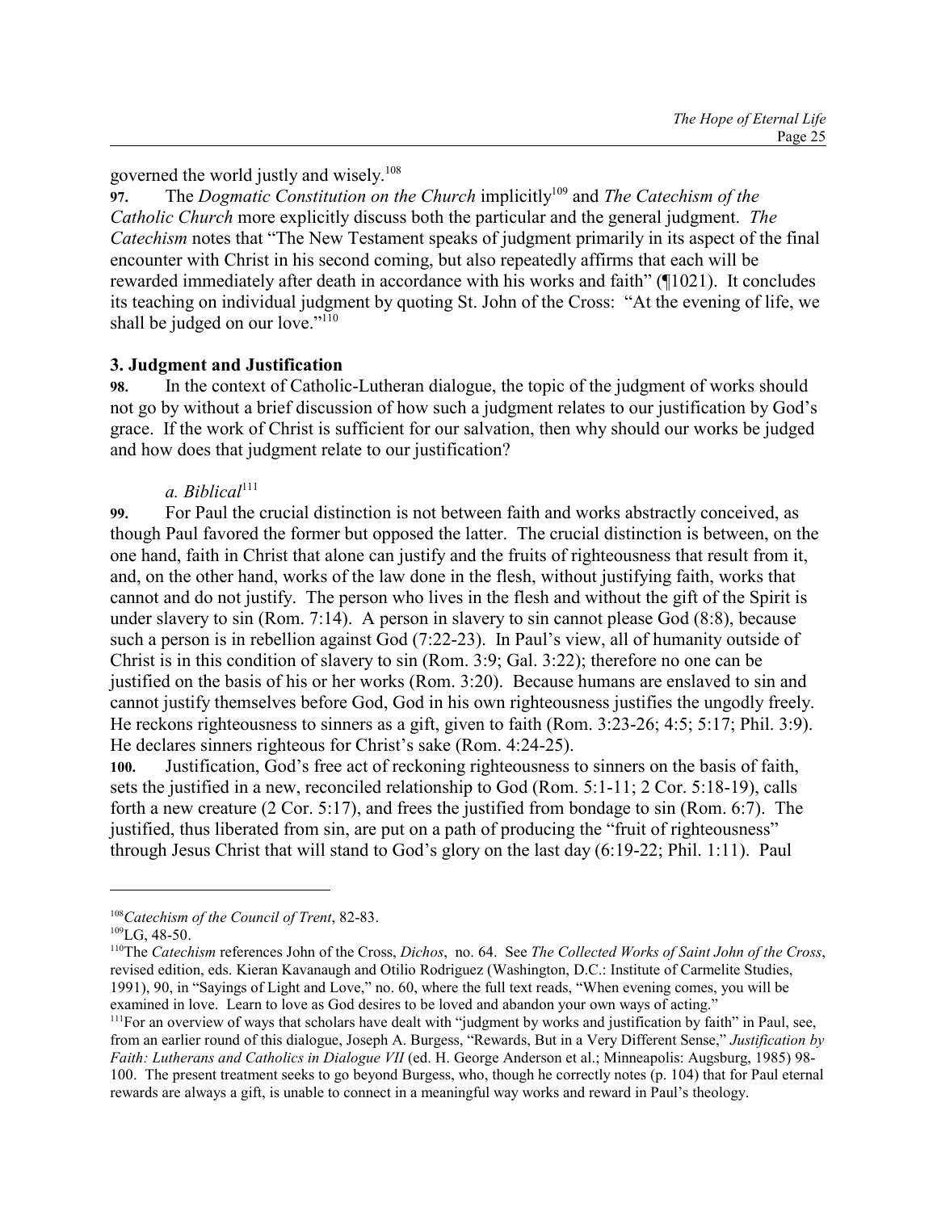governed the world justly and wisely.[108]

**97.** The *Dogmatic Constitution on the Church* implicitly[109] and *The Catechism of the Catholic Church* more explicitly discuss both the particular and the general judgment. *The Catechism* notes that "The New Testament speaks of judgment primarily in its aspect of the final encounter with Christ in his second coming, but also repeatedly affirms that each will be rewarded immediately after death in accordance with his works and faith" (¶1021). It concludes its teaching on individual judgment by quoting St. John of the Cross: "At the evening of life, we shall be judged on our love."[110]

### 3. Judgment and Justification

**98.** In the context of Catholic-Lutheran dialogue, the topic of the judgment of works should not go by without a brief discussion of how such a judgment relates to our justification by God's grace. If the work of Christ is sufficient for our salvation, then why should our works be judged and how does that judgment relate to our justification?

#### *a. Biblical*[111]

**99.** For Paul the crucial distinction is not between faith and works abstractly conceived, as though Paul favored the former but opposed the latter. The crucial distinction is between, on the one hand, faith in Christ that alone can justify and the fruits of righteousness that result from it, and, on the other hand, works of the law done in the flesh, without justifying faith, works that cannot and do not justify. The person who lives in the flesh and without the gift of the Spirit is under slavery to sin (Rom. 7:14). A person in slavery to sin cannot please God (8:8), because such a person is in rebellion against God (7:22-23). In Paul's view, all of humanity outside of Christ is in this condition of slavery to sin (Rom. 3:9; Gal. 3:22); therefore no one can be justified on the basis of his or her works (Rom. 3:20). Because humans are enslaved to sin and cannot justify themselves before God, God in his own righteousness justifies the ungodly freely. He reckons righteousness to sinners as a gift, given to faith (Rom. 3:23-26; 4:5; 5:17; Phil. 3:9). He declares sinners righteous for Christ's sake (Rom. 4:24-25).

**100.** Justification, God's free act of reckoning righteousness to sinners on the basis of faith, sets the justified in a new, reconciled relationship to God (Rom. 5:1-11; 2 Cor. 5:18-19), calls forth a new creature (2 Cor. 5:17), and frees the justified from bondage to sin (Rom. 6:7). The justified, thus liberated from sin, are put on a path of producing the "fruit of righteousness" through Jesus Christ that will stand to God's glory on the last day (6:19-22; Phil. 1:11). Paul

---

[108] *Catechism of the Council of Trent*, 82-83.

[109] LG, 48-50.

[110] The *Catechism* references John of the Cross, *Dichos*, no. 64. See *The Collected Works of Saint John of the Cross*, revised edition, eds. Kieran Kavanaugh and Otilio Rodriguez (Washington, D.C.: Institute of Carmelite Studies, 1991), 90, in "Sayings of Light and Love," no. 60, where the full text reads, "When evening comes, you will be examined in love. Learn to love as God desires to be loved and abandon your own ways of acting."

[111] For an overview of ways that scholars have dealt with "judgment by works and justification by faith" in Paul, see, from an earlier round of this dialogue, Joseph A. Burgess, "Rewards, But in a Very Different Sense," *Justification by Faith: Lutherans and Catholics in Dialogue VII* (ed. H. George Anderson et al.; Minneapolis: Augsburg, 1985) 98-100. The present treatment seeks to go beyond Burgess, who, though he correctly notes (p. 104) that for Paul eternal rewards are always a gift, is unable to connect in a meaningful way works and reward in Paul's theology.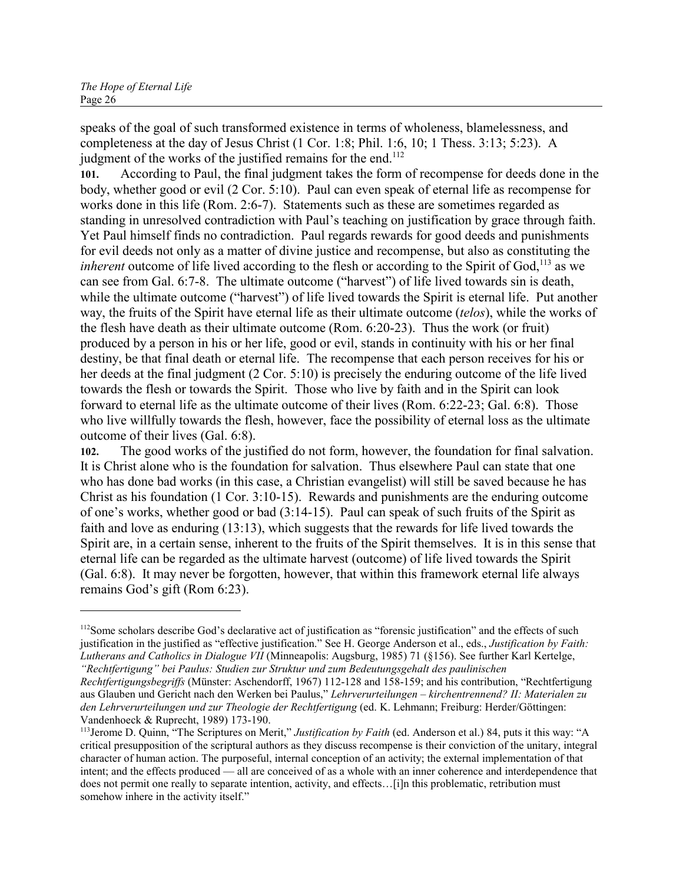speaks of the goal of such transformed existence in terms of wholeness, blamelessness, and completeness at the day of Jesus Christ (1 Cor. 1:8; Phil. 1:6, 10; 1 Thess. 3:13; 5:23). A judgment of the works of the justified remains for the end.[112]

**101.** According to Paul, the final judgment takes the form of recompense for deeds done in the body, whether good or evil (2 Cor. 5:10). Paul can even speak of eternal life as recompense for works done in this life (Rom. 2:6-7). Statements such as these are sometimes regarded as standing in unresolved contradiction with Paul's teaching on justification by grace through faith. Yet Paul himself finds no contradiction. Paul regards rewards for good deeds and punishments for evil deeds not only as a matter of divine justice and recompense, but also as constituting the *inherent* outcome of life lived according to the flesh or according to the Spirit of God,[113] as we can see from Gal. 6:7-8. The ultimate outcome ("harvest") of life lived towards sin is death, while the ultimate outcome ("harvest") of life lived towards the Spirit is eternal life. Put another way, the fruits of the Spirit have eternal life as their ultimate outcome (*telos*), while the works of the flesh have death as their ultimate outcome (Rom. 6:20-23). Thus the work (or fruit) produced by a person in his or her life, good or evil, stands in continuity with his or her final destiny, be that final death or eternal life. The recompense that each person receives for his or her deeds at the final judgment (2 Cor. 5:10) is precisely the enduring outcome of the life lived towards the flesh or towards the Spirit. Those who live by faith and in the Spirit can look forward to eternal life as the ultimate outcome of their lives (Rom. 6:22-23; Gal. 6:8). Those who live willfully towards the flesh, however, face the possibility of eternal loss as the ultimate outcome of their lives (Gal. 6:8).

**102.** The good works of the justified do not form, however, the foundation for final salvation. It is Christ alone who is the foundation for salvation. Thus elsewhere Paul can state that one who has done bad works (in this case, a Christian evangelist) will still be saved because he has Christ as his foundation (1 Cor. 3:10-15). Rewards and punishments are the enduring outcome of one's works, whether good or bad (3:14-15). Paul can speak of such fruits of the Spirit as faith and love as enduring (13:13), which suggests that the rewards for life lived towards the Spirit are, in a certain sense, inherent to the fruits of the Spirit themselves. It is in this sense that eternal life can be regarded as the ultimate harvest (outcome) of life lived towards the Spirit (Gal. 6:8). It may never be forgotten, however, that within this framework eternal life always remains God's gift (Rom 6:23).

---

[112] Some scholars describe God's declarative act of justification as "forensic justification" and the effects of such justification in the justified as "effective justification." See H. George Anderson et al., eds., *Justification by Faith: Lutherans and Catholics in Dialogue VII* (Minneapolis: Augsburg, 1985) 71 (§156). See further Karl Kertelge, *"Rechtfertigung" bei Paulus: Studien zur Struktur und zum Bedeutungsgehalt des paulinischen Rechtfertigungsbegriffs* (Münster: Aschendorff, 1967) 112-128 and 158-159; and his contribution, "Rechtfertigung aus Glauben und Gericht nach den Werken bei Paulus," *Lehrverurteilungen – kirchentrennend? II: Materialen zu den Lehrverurteilungen und zur Theologie der Rechtfertigung* (ed. K. Lehmann; Freiburg: Herder/Göttingen: Vandenhoeck & Ruprecht, 1989) 173-190.

[113] Jerome D. Quinn, "The Scriptures on Merit," *Justification by Faith* (ed. Anderson et al.) 84, puts it this way: "A critical presupposition of the scriptural authors as they discuss recompense is their conviction of the unitary, integral character of human action. The purposeful, internal conception of an activity; the external implementation of that intent; and the effects produced — all are conceived of as a whole with an inner coherence and interdependence that does not permit one really to separate intention, activity, and effects…[i]n this problematic, retribution must somehow inhere in the activity itself."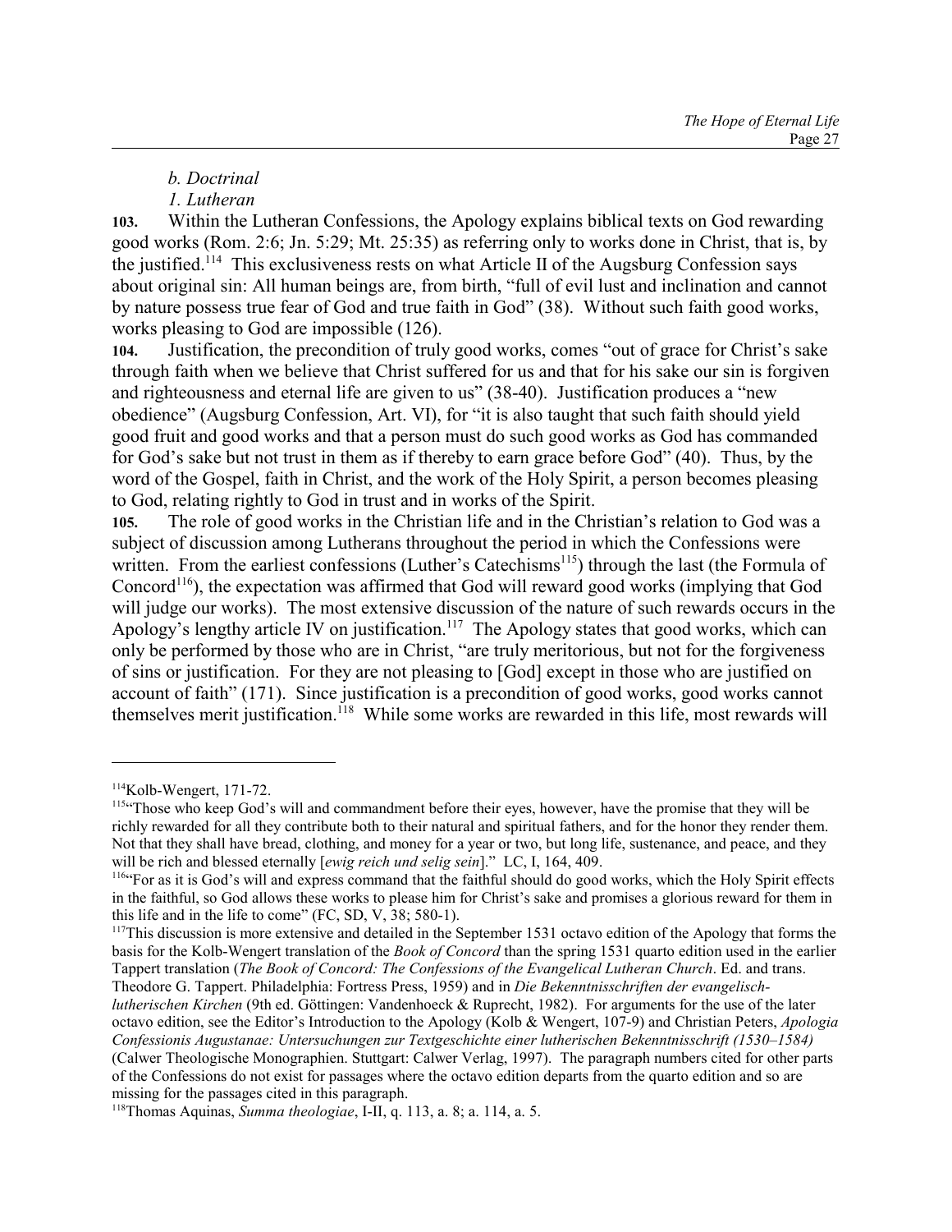*b. Doctrinal*

*1. Lutheran*

**103.** Within the Lutheran Confessions, the Apology explains biblical texts on God rewarding good works (Rom. 2:6; Jn. 5:29; Mt. 25:35) as referring only to works done in Christ, that is, by the justified.[114] This exclusiveness rests on what Article II of the Augsburg Confession says about original sin: All human beings are, from birth, "full of evil lust and inclination and cannot by nature possess true fear of God and true faith in God" (38). Without such faith good works, works pleasing to God are impossible (126).

**104.** Justification, the precondition of truly good works, comes "out of grace for Christ's sake through faith when we believe that Christ suffered for us and that for his sake our sin is forgiven and righteousness and eternal life are given to us" (38-40). Justification produces a "new obedience" (Augsburg Confession, Art. VI), for "it is also taught that such faith should yield good fruit and good works and that a person must do such good works as God has commanded for God's sake but not trust in them as if thereby to earn grace before God" (40). Thus, by the word of the Gospel, faith in Christ, and the work of the Holy Spirit, a person becomes pleasing to God, relating rightly to God in trust and in works of the Spirit.

**105.** The role of good works in the Christian life and in the Christian's relation to God was a subject of discussion among Lutherans throughout the period in which the Confessions were written. From the earliest confessions (Luther's Catechisms[115]) through the last (the Formula of Concord[116]), the expectation was affirmed that God will reward good works (implying that God will judge our works). The most extensive discussion of the nature of such rewards occurs in the Apology's lengthy article IV on justification.[117] The Apology states that good works, which can only be performed by those who are in Christ, "are truly meritorious, but not for the forgiveness of sins or justification. For they are not pleasing to [God] except in those who are justified on account of faith" (171). Since justification is a precondition of good works, good works cannot themselves merit justification.[118] While some works are rewarded in this life, most rewards will

---

[114]Kolb-Wengert, 171-72.

[115]"Those who keep God's will and commandment before their eyes, however, have the promise that they will be richly rewarded for all they contribute both to their natural and spiritual fathers, and for the honor they render them. Not that they shall have bread, clothing, and money for a year or two, but long life, sustenance, and peace, and they will be rich and blessed eternally [*ewig reich und selig sein*]." LC, I, 164, 409.

[116]"For as it is God's will and express command that the faithful should do good works, which the Holy Spirit effects in the faithful, so God allows these works to please him for Christ's sake and promises a glorious reward for them in this life and in the life to come" (FC, SD, V, 38; 580-1).

[117]This discussion is more extensive and detailed in the September 1531 octavo edition of the Apology that forms the basis for the Kolb-Wengert translation of the *Book of Concord* than the spring 1531 quarto edition used in the earlier Tappert translation (*The Book of Concord: The Confessions of the Evangelical Lutheran Church*. Ed. and trans. Theodore G. Tappert. Philadelphia: Fortress Press, 1959) and in *Die Bekenntnisschriften der evangelisch-lutherischen Kirchen* (9th ed. Göttingen: Vandenhoeck & Ruprecht, 1982). For arguments for the use of the later octavo edition, see the Editor's Introduction to the Apology (Kolb & Wengert, 107-9) and Christian Peters, *Apologia Confessionis Augustanae: Untersuchungen zur Textgeschichte einer lutherischen Bekenntnisschrift (1530–1584)* (Calwer Theologische Monographien. Stuttgart: Calwer Verlag, 1997). The paragraph numbers cited for other parts of the Confessions do not exist for passages where the octavo edition departs from the quarto edition and so are missing for the passages cited in this paragraph.

[118]Thomas Aquinas, *Summa theologiae*, I-II, q. 113, a. 8; a. 114, a. 5.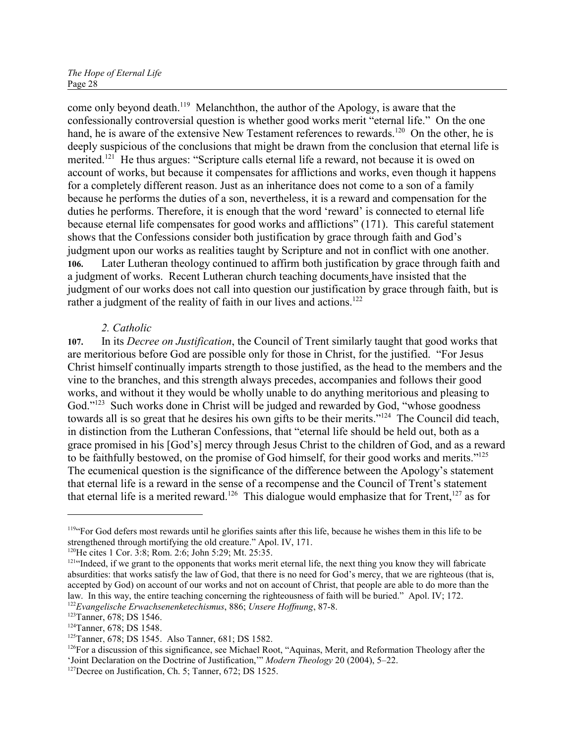come only beyond death.[119] Melanchthon, the author of the Apology, is aware that the confessionally controversial question is whether good works merit "eternal life." On the one hand, he is aware of the extensive New Testament references to rewards.[120] On the other, he is deeply suspicious of the conclusions that might be drawn from the conclusion that eternal life is merited.[121] He thus argues: "Scripture calls eternal life a reward, not because it is owed on account of works, but because it compensates for afflictions and works, even though it happens for a completely different reason. Just as an inheritance does not come to a son of a family because he performs the duties of a son, nevertheless, it is a reward and compensation for the duties he performs. Therefore, it is enough that the word 'reward' is connected to eternal life because eternal life compensates for good works and afflictions" (171). This careful statement shows that the Confessions consider both justification by grace through faith and God's judgment upon our works as realities taught by Scripture and not in conflict with one another.

**106.** Later Lutheran theology continued to affirm both justification by grace through faith and a judgment of works. Recent Lutheran church teaching documents have insisted that the judgment of our works does not call into question our justification by grace through faith, but is rather a judgment of the reality of faith in our lives and actions.[122]

*2. Catholic*

**107.** In its *Decree on Justification*, the Council of Trent similarly taught that good works that are meritorious before God are possible only for those in Christ, for the justified. "For Jesus Christ himself continually imparts strength to those justified, as the head to the members and the vine to the branches, and this strength always precedes, accompanies and follows their good works, and without it they would be wholly unable to do anything meritorious and pleasing to God."[123] Such works done in Christ will be judged and rewarded by God, "whose goodness towards all is so great that he desires his own gifts to be their merits."[124] The Council did teach, in distinction from the Lutheran Confessions, that "eternal life should be held out, both as a grace promised in his [God's] mercy through Jesus Christ to the children of God, and as a reward to be faithfully bestowed, on the promise of God himself, for their good works and merits."[125] The ecumenical question is the significance of the difference between the Apology's statement that eternal life is a reward in the sense of a recompense and the Council of Trent's statement that eternal life is a merited reward.[126] This dialogue would emphasize that for Trent,[127] as for

---

[119] "For God defers most rewards until he glorifies saints after this life, because he wishes them in this life to be strengthened through mortifying the old creature." Apol. IV, 171.

[120] He cites 1 Cor. 3:8; Rom. 2:6; John 5:29; Mt. 25:35.

[121] "Indeed, if we grant to the opponents that works merit eternal life, the next thing you know they will fabricate absurdities: that works satisfy the law of God, that there is no need for God's mercy, that we are righteous (that is, accepted by God) on account of our works and not on account of Christ, that people are able to do more than the law. In this way, the entire teaching concerning the righteousness of faith will be buried." Apol. IV; 172.

[122] *Evangelische Erwachsenenketechismus*, 886; *Unsere Hoffnung*, 87-8.

[123] Tanner, 678; DS 1546.

[124] Tanner, 678; DS 1548.

[125] Tanner, 678; DS 1545. Also Tanner, 681; DS 1582.

[126] For a discussion of this significance, see Michael Root, "Aquinas, Merit, and Reformation Theology after the 'Joint Declaration on the Doctrine of Justification,'" *Modern Theology* 20 (2004), 5–22.

[127] Decree on Justification, Ch. 5; Tanner, 672; DS 1525.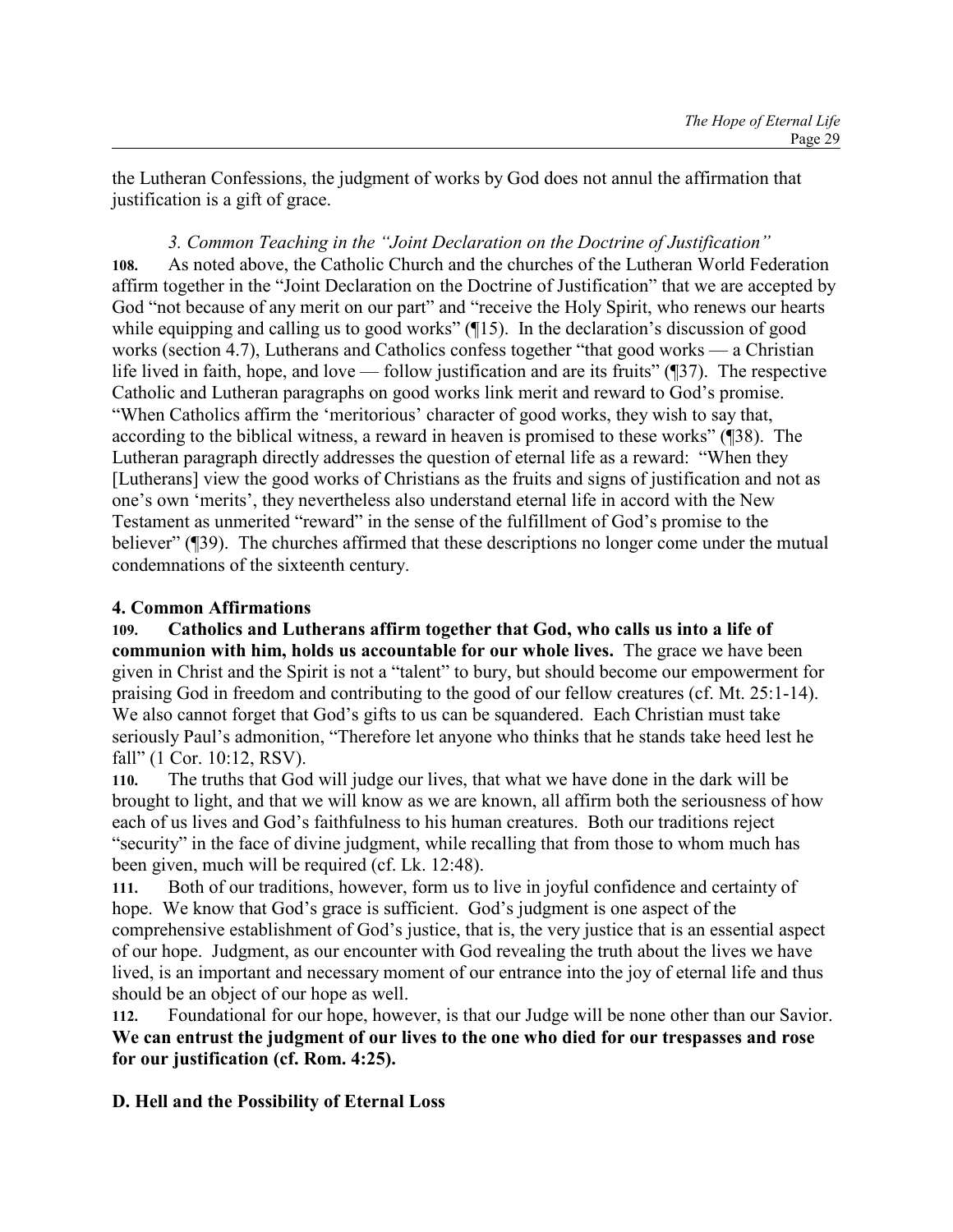the Lutheran Confessions, the judgment of works by God does not annul the affirmation that justification is a gift of grace.

### *3. Common Teaching in the "Joint Declaration on the Doctrine of Justification"*

**108.** As noted above, the Catholic Church and the churches of the Lutheran World Federation affirm together in the "Joint Declaration on the Doctrine of Justification" that we are accepted by God "not because of any merit on our part" and "receive the Holy Spirit, who renews our hearts while equipping and calling us to good works" (¶15). In the declaration's discussion of good works (section 4.7), Lutherans and Catholics confess together "that good works — a Christian life lived in faith, hope, and love — follow justification and are its fruits" (¶37). The respective Catholic and Lutheran paragraphs on good works link merit and reward to God's promise. "When Catholics affirm the 'meritorious' character of good works, they wish to say that, according to the biblical witness, a reward in heaven is promised to these works" (¶38). The Lutheran paragraph directly addresses the question of eternal life as a reward: "When they [Lutherans] view the good works of Christians as the fruits and signs of justification and not as one's own 'merits', they nevertheless also understand eternal life in accord with the New Testament as unmerited "reward" in the sense of the fulfillment of God's promise to the believer" (¶39). The churches affirmed that these descriptions no longer come under the mutual condemnations of the sixteenth century.

### 4. Common Affirmations

**109.** **Catholics and Lutherans affirm together that God, who calls us into a life of communion with him, holds us accountable for our whole lives.** The grace we have been given in Christ and the Spirit is not a "talent" to bury, but should become our empowerment for praising God in freedom and contributing to the good of our fellow creatures (cf. Mt. 25:1-14). We also cannot forget that God's gifts to us can be squandered. Each Christian must take seriously Paul's admonition, "Therefore let anyone who thinks that he stands take heed lest he fall" (1 Cor. 10:12, RSV).

**110.** The truths that God will judge our lives, that what we have done in the dark will be brought to light, and that we will know as we are known, all affirm both the seriousness of how each of us lives and God's faithfulness to his human creatures. Both our traditions reject "security" in the face of divine judgment, while recalling that from those to whom much has been given, much will be required (cf. Lk. 12:48).

**111.** Both of our traditions, however, form us to live in joyful confidence and certainty of hope. We know that God's grace is sufficient. God's judgment is one aspect of the comprehensive establishment of God's justice, that is, the very justice that is an essential aspect of our hope. Judgment, as our encounter with God revealing the truth about the lives we have lived, is an important and necessary moment of our entrance into the joy of eternal life and thus should be an object of our hope as well.

**112.** Foundational for our hope, however, is that our Judge will be none other than our Savior. **We can entrust the judgment of our lives to the one who died for our trespasses and rose for our justification (cf. Rom. 4:25).**

## D. Hell and the Possibility of Eternal Loss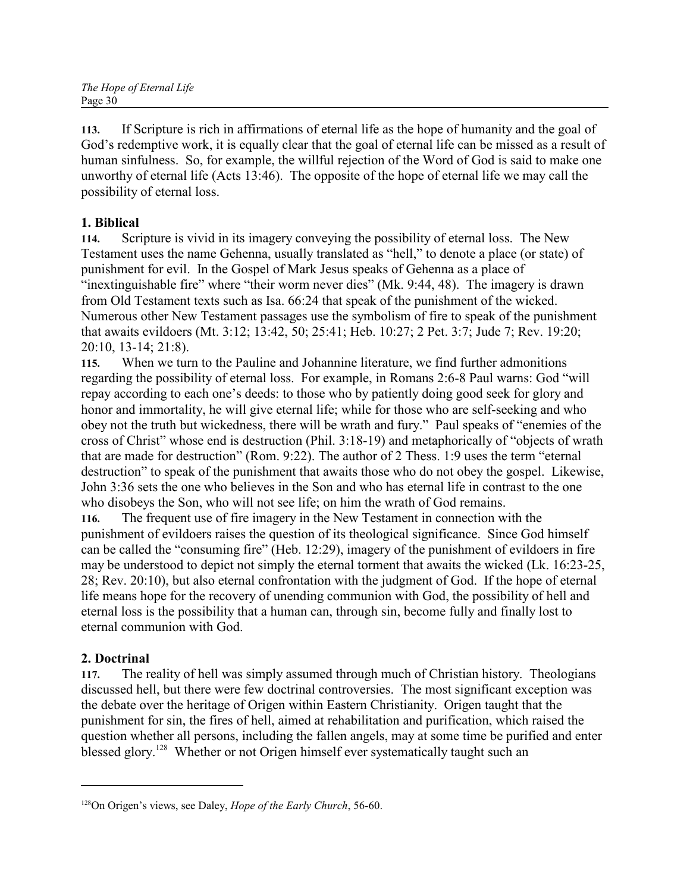**113.** If Scripture is rich in affirmations of eternal life as the hope of humanity and the goal of God's redemptive work, it is equally clear that the goal of eternal life can be missed as a result of human sinfulness. So, for example, the willful rejection of the Word of God is said to make one unworthy of eternal life (Acts 13:46). The opposite of the hope of eternal life we may call the possibility of eternal loss.

## 1. Biblical

**114.** Scripture is vivid in its imagery conveying the possibility of eternal loss. The New Testament uses the name Gehenna, usually translated as "hell," to denote a place (or state) of punishment for evil. In the Gospel of Mark Jesus speaks of Gehenna as a place of "inextinguishable fire" where "their worm never dies" (Mk. 9:44, 48). The imagery is drawn from Old Testament texts such as Isa. 66:24 that speak of the punishment of the wicked. Numerous other New Testament passages use the symbolism of fire to speak of the punishment that awaits evildoers (Mt. 3:12; 13:42, 50; 25:41; Heb. 10:27; 2 Pet. 3:7; Jude 7; Rev. 19:20; 20:10, 13-14; 21:8).

**115.** When we turn to the Pauline and Johannine literature, we find further admonitions regarding the possibility of eternal loss. For example, in Romans 2:6-8 Paul warns: God "will repay according to each one's deeds: to those who by patiently doing good seek for glory and honor and immortality, he will give eternal life; while for those who are self-seeking and who obey not the truth but wickedness, there will be wrath and fury." Paul speaks of "enemies of the cross of Christ" whose end is destruction (Phil. 3:18-19) and metaphorically of "objects of wrath that are made for destruction" (Rom. 9:22). The author of 2 Thess. 1:9 uses the term "eternal destruction" to speak of the punishment that awaits those who do not obey the gospel. Likewise, John 3:36 sets the one who believes in the Son and who has eternal life in contrast to the one who disobeys the Son, who will not see life; on him the wrath of God remains.

**116.** The frequent use of fire imagery in the New Testament in connection with the punishment of evildoers raises the question of its theological significance. Since God himself can be called the "consuming fire" (Heb. 12:29), imagery of the punishment of evildoers in fire may be understood to depict not simply the eternal torment that awaits the wicked (Lk. 16:23-25, 28; Rev. 20:10), but also eternal confrontation with the judgment of God. If the hope of eternal life means hope for the recovery of unending communion with God, the possibility of hell and eternal loss is the possibility that a human can, through sin, become fully and finally lost to eternal communion with God.

## 2. Doctrinal

**117.** The reality of hell was simply assumed through much of Christian history. Theologians discussed hell, but there were few doctrinal controversies. The most significant exception was the debate over the heritage of Origen within Eastern Christianity. Origen taught that the punishment for sin, the fires of hell, aimed at rehabilitation and purification, which raised the question whether all persons, including the fallen angels, may at some time be purified and enter blessed glory.[128] Whether or not Origen himself ever systematically taught such an

---

[128]On Origen's views, see Daley, *Hope of the Early Church*, 56-60.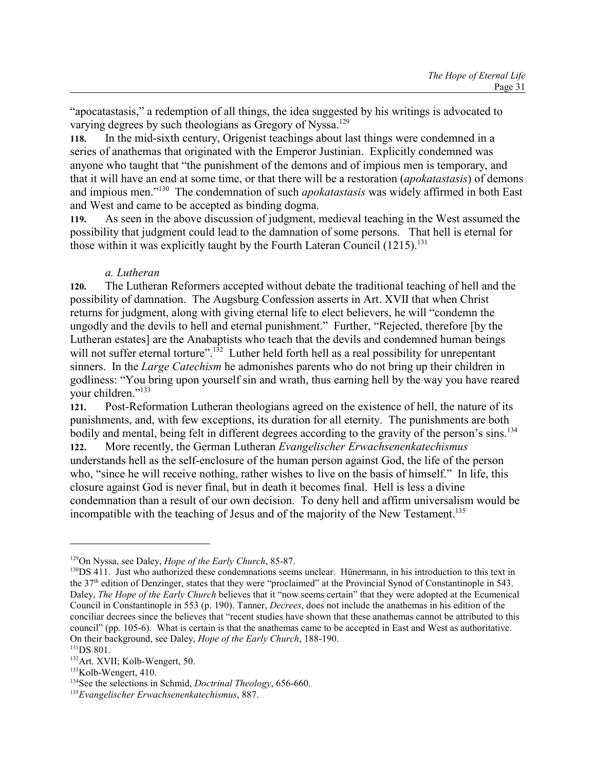"apocatastasis," a redemption of all things, the idea suggested by his writings is advocated to varying degrees by such theologians as Gregory of Nyssa.[129]

**118.** In the mid-sixth century, Origenist teachings about last things were condemned in a series of anathemas that originated with the Emperor Justinian. Explicitly condemned was anyone who taught that "the punishment of the demons and of impious men is temporary, and that it will have an end at some time, or that there will be a restoration (*apokatastasis*) of demons and impious men."[130] The condemnation of such *apokatastasis* was widely affirmed in both East and West and came to be accepted as binding dogma.

**119.** As seen in the above discussion of judgment, medieval teaching in the West assumed the possibility that judgment could lead to the damnation of some persons. That hell is eternal for those within it was explicitly taught by the Fourth Lateran Council (1215).[131]

*a. Lutheran*

**120.** The Lutheran Reformers accepted without debate the traditional teaching of hell and the possibility of damnation. The Augsburg Confession asserts in Art. XVII that when Christ returns for judgment, along with giving eternal life to elect believers, he will "condemn the ungodly and the devils to hell and eternal punishment." Further, "Rejected, therefore [by the Lutheran estates] are the Anabaptists who teach that the devils and condemned human beings will not suffer eternal torture".[132] Luther held forth hell as a real possibility for unrepentant sinners. In the *Large Catechism* he admonishes parents who do not bring up their children in godliness: "You bring upon yourself sin and wrath, thus earning hell by the way you have reared your children."[133]

**121.** Post-Reformation Lutheran theologians agreed on the existence of hell, the nature of its punishments, and, with few exceptions, its duration for all eternity. The punishments are both bodily and mental, being felt in different degrees according to the gravity of the person's sins.[134]

**122.** More recently, the German Lutheran *Evangelischer Erwachsenenkatechismus* understands hell as the self-enclosure of the human person against God, the life of the person who, "since he will receive nothing, rather wishes to live on the basis of himself." In life, this closure against God is never final, but in death it becomes final. Hell is less a divine condemnation than a result of our own decision. To deny hell and affirm universalism would be incompatible with the teaching of Jesus and of the majority of the New Testament.[135]

---

[129] On Nyssa, see Daley, *Hope of the Early Church*, 85-87.

[130] DS 411. Just who authorized these condemnations seems unclear. Hünermann, in his introduction to this text in the 37th edition of Denzinger, states that they were "proclaimed" at the Provincial Synod of Constantinople in 543. Daley, *The Hope of the Early Church* believes that it "now seems certain" that they were adopted at the Ecumenical Council in Constantinople in 553 (p. 190). Tanner, *Decrees*, does not include the anathemas in his edition of the conciliar decrees since the believes that "recent studies have shown that these anathemas cannot be attributed to this council" (pp. 105-6). What is certain is that the anathemas came to be accepted in East and West as authoritative. On their background, see Daley, *Hope of the Early Church*, 188-190.

[131] DS 801.

[132] Art. XVII; Kolb-Wengert, 50.

[133] Kolb-Wengert, 410.

[134] See the selections in Schmid, *Doctrinal Theology*, 656-660.

[135] *Evangelischer Erwachsenenkatechismus*, 887.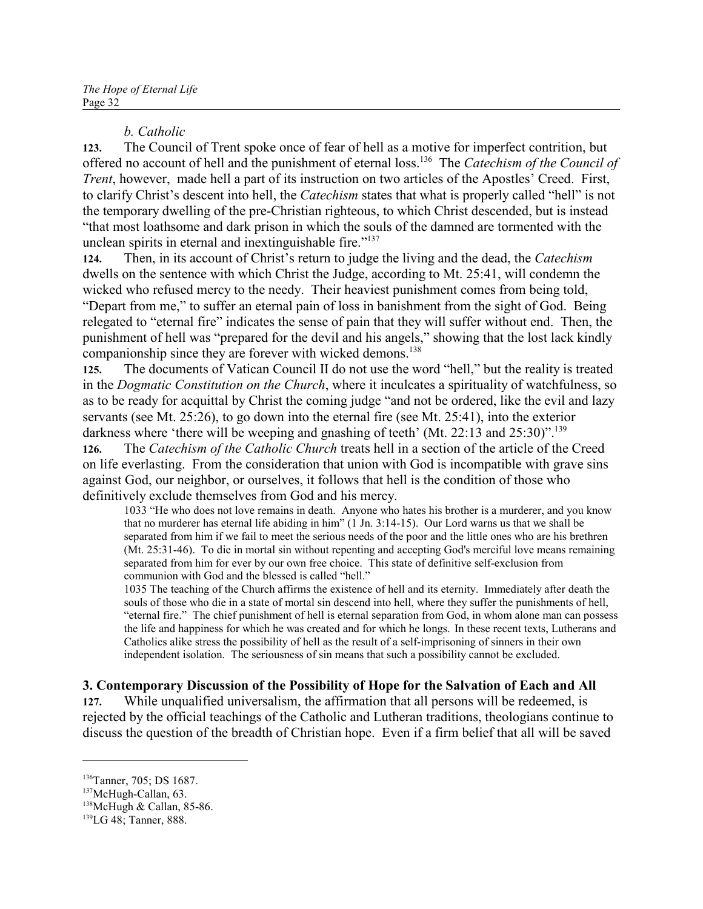*b. Catholic*

**123.** The Council of Trent spoke once of fear of hell as a motive for imperfect contrition, but offered no account of hell and the punishment of eternal loss.[136] The *Catechism of the Council of Trent*, however, made hell a part of its instruction on two articles of the Apostles' Creed. First, to clarify Christ's descent into hell, the *Catechism* states that what is properly called "hell" is not the temporary dwelling of the pre-Christian righteous, to which Christ descended, but is instead "that most loathsome and dark prison in which the souls of the damned are tormented with the unclean spirits in eternal and inextinguishable fire."[137]

**124.** Then, in its account of Christ's return to judge the living and the dead, the *Catechism* dwells on the sentence with which Christ the Judge, according to Mt. 25:41, will condemn the wicked who refused mercy to the needy. Their heaviest punishment comes from being told, "Depart from me," to suffer an eternal pain of loss in banishment from the sight of God. Being relegated to "eternal fire" indicates the sense of pain that they will suffer without end. Then, the punishment of hell was "prepared for the devil and his angels," showing that the lost lack kindly companionship since they are forever with wicked demons.[138]

**125.** The documents of Vatican Council II do not use the word "hell," but the reality is treated in the *Dogmatic Constitution on the Church*, where it inculcates a spirituality of watchfulness, so as to be ready for acquittal by Christ the coming judge "and not be ordered, like the evil and lazy servants (see Mt. 25:26), to go down into the eternal fire (see Mt. 25:41), into the exterior darkness where 'there will be weeping and gnashing of teeth' (Mt. 22:13 and 25:30)".[139]

**126.** The *Catechism of the Catholic Church* treats hell in a section of the article of the Creed on life everlasting. From the consideration that union with God is incompatible with grave sins against God, our neighbor, or ourselves, it follows that hell is the condition of those who definitively exclude themselves from God and his mercy.

> 1033 "He who does not love remains in death. Anyone who hates his brother is a murderer, and you know that no murderer has eternal life abiding in him" (1 Jn. 3:14-15). Our Lord warns us that we shall be separated from him if we fail to meet the serious needs of the poor and the little ones who are his brethren (Mt. 25:31-46). To die in mortal sin without repenting and accepting God's merciful love means remaining separated from him for ever by our own free choice. This state of definitive self-exclusion from communion with God and the blessed is called "hell."
>
> 1035 The teaching of the Church affirms the existence of hell and its eternity. Immediately after death the souls of those who die in a state of mortal sin descend into hell, where they suffer the punishments of hell, "eternal fire." The chief punishment of hell is eternal separation from God, in whom alone man can possess the life and happiness for which he was created and for which he longs. In these recent texts, Lutherans and Catholics alike stress the possibility of hell as the result of a self-imprisoning of sinners in their own independent isolation. The seriousness of sin means that such a possibility cannot be excluded.

### 3. Contemporary Discussion of the Possibility of Hope for the Salvation of Each and All

**127.** While unqualified universalism, the affirmation that all persons will be redeemed, is rejected by the official teachings of the Catholic and Lutheran traditions, theologians continue to discuss the question of the breadth of Christian hope. Even if a firm belief that all will be saved

---

[136] Tanner, 705; DS 1687.

[137] McHugh-Callan, 63.

[138] McHugh & Callan, 85-86.

[139] LG 48; Tanner, 888.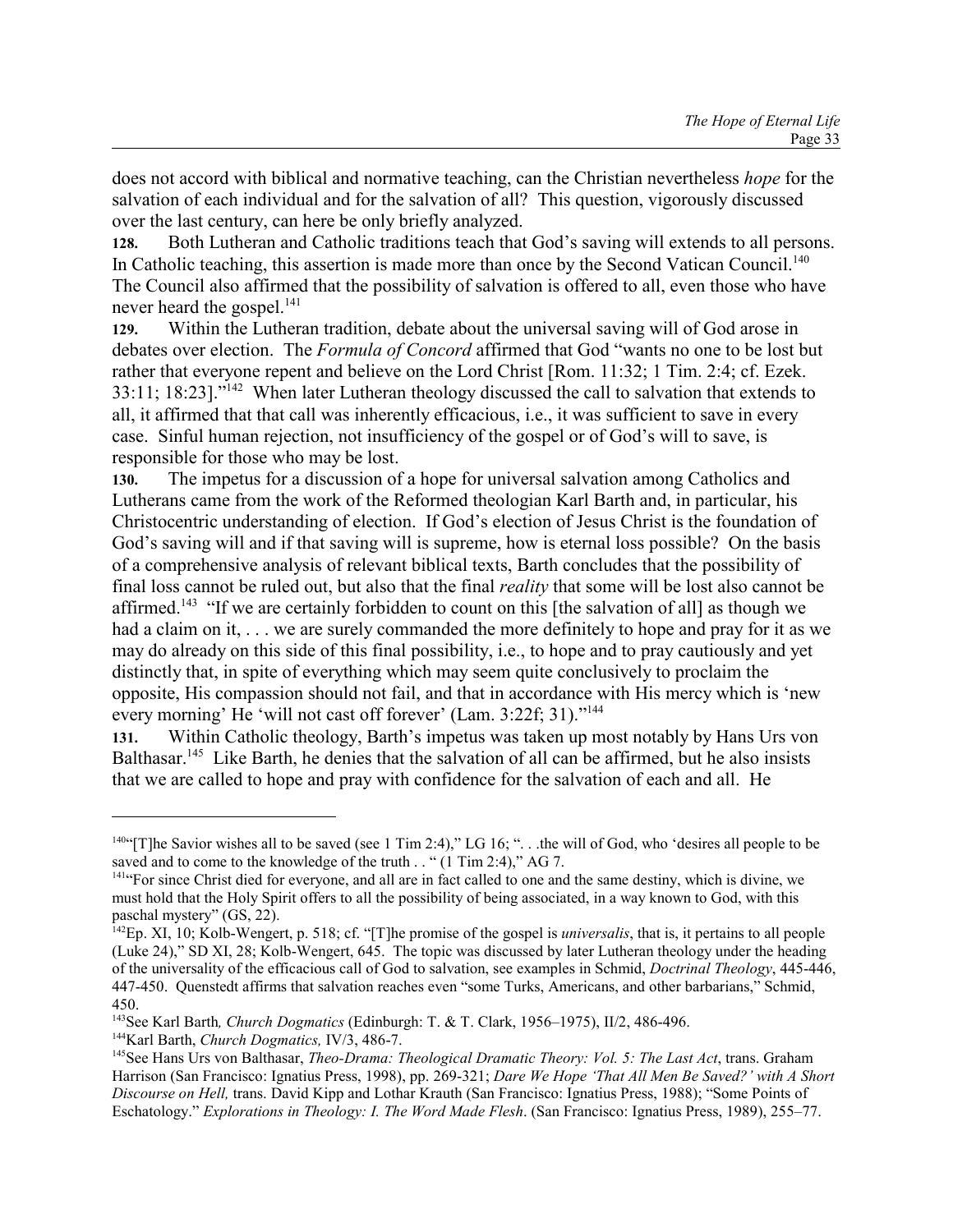does not accord with biblical and normative teaching, can the Christian nevertheless *hope* for the salvation of each individual and for the salvation of all? This question, vigorously discussed over the last century, can here be only briefly analyzed.

**128.** Both Lutheran and Catholic traditions teach that God's saving will extends to all persons. In Catholic teaching, this assertion is made more than once by the Second Vatican Council.[140] The Council also affirmed that the possibility of salvation is offered to all, even those who have never heard the gospel.[141]

**129.** Within the Lutheran tradition, debate about the universal saving will of God arose in debates over election. The *Formula of Concord* affirmed that God "wants no one to be lost but rather that everyone repent and believe on the Lord Christ [Rom. 11:32; 1 Tim. 2:4; cf. Ezek. 33:11; 18:23]."[142] When later Lutheran theology discussed the call to salvation that extends to all, it affirmed that that call was inherently efficacious, i.e., it was sufficient to save in every case. Sinful human rejection, not insufficiency of the gospel or of God's will to save, is responsible for those who may be lost.

**130.** The impetus for a discussion of a hope for universal salvation among Catholics and Lutherans came from the work of the Reformed theologian Karl Barth and, in particular, his Christocentric understanding of election. If God's election of Jesus Christ is the foundation of God's saving will and if that saving will is supreme, how is eternal loss possible? On the basis of a comprehensive analysis of relevant biblical texts, Barth concludes that the possibility of final loss cannot be ruled out, but also that the final *reality* that some will be lost also cannot be affirmed.[143] "If we are certainly forbidden to count on this [the salvation of all] as though we had a claim on it, . . . we are surely commanded the more definitely to hope and pray for it as we may do already on this side of this final possibility, i.e., to hope and to pray cautiously and yet distinctly that, in spite of everything which may seem quite conclusively to proclaim the opposite, His compassion should not fail, and that in accordance with His mercy which is 'new every morning' He 'will not cast off forever' (Lam. 3:22f; 31)."[144]

**131.** Within Catholic theology, Barth's impetus was taken up most notably by Hans Urs von Balthasar.[145] Like Barth, he denies that the salvation of all can be affirmed, but he also insists that we are called to hope and pray with confidence for the salvation of each and all. He

---

[140] "[T]he Savior wishes all to be saved (see 1 Tim 2:4)," LG 16; ". . .the will of God, who 'desires all people to be saved and to come to the knowledge of the truth . . " (1 Tim 2:4)," AG 7.

[141] "For since Christ died for everyone, and all are in fact called to one and the same destiny, which is divine, we must hold that the Holy Spirit offers to all the possibility of being associated, in a way known to God, with this paschal mystery" (GS, 22).

[142] Ep. XI, 10; Kolb-Wengert, p. 518; cf. "[T]he promise of the gospel is *universalis*, that is, it pertains to all people (Luke 24)," SD XI, 28; Kolb-Wengert, 645. The topic was discussed by later Lutheran theology under the heading of the universality of the efficacious call of God to salvation, see examples in Schmid, *Doctrinal Theology*, 445-446, 447-450. Quenstedt affirms that salvation reaches even "some Turks, Americans, and other barbarians," Schmid, 450.

[143] See Karl Barth*, Church Dogmatics* (Edinburgh: T. & T. Clark, 1956–1975), II/2, 486-496.

[144] Karl Barth, *Church Dogmatics,* IV/3, 486-7.

[145] See Hans Urs von Balthasar, *Theo-Drama: Theological Dramatic Theory: Vol. 5: The Last Act*, trans. Graham Harrison (San Francisco: Ignatius Press, 1998), pp. 269-321; *Dare We Hope 'That All Men Be Saved?' with A Short Discourse on Hell,* trans. David Kipp and Lothar Krauth (San Francisco: Ignatius Press, 1988); "Some Points of Eschatology." *Explorations in Theology: I. The Word Made Flesh*. (San Francisco: Ignatius Press, 1989), 255–77.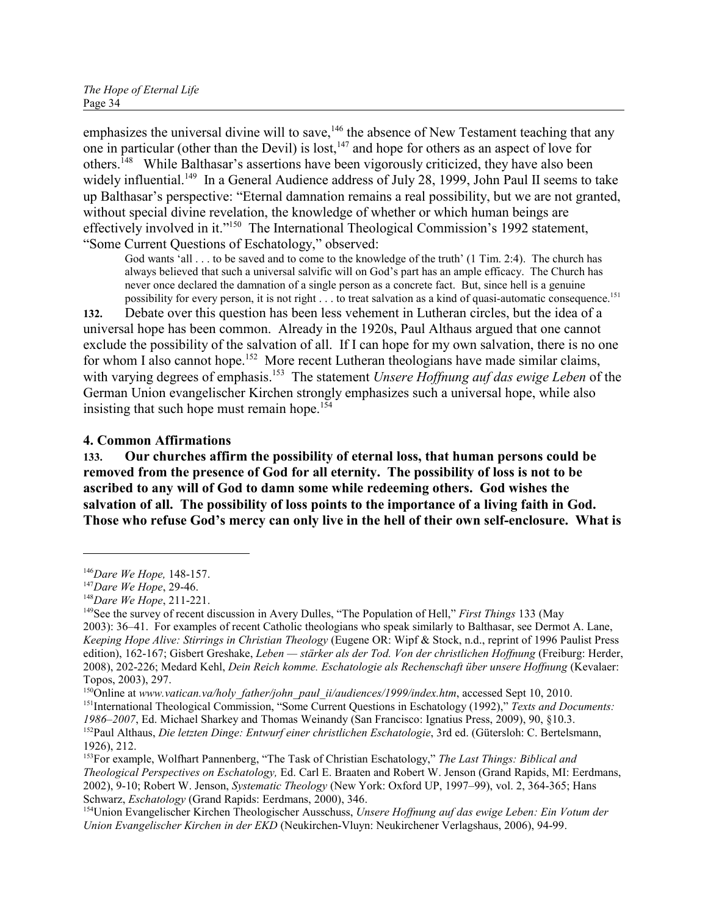emphasizes the universal divine will to save,[146] the absence of New Testament teaching that any one in particular (other than the Devil) is lost,[147] and hope for others as an aspect of love for others.[148] While Balthasar's assertions have been vigorously criticized, they have also been widely influential.[149] In a General Audience address of July 28, 1999, John Paul II seems to take up Balthasar's perspective: "Eternal damnation remains a real possibility, but we are not granted, without special divine revelation, the knowledge of whether or which human beings are effectively involved in it."[150] The International Theological Commission's 1992 statement, "Some Current Questions of Eschatology," observed:

> God wants 'all . . . to be saved and to come to the knowledge of the truth' (1 Tim. 2:4). The church has always believed that such a universal salvific will on God's part has an ample efficacy. The Church has never once declared the damnation of a single person as a concrete fact. But, since hell is a genuine possibility for every person, it is not right . . . to treat salvation as a kind of quasi-automatic consequence.[151]

**132.** Debate over this question has been less vehement in Lutheran circles, but the idea of a universal hope has been common. Already in the 1920s, Paul Althaus argued that one cannot exclude the possibility of the salvation of all. If I can hope for my own salvation, there is no one for whom I also cannot hope.[152] More recent Lutheran theologians have made similar claims, with varying degrees of emphasis.[153] The statement *Unsere Hoffnung auf das ewige Leben* of the German Union evangelischer Kirchen strongly emphasizes such a universal hope, while also insisting that such hope must remain hope.[154]

### 4. Common Affirmations

**133. Our churches affirm the possibility of eternal loss, that human persons could be removed from the presence of God for all eternity. The possibility of loss is not to be ascribed to any will of God to damn some while redeeming others. God wishes the salvation of all. The possibility of loss points to the importance of a living faith in God. Those who refuse God's mercy can only live in the hell of their own self-enclosure. What is**

---

[146] *Dare We Hope,* 148-157.

[147] *Dare We Hope*, 29-46.

[148] *Dare We Hope*, 211-221.

[149] See the survey of recent discussion in Avery Dulles, "The Population of Hell," *First Things* 133 (May 2003): 36–41. For examples of recent Catholic theologians who speak similarly to Balthasar, see Dermot A. Lane, *Keeping Hope Alive: Stirrings in Christian Theology* (Eugene OR: Wipf & Stock, n.d., reprint of 1996 Paulist Press edition), 162-167; Gisbert Greshake, *Leben — stärker als der Tod. Von der christlichen Hoffnung* (Freiburg: Herder, 2008), 202-226; Medard Kehl, *Dein Reich komme. Eschatologie als Rechenschaft über unsere Hoffnung* (Kevalaer: Topos, 2003), 297.

[150] Online at *www.vatican.va/holy_father/john_paul_ii/audiences/1999/index.htm*, accessed Sept 10, 2010.

[151] International Theological Commission, "Some Current Questions in Eschatology (1992)," *Texts and Documents: 1986–2007*, Ed. Michael Sharkey and Thomas Weinandy (San Francisco: Ignatius Press, 2009), 90, §10.3.

[152] Paul Althaus, *Die letzten Dinge: Entwurf einer christlichen Eschatologie*, 3rd ed. (Gütersloh: C. Bertelsmann, 1926), 212.

[153] For example, Wolfhart Pannenberg, "The Task of Christian Eschatology," *The Last Things: Biblical and Theological Perspectives on Eschatology,* Ed. Carl E. Braaten and Robert W. Jenson (Grand Rapids, MI: Eerdmans, 2002), 9-10; Robert W. Jenson, *Systematic Theology* (New York: Oxford UP, 1997–99), vol. 2, 364-365; Hans Schwarz, *Eschatology* (Grand Rapids: Eerdmans, 2000), 346.

[154] Union Evangelischer Kirchen Theologischer Ausschuss, *Unsere Hoffnung auf das ewige Leben: Ein Votum der Union Evangelischer Kirchen in der EKD* (Neukirchen-Vluyn: Neukirchener Verlagshaus, 2006), 94-99.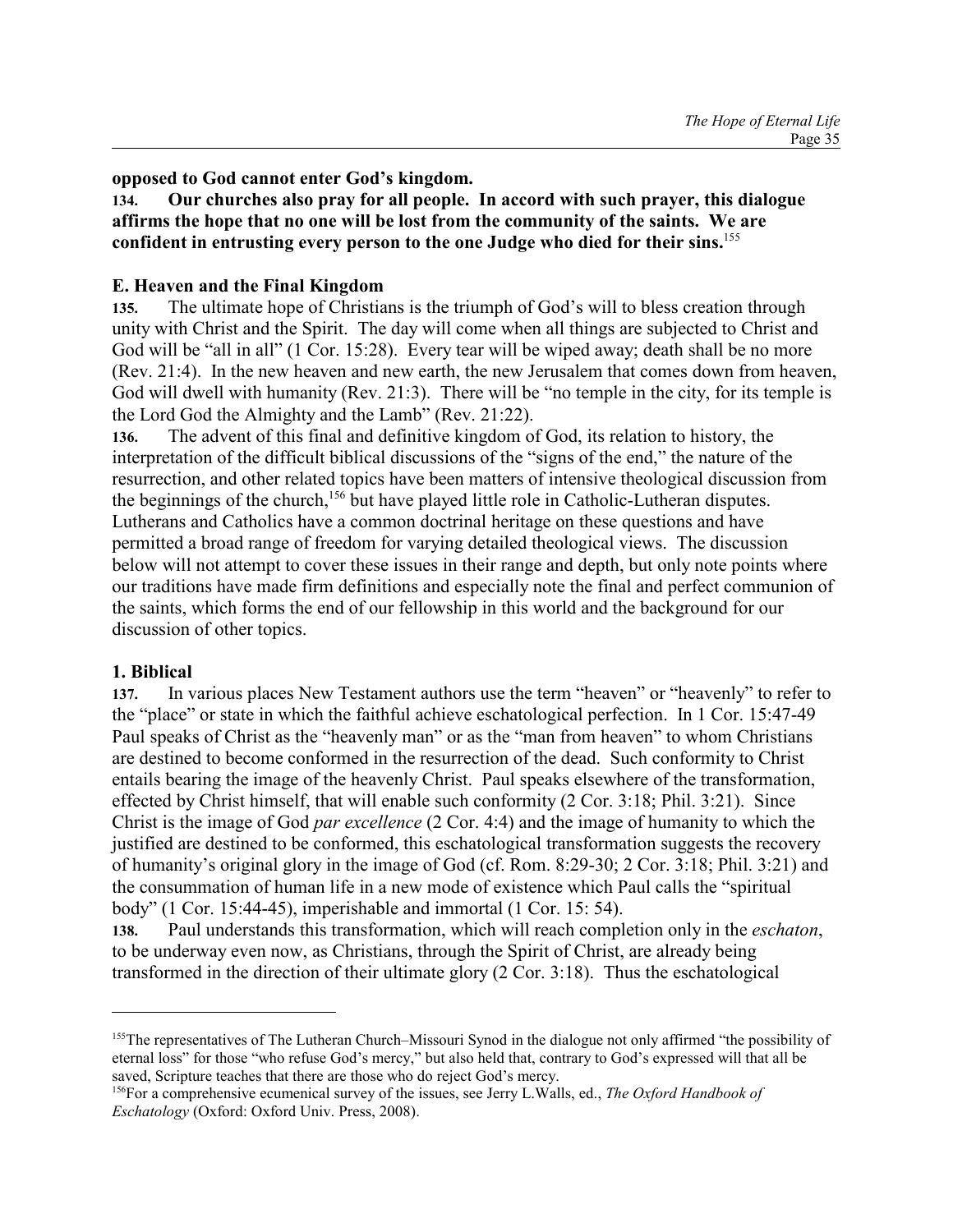**opposed to God cannot enter God's kingdom.**

**134. Our churches also pray for all people. In accord with such prayer, this dialogue affirms the hope that no one will be lost from the community of the saints. We are confident in entrusting every person to the one Judge who died for their sins.**[155]

### E. Heaven and the Final Kingdom

**135.** The ultimate hope of Christians is the triumph of God's will to bless creation through unity with Christ and the Spirit. The day will come when all things are subjected to Christ and God will be "all in all" (1 Cor. 15:28). Every tear will be wiped away; death shall be no more (Rev. 21:4). In the new heaven and new earth, the new Jerusalem that comes down from heaven, God will dwell with humanity (Rev. 21:3). There will be "no temple in the city, for its temple is the Lord God the Almighty and the Lamb" (Rev. 21:22).

**136.** The advent of this final and definitive kingdom of God, its relation to history, the interpretation of the difficult biblical discussions of the "signs of the end," the nature of the resurrection, and other related topics have been matters of intensive theological discussion from the beginnings of the church,[156] but have played little role in Catholic-Lutheran disputes. Lutherans and Catholics have a common doctrinal heritage on these questions and have permitted a broad range of freedom for varying detailed theological views. The discussion below will not attempt to cover these issues in their range and depth, but only note points where our traditions have made firm definitions and especially note the final and perfect communion of the saints, which forms the end of our fellowship in this world and the background for our discussion of other topics.

#### 1. Biblical

**137.** In various places New Testament authors use the term "heaven" or "heavenly" to refer to the "place" or state in which the faithful achieve eschatological perfection. In 1 Cor. 15:47-49 Paul speaks of Christ as the "heavenly man" or as the "man from heaven" to whom Christians are destined to become conformed in the resurrection of the dead. Such conformity to Christ entails bearing the image of the heavenly Christ. Paul speaks elsewhere of the transformation, effected by Christ himself, that will enable such conformity (2 Cor. 3:18; Phil. 3:21). Since Christ is the image of God *par excellence* (2 Cor. 4:4) and the image of humanity to which the justified are destined to be conformed, this eschatological transformation suggests the recovery of humanity's original glory in the image of God (cf. Rom. 8:29-30; 2 Cor. 3:18; Phil. 3:21) and the consummation of human life in a new mode of existence which Paul calls the "spiritual body" (1 Cor. 15:44-45), imperishable and immortal (1 Cor. 15: 54).

**138.** Paul understands this transformation, which will reach completion only in the *eschaton*, to be underway even now, as Christians, through the Spirit of Christ, are already being transformed in the direction of their ultimate glory (2 Cor. 3:18). Thus the eschatological

---

[155] The representatives of The Lutheran Church–Missouri Synod in the dialogue not only affirmed "the possibility of eternal loss" for those "who refuse God's mercy," but also held that, contrary to God's expressed will that all be saved, Scripture teaches that there are those who do reject God's mercy.

[156] For a comprehensive ecumenical survey of the issues, see Jerry L.Walls, ed., *The Oxford Handbook of Eschatology* (Oxford: Oxford Univ. Press, 2008).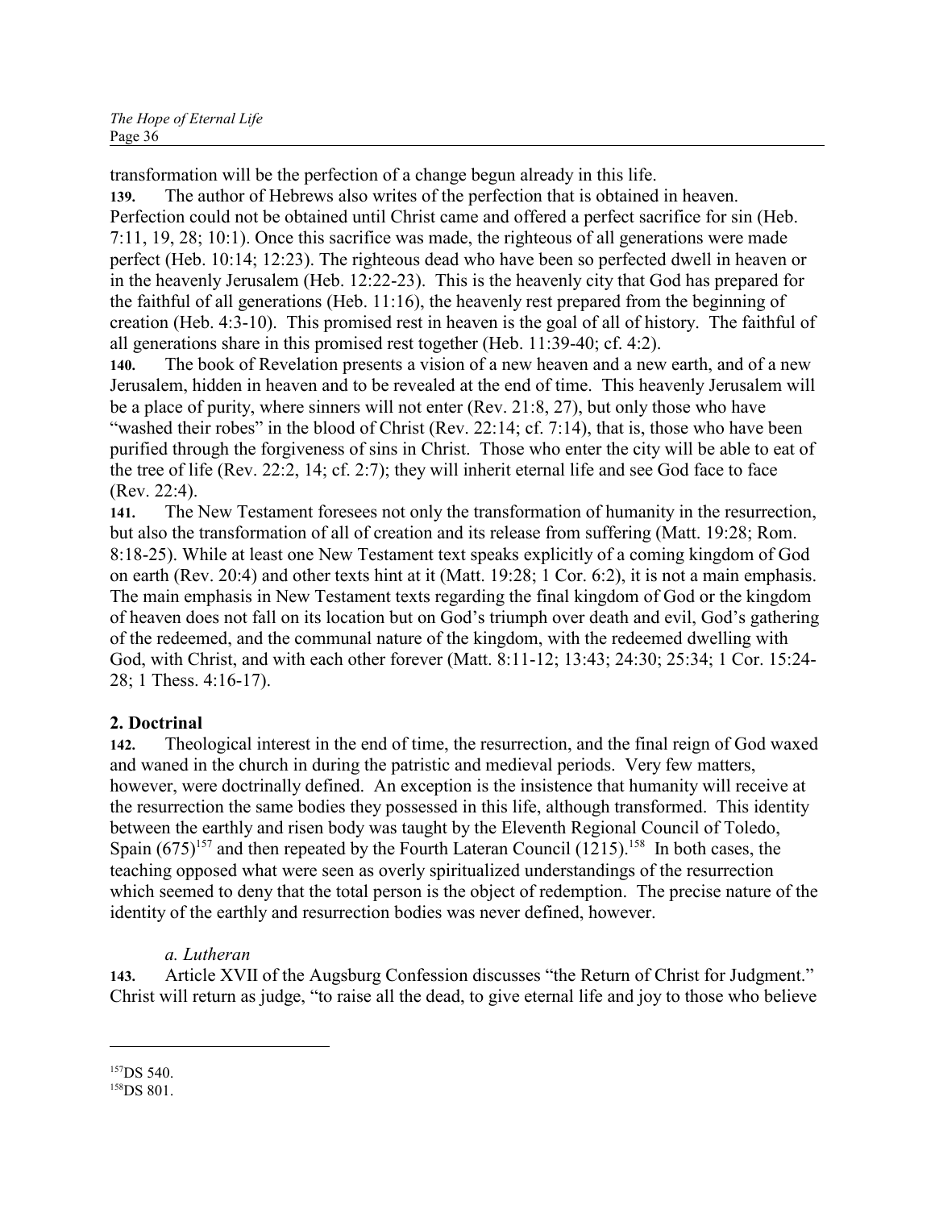transformation will be the perfection of a change begun already in this life.

**139.** The author of Hebrews also writes of the perfection that is obtained in heaven. Perfection could not be obtained until Christ came and offered a perfect sacrifice for sin (Heb. 7:11, 19, 28; 10:1). Once this sacrifice was made, the righteous of all generations were made perfect (Heb. 10:14; 12:23). The righteous dead who have been so perfected dwell in heaven or in the heavenly Jerusalem (Heb. 12:22-23). This is the heavenly city that God has prepared for the faithful of all generations (Heb. 11:16), the heavenly rest prepared from the beginning of creation (Heb. 4:3-10). This promised rest in heaven is the goal of all of history. The faithful of all generations share in this promised rest together (Heb. 11:39-40; cf. 4:2).

**140.** The book of Revelation presents a vision of a new heaven and a new earth, and of a new Jerusalem, hidden in heaven and to be revealed at the end of time. This heavenly Jerusalem will be a place of purity, where sinners will not enter (Rev. 21:8, 27), but only those who have "washed their robes" in the blood of Christ (Rev. 22:14; cf. 7:14), that is, those who have been purified through the forgiveness of sins in Christ. Those who enter the city will be able to eat of the tree of life (Rev. 22:2, 14; cf. 2:7); they will inherit eternal life and see God face to face (Rev. 22:4).

**141.** The New Testament foresees not only the transformation of humanity in the resurrection, but also the transformation of all of creation and its release from suffering (Matt. 19:28; Rom. 8:18-25). While at least one New Testament text speaks explicitly of a coming kingdom of God on earth (Rev. 20:4) and other texts hint at it (Matt. 19:28; 1 Cor. 6:2), it is not a main emphasis. The main emphasis in New Testament texts regarding the final kingdom of God or the kingdom of heaven does not fall on its location but on God's triumph over death and evil, God's gathering of the redeemed, and the communal nature of the kingdom, with the redeemed dwelling with God, with Christ, and with each other forever (Matt. 8:11-12; 13:43; 24:30; 25:34; 1 Cor. 15:24-28; 1 Thess. 4:16-17).

## 2. Doctrinal

**142.** Theological interest in the end of time, the resurrection, and the final reign of God waxed and waned in the church in during the patristic and medieval periods. Very few matters, however, were doctrinally defined. An exception is the insistence that humanity will receive at the resurrection the same bodies they possessed in this life, although transformed. This identity between the earthly and risen body was taught by the Eleventh Regional Council of Toledo, Spain (675)[157] and then repeated by the Fourth Lateran Council (1215).[158] In both cases, the teaching opposed what were seen as overly spiritualized understandings of the resurrection which seemed to deny that the total person is the object of redemption. The precise nature of the identity of the earthly and resurrection bodies was never defined, however.

### *a. Lutheran*

**143.** Article XVII of the Augsburg Confession discusses "the Return of Christ for Judgment." Christ will return as judge, "to raise all the dead, to give eternal life and joy to those who believe

---

[157] DS 540.

[158] DS 801.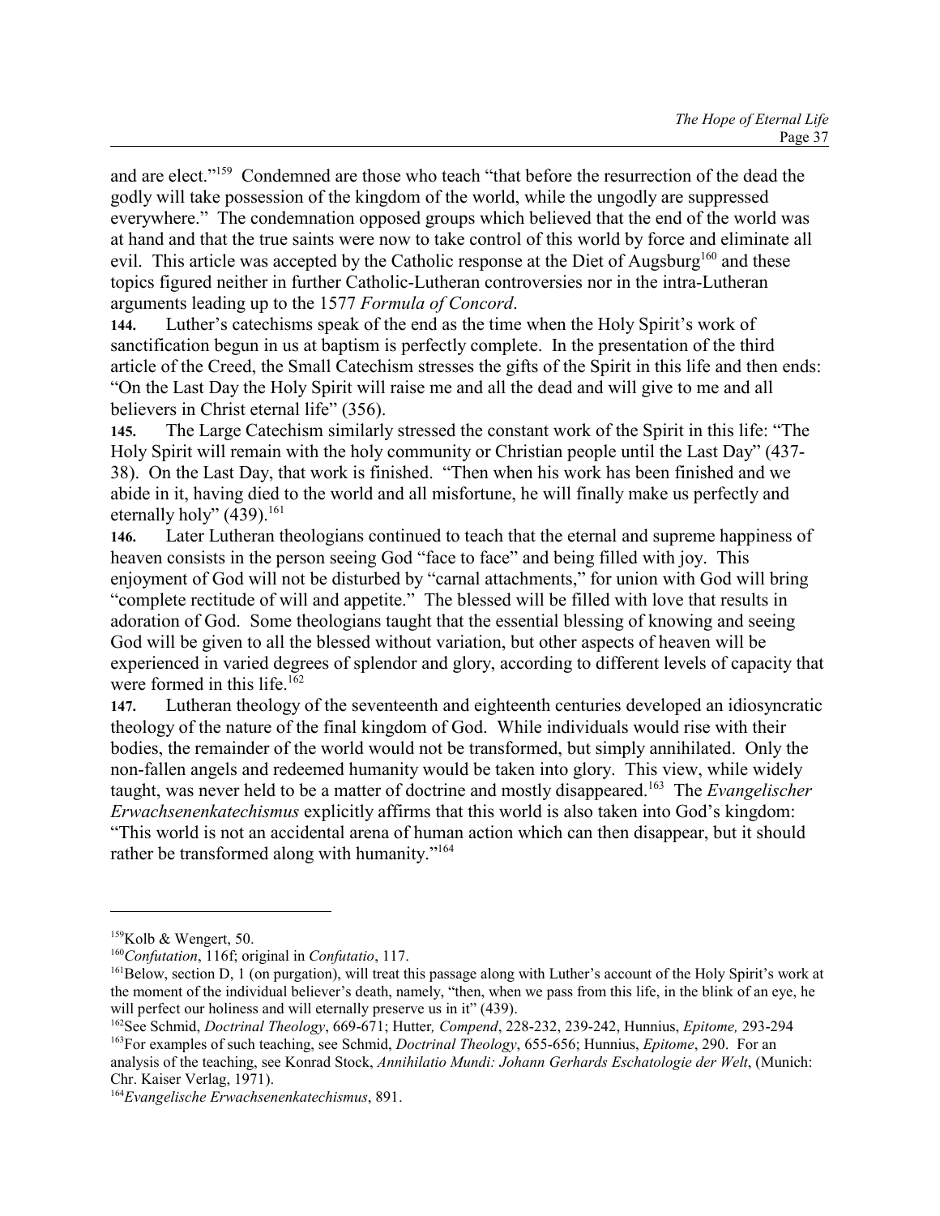and are elect."[159] Condemned are those who teach "that before the resurrection of the dead the godly will take possession of the kingdom of the world, while the ungodly are suppressed everywhere." The condemnation opposed groups which believed that the end of the world was at hand and that the true saints were now to take control of this world by force and eliminate all evil. This article was accepted by the Catholic response at the Diet of Augsburg[160] and these topics figured neither in further Catholic-Lutheran controversies nor in the intra-Lutheran arguments leading up to the 1577 *Formula of Concord*.

**144.** Luther's catechisms speak of the end as the time when the Holy Spirit's work of sanctification begun in us at baptism is perfectly complete. In the presentation of the third article of the Creed, the Small Catechism stresses the gifts of the Spirit in this life and then ends: "On the Last Day the Holy Spirit will raise me and all the dead and will give to me and all believers in Christ eternal life" (356).

**145.** The Large Catechism similarly stressed the constant work of the Spirit in this life: "The Holy Spirit will remain with the holy community or Christian people until the Last Day" (437-38). On the Last Day, that work is finished. "Then when his work has been finished and we abide in it, having died to the world and all misfortune, he will finally make us perfectly and eternally holy" (439).[161]

**146.** Later Lutheran theologians continued to teach that the eternal and supreme happiness of heaven consists in the person seeing God "face to face" and being filled with joy. This enjoyment of God will not be disturbed by "carnal attachments," for union with God will bring "complete rectitude of will and appetite." The blessed will be filled with love that results in adoration of God. Some theologians taught that the essential blessing of knowing and seeing God will be given to all the blessed without variation, but other aspects of heaven will be experienced in varied degrees of splendor and glory, according to different levels of capacity that were formed in this life.[162]

**147.** Lutheran theology of the seventeenth and eighteenth centuries developed an idiosyncratic theology of the nature of the final kingdom of God. While individuals would rise with their bodies, the remainder of the world would not be transformed, but simply annihilated. Only the non-fallen angels and redeemed humanity would be taken into glory. This view, while widely taught, was never held to be a matter of doctrine and mostly disappeared.[163] The *Evangelischer Erwachsenenkatechismus* explicitly affirms that this world is also taken into God's kingdom: "This world is not an accidental arena of human action which can then disappear, but it should rather be transformed along with humanity."[164]

---

[159] Kolb & Wengert, 50.

[160] *Confutation*, 116f; original in *Confutatio*, 117.

[161] Below, section D, 1 (on purgation), will treat this passage along with Luther's account of the Holy Spirit's work at the moment of the individual believer's death, namely, "then, when we pass from this life, in the blink of an eye, he will perfect our holiness and will eternally preserve us in it" (439).

[162] See Schmid, *Doctrinal Theology*, 669-671; Hutter*, Compend*, 228-232, 239-242, Hunnius, *Epitome,* 293-294

[163] For examples of such teaching, see Schmid, *Doctrinal Theology*, 655-656; Hunnius, *Epitome*, 290. For an analysis of the teaching, see Konrad Stock, *Annihilatio Mundi: Johann Gerhards Eschatologie der Welt*, (Munich: Chr. Kaiser Verlag, 1971).

[164] *Evangelische Erwachsenenkatechismus*, 891.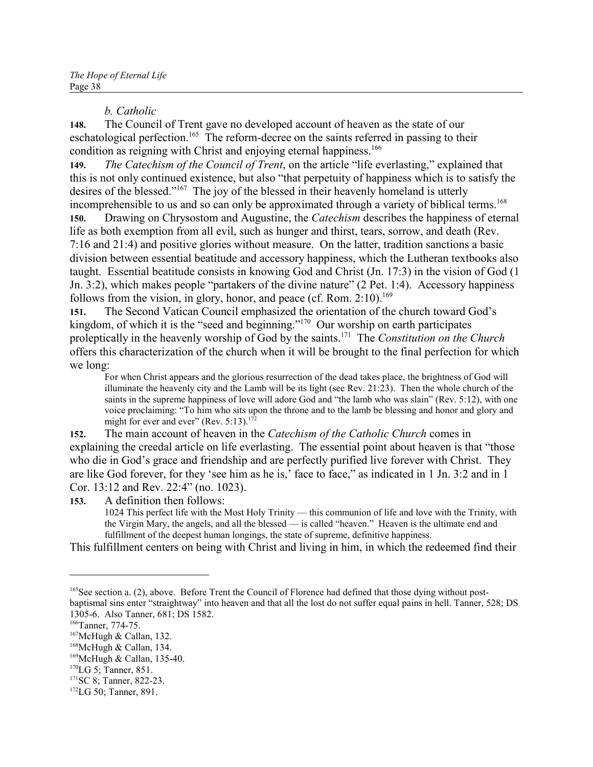*b. Catholic*

**148.** The Council of Trent gave no developed account of heaven as the state of our eschatological perfection.[165] The reform-decree on the saints referred in passing to their condition as reigning with Christ and enjoying eternal happiness.[166]

**149.** *The Catechism of the Council of Trent*, on the article "life everlasting," explained that this is not only continued existence, but also "that perpetuity of happiness which is to satisfy the desires of the blessed."[167] The joy of the blessed in their heavenly homeland is utterly incomprehensible to us and so can only be approximated through a variety of biblical terms.[168]

**150.** Drawing on Chrysostom and Augustine, the *Catechism* describes the happiness of eternal life as both exemption from all evil, such as hunger and thirst, tears, sorrow, and death (Rev. 7:16 and 21:4) and positive glories without measure. On the latter, tradition sanctions a basic division between essential beatitude and accessory happiness, which the Lutheran textbooks also taught. Essential beatitude consists in knowing God and Christ (Jn. 17:3) in the vision of God (1 Jn. 3:2), which makes people "partakers of the divine nature" (2 Pet. 1:4). Accessory happiness follows from the vision, in glory, honor, and peace (cf. Rom. 2:10).[169]

**151.** The Second Vatican Council emphasized the orientation of the church toward God's kingdom, of which it is the "seed and beginning."[170] Our worship on earth participates proleptically in the heavenly worship of God by the saints.[171] The *Constitution on the Church* offers this characterization of the church when it will be brought to the final perfection for which we long:

> For when Christ appears and the glorious resurrection of the dead takes place, the brightness of God will illuminate the heavenly city and the Lamb will be its light (see Rev. 21:23). Then the whole church of the saints in the supreme happiness of love will adore God and "the lamb who was slain" (Rev. 5:12), with one voice proclaiming: "To him who sits upon the throne and to the lamb be blessing and honor and glory and might for ever and ever" (Rev. 5:13).[172]

**152.** The main account of heaven in the *Catechism of the Catholic Church* comes in explaining the creedal article on life everlasting. The essential point about heaven is that "those who die in God's grace and friendship and are perfectly purified live forever with Christ. They are like God forever, for they 'see him as he is,' face to face," as indicated in 1 Jn. 3:2 and in 1 Cor. 13:12 and Rev. 22:4" (no. 1023).

**153.** A definition then follows:

> 1024 This perfect life with the Most Holy Trinity — this communion of life and love with the Trinity, with the Virgin Mary, the angels, and all the blessed — is called "heaven." Heaven is the ultimate end and fulfillment of the deepest human longings, the state of supreme, definitive happiness.

This fulfillment centers on being with Christ and living in him, in which the redeemed find their

---

[165] See section a. (2), above. Before Trent the Council of Florence had defined that those dying without post-baptismal sins enter "straightway" into heaven and that all the lost do not suffer equal pains in hell. Tanner, 528; DS 1305-6. Also Tanner, 681; DS 1582.

[166] Tanner, 774-75.

[167] McHugh & Callan, 132.

[168] McHugh & Callan, 134.

[169] McHugh & Callan, 135-40.

[170] LG 5; Tanner, 851.

[171] SC 8; Tanner, 822-23.

[172] LG 50; Tanner, 891.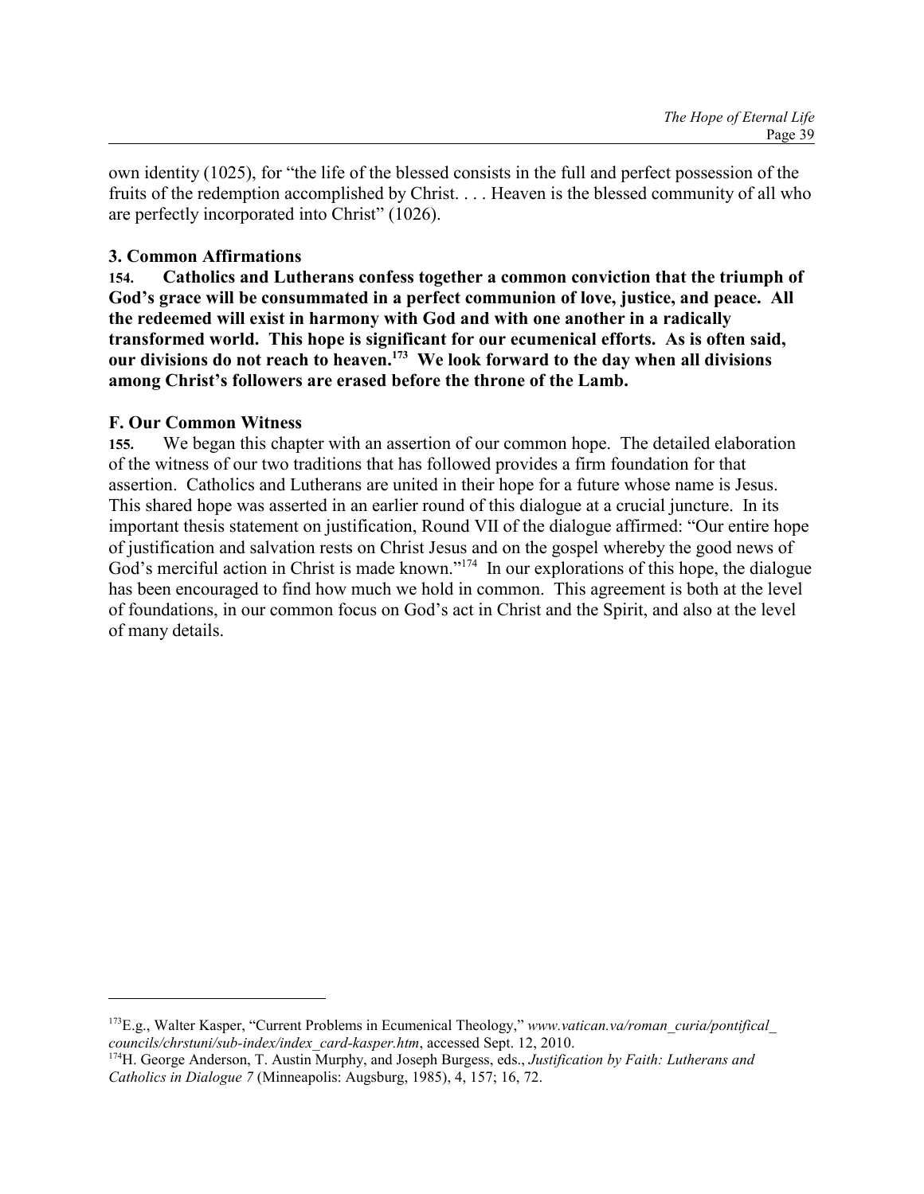own identity (1025), for "the life of the blessed consists in the full and perfect possession of the fruits of the redemption accomplished by Christ. . . . Heaven is the blessed community of all who are perfectly incorporated into Christ" (1026).

### 3. Common Affirmations

**154. Catholics and Lutherans confess together a common conviction that the triumph of God's grace will be consummated in a perfect communion of love, justice, and peace. All the redeemed will exist in harmony with God and with one another in a radically transformed world. This hope is significant for our ecumenical efforts. As is often said, our divisions do not reach to heaven.[173] We look forward to the day when all divisions among Christ's followers are erased before the throne of the Lamb.**

## F. Our Common Witness

**155.** We began this chapter with an assertion of our common hope. The detailed elaboration of the witness of our two traditions that has followed provides a firm foundation for that assertion. Catholics and Lutherans are united in their hope for a future whose name is Jesus. This shared hope was asserted in an earlier round of this dialogue at a crucial juncture. In its important thesis statement on justification, Round VII of the dialogue affirmed: "Our entire hope of justification and salvation rests on Christ Jesus and on the gospel whereby the good news of God's merciful action in Christ is made known."[174] In our explorations of this hope, the dialogue has been encouraged to find how much we hold in common. This agreement is both at the level of foundations, in our common focus on God's act in Christ and the Spirit, and also at the level of many details.

---

[173] E.g., Walter Kasper, "Current Problems in Ecumenical Theology," *www.vatican.va/roman_curia/pontifical_councils/chrstuni/sub-index/index_card-kasper.htm*, accessed Sept. 12, 2010.

[174] H. George Anderson, T. Austin Murphy, and Joseph Burgess, eds., *Justification by Faith: Lutherans and Catholics in Dialogue 7* (Minneapolis: Augsburg, 1985), 4, 157; 16, 72.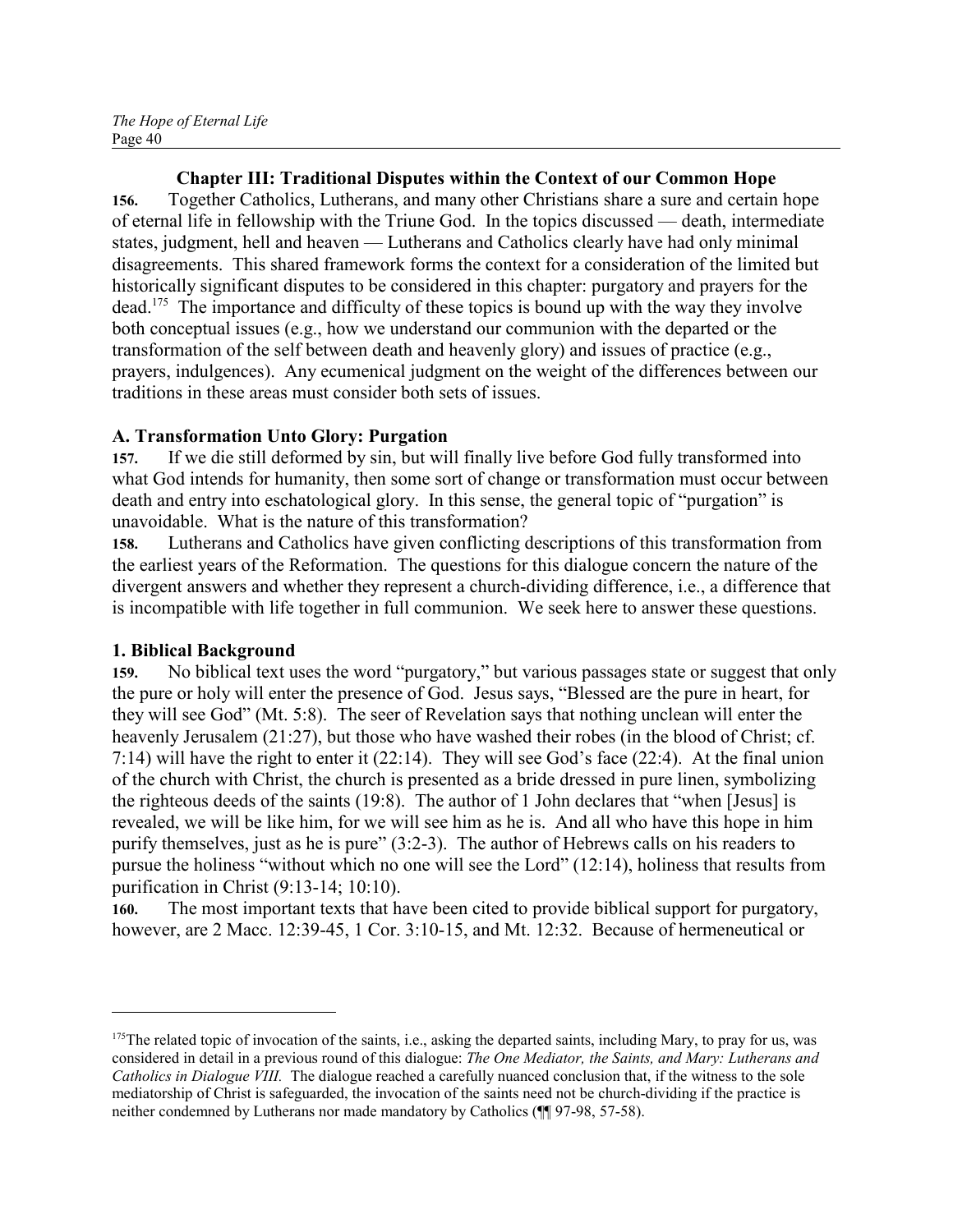## Chapter III: Traditional Disputes within the Context of our Common Hope

**156.** Together Catholics, Lutherans, and many other Christians share a sure and certain hope of eternal life in fellowship with the Triune God. In the topics discussed — death, intermediate states, judgment, hell and heaven — Lutherans and Catholics clearly have had only minimal disagreements. This shared framework forms the context for a consideration of the limited but historically significant disputes to be considered in this chapter: purgatory and prayers for the dead.[175] The importance and difficulty of these topics is bound up with the way they involve both conceptual issues (e.g., how we understand our communion with the departed or the transformation of the self between death and heavenly glory) and issues of practice (e.g., prayers, indulgences). Any ecumenical judgment on the weight of the differences between our traditions in these areas must consider both sets of issues.

### A. Transformation Unto Glory: Purgation

**157.** If we die still deformed by sin, but will finally live before God fully transformed into what God intends for humanity, then some sort of change or transformation must occur between death and entry into eschatological glory. In this sense, the general topic of "purgation" is unavoidable. What is the nature of this transformation?

**158.** Lutherans and Catholics have given conflicting descriptions of this transformation from the earliest years of the Reformation. The questions for this dialogue concern the nature of the divergent answers and whether they represent a church-dividing difference, i.e., a difference that is incompatible with life together in full communion. We seek here to answer these questions.

#### 1. Biblical Background

**159.** No biblical text uses the word "purgatory," but various passages state or suggest that only the pure or holy will enter the presence of God. Jesus says, "Blessed are the pure in heart, for they will see God" (Mt. 5:8). The seer of Revelation says that nothing unclean will enter the heavenly Jerusalem (21:27), but those who have washed their robes (in the blood of Christ; cf. 7:14) will have the right to enter it (22:14). They will see God's face (22:4). At the final union of the church with Christ, the church is presented as a bride dressed in pure linen, symbolizing the righteous deeds of the saints (19:8). The author of 1 John declares that "when [Jesus] is revealed, we will be like him, for we will see him as he is. And all who have this hope in him purify themselves, just as he is pure" (3:2-3). The author of Hebrews calls on his readers to pursue the holiness "without which no one will see the Lord" (12:14), holiness that results from purification in Christ (9:13-14; 10:10).

**160.** The most important texts that have been cited to provide biblical support for purgatory, however, are 2 Macc. 12:39-45, 1 Cor. 3:10-15, and Mt. 12:32. Because of hermeneutical or

---

[175] The related topic of invocation of the saints, i.e., asking the departed saints, including Mary, to pray for us, was considered in detail in a previous round of this dialogue: *The One Mediator, the Saints, and Mary: Lutherans and Catholics in Dialogue VIII.* The dialogue reached a carefully nuanced conclusion that, if the witness to the sole mediatorship of Christ is safeguarded, the invocation of the saints need not be church-dividing if the practice is neither condemned by Lutherans nor made mandatory by Catholics (¶¶ 97-98, 57-58).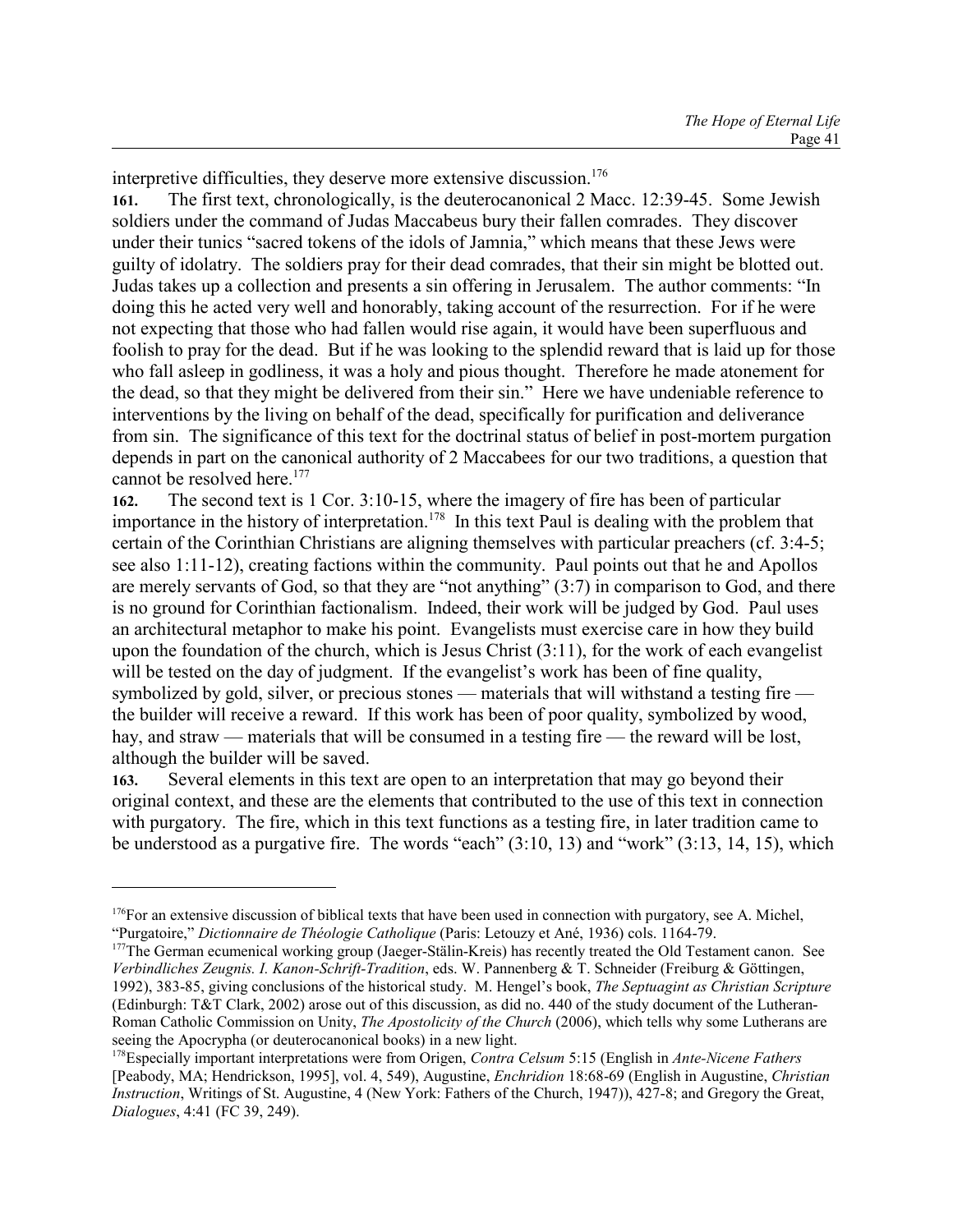interpretive difficulties, they deserve more extensive discussion.[176]

**161.** The first text, chronologically, is the deuterocanonical 2 Macc. 12:39-45. Some Jewish soldiers under the command of Judas Maccabeus bury their fallen comrades. They discover under their tunics "sacred tokens of the idols of Jamnia," which means that these Jews were guilty of idolatry. The soldiers pray for their dead comrades, that their sin might be blotted out. Judas takes up a collection and presents a sin offering in Jerusalem. The author comments: "In doing this he acted very well and honorably, taking account of the resurrection. For if he were not expecting that those who had fallen would rise again, it would have been superfluous and foolish to pray for the dead. But if he was looking to the splendid reward that is laid up for those who fall asleep in godliness, it was a holy and pious thought. Therefore he made atonement for the dead, so that they might be delivered from their sin." Here we have undeniable reference to interventions by the living on behalf of the dead, specifically for purification and deliverance from sin. The significance of this text for the doctrinal status of belief in post-mortem purgation depends in part on the canonical authority of 2 Maccabees for our two traditions, a question that cannot be resolved here.[177]

**162.** The second text is 1 Cor. 3:10-15, where the imagery of fire has been of particular importance in the history of interpretation.[178] In this text Paul is dealing with the problem that certain of the Corinthian Christians are aligning themselves with particular preachers (cf. 3:4-5; see also 1:11-12), creating factions within the community. Paul points out that he and Apollos are merely servants of God, so that they are "not anything" (3:7) in comparison to God, and there is no ground for Corinthian factionalism. Indeed, their work will be judged by God. Paul uses an architectural metaphor to make his point. Evangelists must exercise care in how they build upon the foundation of the church, which is Jesus Christ (3:11), for the work of each evangelist will be tested on the day of judgment. If the evangelist's work has been of fine quality, symbolized by gold, silver, or precious stones — materials that will withstand a testing fire — the builder will receive a reward. If this work has been of poor quality, symbolized by wood, hay, and straw — materials that will be consumed in a testing fire — the reward will be lost, although the builder will be saved.

**163.** Several elements in this text are open to an interpretation that may go beyond their original context, and these are the elements that contributed to the use of this text in connection with purgatory. The fire, which in this text functions as a testing fire, in later tradition came to be understood as a purgative fire. The words "each" (3:10, 13) and "work" (3:13, 14, 15), which

---

[176]For an extensive discussion of biblical texts that have been used in connection with purgatory, see A. Michel, "Purgatoire," *Dictionnaire de Théologie Catholique* (Paris: Letouzy et Ané, 1936) cols. 1164-79.

[177]The German ecumenical working group (Jaeger-Stälin-Kreis) has recently treated the Old Testament canon. See *Verbindliches Zeugnis. I. Kanon-Schrift-Tradition*, eds. W. Pannenberg & T. Schneider (Freiburg & Göttingen, 1992), 383-85, giving conclusions of the historical study. M. Hengel's book, *The Septuagint as Christian Scripture* (Edinburgh: T&T Clark, 2002) arose out of this discussion, as did no. 440 of the study document of the Lutheran-Roman Catholic Commission on Unity, *The Apostolicity of the Church* (2006), which tells why some Lutherans are seeing the Apocrypha (or deuterocanonical books) in a new light.

[178]Especially important interpretations were from Origen, *Contra Celsum* 5:15 (English in *Ante-Nicene Fathers* [Peabody, MA; Hendrickson, 1995], vol. 4, 549), Augustine, *Enchridion* 18:68-69 (English in Augustine, *Christian Instruction*, Writings of St. Augustine, 4 (New York: Fathers of the Church, 1947)), 427-8; and Gregory the Great, *Dialogues*, 4:41 (FC 39, 249).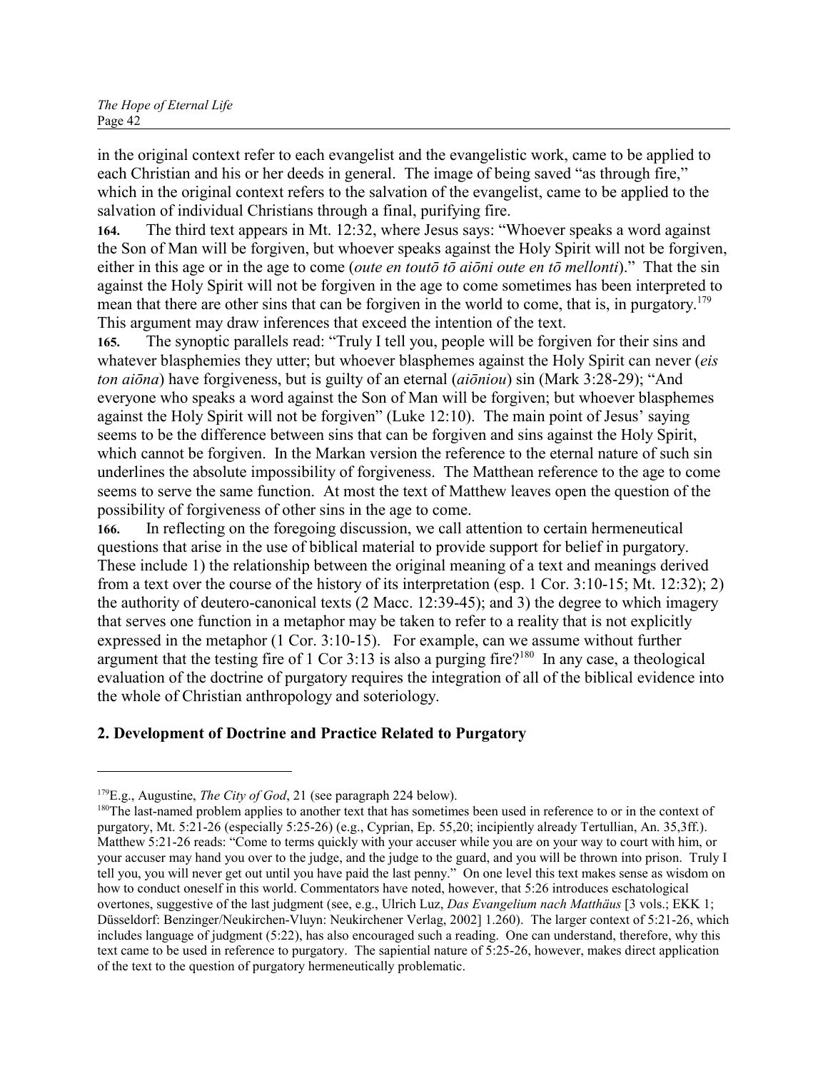in the original context refer to each evangelist and the evangelistic work, came to be applied to each Christian and his or her deeds in general. The image of being saved "as through fire," which in the original context refers to the salvation of the evangelist, came to be applied to the salvation of individual Christians through a final, purifying fire.

**164.** The third text appears in Mt. 12:32, where Jesus says: "Whoever speaks a word against the Son of Man will be forgiven, but whoever speaks against the Holy Spirit will not be forgiven, either in this age or in the age to come (*oute en toutō tō aiōni oute en tō mellonti*)." That the sin against the Holy Spirit will not be forgiven in the age to come sometimes has been interpreted to mean that there are other sins that can be forgiven in the world to come, that is, in purgatory.[179] This argument may draw inferences that exceed the intention of the text.

**165.** The synoptic parallels read: "Truly I tell you, people will be forgiven for their sins and whatever blasphemies they utter; but whoever blasphemes against the Holy Spirit can never (*eis ton aiōna*) have forgiveness, but is guilty of an eternal (*aiōniou*) sin (Mark 3:28-29); "And everyone who speaks a word against the Son of Man will be forgiven; but whoever blasphemes against the Holy Spirit will not be forgiven" (Luke 12:10). The main point of Jesus' saying seems to be the difference between sins that can be forgiven and sins against the Holy Spirit, which cannot be forgiven. In the Markan version the reference to the eternal nature of such sin underlines the absolute impossibility of forgiveness. The Matthean reference to the age to come seems to serve the same function. At most the text of Matthew leaves open the question of the possibility of forgiveness of other sins in the age to come.

**166.** In reflecting on the foregoing discussion, we call attention to certain hermeneutical questions that arise in the use of biblical material to provide support for belief in purgatory. These include 1) the relationship between the original meaning of a text and meanings derived from a text over the course of the history of its interpretation (esp. 1 Cor. 3:10-15; Mt. 12:32); 2) the authority of deutero-canonical texts (2 Macc. 12:39-45); and 3) the degree to which imagery that serves one function in a metaphor may be taken to refer to a reality that is not explicitly expressed in the metaphor (1 Cor. 3:10-15). For example, can we assume without further argument that the testing fire of 1 Cor 3:13 is also a purging fire?[180] In any case, a theological evaluation of the doctrine of purgatory requires the integration of all of the biblical evidence into the whole of Christian anthropology and soteriology.

## 2. Development of Doctrine and Practice Related to Purgatory

---

[179] E.g., Augustine, *The City of God*, 21 (see paragraph 224 below).

[180] The last-named problem applies to another text that has sometimes been used in reference to or in the context of purgatory, Mt. 5:21-26 (especially 5:25-26) (e.g., Cyprian, Ep. 55,20; incipiently already Tertullian, An. 35,3ff.). Matthew 5:21-26 reads: "Come to terms quickly with your accuser while you are on your way to court with him, or your accuser may hand you over to the judge, and the judge to the guard, and you will be thrown into prison. Truly I tell you, you will never get out until you have paid the last penny." On one level this text makes sense as wisdom on how to conduct oneself in this world. Commentators have noted, however, that 5:26 introduces eschatological overtones, suggestive of the last judgment (see, e.g., Ulrich Luz, *Das Evangelium nach Matthäus* [3 vols.; EKK 1; Düsseldorf: Benzinger/Neukirchen-Vluyn: Neukirchener Verlag, 2002] 1.260). The larger context of 5:21-26, which includes language of judgment (5:22), has also encouraged such a reading. One can understand, therefore, why this text came to be used in reference to purgatory. The sapiential nature of 5:25-26, however, makes direct application of the text to the question of purgatory hermeneutically problematic.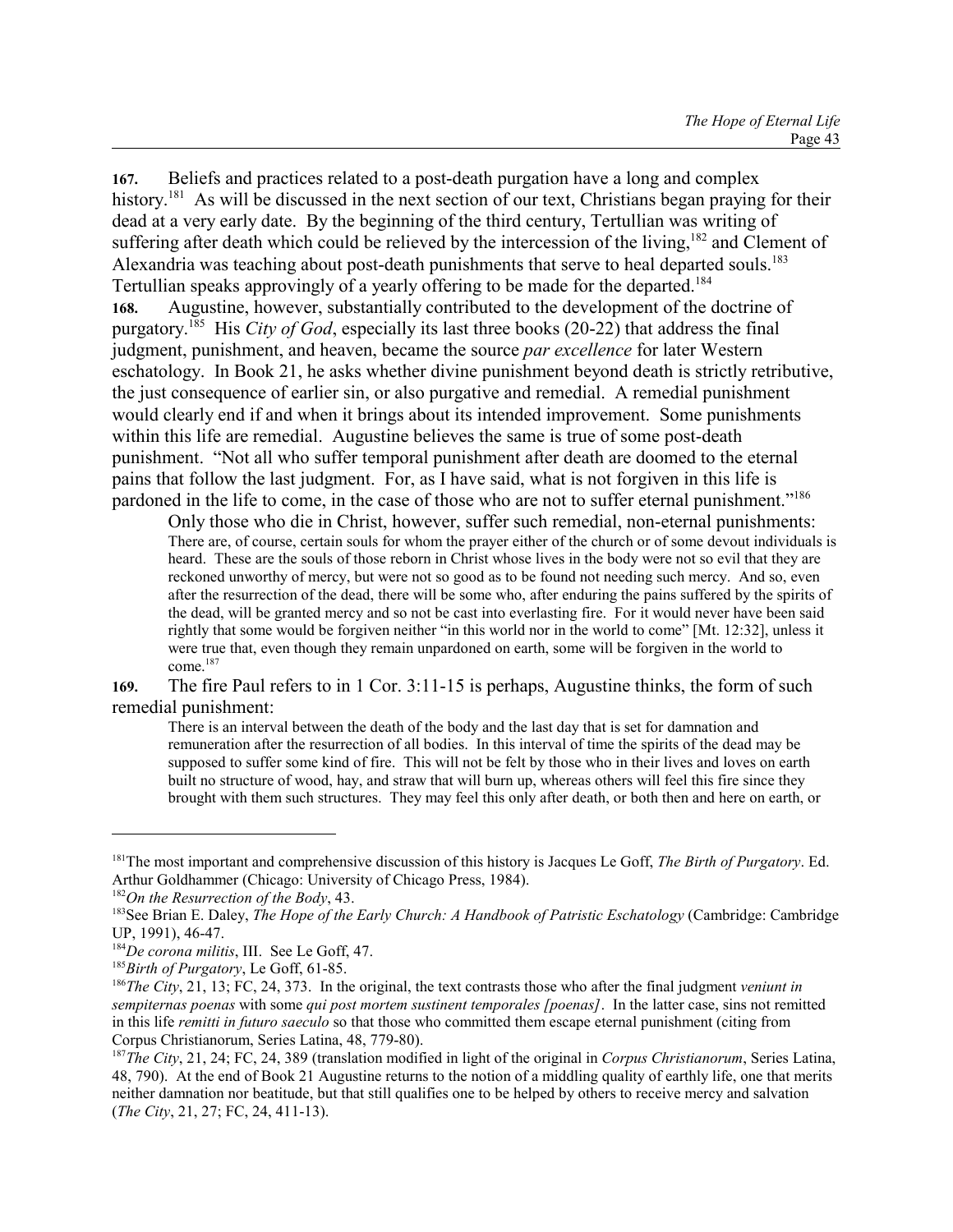**167.** Beliefs and practices related to a post-death purgation have a long and complex history.[181] As will be discussed in the next section of our text, Christians began praying for their dead at a very early date. By the beginning of the third century, Tertullian was writing of suffering after death which could be relieved by the intercession of the living,[182] and Clement of Alexandria was teaching about post-death punishments that serve to heal departed souls.[183] Tertullian speaks approvingly of a yearly offering to be made for the departed.[184]

**168.** Augustine, however, substantially contributed to the development of the doctrine of purgatory.[185] His *City of God*, especially its last three books (20-22) that address the final judgment, punishment, and heaven, became the source *par excellence* for later Western eschatology. In Book 21, he asks whether divine punishment beyond death is strictly retributive, the just consequence of earlier sin, or also purgative and remedial. A remedial punishment would clearly end if and when it brings about its intended improvement. Some punishments within this life are remedial. Augustine believes the same is true of some post-death punishment. "Not all who suffer temporal punishment after death are doomed to the eternal pains that follow the last judgment. For, as I have said, what is not forgiven in this life is pardoned in the life to come, in the case of those who are not to suffer eternal punishment."[186]

Only those who die in Christ, however, suffer such remedial, non-eternal punishments:

> There are, of course, certain souls for whom the prayer either of the church or of some devout individuals is heard. These are the souls of those reborn in Christ whose lives in the body were not so evil that they are reckoned unworthy of mercy, but were not so good as to be found not needing such mercy. And so, even after the resurrection of the dead, there will be some who, after enduring the pains suffered by the spirits of the dead, will be granted mercy and so not be cast into everlasting fire. For it would never have been said rightly that some would be forgiven neither "in this world nor in the world to come" [Mt. 12:32], unless it were true that, even though they remain unpardoned on earth, some will be forgiven in the world to come.[187]

**169.** The fire Paul refers to in 1 Cor. 3:11-15 is perhaps, Augustine thinks, the form of such remedial punishment:

> There is an interval between the death of the body and the last day that is set for damnation and remuneration after the resurrection of all bodies. In this interval of time the spirits of the dead may be supposed to suffer some kind of fire. This will not be felt by those who in their lives and loves on earth built no structure of wood, hay, and straw that will burn up, whereas others will feel this fire since they brought with them such structures. They may feel this only after death, or both then and here on earth, or

---

[181] The most important and comprehensive discussion of this history is Jacques Le Goff, *The Birth of Purgatory*. Ed. Arthur Goldhammer (Chicago: University of Chicago Press, 1984).

[182] *On the Resurrection of the Body*, 43.

[183] See Brian E. Daley, *The Hope of the Early Church: A Handbook of Patristic Eschatology* (Cambridge: Cambridge UP, 1991), 46-47.

[184] *De corona militis*, III. See Le Goff, 47.

[185] *Birth of Purgatory*, Le Goff, 61-85.

[186] *The City*, 21, 13; FC, 24, 373. In the original, the text contrasts those who after the final judgment *veniunt in sempiternas poenas* with some *qui post mortem sustinent temporales [poenas]*. In the latter case, sins not remitted in this life *remitti in futuro saeculo* so that those who committed them escape eternal punishment (citing from Corpus Christianorum, Series Latina, 48, 779-80).

[187] *The City*, 21, 24; FC, 24, 389 (translation modified in light of the original in *Corpus Christianorum*, Series Latina, 48, 790). At the end of Book 21 Augustine returns to the notion of a middling quality of earthly life, one that merits neither damnation nor beatitude, but that still qualifies one to be helped by others to receive mercy and salvation (*The City*, 21, 27; FC, 24, 411-13).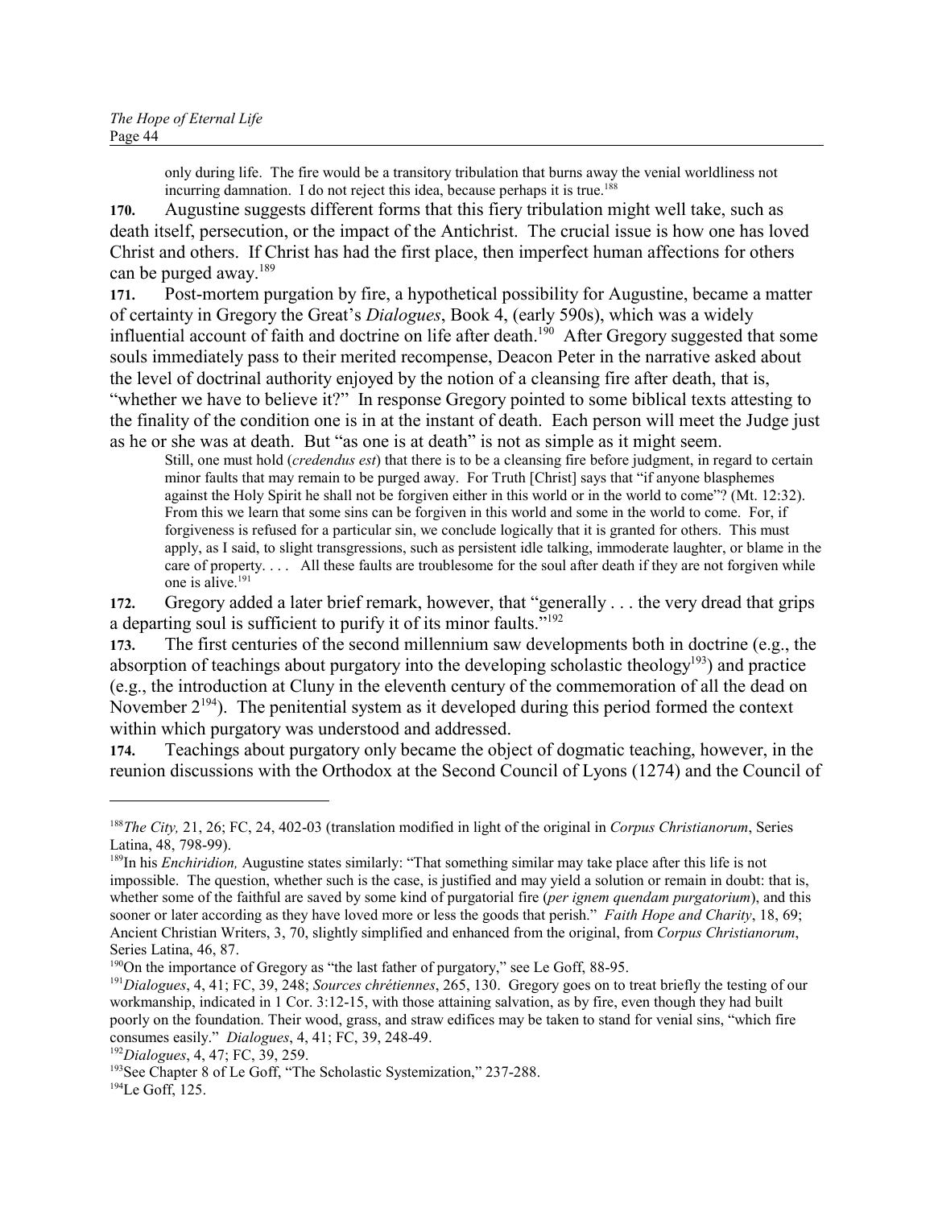only during life. The fire would be a transitory tribulation that burns away the venial worldliness not incurring damnation. I do not reject this idea, because perhaps it is true.[188]

**170.** Augustine suggests different forms that this fiery tribulation might well take, such as death itself, persecution, or the impact of the Antichrist. The crucial issue is how one has loved Christ and others. If Christ has had the first place, then imperfect human affections for others can be purged away.[189]

**171.** Post-mortem purgation by fire, a hypothetical possibility for Augustine, became a matter of certainty in Gregory the Great's *Dialogues*, Book 4, (early 590s), which was a widely influential account of faith and doctrine on life after death.[190] After Gregory suggested that some souls immediately pass to their merited recompense, Deacon Peter in the narrative asked about the level of doctrinal authority enjoyed by the notion of a cleansing fire after death, that is, "whether we have to believe it?" In response Gregory pointed to some biblical texts attesting to the finality of the condition one is in at the instant of death. Each person will meet the Judge just as he or she was at death. But "as one is at death" is not as simple as it might seem.

> Still, one must hold (*credendus est*) that there is to be a cleansing fire before judgment, in regard to certain minor faults that may remain to be purged away. For Truth [Christ] says that "if anyone blasphemes against the Holy Spirit he shall not be forgiven either in this world or in the world to come"? (Mt. 12:32). From this we learn that some sins can be forgiven in this world and some in the world to come. For, if forgiveness is refused for a particular sin, we conclude logically that it is granted for others. This must apply, as I said, to slight transgressions, such as persistent idle talking, immoderate laughter, or blame in the care of property. . . . All these faults are troublesome for the soul after death if they are not forgiven while one is alive.[191]

**172.** Gregory added a later brief remark, however, that "generally . . . the very dread that grips a departing soul is sufficient to purify it of its minor faults."[192]

**173.** The first centuries of the second millennium saw developments both in doctrine (e.g., the absorption of teachings about purgatory into the developing scholastic theology[193]) and practice (e.g., the introduction at Cluny in the eleventh century of the commemoration of all the dead on November 2[194]). The penitential system as it developed during this period formed the context within which purgatory was understood and addressed.

**174.** Teachings about purgatory only became the object of dogmatic teaching, however, in the reunion discussions with the Orthodox at the Second Council of Lyons (1274) and the Council of

---

[188] *The City,* 21, 26; FC, 24, 402-03 (translation modified in light of the original in *Corpus Christianorum*, Series Latina, 48, 798-99).

[189] In his *Enchiridion,* Augustine states similarly: "That something similar may take place after this life is not impossible. The question, whether such is the case, is justified and may yield a solution or remain in doubt: that is, whether some of the faithful are saved by some kind of purgatorial fire (*per ignem quendam purgatorium*), and this sooner or later according as they have loved more or less the goods that perish." *Faith Hope and Charity*, 18, 69; Ancient Christian Writers, 3, 70, slightly simplified and enhanced from the original, from *Corpus Christianorum*, Series Latina, 46, 87.

[190] On the importance of Gregory as "the last father of purgatory," see Le Goff, 88-95.

[191] *Dialogues*, 4, 41; FC, 39, 248; *Sources chrétiennes*, 265, 130. Gregory goes on to treat briefly the testing of our workmanship, indicated in 1 Cor. 3:12-15, with those attaining salvation, as by fire, even though they had built poorly on the foundation. Their wood, grass, and straw edifices may be taken to stand for venial sins, "which fire consumes easily." *Dialogues*, 4, 41; FC, 39, 248-49.

[192] *Dialogues*, 4, 47; FC, 39, 259.

[193] See Chapter 8 of Le Goff, "The Scholastic Systemization," 237-288.

[194] Le Goff, 125.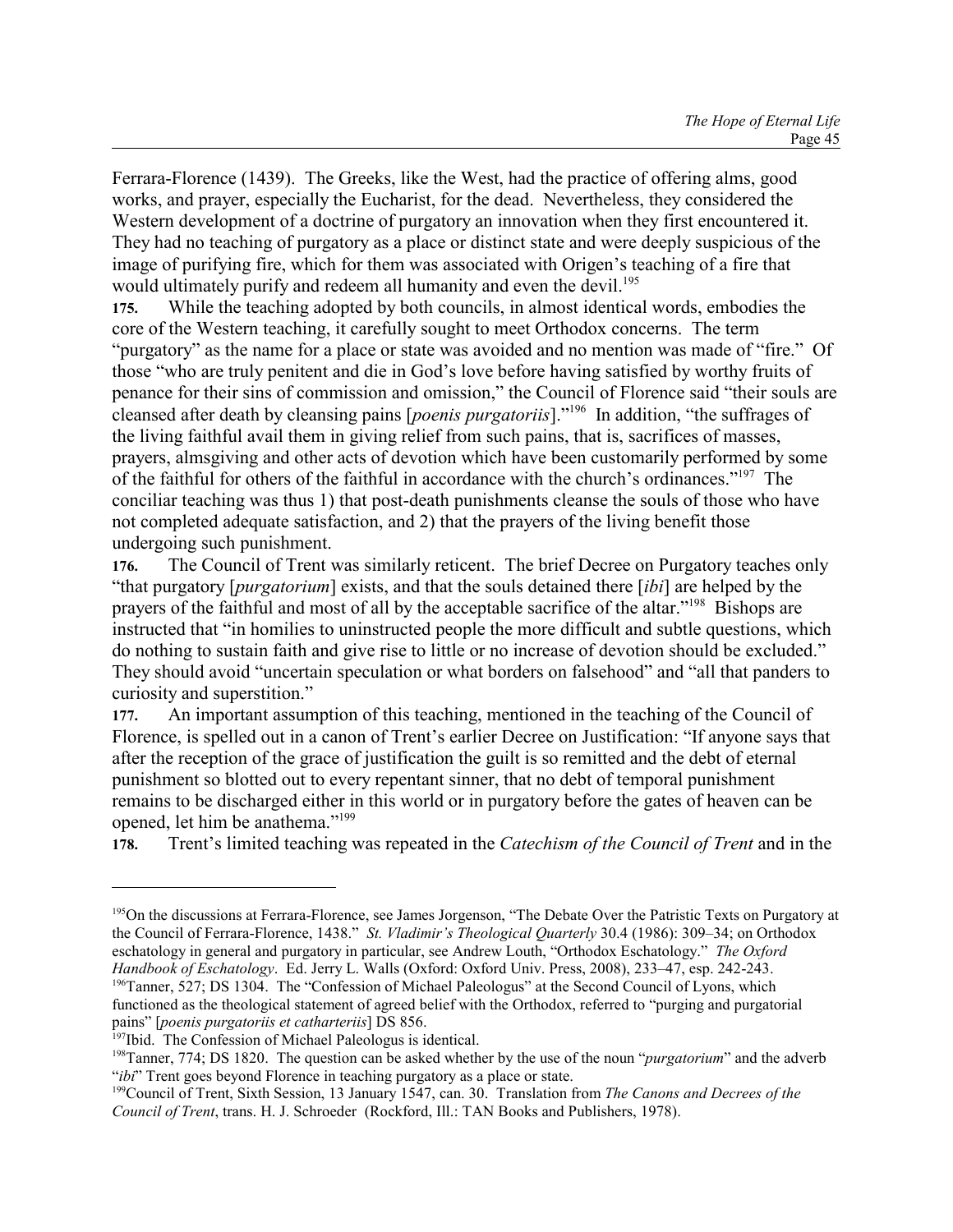Ferrara-Florence (1439). The Greeks, like the West, had the practice of offering alms, good works, and prayer, especially the Eucharist, for the dead. Nevertheless, they considered the Western development of a doctrine of purgatory an innovation when they first encountered it. They had no teaching of purgatory as a place or distinct state and were deeply suspicious of the image of purifying fire, which for them was associated with Origen's teaching of a fire that would ultimately purify and redeem all humanity and even the devil.[195]

**175.** While the teaching adopted by both councils, in almost identical words, embodies the core of the Western teaching, it carefully sought to meet Orthodox concerns. The term "purgatory" as the name for a place or state was avoided and no mention was made of "fire." Of those "who are truly penitent and die in God's love before having satisfied by worthy fruits of penance for their sins of commission and omission," the Council of Florence said "their souls are cleansed after death by cleansing pains [*poenis purgatoriis*]."[196] In addition, "the suffrages of the living faithful avail them in giving relief from such pains, that is, sacrifices of masses, prayers, almsgiving and other acts of devotion which have been customarily performed by some of the faithful for others of the faithful in accordance with the church's ordinances."[197] The conciliar teaching was thus 1) that post-death punishments cleanse the souls of those who have not completed adequate satisfaction, and 2) that the prayers of the living benefit those undergoing such punishment.

**176.** The Council of Trent was similarly reticent. The brief Decree on Purgatory teaches only "that purgatory [*purgatorium*] exists, and that the souls detained there [*ibi*] are helped by the prayers of the faithful and most of all by the acceptable sacrifice of the altar."[198] Bishops are instructed that "in homilies to uninstructed people the more difficult and subtle questions, which do nothing to sustain faith and give rise to little or no increase of devotion should be excluded." They should avoid "uncertain speculation or what borders on falsehood" and "all that panders to curiosity and superstition."

**177.** An important assumption of this teaching, mentioned in the teaching of the Council of Florence, is spelled out in a canon of Trent's earlier Decree on Justification: "If anyone says that after the reception of the grace of justification the guilt is so remitted and the debt of eternal punishment so blotted out to every repentant sinner, that no debt of temporal punishment remains to be discharged either in this world or in purgatory before the gates of heaven can be opened, let him be anathema."[199]

**178.** Trent's limited teaching was repeated in the *Catechism of the Council of Trent* and in the

---

[195] On the discussions at Ferrara-Florence, see James Jorgenson, "The Debate Over the Patristic Texts on Purgatory at the Council of Ferrara-Florence, 1438." *St. Vladimir's Theological Quarterly* 30.4 (1986): 309–34; on Orthodox eschatology in general and purgatory in particular, see Andrew Louth, "Orthodox Eschatology." *The Oxford Handbook of Eschatology*. Ed. Jerry L. Walls (Oxford: Oxford Univ. Press, 2008), 233–47, esp. 242-243.

[196] Tanner, 527; DS 1304. The "Confession of Michael Paleologus" at the Second Council of Lyons, which functioned as the theological statement of agreed belief with the Orthodox, referred to "purging and purgatorial pains" [*poenis purgatoriis et catharteriis*] DS 856.

[197] Ibid. The Confession of Michael Paleologus is identical.

[198] Tanner, 774; DS 1820. The question can be asked whether by the use of the noun "*purgatorium*" and the adverb "*ibi*" Trent goes beyond Florence in teaching purgatory as a place or state.

[199] Council of Trent, Sixth Session, 13 January 1547, can. 30. Translation from *The Canons and Decrees of the Council of Trent*, trans. H. J. Schroeder (Rockford, Ill.: TAN Books and Publishers, 1978).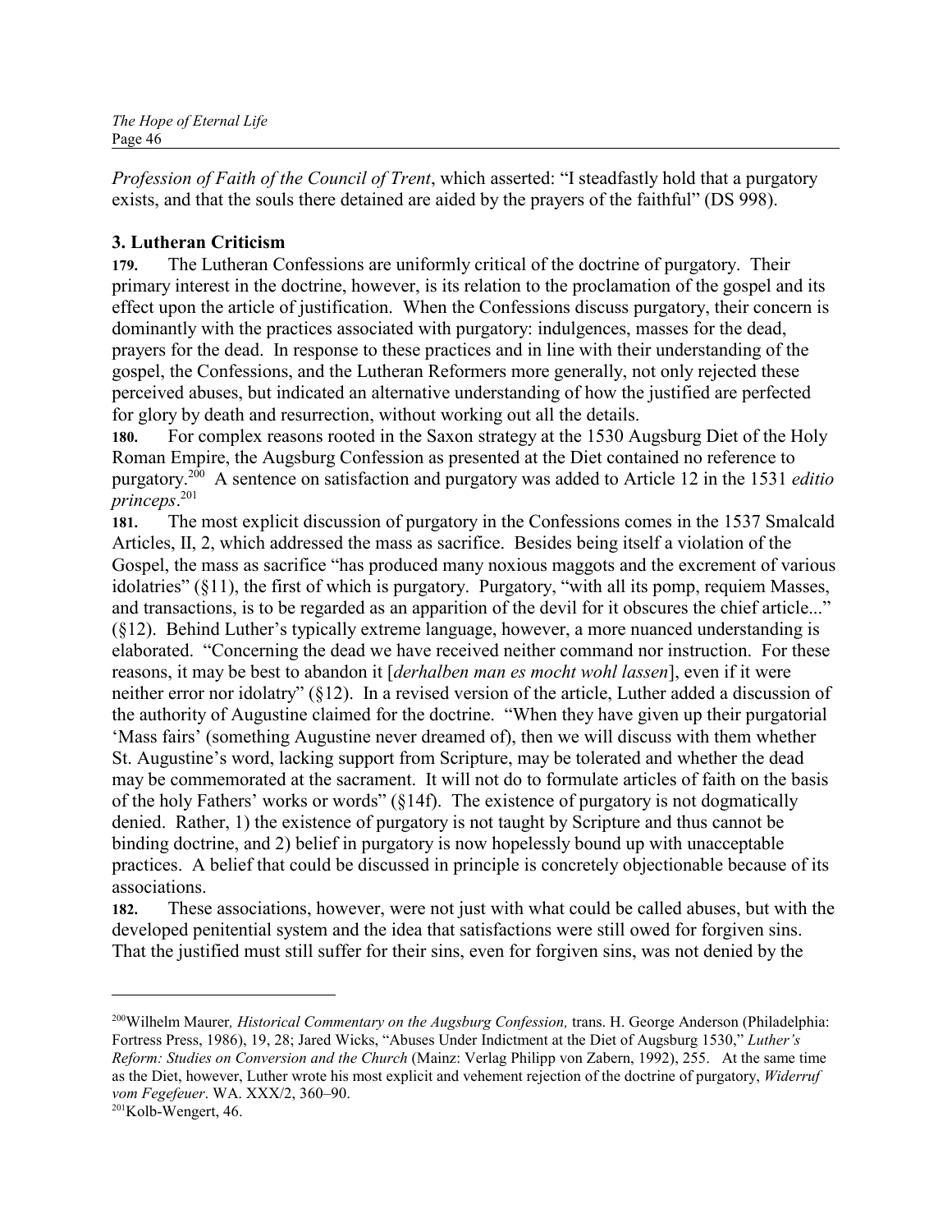*Profession of Faith of the Council of Trent*, which asserted: "I steadfastly hold that a purgatory exists, and that the souls there detained are aided by the prayers of the faithful" (DS 998).

### 3. Lutheran Criticism

**179.** The Lutheran Confessions are uniformly critical of the doctrine of purgatory. Their primary interest in the doctrine, however, is its relation to the proclamation of the gospel and its effect upon the article of justification. When the Confessions discuss purgatory, their concern is dominantly with the practices associated with purgatory: indulgences, masses for the dead, prayers for the dead. In response to these practices and in line with their understanding of the gospel, the Confessions, and the Lutheran Reformers more generally, not only rejected these perceived abuses, but indicated an alternative understanding of how the justified are perfected for glory by death and resurrection, without working out all the details.

**180.** For complex reasons rooted in the Saxon strategy at the 1530 Augsburg Diet of the Holy Roman Empire, the Augsburg Confession as presented at the Diet contained no reference to purgatory.[200] A sentence on satisfaction and purgatory was added to Article 12 in the 1531 *editio princeps*.[201]

**181.** The most explicit discussion of purgatory in the Confessions comes in the 1537 Smalcald Articles, II, 2, which addressed the mass as sacrifice. Besides being itself a violation of the Gospel, the mass as sacrifice "has produced many noxious maggots and the excrement of various idolatries" (§11), the first of which is purgatory. Purgatory, "with all its pomp, requiem Masses, and transactions, is to be regarded as an apparition of the devil for it obscures the chief article..." (§12). Behind Luther's typically extreme language, however, a more nuanced understanding is elaborated. "Concerning the dead we have received neither command nor instruction. For these reasons, it may be best to abandon it [*derhalben man es mocht wohl lassen*], even if it were neither error nor idolatry" (§12). In a revised version of the article, Luther added a discussion of the authority of Augustine claimed for the doctrine. "When they have given up their purgatorial 'Mass fairs' (something Augustine never dreamed of), then we will discuss with them whether St. Augustine's word, lacking support from Scripture, may be tolerated and whether the dead may be commemorated at the sacrament. It will not do to formulate articles of faith on the basis of the holy Fathers' works or words" (§14f). The existence of purgatory is not dogmatically denied. Rather, 1) the existence of purgatory is not taught by Scripture and thus cannot be binding doctrine, and 2) belief in purgatory is now hopelessly bound up with unacceptable practices. A belief that could be discussed in principle is concretely objectionable because of its associations.

**182.** These associations, however, were not just with what could be called abuses, but with the developed penitential system and the idea that satisfactions were still owed for forgiven sins. That the justified must still suffer for their sins, even for forgiven sins, was not denied by the

---

[200] Wilhelm Maurer*, Historical Commentary on the Augsburg Confession,* trans. H. George Anderson (Philadelphia: Fortress Press, 1986), 19, 28; Jared Wicks, "Abuses Under Indictment at the Diet of Augsburg 1530," *Luther's Reform: Studies on Conversion and the Church* (Mainz: Verlag Philipp von Zabern, 1992), 255. At the same time as the Diet, however, Luther wrote his most explicit and vehement rejection of the doctrine of purgatory, *Widerruf vom Fegefeuer*. WA. XXX/2, 360–90.

[201] Kolb-Wengert, 46.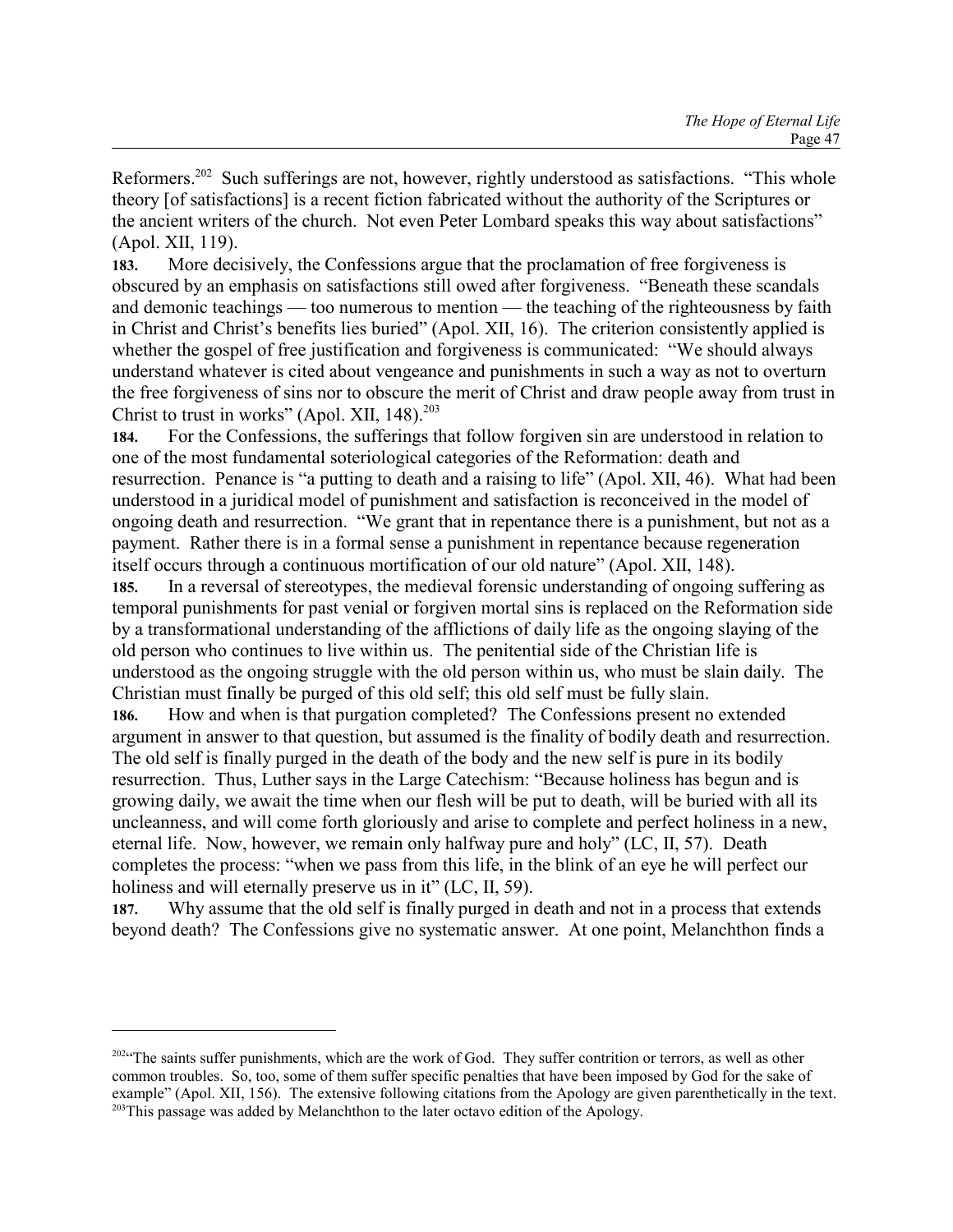Reformers.[202] Such sufferings are not, however, rightly understood as satisfactions. "This whole theory [of satisfactions] is a recent fiction fabricated without the authority of the Scriptures or the ancient writers of the church. Not even Peter Lombard speaks this way about satisfactions" (Apol. XII, 119).

**183.** More decisively, the Confessions argue that the proclamation of free forgiveness is obscured by an emphasis on satisfactions still owed after forgiveness. "Beneath these scandals and demonic teachings — too numerous to mention — the teaching of the righteousness by faith in Christ and Christ's benefits lies buried" (Apol. XII, 16). The criterion consistently applied is whether the gospel of free justification and forgiveness is communicated: "We should always understand whatever is cited about vengeance and punishments in such a way as not to overturn the free forgiveness of sins nor to obscure the merit of Christ and draw people away from trust in Christ to trust in works" (Apol. XII, 148).[203]

**184.** For the Confessions, the sufferings that follow forgiven sin are understood in relation to one of the most fundamental soteriological categories of the Reformation: death and resurrection. Penance is "a putting to death and a raising to life" (Apol. XII, 46). What had been understood in a juridical model of punishment and satisfaction is reconceived in the model of ongoing death and resurrection. "We grant that in repentance there is a punishment, but not as a payment. Rather there is in a formal sense a punishment in repentance because regeneration itself occurs through a continuous mortification of our old nature" (Apol. XII, 148).

**185.** In a reversal of stereotypes, the medieval forensic understanding of ongoing suffering as temporal punishments for past venial or forgiven mortal sins is replaced on the Reformation side by a transformational understanding of the afflictions of daily life as the ongoing slaying of the old person who continues to live within us. The penitential side of the Christian life is understood as the ongoing struggle with the old person within us, who must be slain daily. The Christian must finally be purged of this old self; this old self must be fully slain.

**186.** How and when is that purgation completed? The Confessions present no extended argument in answer to that question, but assumed is the finality of bodily death and resurrection. The old self is finally purged in the death of the body and the new self is pure in its bodily resurrection. Thus, Luther says in the Large Catechism: "Because holiness has begun and is growing daily, we await the time when our flesh will be put to death, will be buried with all its uncleanness, and will come forth gloriously and arise to complete and perfect holiness in a new, eternal life. Now, however, we remain only halfway pure and holy" (LC, II, 57). Death completes the process: "when we pass from this life, in the blink of an eye he will perfect our holiness and will eternally preserve us in it" (LC, II, 59).

**187.** Why assume that the old self is finally purged in death and not in a process that extends beyond death? The Confessions give no systematic answer. At one point, Melanchthon finds a

---

[202] "The saints suffer punishments, which are the work of God. They suffer contrition or terrors, as well as other common troubles. So, too, some of them suffer specific penalties that have been imposed by God for the sake of example" (Apol. XII, 156). The extensive following citations from the Apology are given parenthetically in the text.

[203] This passage was added by Melanchthon to the later octavo edition of the Apology.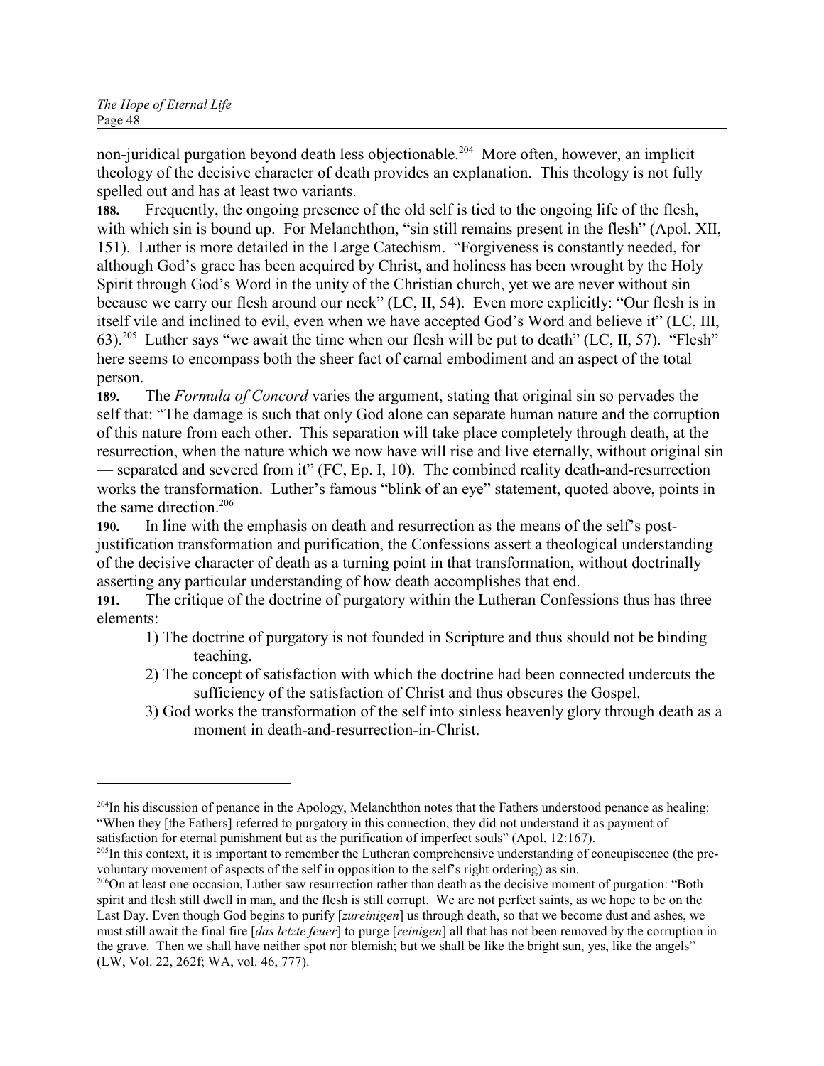non-juridical purgation beyond death less objectionable.[204] More often, however, an implicit theology of the decisive character of death provides an explanation. This theology is not fully spelled out and has at least two variants.

**188.** Frequently, the ongoing presence of the old self is tied to the ongoing life of the flesh, with which sin is bound up. For Melanchthon, "sin still remains present in the flesh" (Apol. XII, 151). Luther is more detailed in the Large Catechism. "Forgiveness is constantly needed, for although God's grace has been acquired by Christ, and holiness has been wrought by the Holy Spirit through God's Word in the unity of the Christian church, yet we are never without sin because we carry our flesh around our neck" (LC, II, 54). Even more explicitly: "Our flesh is in itself vile and inclined to evil, even when we have accepted God's Word and believe it" (LC, III, 63).[205] Luther says "we await the time when our flesh will be put to death" (LC, II, 57). "Flesh" here seems to encompass both the sheer fact of carnal embodiment and an aspect of the total person.

**189.** The *Formula of Concord* varies the argument, stating that original sin so pervades the self that: "The damage is such that only God alone can separate human nature and the corruption of this nature from each other. This separation will take place completely through death, at the resurrection, when the nature which we now have will rise and live eternally, without original sin — separated and severed from it" (FC, Ep. I, 10). The combined reality death-and-resurrection works the transformation. Luther's famous "blink of an eye" statement, quoted above, points in the same direction.[206]

**190.** In line with the emphasis on death and resurrection as the means of the self's post-justification transformation and purification, the Confessions assert a theological understanding of the decisive character of death as a turning point in that transformation, without doctrinally asserting any particular understanding of how death accomplishes that end.

**191.** The critique of the doctrine of purgatory within the Lutheran Confessions thus has three elements:

1) The doctrine of purgatory is not founded in Scripture and thus should not be binding teaching.
2) The concept of satisfaction with which the doctrine had been connected undercuts the sufficiency of the satisfaction of Christ and thus obscures the Gospel.
3) God works the transformation of the self into sinless heavenly glory through death as a moment in death-and-resurrection-in-Christ.

---

[204] In his discussion of penance in the Apology, Melanchthon notes that the Fathers understood penance as healing: "When they [the Fathers] referred to purgatory in this connection, they did not understand it as payment of satisfaction for eternal punishment but as the purification of imperfect souls" (Apol. 12:167).

[205] In this context, it is important to remember the Lutheran comprehensive understanding of concupiscence (the pre-voluntary movement of aspects of the self in opposition to the self's right ordering) as sin.

[206] On at least one occasion, Luther saw resurrection rather than death as the decisive moment of purgation: "Both spirit and flesh still dwell in man, and the flesh is still corrupt. We are not perfect saints, as we hope to be on the Last Day. Even though God begins to purify [*zureinigen*] us through death, so that we become dust and ashes, we must still await the final fire [*das letzte feuer*] to purge [*reinigen*] all that has not been removed by the corruption in the grave. Then we shall have neither spot nor blemish; but we shall be like the bright sun, yes, like the angels" (LW, Vol. 22, 262f; WA, vol. 46, 777).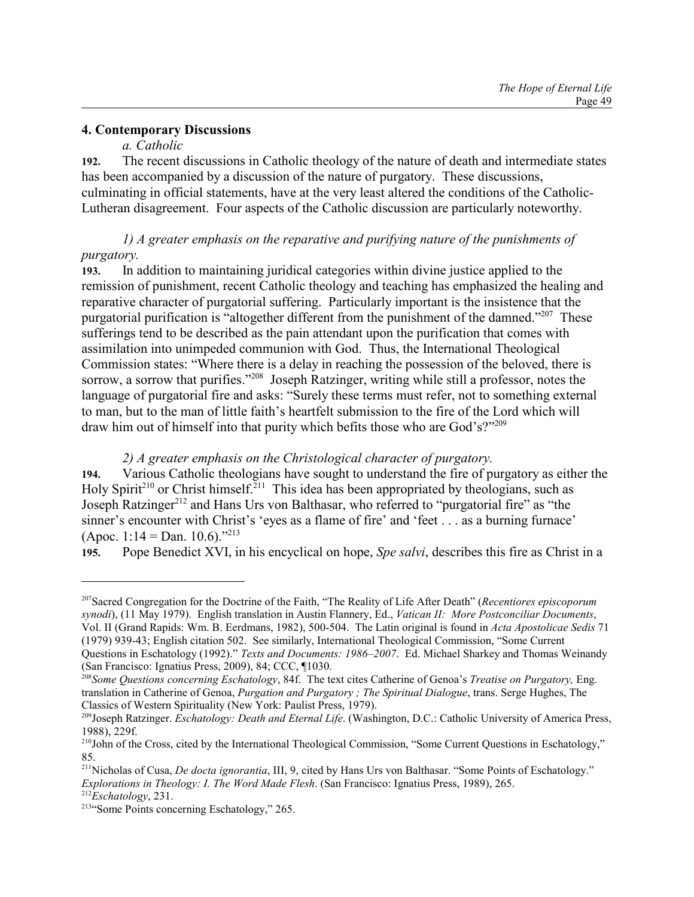## 4. Contemporary Discussions

### *a. Catholic*

**192.** The recent discussions in Catholic theology of the nature of death and intermediate states has been accompanied by a discussion of the nature of purgatory. These discussions, culminating in official statements, have at the very least altered the conditions of the Catholic-Lutheran disagreement. Four aspects of the Catholic discussion are particularly noteworthy.

*1) A greater emphasis on the reparative and purifying nature of the punishments of purgatory.*

**193.** In addition to maintaining juridical categories within divine justice applied to the remission of punishment, recent Catholic theology and teaching has emphasized the healing and reparative character of purgatorial suffering. Particularly important is the insistence that the purgatorial purification is "altogether different from the punishment of the damned."[207] These sufferings tend to be described as the pain attendant upon the purification that comes with assimilation into unimpeded communion with God. Thus, the International Theological Commission states: "Where there is a delay in reaching the possession of the beloved, there is sorrow, a sorrow that purifies."[208] Joseph Ratzinger, writing while still a professor, notes the language of purgatorial fire and asks: "Surely these terms must refer, not to something external to man, but to the man of little faith's heartfelt submission to the fire of the Lord which will draw him out of himself into that purity which befits those who are God's?"[209]

*2) A greater emphasis on the Christological character of purgatory.*

**194.** Various Catholic theologians have sought to understand the fire of purgatory as either the Holy Spirit[210] or Christ himself.[211] This idea has been appropriated by theologians, such as Joseph Ratzinger[212] and Hans Urs von Balthasar, who referred to "purgatorial fire" as "the sinner's encounter with Christ's 'eyes as a flame of fire' and 'feet . . . as a burning furnace' (Apoc. 1:14 = Dan. 10.6)."[213]

**195.** Pope Benedict XVI, in his encyclical on hope, *Spe salvi*, describes this fire as Christ in a

---

[207] Sacred Congregation for the Doctrine of the Faith, "The Reality of Life After Death" (*Recentiores episcoporum synodi*), (11 May 1979). English translation in Austin Flannery, Ed., *Vatican II: More Postconciliar Documents*, Vol. II (Grand Rapids: Wm. B. Eerdmans, 1982), 500-504. The Latin original is found in *Acta Apostolicae Sedis* 71 (1979) 939-43; English citation 502. See similarly, International Theological Commission, "Some Current Questions in Eschatology (1992)." *Texts and Documents: 1986–2007*. Ed. Michael Sharkey and Thomas Weinandy (San Francisco: Ignatius Press, 2009), 84; CCC, ¶1030.

[208] *Some Questions concerning Eschatology*, 84f. The text cites Catherine of Genoa's *Treatise on Purgatory,* Eng. translation in Catherine of Genoa, *Purgation and Purgatory ; The Spiritual Dialogue*, trans. Serge Hughes, The Classics of Western Spirituality (New York: Paulist Press, 1979).

[209] Joseph Ratzinger. *Eschatology: Death and Eternal Life*. (Washington, D.C.: Catholic University of America Press, 1988), 229f.

[210] John of the Cross, cited by the International Theological Commission, "Some Current Questions in Eschatology," 85.

[211] Nicholas of Cusa, *De docta ignorantia*, III, 9, cited by Hans Urs von Balthasar. "Some Points of Eschatology." *Explorations in Theology: I. The Word Made Flesh*. (San Francisco: Ignatius Press, 1989), 265.

[212] *Eschatology*, 231.

[213] "Some Points concerning Eschatology," 265.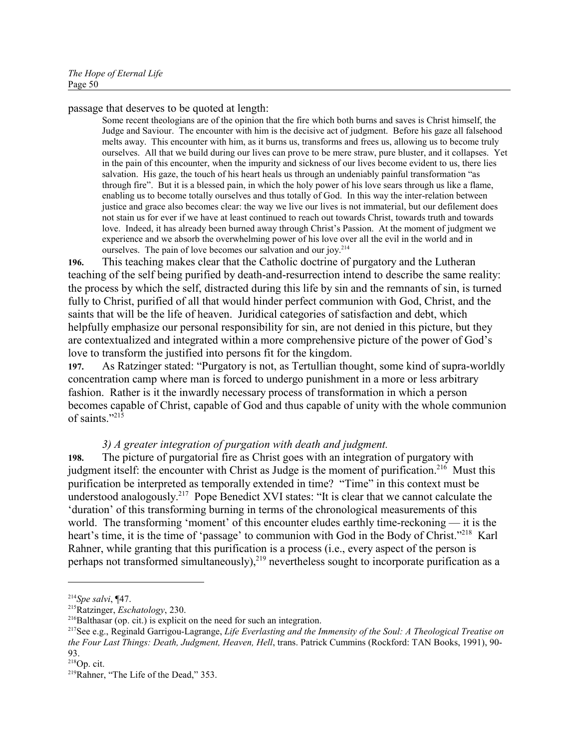passage that deserves to be quoted at length:

> Some recent theologians are of the opinion that the fire which both burns and saves is Christ himself, the Judge and Saviour. The encounter with him is the decisive act of judgment. Before his gaze all falsehood melts away. This encounter with him, as it burns us, transforms and frees us, allowing us to become truly ourselves. All that we build during our lives can prove to be mere straw, pure bluster, and it collapses. Yet in the pain of this encounter, when the impurity and sickness of our lives become evident to us, there lies salvation. His gaze, the touch of his heart heals us through an undeniably painful transformation "as through fire". But it is a blessed pain, in which the holy power of his love sears through us like a flame, enabling us to become totally ourselves and thus totally of God. In this way the inter-relation between justice and grace also becomes clear: the way we live our lives is not immaterial, but our defilement does not stain us for ever if we have at least continued to reach out towards Christ, towards truth and towards love. Indeed, it has already been burned away through Christ's Passion. At the moment of judgment we experience and we absorb the overwhelming power of his love over all the evil in the world and in ourselves. The pain of love becomes our salvation and our joy.[214]

**196.** This teaching makes clear that the Catholic doctrine of purgatory and the Lutheran teaching of the self being purified by death-and-resurrection intend to describe the same reality: the process by which the self, distracted during this life by sin and the remnants of sin, is turned fully to Christ, purified of all that would hinder perfect communion with God, Christ, and the saints that will be the life of heaven. Juridical categories of satisfaction and debt, which helpfully emphasize our personal responsibility for sin, are not denied in this picture, but they are contextualized and integrated within a more comprehensive picture of the power of God's love to transform the justified into persons fit for the kingdom.

**197.** As Ratzinger stated: "Purgatory is not, as Tertullian thought, some kind of supra-worldly concentration camp where man is forced to undergo punishment in a more or less arbitrary fashion. Rather is it the inwardly necessary process of transformation in which a person becomes capable of Christ, capable of God and thus capable of unity with the whole communion of saints."[215]

*3) A greater integration of purgation with death and judgment.*

**198.** The picture of purgatorial fire as Christ goes with an integration of purgatory with judgment itself: the encounter with Christ as Judge is the moment of purification.[216] Must this purification be interpreted as temporally extended in time? "Time" in this context must be understood analogously.[217] Pope Benedict XVI states: "It is clear that we cannot calculate the 'duration' of this transforming burning in terms of the chronological measurements of this world. The transforming 'moment' of this encounter eludes earthly time-reckoning — it is the heart's time, it is the time of 'passage' to communion with God in the Body of Christ."[218] Karl Rahner, while granting that this purification is a process (i.e., every aspect of the person is perhaps not transformed simultaneously),[219] nevertheless sought to incorporate purification as a

---

[214] *Spe salvi*, ¶47.

[215] Ratzinger, *Eschatology*, 230.

[216] Balthasar (op. cit.) is explicit on the need for such an integration.

[217] See e.g., Reginald Garrigou-Lagrange, *Life Everlasting and the Immensity of the Soul: A Theological Treatise on the Four Last Things: Death, Judgment, Heaven, Hell*, trans. Patrick Cummins (Rockford: TAN Books, 1991), 90-93.

[218] Op. cit.

[219] Rahner, "The Life of the Dead," 353.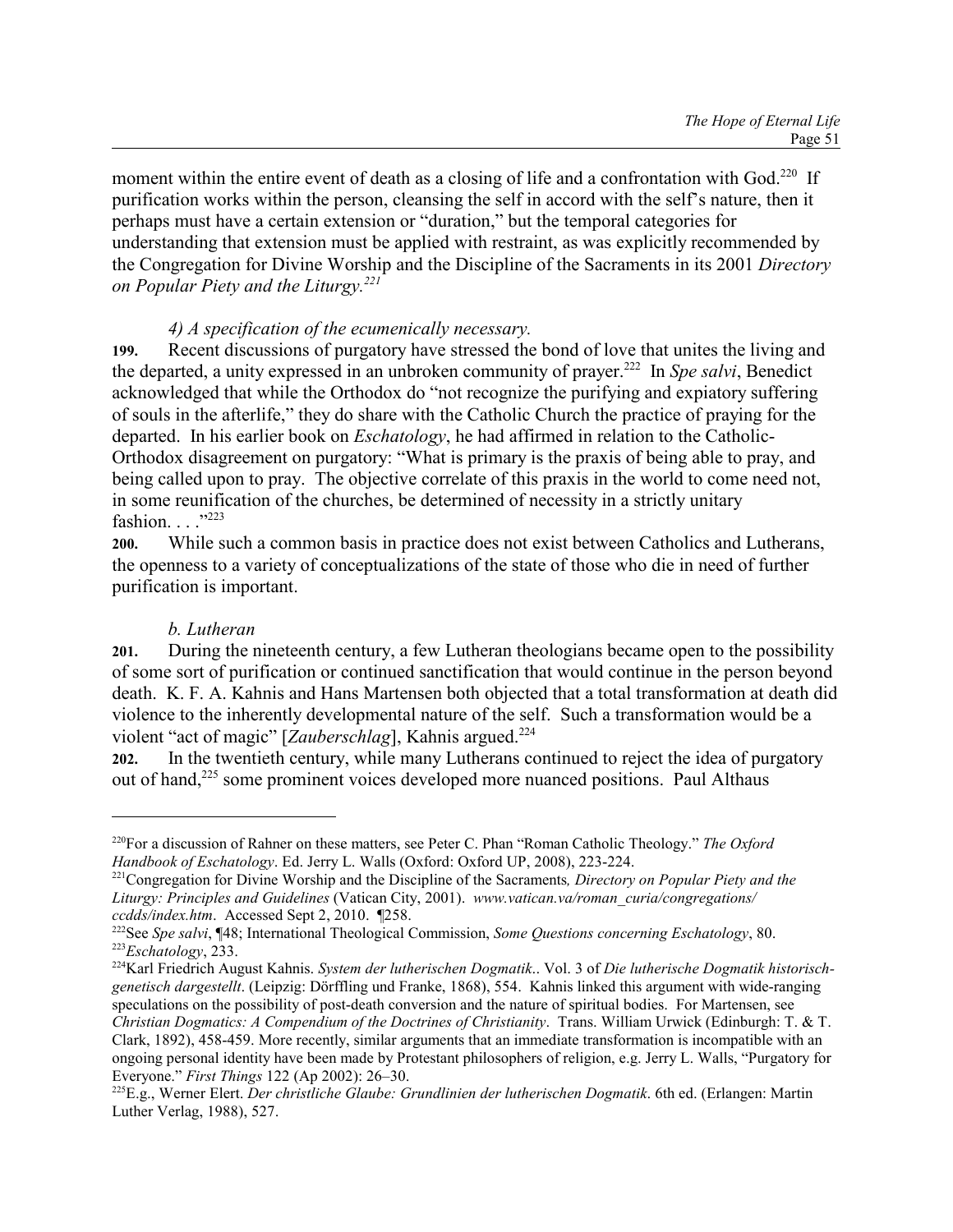moment within the entire event of death as a closing of life and a confrontation with God.[220] If purification works within the person, cleansing the self in accord with the self's nature, then it perhaps must have a certain extension or "duration," but the temporal categories for understanding that extension must be applied with restraint, as was explicitly recommended by the Congregation for Divine Worship and the Discipline of the Sacraments in its 2001 *Directory on Popular Piety and the Liturgy.*[221]

*4) A specification of the ecumenically necessary.*

**199.** Recent discussions of purgatory have stressed the bond of love that unites the living and the departed, a unity expressed in an unbroken community of prayer.[222] In *Spe salvi*, Benedict acknowledged that while the Orthodox do "not recognize the purifying and expiatory suffering of souls in the afterlife," they do share with the Catholic Church the practice of praying for the departed. In his earlier book on *Eschatology*, he had affirmed in relation to the Catholic-Orthodox disagreement on purgatory: "What is primary is the praxis of being able to pray, and being called upon to pray. The objective correlate of this praxis in the world to come need not, in some reunification of the churches, be determined of necessity in a strictly unitary fashion. . . ."[223]

**200.** While such a common basis in practice does not exist between Catholics and Lutherans, the openness to a variety of conceptualizations of the state of those who die in need of further purification is important.

*b. Lutheran*

**201.** During the nineteenth century, a few Lutheran theologians became open to the possibility of some sort of purification or continued sanctification that would continue in the person beyond death. K. F. A. Kahnis and Hans Martensen both objected that a total transformation at death did violence to the inherently developmental nature of the self. Such a transformation would be a violent "act of magic" [*Zauberschlag*], Kahnis argued.[224]

**202.** In the twentieth century, while many Lutherans continued to reject the idea of purgatory out of hand,[225] some prominent voices developed more nuanced positions. Paul Althaus

---

[220] For a discussion of Rahner on these matters, see Peter C. Phan "Roman Catholic Theology." *The Oxford Handbook of Eschatology*. Ed. Jerry L. Walls (Oxford: Oxford UP, 2008), 223-224.

[221] Congregation for Divine Worship and the Discipline of the Sacraments*, Directory on Popular Piety and the Liturgy: Principles and Guidelines* (Vatican City, 2001). *www.vatican.va/roman_curia/congregations/ ccdds/index.htm*. Accessed Sept 2, 2010. ¶258.

[222] See *Spe salvi*, ¶48; International Theological Commission, *Some Questions concerning Eschatology*, 80.

[223] *Eschatology*, 233.

[224] Karl Friedrich August Kahnis. *System der lutherischen Dogmatik*.. Vol. 3 of *Die lutherische Dogmatik historisch-genetisch dargestellt*. (Leipzig: Dörffling und Franke, 1868), 554. Kahnis linked this argument with wide-ranging speculations on the possibility of post-death conversion and the nature of spiritual bodies. For Martensen, see *Christian Dogmatics: A Compendium of the Doctrines of Christianity*. Trans. William Urwick (Edinburgh: T. & T. Clark, 1892), 458-459. More recently, similar arguments that an immediate transformation is incompatible with an ongoing personal identity have been made by Protestant philosophers of religion, e.g. Jerry L. Walls, "Purgatory for Everyone." *First Things* 122 (Ap 2002): 26–30.

[225] E.g., Werner Elert. *Der christliche Glaube: Grundlinien der lutherischen Dogmatik*. 6th ed. (Erlangen: Martin Luther Verlag, 1988), 527.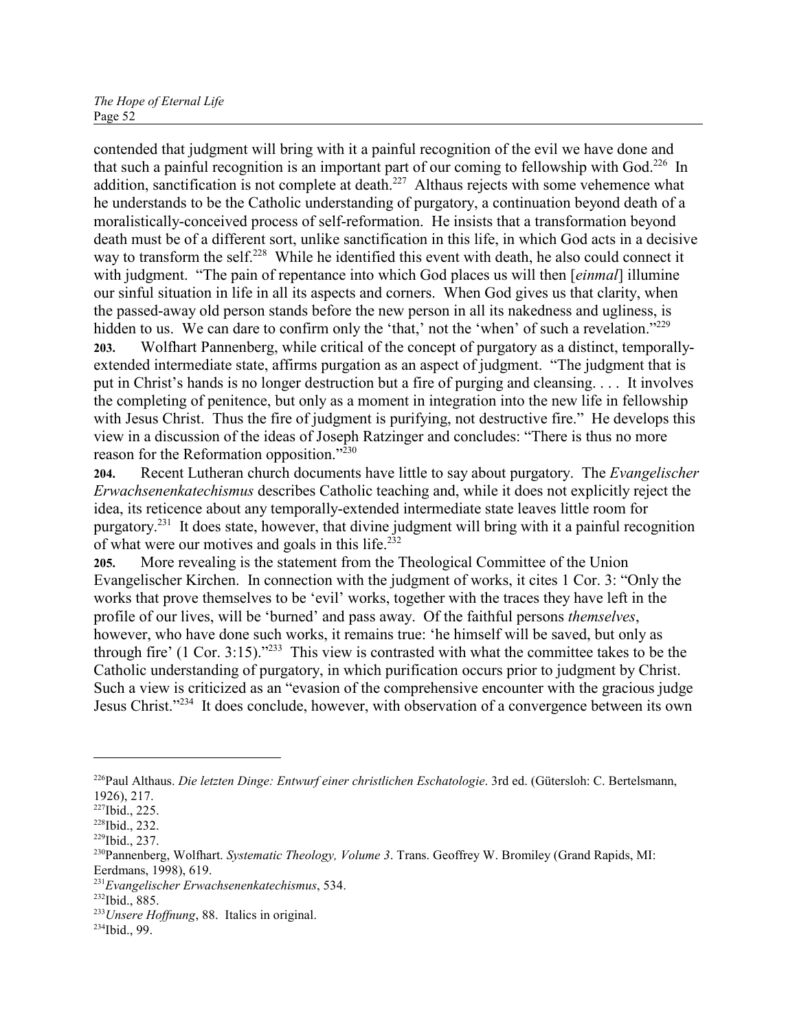contended that judgment will bring with it a painful recognition of the evil we have done and that such a painful recognition is an important part of our coming to fellowship with God.[226] In addition, sanctification is not complete at death.[227] Althaus rejects with some vehemence what he understands to be the Catholic understanding of purgatory, a continuation beyond death of a moralistically-conceived process of self-reformation. He insists that a transformation beyond death must be of a different sort, unlike sanctification in this life, in which God acts in a decisive way to transform the self.[228] While he identified this event with death, he also could connect it with judgment. "The pain of repentance into which God places us will then [*einmal*] illumine our sinful situation in life in all its aspects and corners. When God gives us that clarity, when the passed-away old person stands before the new person in all its nakedness and ugliness, is hidden to us. We can dare to confirm only the 'that,' not the 'when' of such a revelation."[229]

**203.** Wolfhart Pannenberg, while critical of the concept of purgatory as a distinct, temporally-extended intermediate state, affirms purgation as an aspect of judgment. "The judgment that is put in Christ's hands is no longer destruction but a fire of purging and cleansing. . . . It involves the completing of penitence, but only as a moment in integration into the new life in fellowship with Jesus Christ. Thus the fire of judgment is purifying, not destructive fire." He develops this view in a discussion of the ideas of Joseph Ratzinger and concludes: "There is thus no more reason for the Reformation opposition."[230]

**204.** Recent Lutheran church documents have little to say about purgatory. The *Evangelischer Erwachsenenkatechismus* describes Catholic teaching and, while it does not explicitly reject the idea, its reticence about any temporally-extended intermediate state leaves little room for purgatory.[231] It does state, however, that divine judgment will bring with it a painful recognition of what were our motives and goals in this life.[232]

**205.** More revealing is the statement from the Theological Committee of the Union Evangelischer Kirchen. In connection with the judgment of works, it cites 1 Cor. 3: "Only the works that prove themselves to be 'evil' works, together with the traces they have left in the profile of our lives, will be 'burned' and pass away. Of the faithful persons *themselves*, however, who have done such works, it remains true: 'he himself will be saved, but only as through fire' (1 Cor. 3:15)."[233] This view is contrasted with what the committee takes to be the Catholic understanding of purgatory, in which purification occurs prior to judgment by Christ. Such a view is criticized as an "evasion of the comprehensive encounter with the gracious judge Jesus Christ."[234] It does conclude, however, with observation of a convergence between its own

---

[226] Paul Althaus. *Die letzten Dinge: Entwurf einer christlichen Eschatologie*. 3rd ed. (Gütersloh: C. Bertelsmann, 1926), 217.
[227] Ibid., 225.
[228] Ibid., 232.
[229] Ibid., 237.
[230] Pannenberg, Wolfhart. *Systematic Theology, Volume 3*. Trans. Geoffrey W. Bromiley (Grand Rapids, MI: Eerdmans, 1998), 619.
[231] *Evangelischer Erwachsenenkatechismus*, 534.
[232] Ibid., 885.
[233] *Unsere Hoffnung*, 88. Italics in original.
[234] Ibid., 99.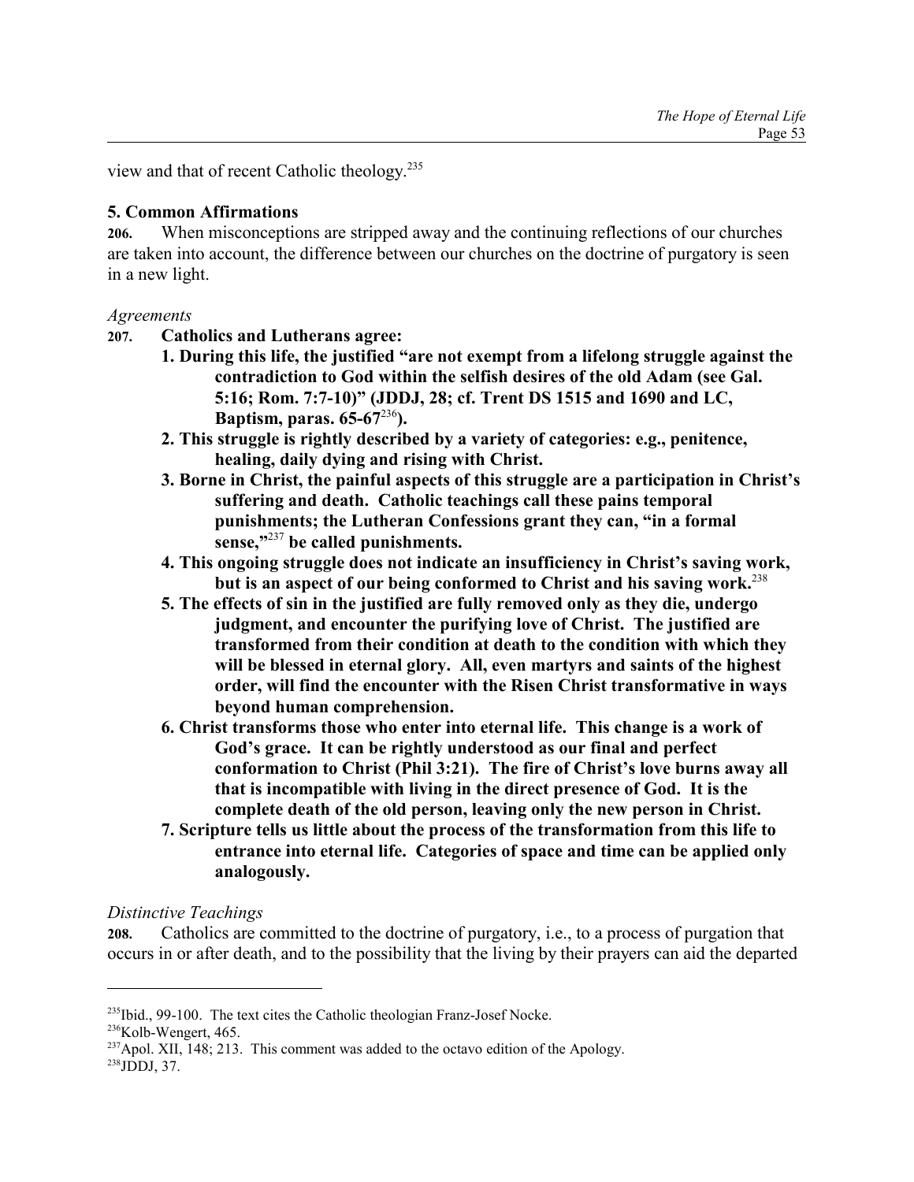view and that of recent Catholic theology.[235]

### 5. Common Affirmations

**206.** When misconceptions are stripped away and the continuing reflections of our churches are taken into account, the difference between our churches on the doctrine of purgatory is seen in a new light.

*Agreements*

**207. Catholics and Lutherans agree:**

**1. During this life, the justified "are not exempt from a lifelong struggle against the contradiction to God within the selfish desires of the old Adam (see Gal. 5:16; Rom. 7:7-10)" (JDDJ, 28; cf. Trent DS 1515 and 1690 and LC, Baptism, paras. 65-67[236]).**

**2. This struggle is rightly described by a variety of categories: e.g., penitence, healing, daily dying and rising with Christ.**

**3. Borne in Christ, the painful aspects of this struggle are a participation in Christ's suffering and death. Catholic teachings call these pains temporal punishments; the Lutheran Confessions grant they can, "in a formal sense,"[237] be called punishments.**

**4. This ongoing struggle does not indicate an insufficiency in Christ's saving work, but is an aspect of our being conformed to Christ and his saving work.[238]**

**5. The effects of sin in the justified are fully removed only as they die, undergo judgment, and encounter the purifying love of Christ. The justified are transformed from their condition at death to the condition with which they will be blessed in eternal glory. All, even martyrs and saints of the highest order, will find the encounter with the Risen Christ transformative in ways beyond human comprehension.**

**6. Christ transforms those who enter into eternal life. This change is a work of God's grace. It can be rightly understood as our final and perfect conformation to Christ (Phil 3:21). The fire of Christ's love burns away all that is incompatible with living in the direct presence of God. It is the complete death of the old person, leaving only the new person in Christ.**

**7. Scripture tells us little about the process of the transformation from this life to entrance into eternal life. Categories of space and time can be applied only analogously.**

*Distinctive Teachings*

**208.** Catholics are committed to the doctrine of purgatory, i.e., to a process of purgation that occurs in or after death, and to the possibility that the living by their prayers can aid the departed

---

[235] Ibid., 99-100. The text cites the Catholic theologian Franz-Josef Nocke.

[236] Kolb-Wengert, 465.

[237] Apol. XII, 148; 213. This comment was added to the octavo edition of the Apology.

[238] JDDJ, 37.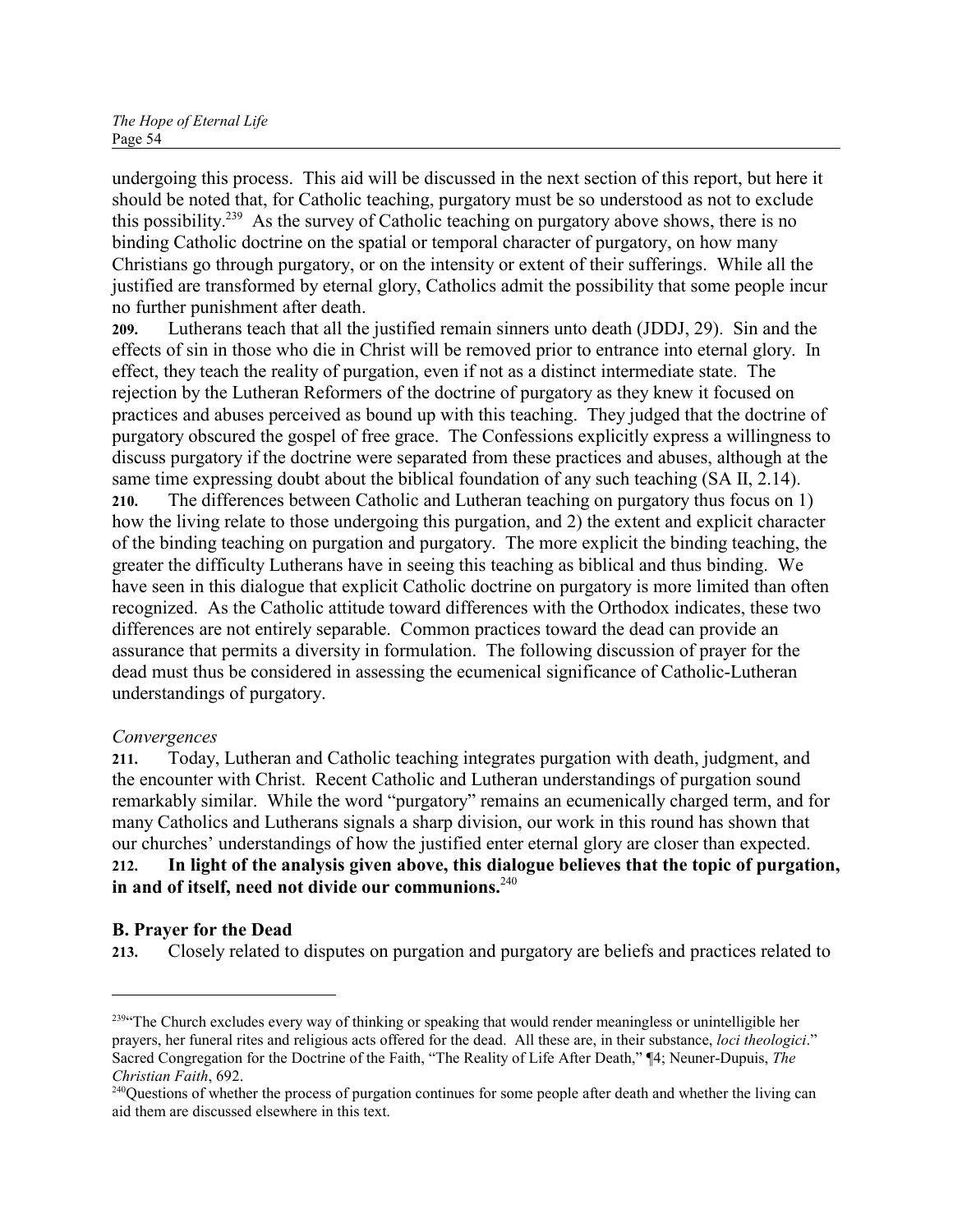undergoing this process. This aid will be discussed in the next section of this report, but here it should be noted that, for Catholic teaching, purgatory must be so understood as not to exclude this possibility.[239] As the survey of Catholic teaching on purgatory above shows, there is no binding Catholic doctrine on the spatial or temporal character of purgatory, on how many Christians go through purgatory, or on the intensity or extent of their sufferings. While all the justified are transformed by eternal glory, Catholics admit the possibility that some people incur no further punishment after death.

**209.** Lutherans teach that all the justified remain sinners unto death (JDDJ, 29). Sin and the effects of sin in those who die in Christ will be removed prior to entrance into eternal glory. In effect, they teach the reality of purgation, even if not as a distinct intermediate state. The rejection by the Lutheran Reformers of the doctrine of purgatory as they knew it focused on practices and abuses perceived as bound up with this teaching. They judged that the doctrine of purgatory obscured the gospel of free grace. The Confessions explicitly express a willingness to discuss purgatory if the doctrine were separated from these practices and abuses, although at the same time expressing doubt about the biblical foundation of any such teaching (SA II, 2.14).

**210.** The differences between Catholic and Lutheran teaching on purgatory thus focus on 1) how the living relate to those undergoing this purgation, and 2) the extent and explicit character of the binding teaching on purgation and purgatory. The more explicit the binding teaching, the greater the difficulty Lutherans have in seeing this teaching as biblical and thus binding. We have seen in this dialogue that explicit Catholic doctrine on purgatory is more limited than often recognized. As the Catholic attitude toward differences with the Orthodox indicates, these two differences are not entirely separable. Common practices toward the dead can provide an assurance that permits a diversity in formulation. The following discussion of prayer for the dead must thus be considered in assessing the ecumenical significance of Catholic-Lutheran understandings of purgatory.

*Convergences*

**211.** Today, Lutheran and Catholic teaching integrates purgation with death, judgment, and the encounter with Christ. Recent Catholic and Lutheran understandings of purgation sound remarkably similar. While the word "purgatory" remains an ecumenically charged term, and for many Catholics and Lutherans signals a sharp division, our work in this round has shown that our churches' understandings of how the justified enter eternal glory are closer than expected.

**212. In light of the analysis given above, this dialogue believes that the topic of purgation, in and of itself, need not divide our communions.**[240]

## B. Prayer for the Dead

**213.** Closely related to disputes on purgation and purgatory are beliefs and practices related to

---

[239] "The Church excludes every way of thinking or speaking that would render meaningless or unintelligible her prayers, her funeral rites and religious acts offered for the dead. All these are, in their substance, *loci theologici*." Sacred Congregation for the Doctrine of the Faith, "The Reality of Life After Death," ¶4; Neuner-Dupuis, *The Christian Faith*, 692.

[240] Questions of whether the process of purgation continues for some people after death and whether the living can aid them are discussed elsewhere in this text.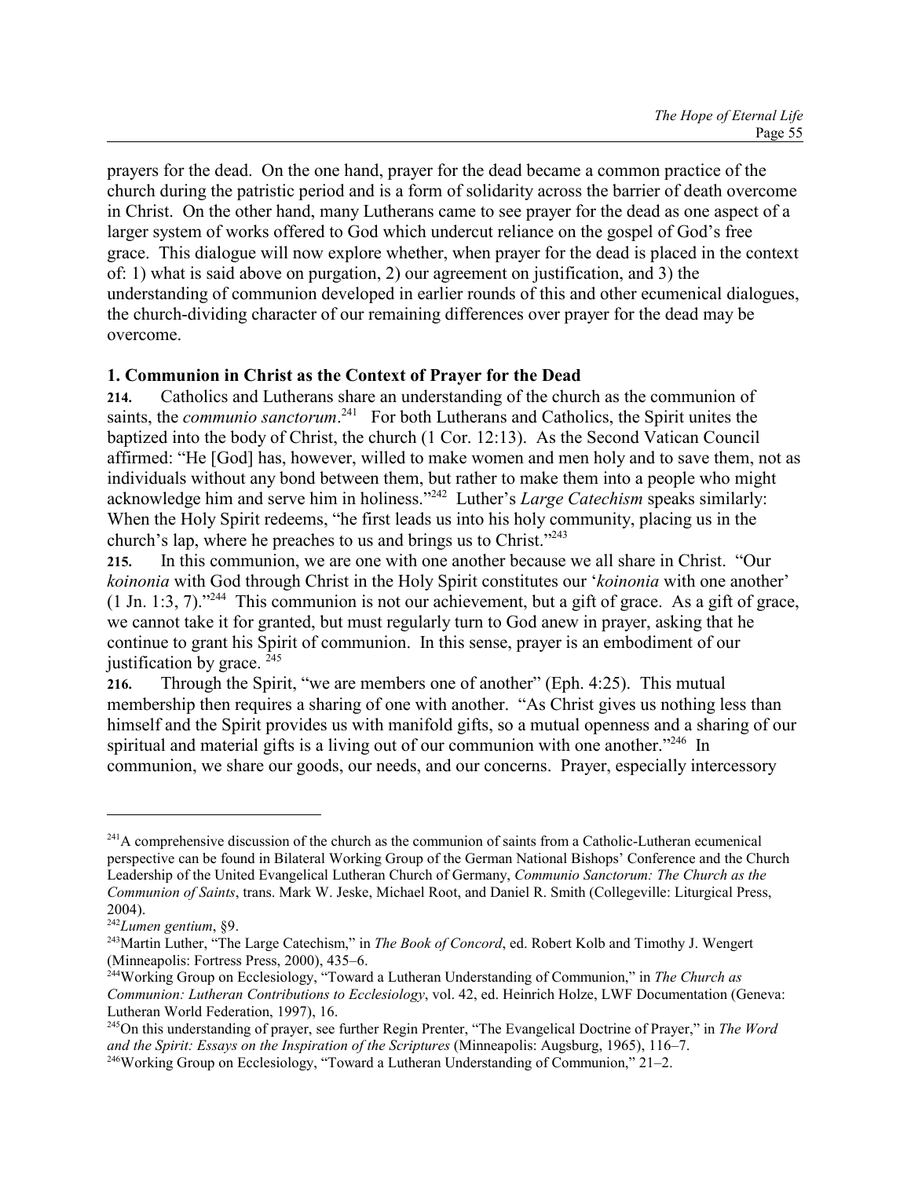prayers for the dead. On the one hand, prayer for the dead became a common practice of the church during the patristic period and is a form of solidarity across the barrier of death overcome in Christ. On the other hand, many Lutherans came to see prayer for the dead as one aspect of a larger system of works offered to God which undercut reliance on the gospel of God's free grace. This dialogue will now explore whether, when prayer for the dead is placed in the context of: 1) what is said above on purgation, 2) our agreement on justification, and 3) the understanding of communion developed in earlier rounds of this and other ecumenical dialogues, the church-dividing character of our remaining differences over prayer for the dead may be overcome.

### 1. Communion in Christ as the Context of Prayer for the Dead

**214.** Catholics and Lutherans share an understanding of the church as the communion of saints, the *communio sanctorum*.[241] For both Lutherans and Catholics, the Spirit unites the baptized into the body of Christ, the church (1 Cor. 12:13). As the Second Vatican Council affirmed: "He [God] has, however, willed to make women and men holy and to save them, not as individuals without any bond between them, but rather to make them into a people who might acknowledge him and serve him in holiness."[242] Luther's *Large Catechism* speaks similarly: When the Holy Spirit redeems, "he first leads us into his holy community, placing us in the church's lap, where he preaches to us and brings us to Christ."[243]

**215.** In this communion, we are one with one another because we all share in Christ. "Our *koinonia* with God through Christ in the Holy Spirit constitutes our '*koinonia* with one another' (1 Jn. 1:3, 7)."[244] This communion is not our achievement, but a gift of grace. As a gift of grace, we cannot take it for granted, but must regularly turn to God anew in prayer, asking that he continue to grant his Spirit of communion. In this sense, prayer is an embodiment of our justification by grace.[245]

**216.** Through the Spirit, "we are members one of another" (Eph. 4:25). This mutual membership then requires a sharing of one with another. "As Christ gives us nothing less than himself and the Spirit provides us with manifold gifts, so a mutual openness and a sharing of our spiritual and material gifts is a living out of our communion with one another."[246] In communion, we share our goods, our needs, and our concerns. Prayer, especially intercessory

---

[241] A comprehensive discussion of the church as the communion of saints from a Catholic-Lutheran ecumenical perspective can be found in Bilateral Working Group of the German National Bishops' Conference and the Church Leadership of the United Evangelical Lutheran Church of Germany, *Communio Sanctorum: The Church as the Communion of Saints*, trans. Mark W. Jeske, Michael Root, and Daniel R. Smith (Collegeville: Liturgical Press, 2004).

[242] *Lumen gentium*, §9.

[243] Martin Luther, "The Large Catechism," in *The Book of Concord*, ed. Robert Kolb and Timothy J. Wengert (Minneapolis: Fortress Press, 2000), 435–6.

[244] Working Group on Ecclesiology, "Toward a Lutheran Understanding of Communion," in *The Church as Communion: Lutheran Contributions to Ecclesiology*, vol. 42, ed. Heinrich Holze, LWF Documentation (Geneva: Lutheran World Federation, 1997), 16.

[245] On this understanding of prayer, see further Regin Prenter, "The Evangelical Doctrine of Prayer," in *The Word and the Spirit: Essays on the Inspiration of the Scriptures* (Minneapolis: Augsburg, 1965), 116–7.

[246] Working Group on Ecclesiology, "Toward a Lutheran Understanding of Communion," 21–2.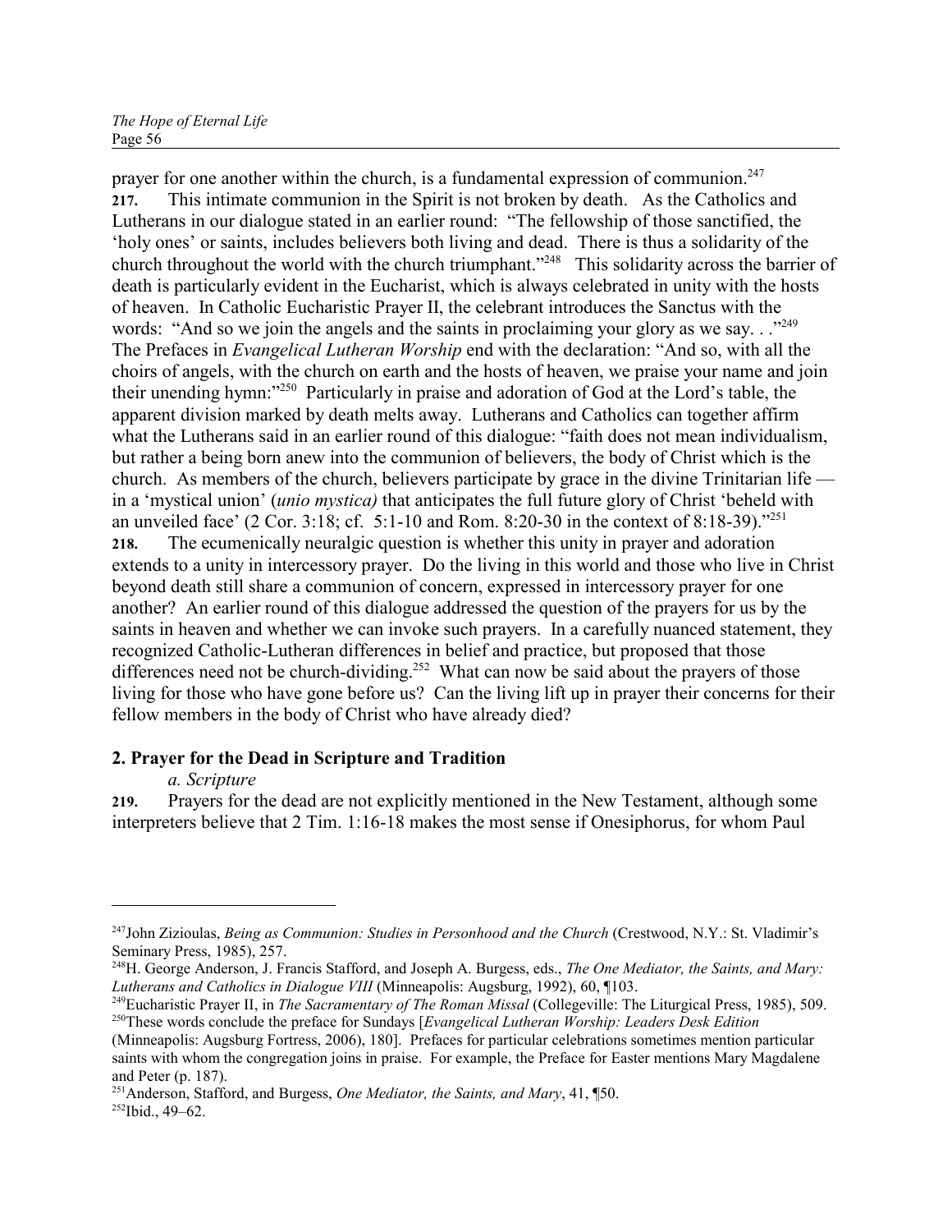prayer for one another within the church, is a fundamental expression of communion.[247]

**217.** This intimate communion in the Spirit is not broken by death. As the Catholics and Lutherans in our dialogue stated in an earlier round: "The fellowship of those sanctified, the 'holy ones' or saints, includes believers both living and dead. There is thus a solidarity of the church throughout the world with the church triumphant."[248] This solidarity across the barrier of death is particularly evident in the Eucharist, which is always celebrated in unity with the hosts of heaven. In Catholic Eucharistic Prayer II, the celebrant introduces the Sanctus with the words: "And so we join the angels and the saints in proclaiming your glory as we say. . ."[249] The Prefaces in *Evangelical Lutheran Worship* end with the declaration: "And so, with all the choirs of angels, with the church on earth and the hosts of heaven, we praise your name and join their unending hymn:"[250] Particularly in praise and adoration of God at the Lord's table, the apparent division marked by death melts away. Lutherans and Catholics can together affirm what the Lutherans said in an earlier round of this dialogue: "faith does not mean individualism, but rather a being born anew into the communion of believers, the body of Christ which is the church. As members of the church, believers participate by grace in the divine Trinitarian life — in a 'mystical union' (*unio mystica)* that anticipates the full future glory of Christ 'beheld with an unveiled face' (2 Cor. 3:18; cf. 5:1-10 and Rom. 8:20-30 in the context of 8:18-39)."[251]

**218.** The ecumenically neuralgic question is whether this unity in prayer and adoration extends to a unity in intercessory prayer. Do the living in this world and those who live in Christ beyond death still share a communion of concern, expressed in intercessory prayer for one another? An earlier round of this dialogue addressed the question of the prayers for us by the saints in heaven and whether we can invoke such prayers. In a carefully nuanced statement, they recognized Catholic-Lutheran differences in belief and practice, but proposed that those differences need not be church-dividing.[252] What can now be said about the prayers of those living for those who have gone before us? Can the living lift up in prayer their concerns for their fellow members in the body of Christ who have already died?

## 2. Prayer for the Dead in Scripture and Tradition

### *a. Scripture*

**219.** Prayers for the dead are not explicitly mentioned in the New Testament, although some interpreters believe that 2 Tim. 1:16-18 makes the most sense if Onesiphorus, for whom Paul

---

[247] John Zizioulas, *Being as Communion: Studies in Personhood and the Church* (Crestwood, N.Y.: St. Vladimir's Seminary Press, 1985), 257.

[248] H. George Anderson, J. Francis Stafford, and Joseph A. Burgess, eds., *The One Mediator, the Saints, and Mary: Lutherans and Catholics in Dialogue VIII* (Minneapolis: Augsburg, 1992), 60, ¶103.

[249] Eucharistic Prayer II, in *The Sacramentary of The Roman Missal* (Collegeville: The Liturgical Press, 1985), 509.

[250] These words conclude the preface for Sundays [*Evangelical Lutheran Worship: Leaders Desk Edition* (Minneapolis: Augsburg Fortress, 2006), 180]. Prefaces for particular celebrations sometimes mention particular saints with whom the congregation joins in praise. For example, the Preface for Easter mentions Mary Magdalene and Peter (p. 187).

[251] Anderson, Stafford, and Burgess, *One Mediator, the Saints, and Mary*, 41, ¶50.

[252] Ibid., 49–62.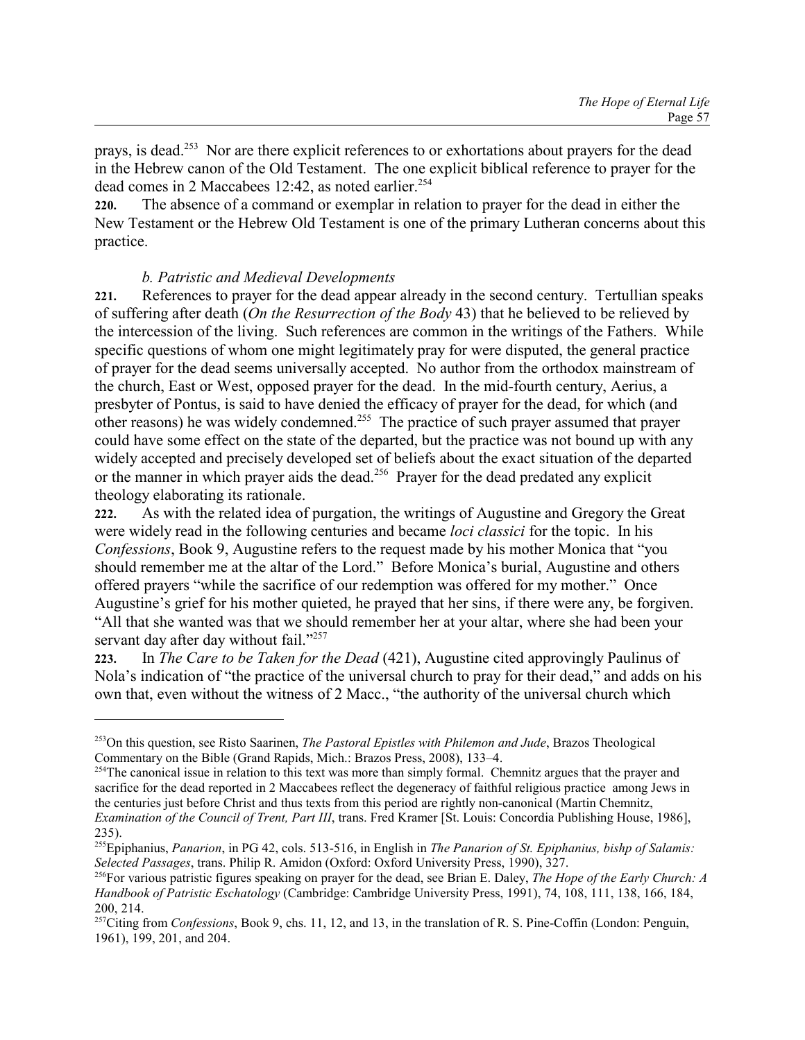prays, is dead.[253] Nor are there explicit references to or exhortations about prayers for the dead in the Hebrew canon of the Old Testament. The one explicit biblical reference to prayer for the dead comes in 2 Maccabees 12:42, as noted earlier.[254]

**220.** The absence of a command or exemplar in relation to prayer for the dead in either the New Testament or the Hebrew Old Testament is one of the primary Lutheran concerns about this practice.

*b. Patristic and Medieval Developments*

**221.** References to prayer for the dead appear already in the second century. Tertullian speaks of suffering after death (*On the Resurrection of the Body* 43) that he believed to be relieved by the intercession of the living. Such references are common in the writings of the Fathers. While specific questions of whom one might legitimately pray for were disputed, the general practice of prayer for the dead seems universally accepted. No author from the orthodox mainstream of the church, East or West, opposed prayer for the dead. In the mid-fourth century, Aerius, a presbyter of Pontus, is said to have denied the efficacy of prayer for the dead, for which (and other reasons) he was widely condemned.[255] The practice of such prayer assumed that prayer could have some effect on the state of the departed, but the practice was not bound up with any widely accepted and precisely developed set of beliefs about the exact situation of the departed or the manner in which prayer aids the dead.[256] Prayer for the dead predated any explicit theology elaborating its rationale.

**222.** As with the related idea of purgation, the writings of Augustine and Gregory the Great were widely read in the following centuries and became *loci classici* for the topic. In his *Confessions*, Book 9, Augustine refers to the request made by his mother Monica that "you should remember me at the altar of the Lord." Before Monica's burial, Augustine and others offered prayers "while the sacrifice of our redemption was offered for my mother." Once Augustine's grief for his mother quieted, he prayed that her sins, if there were any, be forgiven. "All that she wanted was that we should remember her at your altar, where she had been your servant day after day without fail."[257]

**223.** In *The Care to be Taken for the Dead* (421), Augustine cited approvingly Paulinus of Nola's indication of "the practice of the universal church to pray for their dead," and adds on his own that, even without the witness of 2 Macc., "the authority of the universal church which

---

[253] On this question, see Risto Saarinen, *The Pastoral Epistles with Philemon and Jude*, Brazos Theological Commentary on the Bible (Grand Rapids, Mich.: Brazos Press, 2008), 133–4.

[254] The canonical issue in relation to this text was more than simply formal. Chemnitz argues that the prayer and sacrifice for the dead reported in 2 Maccabees reflect the degeneracy of faithful religious practice among Jews in the centuries just before Christ and thus texts from this period are rightly non-canonical (Martin Chemnitz, *Examination of the Council of Trent, Part III*, trans. Fred Kramer [St. Louis: Concordia Publishing House, 1986], 235).

[255] Epiphanius, *Panarion*, in PG 42, cols. 513-516, in English in *The Panarion of St. Epiphanius, bishp of Salamis: Selected Passages*, trans. Philip R. Amidon (Oxford: Oxford University Press, 1990), 327.

[256] For various patristic figures speaking on prayer for the dead, see Brian E. Daley, *The Hope of the Early Church: A Handbook of Patristic Eschatology* (Cambridge: Cambridge University Press, 1991), 74, 108, 111, 138, 166, 184, 200, 214.

[257] Citing from *Confessions*, Book 9, chs. 11, 12, and 13, in the translation of R. S. Pine-Coffin (London: Penguin, 1961), 199, 201, and 204.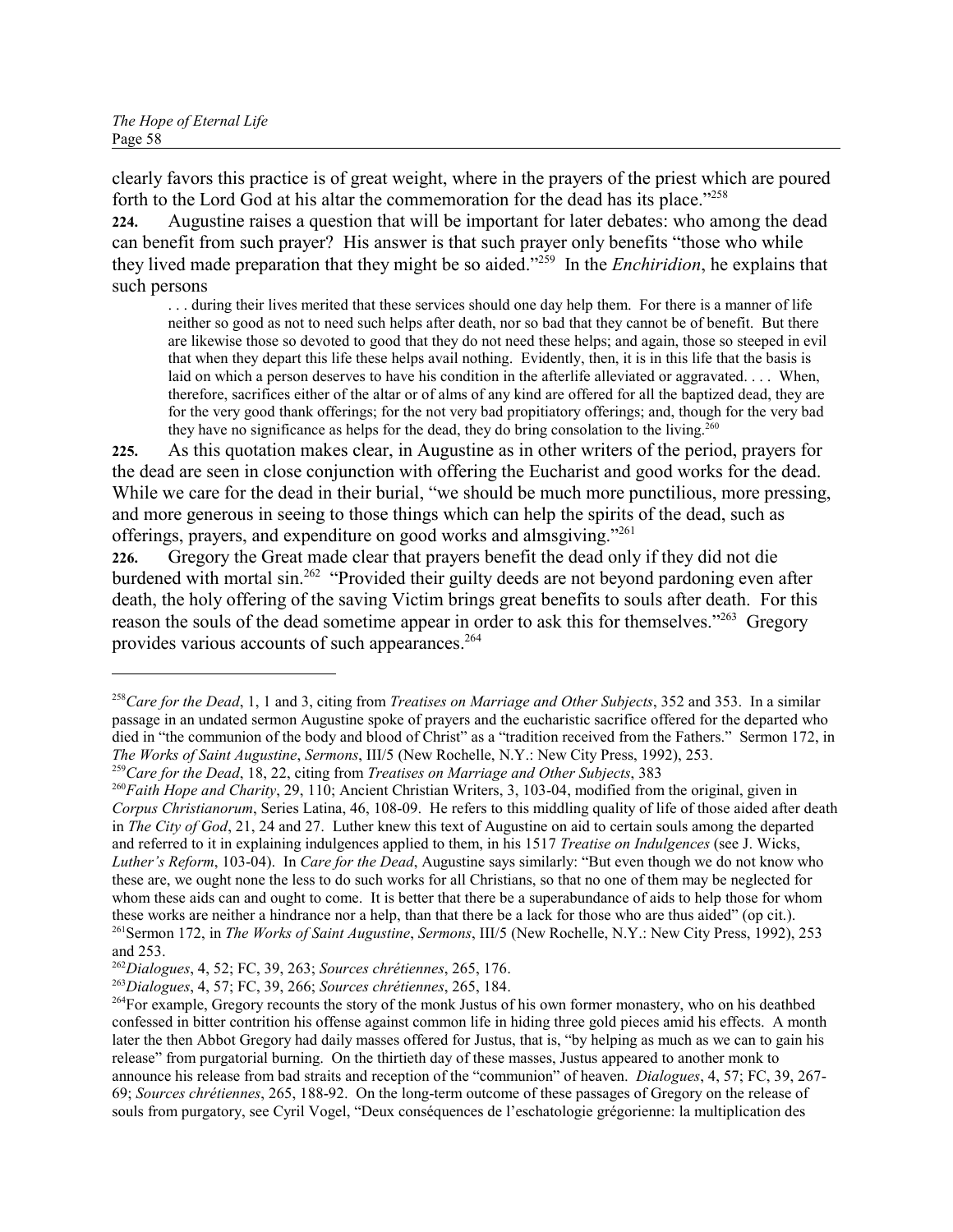clearly favors this practice is of great weight, where in the prayers of the priest which are poured forth to the Lord God at his altar the commemoration for the dead has its place."[258]

**224.** Augustine raises a question that will be important for later debates: who among the dead can benefit from such prayer? His answer is that such prayer only benefits "those who while they lived made preparation that they might be so aided."[259] In the *Enchiridion*, he explains that such persons

> . . . during their lives merited that these services should one day help them. For there is a manner of life neither so good as not to need such helps after death, nor so bad that they cannot be of benefit. But there are likewise those so devoted to good that they do not need these helps; and again, those so steeped in evil that when they depart this life these helps avail nothing. Evidently, then, it is in this life that the basis is laid on which a person deserves to have his condition in the afterlife alleviated or aggravated. . . . When, therefore, sacrifices either of the altar or of alms of any kind are offered for all the baptized dead, they are for the very good thank offerings; for the not very bad propitiatory offerings; and, though for the very bad they have no significance as helps for the dead, they do bring consolation to the living.[260]

**225.** As this quotation makes clear, in Augustine as in other writers of the period, prayers for the dead are seen in close conjunction with offering the Eucharist and good works for the dead. While we care for the dead in their burial, "we should be much more punctilious, more pressing, and more generous in seeing to those things which can help the spirits of the dead, such as offerings, prayers, and expenditure on good works and almsgiving."[261]

**226.** Gregory the Great made clear that prayers benefit the dead only if they did not die burdened with mortal sin.[262] "Provided their guilty deeds are not beyond pardoning even after death, the holy offering of the saving Victim brings great benefits to souls after death. For this reason the souls of the dead sometime appear in order to ask this for themselves."[263] Gregory provides various accounts of such appearances.[264]

---

[258] *Care for the Dead*, 1, 1 and 3, citing from *Treatises on Marriage and Other Subjects*, 352 and 353. In a similar passage in an undated sermon Augustine spoke of prayers and the eucharistic sacrifice offered for the departed who died in "the communion of the body and blood of Christ" as a "tradition received from the Fathers." Sermon 172, in *The Works of Saint Augustine*, *Sermons*, III/5 (New Rochelle, N.Y.: New City Press, 1992), 253.

[259] *Care for the Dead*, 18, 22, citing from *Treatises on Marriage and Other Subjects*, 383

[260] *Faith Hope and Charity*, 29, 110; Ancient Christian Writers, 3, 103-04, modified from the original, given in *Corpus Christianorum*, Series Latina, 46, 108-09. He refers to this middling quality of life of those aided after death in *The City of God*, 21, 24 and 27. Luther knew this text of Augustine on aid to certain souls among the departed and referred to it in explaining indulgences applied to them, in his 1517 *Treatise on Indulgences* (see J. Wicks, *Luther's Reform*, 103-04). In *Care for the Dead*, Augustine says similarly: "But even though we do not know who these are, we ought none the less to do such works for all Christians, so that no one of them may be neglected for whom these aids can and ought to come. It is better that there be a superabundance of aids to help those for whom these works are neither a hindrance nor a help, than that there be a lack for those who are thus aided" (op cit.).

[261] Sermon 172, in *The Works of Saint Augustine*, *Sermons*, III/5 (New Rochelle, N.Y.: New City Press, 1992), 253 and 253.

[262] *Dialogues*, 4, 52; FC, 39, 263; *Sources chrétiennes*, 265, 176.

[263] *Dialogues*, 4, 57; FC, 39, 266; *Sources chrétiennes*, 265, 184.

[264] For example, Gregory recounts the story of the monk Justus of his own former monastery, who on his deathbed confessed in bitter contrition his offense against common life in hiding three gold pieces amid his effects. A month later the then Abbot Gregory had daily masses offered for Justus, that is, "by helping as much as we can to gain his release" from purgatorial burning. On the thirtieth day of these masses, Justus appeared to another monk to announce his release from bad straits and reception of the "communion" of heaven. *Dialogues*, 4, 57; FC, 39, 267-69; *Sources chrétiennes*, 265, 188-92. On the long-term outcome of these passages of Gregory on the release of souls from purgatory, see Cyril Vogel, "Deux conséquences de l'eschatologie grégorienne: la multiplication des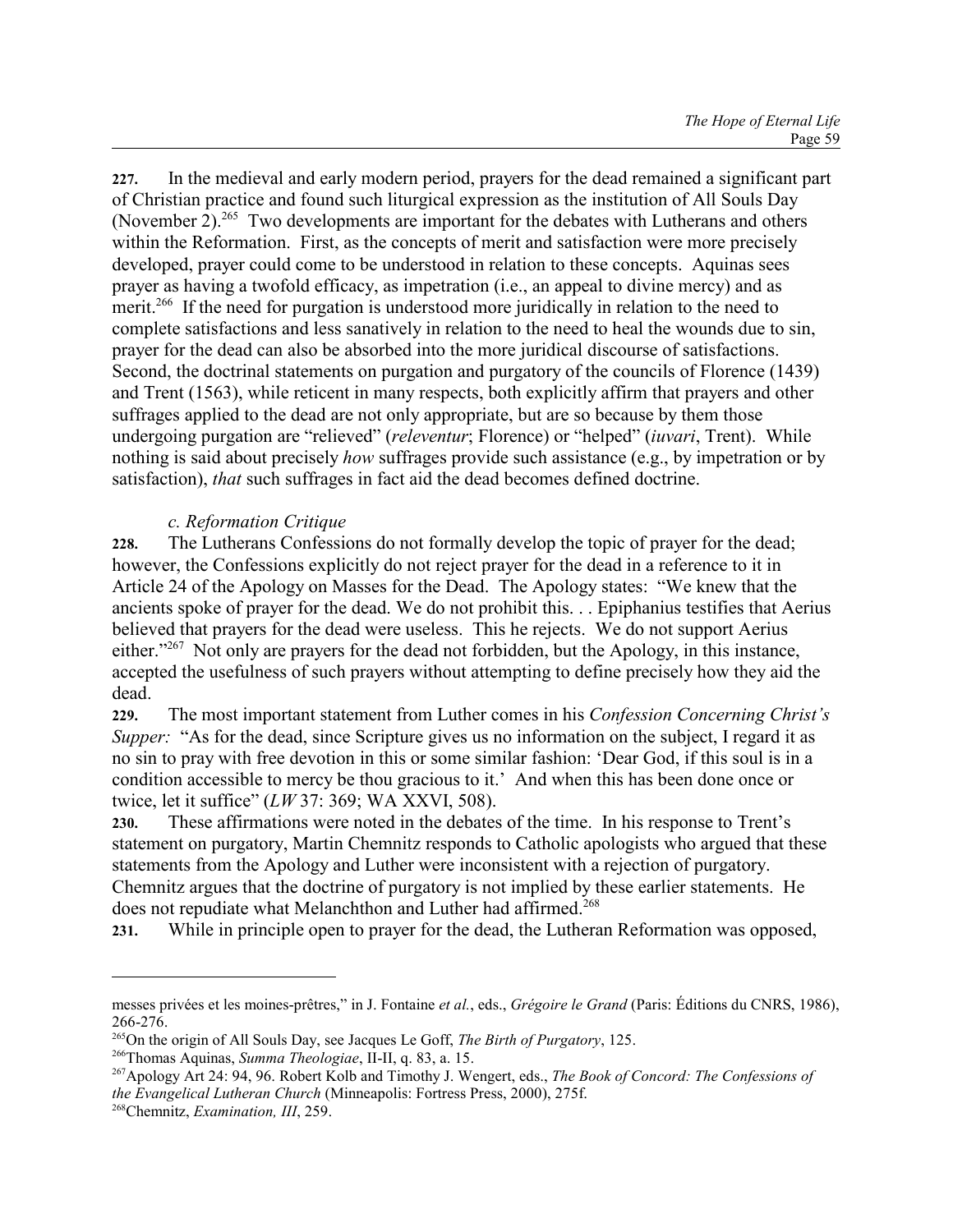**227.** In the medieval and early modern period, prayers for the dead remained a significant part of Christian practice and found such liturgical expression as the institution of All Souls Day (November 2).[265] Two developments are important for the debates with Lutherans and others within the Reformation. First, as the concepts of merit and satisfaction were more precisely developed, prayer could come to be understood in relation to these concepts. Aquinas sees prayer as having a twofold efficacy, as impetration (i.e., an appeal to divine mercy) and as merit.[266] If the need for purgation is understood more juridically in relation to the need to complete satisfactions and less sanatively in relation to the need to heal the wounds due to sin, prayer for the dead can also be absorbed into the more juridical discourse of satisfactions. Second, the doctrinal statements on purgation and purgatory of the councils of Florence (1439) and Trent (1563), while reticent in many respects, both explicitly affirm that prayers and other suffrages applied to the dead are not only appropriate, but are so because by them those undergoing purgation are "relieved" (*releventur*; Florence) or "helped" (*iuvari*, Trent). While nothing is said about precisely *how* suffrages provide such assistance (e.g., by impetration or by satisfaction), *that* such suffrages in fact aid the dead becomes defined doctrine.

### *c. Reformation Critique*

**228.** The Lutherans Confessions do not formally develop the topic of prayer for the dead; however, the Confessions explicitly do not reject prayer for the dead in a reference to it in Article 24 of the Apology on Masses for the Dead. The Apology states: "We knew that the ancients spoke of prayer for the dead. We do not prohibit this. . . Epiphanius testifies that Aerius believed that prayers for the dead were useless. This he rejects. We do not support Aerius either."[267] Not only are prayers for the dead not forbidden, but the Apology, in this instance, accepted the usefulness of such prayers without attempting to define precisely how they aid the dead.

**229.** The most important statement from Luther comes in his *Confession Concerning Christ's Supper:* "As for the dead, since Scripture gives us no information on the subject, I regard it as no sin to pray with free devotion in this or some similar fashion: 'Dear God, if this soul is in a condition accessible to mercy be thou gracious to it.' And when this has been done once or twice, let it suffice" (*LW* 37: 369; WA XXVI, 508).

**230.** These affirmations were noted in the debates of the time. In his response to Trent's statement on purgatory, Martin Chemnitz responds to Catholic apologists who argued that these statements from the Apology and Luther were inconsistent with a rejection of purgatory. Chemnitz argues that the doctrine of purgatory is not implied by these earlier statements. He does not repudiate what Melanchthon and Luther had affirmed.[268]

**231.** While in principle open to prayer for the dead, the Lutheran Reformation was opposed,

---

messes privées et les moines-prêtres," in J. Fontaine *et al.*, eds., *Grégoire le Grand* (Paris: Éditions du CNRS, 1986), 266-276.

[265] On the origin of All Souls Day, see Jacques Le Goff, *The Birth of Purgatory*, 125.

[266] Thomas Aquinas, *Summa Theologiae*, II-II, q. 83, a. 15.

[267] Apology Art 24: 94, 96. Robert Kolb and Timothy J. Wengert, eds., *The Book of Concord: The Confessions of the Evangelical Lutheran Church* (Minneapolis: Fortress Press, 2000), 275f.

[268] Chemnitz, *Examination, III*, 259.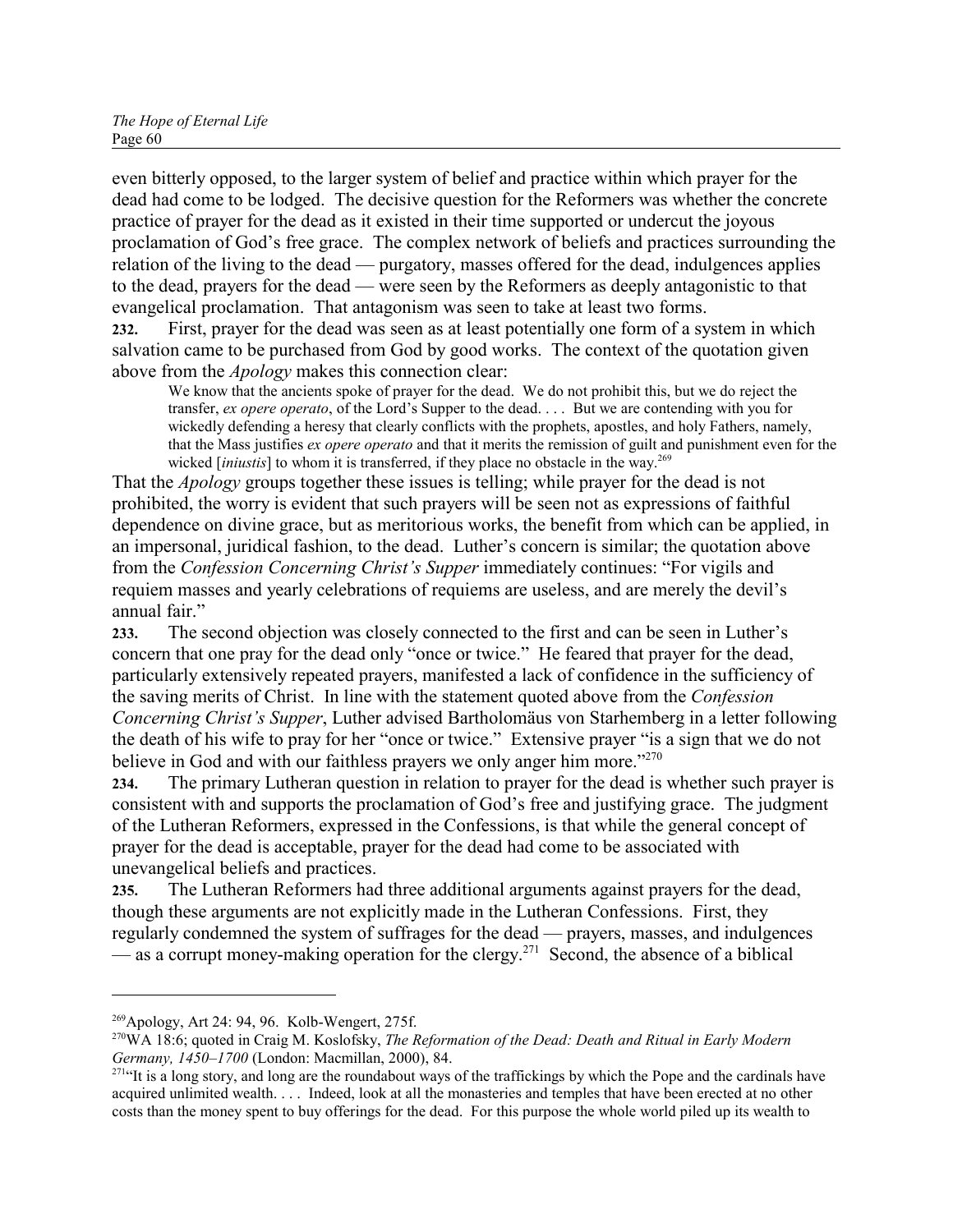even bitterly opposed, to the larger system of belief and practice within which prayer for the dead had come to be lodged. The decisive question for the Reformers was whether the concrete practice of prayer for the dead as it existed in their time supported or undercut the joyous proclamation of God's free grace. The complex network of beliefs and practices surrounding the relation of the living to the dead — purgatory, masses offered for the dead, indulgences applies to the dead, prayers for the dead — were seen by the Reformers as deeply antagonistic to that evangelical proclamation. That antagonism was seen to take at least two forms.

**232.** First, prayer for the dead was seen as at least potentially one form of a system in which salvation came to be purchased from God by good works. The context of the quotation given above from the *Apology* makes this connection clear:

> We know that the ancients spoke of prayer for the dead. We do not prohibit this, but we do reject the transfer, *ex opere operato*, of the Lord's Supper to the dead. . . . But we are contending with you for wickedly defending a heresy that clearly conflicts with the prophets, apostles, and holy Fathers, namely, that the Mass justifies *ex opere operato* and that it merits the remission of guilt and punishment even for the wicked [*iniustis*] to whom it is transferred, if they place no obstacle in the way.[269]

That the *Apology* groups together these issues is telling; while prayer for the dead is not prohibited, the worry is evident that such prayers will be seen not as expressions of faithful dependence on divine grace, but as meritorious works, the benefit from which can be applied, in an impersonal, juridical fashion, to the dead. Luther's concern is similar; the quotation above from the *Confession Concerning Christ's Supper* immediately continues: "For vigils and requiem masses and yearly celebrations of requiems are useless, and are merely the devil's annual fair."

**233.** The second objection was closely connected to the first and can be seen in Luther's concern that one pray for the dead only "once or twice." He feared that prayer for the dead, particularly extensively repeated prayers, manifested a lack of confidence in the sufficiency of the saving merits of Christ. In line with the statement quoted above from the *Confession Concerning Christ's Supper*, Luther advised Bartholomäus von Starhemberg in a letter following the death of his wife to pray for her "once or twice." Extensive prayer "is a sign that we do not believe in God and with our faithless prayers we only anger him more."[270]

**234.** The primary Lutheran question in relation to prayer for the dead is whether such prayer is consistent with and supports the proclamation of God's free and justifying grace. The judgment of the Lutheran Reformers, expressed in the Confessions, is that while the general concept of prayer for the dead is acceptable, prayer for the dead had come to be associated with unevangelical beliefs and practices.

**235.** The Lutheran Reformers had three additional arguments against prayers for the dead, though these arguments are not explicitly made in the Lutheran Confessions. First, they regularly condemned the system of suffrages for the dead — prayers, masses, and indulgences — as a corrupt money-making operation for the clergy.[271] Second, the absence of a biblical

---

[269] Apology, Art 24: 94, 96. Kolb-Wengert, 275f.

[270] WA 18:6; quoted in Craig M. Koslofsky, *The Reformation of the Dead: Death and Ritual in Early Modern Germany, 1450–1700* (London: Macmillan, 2000), 84.

[271] "It is a long story, and long are the roundabout ways of the traffickings by which the Pope and the cardinals have acquired unlimited wealth. . . . Indeed, look at all the monasteries and temples that have been erected at no other costs than the money spent to buy offerings for the dead. For this purpose the whole world piled up its wealth to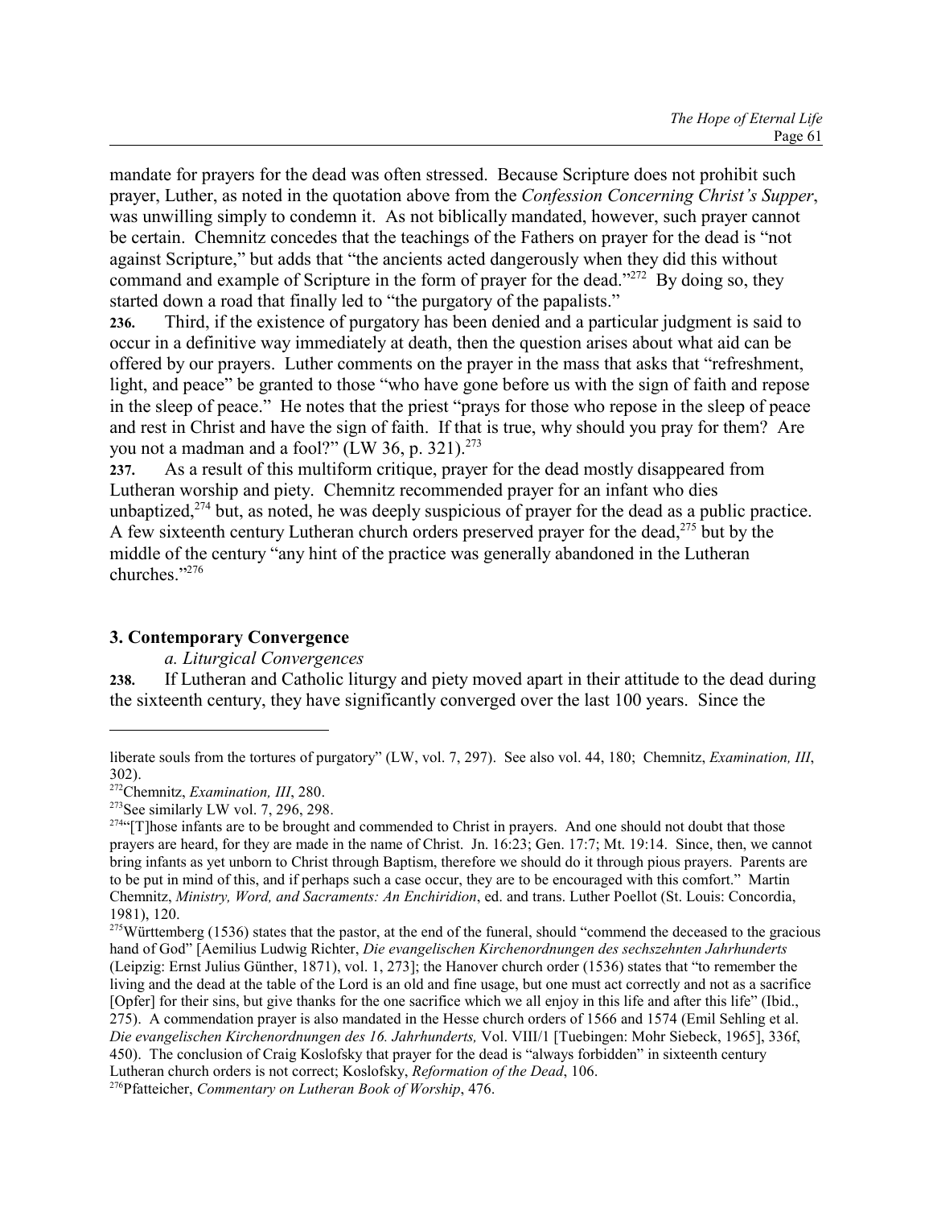mandate for prayers for the dead was often stressed. Because Scripture does not prohibit such prayer, Luther, as noted in the quotation above from the *Confession Concerning Christ's Supper*, was unwilling simply to condemn it. As not biblically mandated, however, such prayer cannot be certain. Chemnitz concedes that the teachings of the Fathers on prayer for the dead is "not against Scripture," but adds that "the ancients acted dangerously when they did this without command and example of Scripture in the form of prayer for the dead."[272] By doing so, they started down a road that finally led to "the purgatory of the papalists."

**236.** Third, if the existence of purgatory has been denied and a particular judgment is said to occur in a definitive way immediately at death, then the question arises about what aid can be offered by our prayers. Luther comments on the prayer in the mass that asks that "refreshment, light, and peace" be granted to those "who have gone before us with the sign of faith and repose in the sleep of peace." He notes that the priest "prays for those who repose in the sleep of peace and rest in Christ and have the sign of faith. If that is true, why should you pray for them? Are you not a madman and a fool?" (LW 36, p. 321).[273]

**237.** As a result of this multiform critique, prayer for the dead mostly disappeared from Lutheran worship and piety. Chemnitz recommended prayer for an infant who dies unbaptized,[274] but, as noted, he was deeply suspicious of prayer for the dead as a public practice. A few sixteenth century Lutheran church orders preserved prayer for the dead,[275] but by the middle of the century "any hint of the practice was generally abandoned in the Lutheran churches."[276]

### 3. Contemporary Convergence

#### *a. Liturgical Convergences*

**238.** If Lutheran and Catholic liturgy and piety moved apart in their attitude to the dead during the sixteenth century, they have significantly converged over the last 100 years. Since the

---

liberate souls from the tortures of purgatory" (LW, vol. 7, 297). See also vol. 44, 180; Chemnitz, *Examination, III*, 302).

[272] Chemnitz, *Examination, III*, 280.

[273] See similarly LW vol. 7, 296, 298.

[274] "[T]hose infants are to be brought and commended to Christ in prayers. And one should not doubt that those prayers are heard, for they are made in the name of Christ. Jn. 16:23; Gen. 17:7; Mt. 19:14. Since, then, we cannot bring infants as yet unborn to Christ through Baptism, therefore we should do it through pious prayers. Parents are to be put in mind of this, and if perhaps such a case occur, they are to be encouraged with this comfort." Martin Chemnitz, *Ministry, Word, and Sacraments: An Enchiridion*, ed. and trans. Luther Poellot (St. Louis: Concordia, 1981), 120.

[275] Württemberg (1536) states that the pastor, at the end of the funeral, should "commend the deceased to the gracious hand of God" [Aemilius Ludwig Richter, *Die evangelischen Kirchenordnungen des sechszehnten Jahrhunderts* (Leipzig: Ernst Julius Günther, 1871), vol. 1, 273]; the Hanover church order (1536) states that "to remember the living and the dead at the table of the Lord is an old and fine usage, but one must act correctly and not as a sacrifice [Opfer] for their sins, but give thanks for the one sacrifice which we all enjoy in this life and after this life" (Ibid., 275). A commendation prayer is also mandated in the Hesse church orders of 1566 and 1574 (Emil Sehling et al. *Die evangelischen Kirchenordnungen des 16. Jahrhunderts,* Vol. VIII/1 [Tuebingen: Mohr Siebeck, 1965], 336f, 450). The conclusion of Craig Koslofsky that prayer for the dead is "always forbidden" in sixteenth century Lutheran church orders is not correct; Koslofsky, *Reformation of the Dead*, 106.

[276] Pfatteicher, *Commentary on Lutheran Book of Worship*, 476.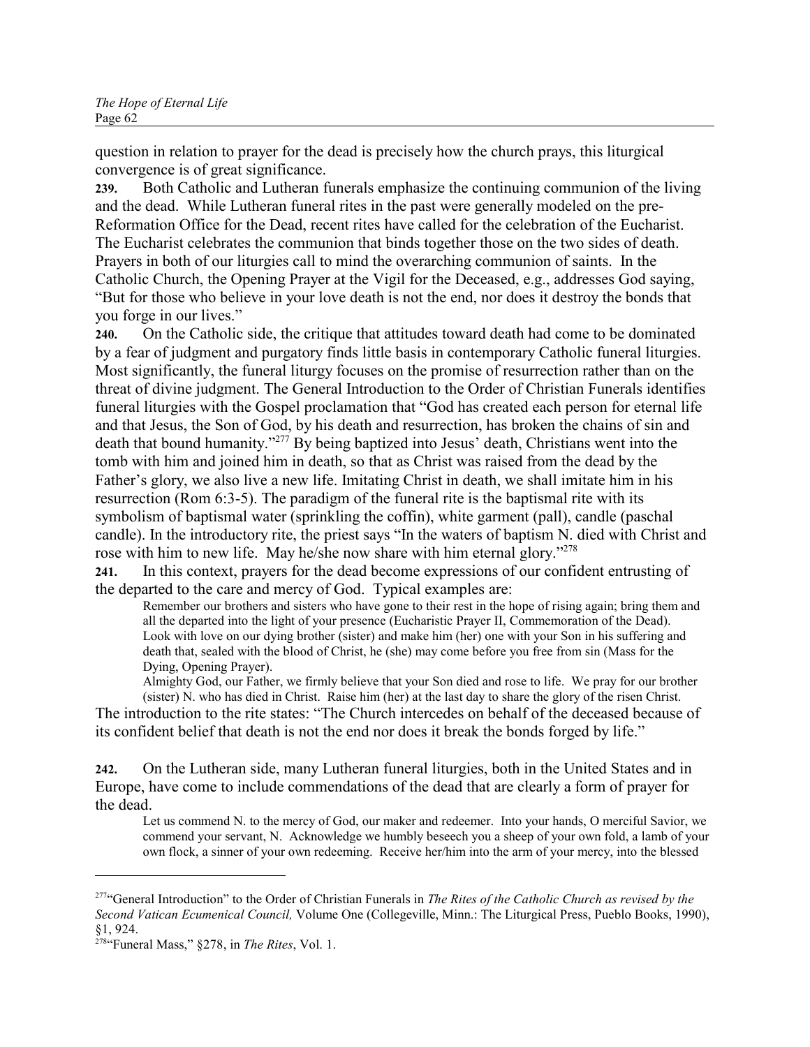question in relation to prayer for the dead is precisely how the church prays, this liturgical convergence is of great significance.

**239.** Both Catholic and Lutheran funerals emphasize the continuing communion of the living and the dead. While Lutheran funeral rites in the past were generally modeled on the pre-Reformation Office for the Dead, recent rites have called for the celebration of the Eucharist. The Eucharist celebrates the communion that binds together those on the two sides of death. Prayers in both of our liturgies call to mind the overarching communion of saints. In the Catholic Church, the Opening Prayer at the Vigil for the Deceased, e.g., addresses God saying, "But for those who believe in your love death is not the end, nor does it destroy the bonds that you forge in our lives."

**240.** On the Catholic side, the critique that attitudes toward death had come to be dominated by a fear of judgment and purgatory finds little basis in contemporary Catholic funeral liturgies. Most significantly, the funeral liturgy focuses on the promise of resurrection rather than on the threat of divine judgment. The General Introduction to the Order of Christian Funerals identifies funeral liturgies with the Gospel proclamation that "God has created each person for eternal life and that Jesus, the Son of God, by his death and resurrection, has broken the chains of sin and death that bound humanity."[277] By being baptized into Jesus' death, Christians went into the tomb with him and joined him in death, so that as Christ was raised from the dead by the Father's glory, we also live a new life. Imitating Christ in death, we shall imitate him in his resurrection (Rom 6:3-5). The paradigm of the funeral rite is the baptismal rite with its symbolism of baptismal water (sprinkling the coffin), white garment (pall), candle (paschal candle). In the introductory rite, the priest says "In the waters of baptism N. died with Christ and rose with him to new life. May he/she now share with him eternal glory."[278]

**241.** In this context, prayers for the dead become expressions of our confident entrusting of the departed to the care and mercy of God. Typical examples are:

> Remember our brothers and sisters who have gone to their rest in the hope of rising again; bring them and all the departed into the light of your presence (Eucharistic Prayer II, Commemoration of the Dead).
>
> Look with love on our dying brother (sister) and make him (her) one with your Son in his suffering and death that, sealed with the blood of Christ, he (she) may come before you free from sin (Mass for the Dying, Opening Prayer).
>
> Almighty God, our Father, we firmly believe that your Son died and rose to life. We pray for our brother (sister) N. who has died in Christ. Raise him (her) at the last day to share the glory of the risen Christ.

The introduction to the rite states: "The Church intercedes on behalf of the deceased because of its confident belief that death is not the end nor does it break the bonds forged by life."

**242.** On the Lutheran side, many Lutheran funeral liturgies, both in the United States and in Europe, have come to include commendations of the dead that are clearly a form of prayer for the dead.

> Let us commend N. to the mercy of God, our maker and redeemer. Into your hands, O merciful Savior, we commend your servant, N. Acknowledge we humbly beseech you a sheep of your own fold, a lamb of your own flock, a sinner of your own redeeming. Receive her/him into the arm of your mercy, into the blessed

---

[277] "General Introduction" to the Order of Christian Funerals in *The Rites of the Catholic Church as revised by the Second Vatican Ecumenical Council,* Volume One (Collegeville, Minn.: The Liturgical Press, Pueblo Books, 1990), §1, 924.

[278] "Funeral Mass," §278, in *The Rites*, Vol. 1.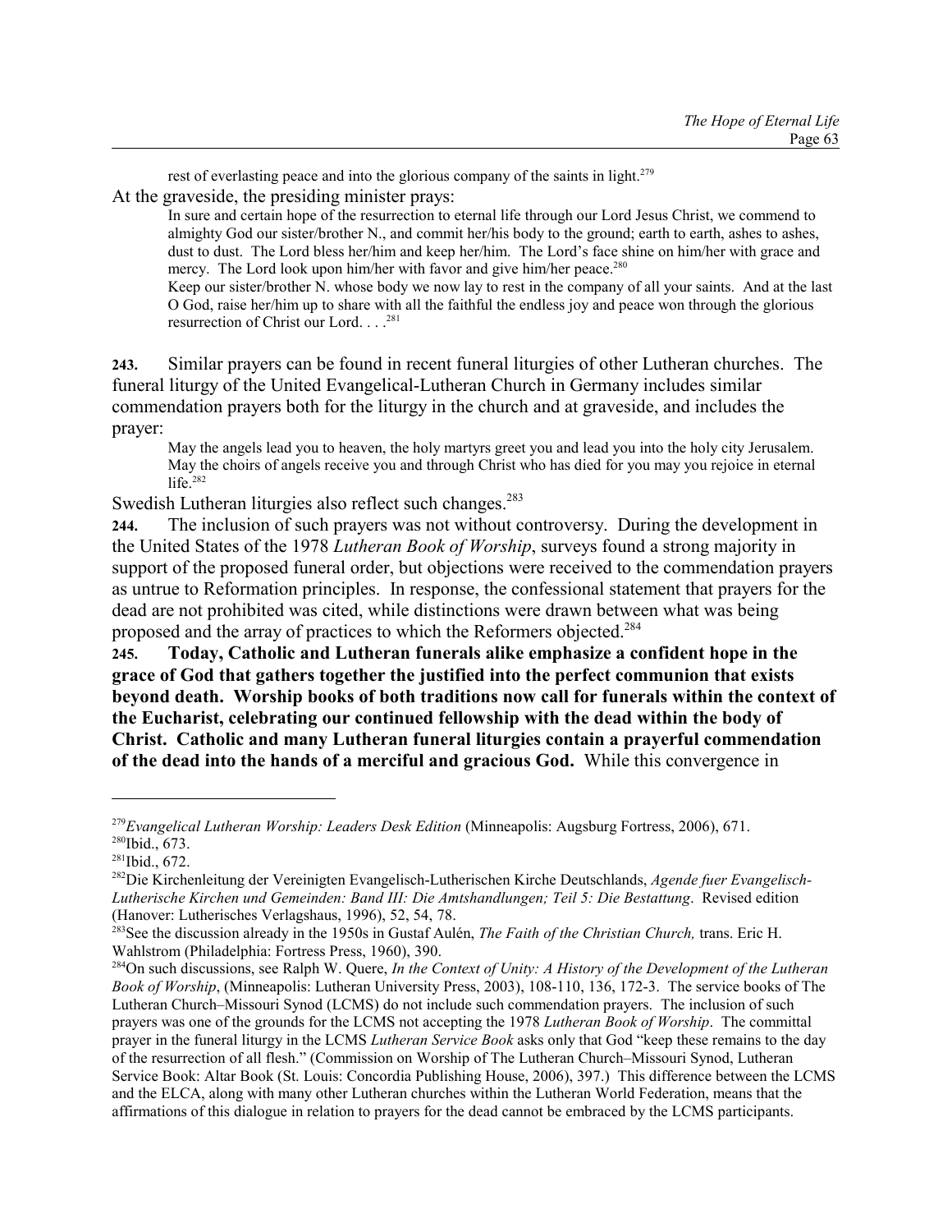> rest of everlasting peace and into the glorious company of the saints in light.[279]

At the graveside, the presiding minister prays:

> In sure and certain hope of the resurrection to eternal life through our Lord Jesus Christ, we commend to almighty God our sister/brother N., and commit her/his body to the ground; earth to earth, ashes to ashes, dust to dust. The Lord bless her/him and keep her/him. The Lord's face shine on him/her with grace and mercy. The Lord look upon him/her with favor and give him/her peace.[280]
>
> Keep our sister/brother N. whose body we now lay to rest in the company of all your saints. And at the last O God, raise her/him up to share with all the faithful the endless joy and peace won through the glorious resurrection of Christ our Lord. . . .[281]

**243.** Similar prayers can be found in recent funeral liturgies of other Lutheran churches. The funeral liturgy of the United Evangelical-Lutheran Church in Germany includes similar commendation prayers both for the liturgy in the church and at graveside, and includes the prayer:

> May the angels lead you to heaven, the holy martyrs greet you and lead you into the holy city Jerusalem. May the choirs of angels receive you and through Christ who has died for you may you rejoice in eternal life.[282]

Swedish Lutheran liturgies also reflect such changes.[283]

**244.** The inclusion of such prayers was not without controversy. During the development in the United States of the 1978 *Lutheran Book of Worship*, surveys found a strong majority in support of the proposed funeral order, but objections were received to the commendation prayers as untrue to Reformation principles. In response, the confessional statement that prayers for the dead are not prohibited was cited, while distinctions were drawn between what was being proposed and the array of practices to which the Reformers objected.[284]

**245. Today, Catholic and Lutheran funerals alike emphasize a confident hope in the grace of God that gathers together the justified into the perfect communion that exists beyond death. Worship books of both traditions now call for funerals within the context of the Eucharist, celebrating our continued fellowship with the dead within the body of Christ. Catholic and many Lutheran funeral liturgies contain a prayerful commendation of the dead into the hands of a merciful and gracious God.** While this convergence in

---

[279] *Evangelical Lutheran Worship: Leaders Desk Edition* (Minneapolis: Augsburg Fortress, 2006), 671.

[280] Ibid., 673.

[281] Ibid., 672.

[282] Die Kirchenleitung der Vereinigten Evangelisch-Lutherischen Kirche Deutschlands, *Agende fuer Evangelisch-Lutherische Kirchen und Gemeinden: Band III: Die Amtshandlungen; Teil 5: Die Bestattung*. Revised edition (Hanover: Lutherisches Verlagshaus, 1996), 52, 54, 78.

[283] See the discussion already in the 1950s in Gustaf Aulén, *The Faith of the Christian Church,* trans. Eric H. Wahlstrom (Philadelphia: Fortress Press, 1960), 390.

[284] On such discussions, see Ralph W. Quere, *In the Context of Unity: A History of the Development of the Lutheran Book of Worship*, (Minneapolis: Lutheran University Press, 2003), 108-110, 136, 172-3. The service books of The Lutheran Church–Missouri Synod (LCMS) do not include such commendation prayers. The inclusion of such prayers was one of the grounds for the LCMS not accepting the 1978 *Lutheran Book of Worship*. The committal prayer in the funeral liturgy in the LCMS *Lutheran Service Book* asks only that God "keep these remains to the day of the resurrection of all flesh." (Commission on Worship of The Lutheran Church–Missouri Synod, Lutheran Service Book: Altar Book (St. Louis: Concordia Publishing House, 2006), 397.) This difference between the LCMS and the ELCA, along with many other Lutheran churches within the Lutheran World Federation, means that the affirmations of this dialogue in relation to prayers for the dead cannot be embraced by the LCMS participants.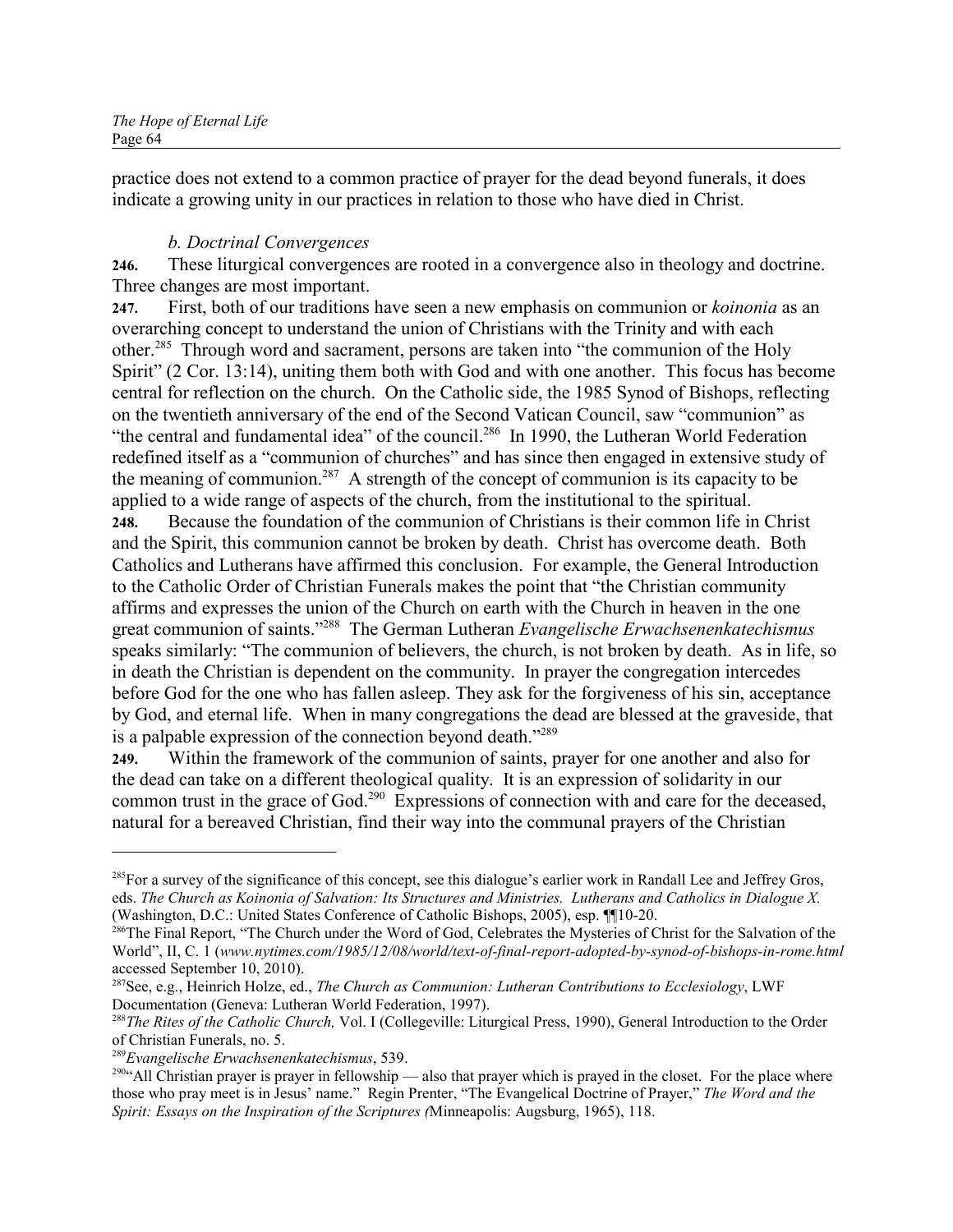practice does not extend to a common practice of prayer for the dead beyond funerals, it does indicate a growing unity in our practices in relation to those who have died in Christ.

### *b. Doctrinal Convergences*

**246.** These liturgical convergences are rooted in a convergence also in theology and doctrine. Three changes are most important.

**247.** First, both of our traditions have seen a new emphasis on communion or *koinonia* as an overarching concept to understand the union of Christians with the Trinity and with each other.[285] Through word and sacrament, persons are taken into "the communion of the Holy Spirit" (2 Cor. 13:14), uniting them both with God and with one another. This focus has become central for reflection on the church. On the Catholic side, the 1985 Synod of Bishops, reflecting on the twentieth anniversary of the end of the Second Vatican Council, saw "communion" as "the central and fundamental idea" of the council.[286] In 1990, the Lutheran World Federation redefined itself as a "communion of churches" and has since then engaged in extensive study of the meaning of communion.[287] A strength of the concept of communion is its capacity to be applied to a wide range of aspects of the church, from the institutional to the spiritual.

**248.** Because the foundation of the communion of Christians is their common life in Christ and the Spirit, this communion cannot be broken by death. Christ has overcome death. Both Catholics and Lutherans have affirmed this conclusion. For example, the General Introduction to the Catholic Order of Christian Funerals makes the point that "the Christian community affirms and expresses the union of the Church on earth with the Church in heaven in the one great communion of saints."[288] The German Lutheran *Evangelische Erwachsenenkatechismus* speaks similarly: "The communion of believers, the church, is not broken by death. As in life, so in death the Christian is dependent on the community. In prayer the congregation intercedes before God for the one who has fallen asleep. They ask for the forgiveness of his sin, acceptance by God, and eternal life. When in many congregations the dead are blessed at the graveside, that is a palpable expression of the connection beyond death."[289]

**249.** Within the framework of the communion of saints, prayer for one another and also for the dead can take on a different theological quality. It is an expression of solidarity in our common trust in the grace of God.[290] Expressions of connection with and care for the deceased, natural for a bereaved Christian, find their way into the communal prayers of the Christian

---

[285] For a survey of the significance of this concept, see this dialogue's earlier work in Randall Lee and Jeffrey Gros, eds. *The Church as Koinonia of Salvation: Its Structures and Ministries. Lutherans and Catholics in Dialogue X.* (Washington, D.C.: United States Conference of Catholic Bishops, 2005), esp. ¶¶10-20.

[286] The Final Report, "The Church under the Word of God, Celebrates the Mysteries of Christ for the Salvation of the World", II, C. 1 (*www.nytimes.com/1985/12/08/world/text-of-final-report-adopted-by-synod-of-bishops-in-rome.html* accessed September 10, 2010).

[287] See, e.g., Heinrich Holze, ed., *The Church as Communion: Lutheran Contributions to Ecclesiology*, LWF Documentation (Geneva: Lutheran World Federation, 1997).

[288] *The Rites of the Catholic Church,* Vol. I (Collegeville: Liturgical Press, 1990), General Introduction to the Order of Christian Funerals, no. 5.

[289] *Evangelische Erwachsenenkatechismus*, 539.

[290] "All Christian prayer is prayer in fellowship — also that prayer which is prayed in the closet. For the place where those who pray meet is in Jesus' name." Regin Prenter, "The Evangelical Doctrine of Prayer," *The Word and the Spirit: Essays on the Inspiration of the Scriptures (*Minneapolis: Augsburg, 1965), 118.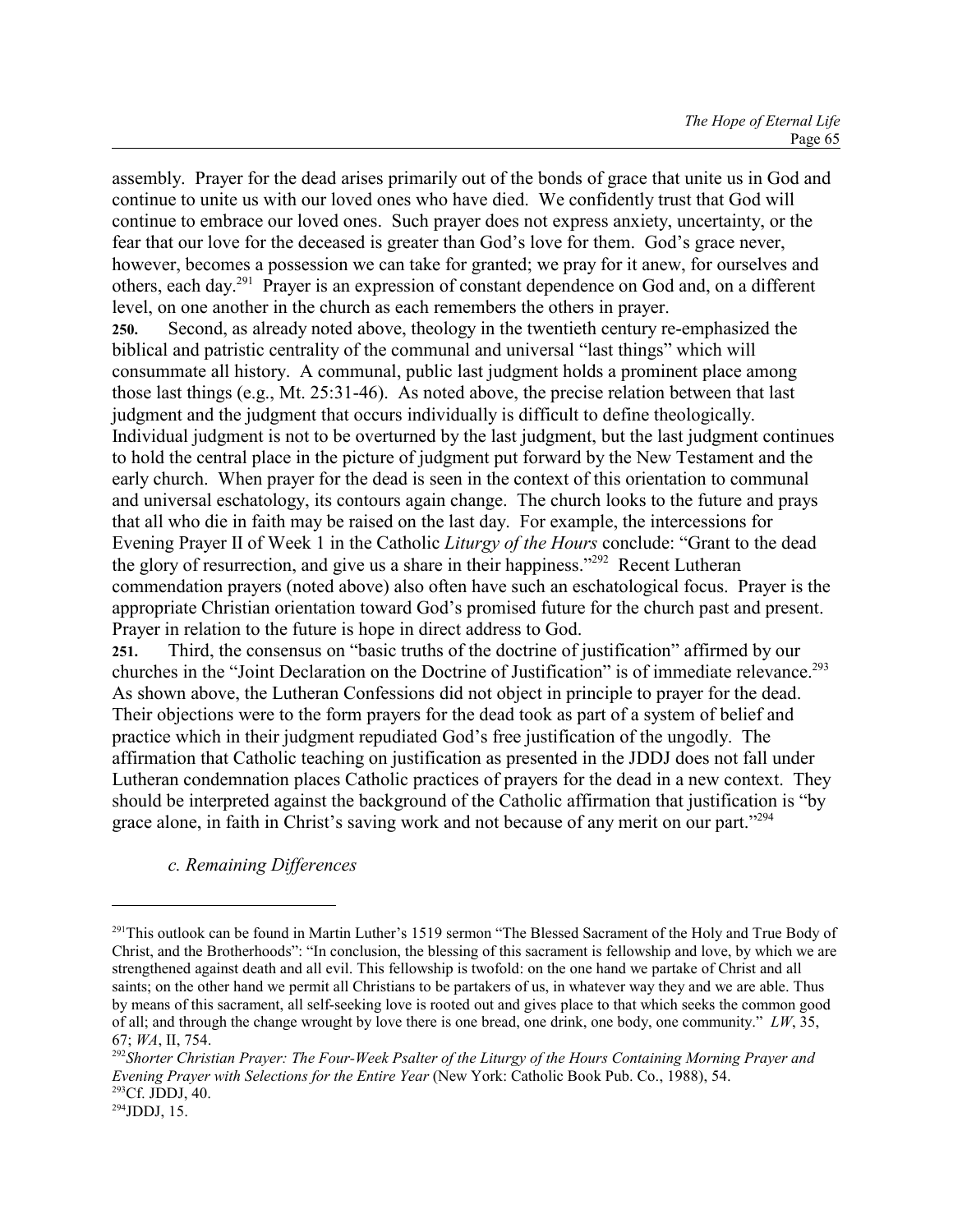assembly. Prayer for the dead arises primarily out of the bonds of grace that unite us in God and continue to unite us with our loved ones who have died. We confidently trust that God will continue to embrace our loved ones. Such prayer does not express anxiety, uncertainty, or the fear that our love for the deceased is greater than God's love for them. God's grace never, however, becomes a possession we can take for granted; we pray for it anew, for ourselves and others, each day.[291] Prayer is an expression of constant dependence on God and, on a different level, on one another in the church as each remembers the others in prayer.

**250.** Second, as already noted above, theology in the twentieth century re-emphasized the biblical and patristic centrality of the communal and universal "last things" which will consummate all history. A communal, public last judgment holds a prominent place among those last things (e.g., Mt. 25:31-46). As noted above, the precise relation between that last judgment and the judgment that occurs individually is difficult to define theologically. Individual judgment is not to be overturned by the last judgment, but the last judgment continues to hold the central place in the picture of judgment put forward by the New Testament and the early church. When prayer for the dead is seen in the context of this orientation to communal and universal eschatology, its contours again change. The church looks to the future and prays that all who die in faith may be raised on the last day. For example, the intercessions for Evening Prayer II of Week 1 in the Catholic *Liturgy of the Hours* conclude: "Grant to the dead the glory of resurrection, and give us a share in their happiness."[292] Recent Lutheran commendation prayers (noted above) also often have such an eschatological focus. Prayer is the appropriate Christian orientation toward God's promised future for the church past and present. Prayer in relation to the future is hope in direct address to God.

**251.** Third, the consensus on "basic truths of the doctrine of justification" affirmed by our churches in the "Joint Declaration on the Doctrine of Justification" is of immediate relevance.[293] As shown above, the Lutheran Confessions did not object in principle to prayer for the dead. Their objections were to the form prayers for the dead took as part of a system of belief and practice which in their judgment repudiated God's free justification of the ungodly. The affirmation that Catholic teaching on justification as presented in the JDDJ does not fall under Lutheran condemnation places Catholic practices of prayers for the dead in a new context. They should be interpreted against the background of the Catholic affirmation that justification is "by grace alone, in faith in Christ's saving work and not because of any merit on our part."[294]

*c. Remaining Differences*

---

[291] This outlook can be found in Martin Luther's 1519 sermon "The Blessed Sacrament of the Holy and True Body of Christ, and the Brotherhoods": "In conclusion, the blessing of this sacrament is fellowship and love, by which we are strengthened against death and all evil. This fellowship is twofold: on the one hand we partake of Christ and all saints; on the other hand we permit all Christians to be partakers of us, in whatever way they and we are able. Thus by means of this sacrament, all self-seeking love is rooted out and gives place to that which seeks the common good of all; and through the change wrought by love there is one bread, one drink, one body, one community." *LW*, 35, 67; *WA*, II, 754.

[292] *Shorter Christian Prayer: The Four-Week Psalter of the Liturgy of the Hours Containing Morning Prayer and Evening Prayer with Selections for the Entire Year* (New York: Catholic Book Pub. Co., 1988), 54.

[293] Cf. JDDJ, 40.

[294] JDDJ, 15.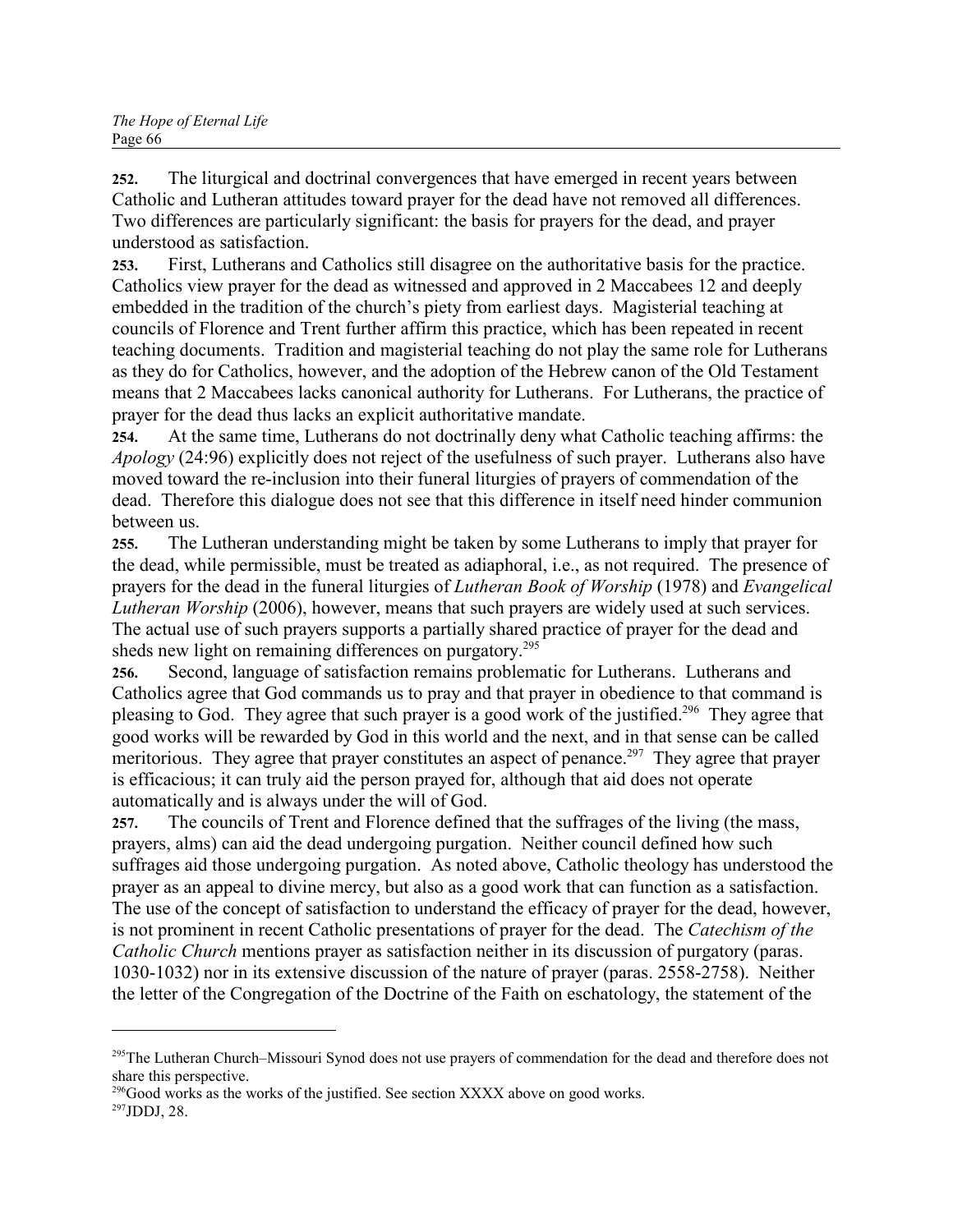**252.** The liturgical and doctrinal convergences that have emerged in recent years between Catholic and Lutheran attitudes toward prayer for the dead have not removed all differences. Two differences are particularly significant: the basis for prayers for the dead, and prayer understood as satisfaction.

**253.** First, Lutherans and Catholics still disagree on the authoritative basis for the practice. Catholics view prayer for the dead as witnessed and approved in 2 Maccabees 12 and deeply embedded in the tradition of the church's piety from earliest days. Magisterial teaching at councils of Florence and Trent further affirm this practice, which has been repeated in recent teaching documents. Tradition and magisterial teaching do not play the same role for Lutherans as they do for Catholics, however, and the adoption of the Hebrew canon of the Old Testament means that 2 Maccabees lacks canonical authority for Lutherans. For Lutherans, the practice of prayer for the dead thus lacks an explicit authoritative mandate.

**254.** At the same time, Lutherans do not doctrinally deny what Catholic teaching affirms: the *Apology* (24:96) explicitly does not reject of the usefulness of such prayer. Lutherans also have moved toward the re-inclusion into their funeral liturgies of prayers of commendation of the dead. Therefore this dialogue does not see that this difference in itself need hinder communion between us.

**255.** The Lutheran understanding might be taken by some Lutherans to imply that prayer for the dead, while permissible, must be treated as adiaphoral, i.e., as not required. The presence of prayers for the dead in the funeral liturgies of *Lutheran Book of Worship* (1978) and *Evangelical Lutheran Worship* (2006), however, means that such prayers are widely used at such services. The actual use of such prayers supports a partially shared practice of prayer for the dead and sheds new light on remaining differences on purgatory.[295]

**256.** Second, language of satisfaction remains problematic for Lutherans. Lutherans and Catholics agree that God commands us to pray and that prayer in obedience to that command is pleasing to God. They agree that such prayer is a good work of the justified.[296] They agree that good works will be rewarded by God in this world and the next, and in that sense can be called meritorious. They agree that prayer constitutes an aspect of penance.[297] They agree that prayer is efficacious; it can truly aid the person prayed for, although that aid does not operate automatically and is always under the will of God.

**257.** The councils of Trent and Florence defined that the suffrages of the living (the mass, prayers, alms) can aid the dead undergoing purgation. Neither council defined how such suffrages aid those undergoing purgation. As noted above, Catholic theology has understood the prayer as an appeal to divine mercy, but also as a good work that can function as a satisfaction. The use of the concept of satisfaction to understand the efficacy of prayer for the dead, however, is not prominent in recent Catholic presentations of prayer for the dead. The *Catechism of the Catholic Church* mentions prayer as satisfaction neither in its discussion of purgatory (paras. 1030-1032) nor in its extensive discussion of the nature of prayer (paras. 2558-2758). Neither the letter of the Congregation of the Doctrine of the Faith on eschatology, the statement of the

---

[295] The Lutheran Church–Missouri Synod does not use prayers of commendation for the dead and therefore does not share this perspective.

[296] Good works as the works of the justified. See section XXXX above on good works.

[297] JDDJ, 28.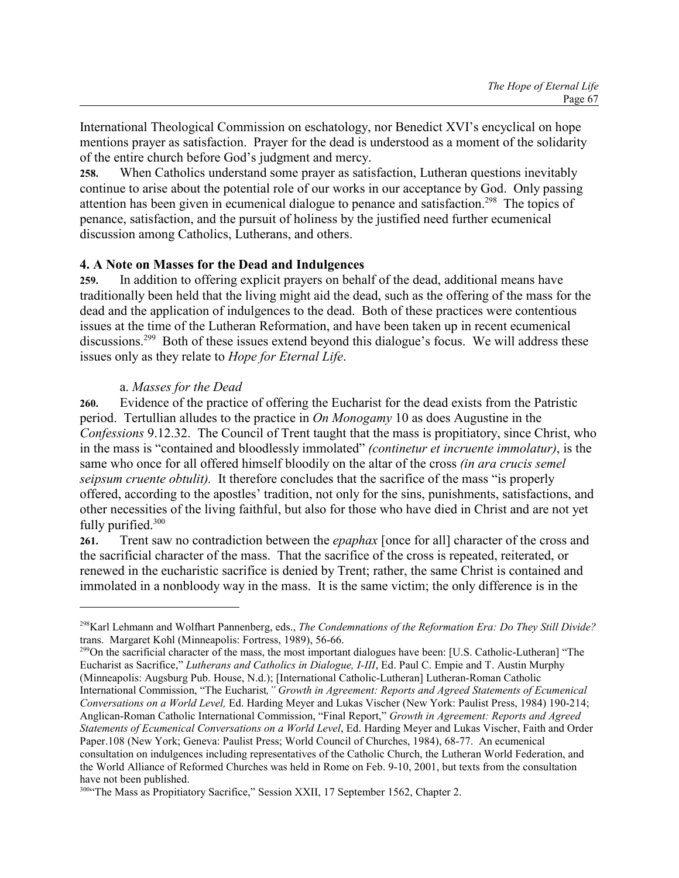International Theological Commission on eschatology, nor Benedict XVI's encyclical on hope mentions prayer as satisfaction. Prayer for the dead is understood as a moment of the solidarity of the entire church before God's judgment and mercy.

**258.** When Catholics understand some prayer as satisfaction, Lutheran questions inevitably continue to arise about the potential role of our works in our acceptance by God. Only passing attention has been given in ecumenical dialogue to penance and satisfaction.[298] The topics of penance, satisfaction, and the pursuit of holiness by the justified need further ecumenical discussion among Catholics, Lutherans, and others.

### 4. A Note on Masses for the Dead and Indulgences

**259.** In addition to offering explicit prayers on behalf of the dead, additional means have traditionally been held that the living might aid the dead, such as the offering of the mass for the dead and the application of indulgences to the dead. Both of these practices were contentious issues at the time of the Lutheran Reformation, and have been taken up in recent ecumenical discussions.[299] Both of these issues extend beyond this dialogue's focus. We will address these issues only as they relate to *Hope for Eternal Life*.

#### a. *Masses for the Dead*

**260.** Evidence of the practice of offering the Eucharist for the dead exists from the Patristic period. Tertullian alludes to the practice in *On Monogamy* 10 as does Augustine in the *Confessions* 9.12.32. The Council of Trent taught that the mass is propitiatory, since Christ, who in the mass is "contained and bloodlessly immolated" *(continetur et incruente immolatur)*, is the same who once for all offered himself bloodily on the altar of the cross *(in ara crucis semel seipsum cruente obtulit).* It therefore concludes that the sacrifice of the mass "is properly offered, according to the apostles' tradition, not only for the sins, punishments, satisfactions, and other necessities of the living faithful, but also for those who have died in Christ and are not yet fully purified.[300]

**261.** Trent saw no contradiction between the *epaphax* [once for all] character of the cross and the sacrificial character of the mass. That the sacrifice of the cross is repeated, reiterated, or renewed in the eucharistic sacrifice is denied by Trent; rather, the same Christ is contained and immolated in a nonbloody way in the mass. It is the same victim; the only difference is in the

---

[298] Karl Lehmann and Wolfhart Pannenberg, eds., *The Condemnations of the Reformation Era: Do They Still Divide?* trans. Margaret Kohl (Minneapolis: Fortress, 1989), 56-66.

[299] On the sacrificial character of the mass, the most important dialogues have been: [U.S. Catholic-Lutheran] "The Eucharist as Sacrifice," *Lutherans and Catholics in Dialogue, I-III*, Ed. Paul C. Empie and T. Austin Murphy (Minneapolis: Augsburg Pub. House, N.d.); [International Catholic-Lutheran] Lutheran-Roman Catholic International Commission, "The Eucharist*," Growth in Agreement: Reports and Agreed Statements of Ecumenical Conversations on a World Level,* Ed. Harding Meyer and Lukas Vischer (New York: Paulist Press, 1984) 190-214; Anglican-Roman Catholic International Commission, "Final Report," *Growth in Agreement: Reports and Agreed Statements of Ecumenical Conversations on a World Level*, Ed. Harding Meyer and Lukas Vischer, Faith and Order Paper.108 (New York; Geneva: Paulist Press; World Council of Churches, 1984), 68-77. An ecumenical consultation on indulgences including representatives of the Catholic Church, the Lutheran World Federation, and the World Alliance of Reformed Churches was held in Rome on Feb. 9-10, 2001, but texts from the consultation have not been published.

[300] "The Mass as Propitiatory Sacrifice," Session XXII, 17 September 1562, Chapter 2.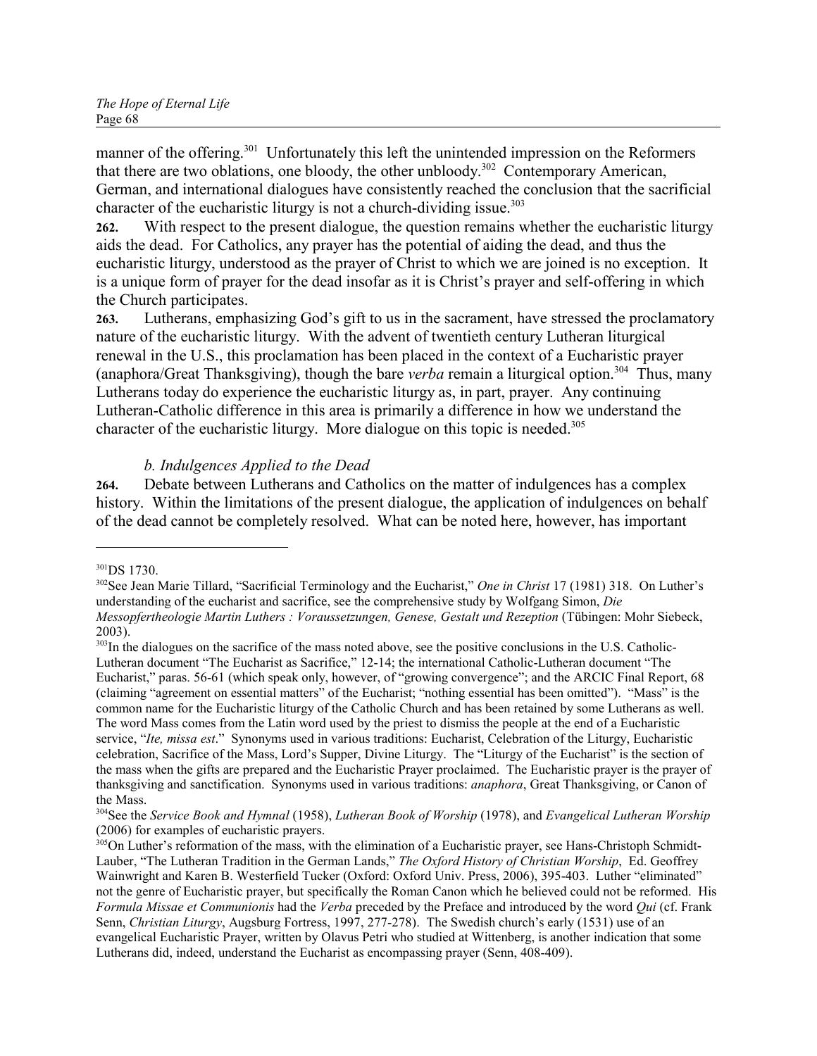manner of the offering.[301] Unfortunately this left the unintended impression on the Reformers that there are two oblations, one bloody, the other unbloody.[302] Contemporary American, German, and international dialogues have consistently reached the conclusion that the sacrificial character of the eucharistic liturgy is not a church-dividing issue.[303]

**262.** With respect to the present dialogue, the question remains whether the eucharistic liturgy aids the dead. For Catholics, any prayer has the potential of aiding the dead, and thus the eucharistic liturgy, understood as the prayer of Christ to which we are joined is no exception. It is a unique form of prayer for the dead insofar as it is Christ's prayer and self-offering in which the Church participates.

**263.** Lutherans, emphasizing God's gift to us in the sacrament, have stressed the proclamatory nature of the eucharistic liturgy. With the advent of twentieth century Lutheran liturgical renewal in the U.S., this proclamation has been placed in the context of a Eucharistic prayer (anaphora/Great Thanksgiving), though the bare *verba* remain a liturgical option.[304] Thus, many Lutherans today do experience the eucharistic liturgy as, in part, prayer. Any continuing Lutheran-Catholic difference in this area is primarily a difference in how we understand the character of the eucharistic liturgy. More dialogue on this topic is needed.[305]

### *b. Indulgences Applied to the Dead*

**264.** Debate between Lutherans and Catholics on the matter of indulgences has a complex history. Within the limitations of the present dialogue, the application of indulgences on behalf of the dead cannot be completely resolved. What can be noted here, however, has important

---

[301] DS 1730.

[302] See Jean Marie Tillard, "Sacrificial Terminology and the Eucharist," *One in Christ* 17 (1981) 318. On Luther's understanding of the eucharist and sacrifice, see the comprehensive study by Wolfgang Simon, *Die Messopfertheologie Martin Luthers : Voraussetzungen, Genese, Gestalt und Rezeption* (Tübingen: Mohr Siebeck, 2003).

[303] In the dialogues on the sacrifice of the mass noted above, see the positive conclusions in the U.S. Catholic-Lutheran document "The Eucharist as Sacrifice," 12-14; the international Catholic-Lutheran document "The Eucharist," paras. 56-61 (which speak only, however, of "growing convergence"; and the ARCIC Final Report, 68 (claiming "agreement on essential matters" of the Eucharist; "nothing essential has been omitted"). "Mass" is the common name for the Eucharistic liturgy of the Catholic Church and has been retained by some Lutherans as well. The word Mass comes from the Latin word used by the priest to dismiss the people at the end of a Eucharistic service, "*Ite, missa est*." Synonyms used in various traditions: Eucharist, Celebration of the Liturgy, Eucharistic celebration, Sacrifice of the Mass, Lord's Supper, Divine Liturgy. The "Liturgy of the Eucharist" is the section of the mass when the gifts are prepared and the Eucharistic Prayer proclaimed. The Eucharistic prayer is the prayer of thanksgiving and sanctification. Synonyms used in various traditions: *anaphora*, Great Thanksgiving, or Canon of the Mass.

[304] See the *Service Book and Hymnal* (1958), *Lutheran Book of Worship* (1978), and *Evangelical Lutheran Worship* (2006) for examples of eucharistic prayers.

[305] On Luther's reformation of the mass, with the elimination of a Eucharistic prayer, see Hans-Christoph Schmidt-Lauber, "The Lutheran Tradition in the German Lands," *The Oxford History of Christian Worship*, Ed. Geoffrey Wainwright and Karen B. Westerfield Tucker (Oxford: Oxford Univ. Press, 2006), 395-403. Luther "eliminated" not the genre of Eucharistic prayer, but specifically the Roman Canon which he believed could not be reformed. His *Formula Missae et Communionis* had the *Verba* preceded by the Preface and introduced by the word *Qui* (cf. Frank Senn, *Christian Liturgy*, Augsburg Fortress, 1997, 277-278). The Swedish church's early (1531) use of an evangelical Eucharistic Prayer, written by Olavus Petri who studied at Wittenberg, is another indication that some Lutherans did, indeed, understand the Eucharist as encompassing prayer (Senn, 408-409).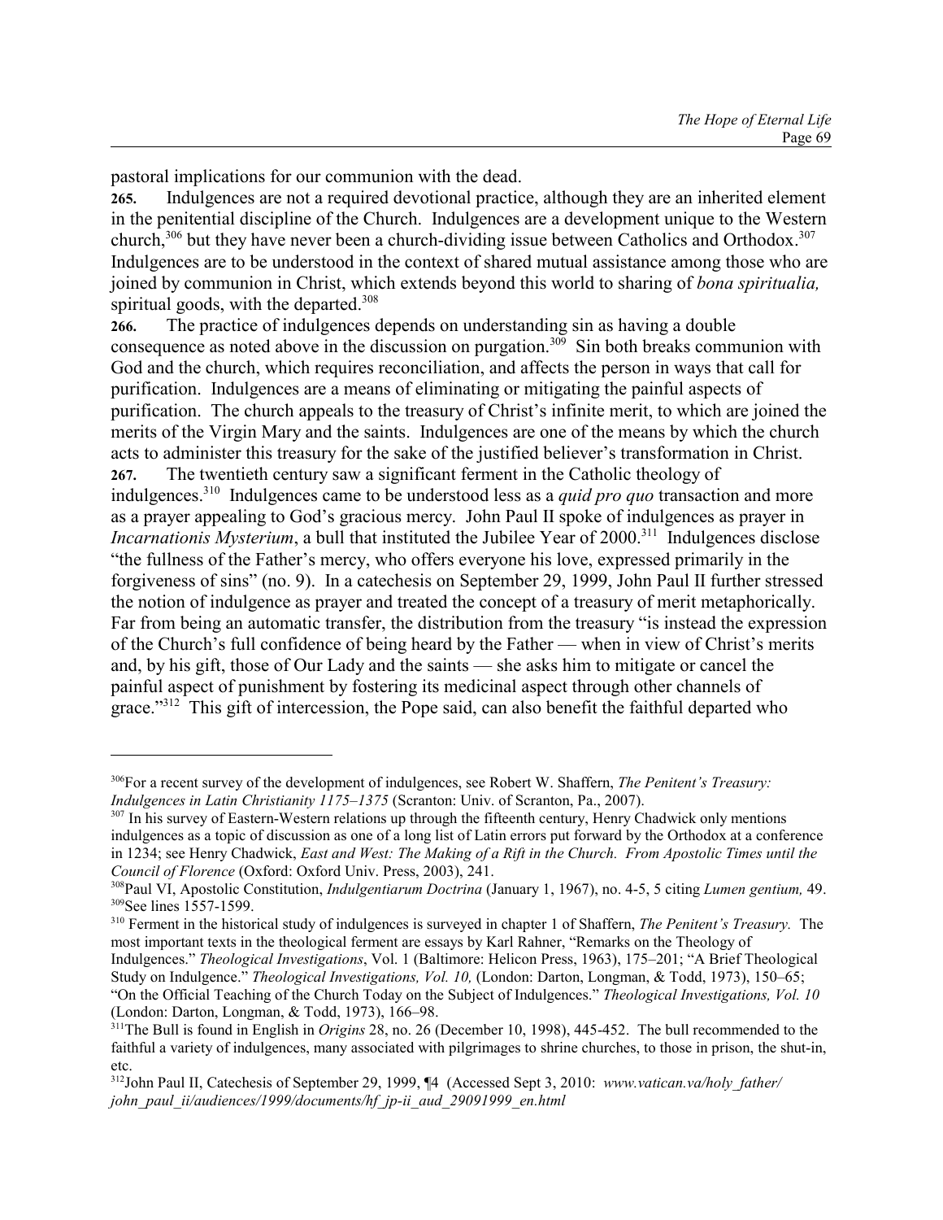pastoral implications for our communion with the dead.

**265.** Indulgences are not a required devotional practice, although they are an inherited element in the penitential discipline of the Church. Indulgences are a development unique to the Western church,[306] but they have never been a church-dividing issue between Catholics and Orthodox.[307] Indulgences are to be understood in the context of shared mutual assistance among those who are joined by communion in Christ, which extends beyond this world to sharing of *bona spiritualia,* spiritual goods, with the departed.[308]

**266.** The practice of indulgences depends on understanding sin as having a double consequence as noted above in the discussion on purgation.[309] Sin both breaks communion with God and the church, which requires reconciliation, and affects the person in ways that call for purification. Indulgences are a means of eliminating or mitigating the painful aspects of purification. The church appeals to the treasury of Christ's infinite merit, to which are joined the merits of the Virgin Mary and the saints. Indulgences are one of the means by which the church acts to administer this treasury for the sake of the justified believer's transformation in Christ.

**267.** The twentieth century saw a significant ferment in the Catholic theology of indulgences.[310] Indulgences came to be understood less as a *quid pro quo* transaction and more as a prayer appealing to God's gracious mercy. John Paul II spoke of indulgences as prayer in *Incarnationis Mysterium*, a bull that instituted the Jubilee Year of 2000.[311] Indulgences disclose "the fullness of the Father's mercy, who offers everyone his love, expressed primarily in the forgiveness of sins" (no. 9). In a catechesis on September 29, 1999, John Paul II further stressed the notion of indulgence as prayer and treated the concept of a treasury of merit metaphorically. Far from being an automatic transfer, the distribution from the treasury "is instead the expression of the Church's full confidence of being heard by the Father — when in view of Christ's merits and, by his gift, those of Our Lady and the saints — she asks him to mitigate or cancel the painful aspect of punishment by fostering its medicinal aspect through other channels of grace."[312] This gift of intercession, the Pope said, can also benefit the faithful departed who

---

[306] For a recent survey of the development of indulgences, see Robert W. Shaffern, *The Penitent's Treasury: Indulgences in Latin Christianity 1175–1375* (Scranton: Univ. of Scranton, Pa., 2007).

[307] In his survey of Eastern-Western relations up through the fifteenth century, Henry Chadwick only mentions indulgences as a topic of discussion as one of a long list of Latin errors put forward by the Orthodox at a conference in 1234; see Henry Chadwick, *East and West: The Making of a Rift in the Church. From Apostolic Times until the Council of Florence* (Oxford: Oxford Univ. Press, 2003), 241.

[308] Paul VI, Apostolic Constitution, *Indulgentiarum Doctrina* (January 1, 1967), no. 4-5, 5 citing *Lumen gentium,* 49.

[309] See lines 1557-1599.

[310] Ferment in the historical study of indulgences is surveyed in chapter 1 of Shaffern, *The Penitent's Treasury.* The most important texts in the theological ferment are essays by Karl Rahner, "Remarks on the Theology of Indulgences." *Theological Investigations*, Vol. 1 (Baltimore: Helicon Press, 1963), 175–201; "A Brief Theological Study on Indulgence." *Theological Investigations, Vol. 10,* (London: Darton, Longman, & Todd, 1973), 150–65; "On the Official Teaching of the Church Today on the Subject of Indulgences." *Theological Investigations, Vol. 10* (London: Darton, Longman, & Todd, 1973), 166–98.

[311] The Bull is found in English in *Origins* 28, no. 26 (December 10, 1998), 445-452. The bull recommended to the faithful a variety of indulgences, many associated with pilgrimages to shrine churches, to those in prison, the shut-in, etc.

[312] John Paul II, Catechesis of September 29, 1999, ¶4 (Accessed Sept 3, 2010: *www.vatican.va/holy_father/john_paul_ii/audiences/1999/documents/hf_jp-ii_aud_29091999_en.html*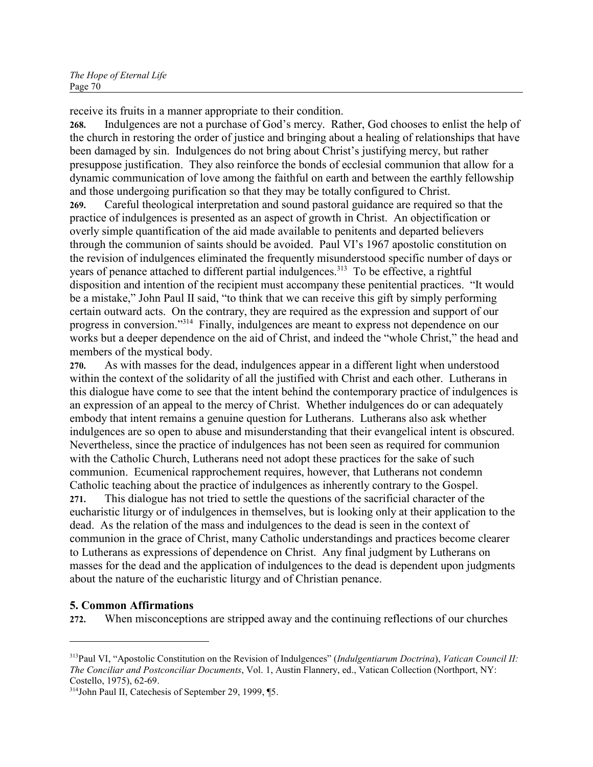receive its fruits in a manner appropriate to their condition.

**268.** Indulgences are not a purchase of God's mercy. Rather, God chooses to enlist the help of the church in restoring the order of justice and bringing about a healing of relationships that have been damaged by sin. Indulgences do not bring about Christ's justifying mercy, but rather presuppose justification. They also reinforce the bonds of ecclesial communion that allow for a dynamic communication of love among the faithful on earth and between the earthly fellowship and those undergoing purification so that they may be totally configured to Christ.

**269.** Careful theological interpretation and sound pastoral guidance are required so that the practice of indulgences is presented as an aspect of growth in Christ. An objectification or overly simple quantification of the aid made available to penitents and departed believers through the communion of saints should be avoided. Paul VI's 1967 apostolic constitution on the revision of indulgences eliminated the frequently misunderstood specific number of days or years of penance attached to different partial indulgences.[313] To be effective, a rightful disposition and intention of the recipient must accompany these penitential practices. "It would be a mistake," John Paul II said, "to think that we can receive this gift by simply performing certain outward acts. On the contrary, they are required as the expression and support of our progress in conversion."[314] Finally, indulgences are meant to express not dependence on our works but a deeper dependence on the aid of Christ, and indeed the "whole Christ," the head and members of the mystical body.

**270.** As with masses for the dead, indulgences appear in a different light when understood within the context of the solidarity of all the justified with Christ and each other. Lutherans in this dialogue have come to see that the intent behind the contemporary practice of indulgences is an expression of an appeal to the mercy of Christ. Whether indulgences do or can adequately embody that intent remains a genuine question for Lutherans. Lutherans also ask whether indulgences are so open to abuse and misunderstanding that their evangelical intent is obscured. Nevertheless, since the practice of indulgences has not been seen as required for communion with the Catholic Church, Lutherans need not adopt these practices for the sake of such communion. Ecumenical rapprochement requires, however, that Lutherans not condemn Catholic teaching about the practice of indulgences as inherently contrary to the Gospel.

**271.** This dialogue has not tried to settle the questions of the sacrificial character of the eucharistic liturgy or of indulgences in themselves, but is looking only at their application to the dead. As the relation of the mass and indulgences to the dead is seen in the context of communion in the grace of Christ, many Catholic understandings and practices become clearer to Lutherans as expressions of dependence on Christ. Any final judgment by Lutherans on masses for the dead and the application of indulgences to the dead is dependent upon judgments about the nature of the eucharistic liturgy and of Christian penance.

### 5. Common Affirmations

**272.** When misconceptions are stripped away and the continuing reflections of our churches

---

[313] Paul VI, "Apostolic Constitution on the Revision of Indulgences" (*Indulgentiarum Doctrina*), *Vatican Council II: The Conciliar and Postconciliar Documents*, Vol. 1, Austin Flannery, ed., Vatican Collection (Northport, NY: Costello, 1975), 62-69.

[314] John Paul II, Catechesis of September 29, 1999, ¶5.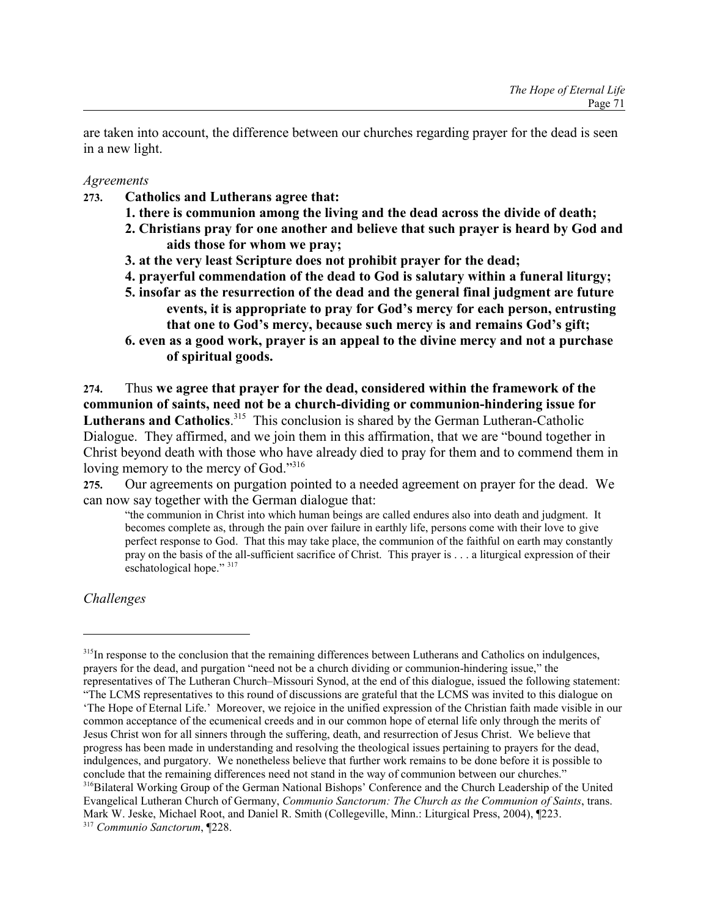are taken into account, the difference between our churches regarding prayer for the dead is seen in a new light.

*Agreements*

**273.** **Catholics and Lutherans agree that:**

**1. there is communion among the living and the dead across the divide of death;**

**2. Christians pray for one another and believe that such prayer is heard by God and aids those for whom we pray;**

**3. at the very least Scripture does not prohibit prayer for the dead;**

**4. prayerful commendation of the dead to God is salutary within a funeral liturgy;**

**5. insofar as the resurrection of the dead and the general final judgment are future events, it is appropriate to pray for God's mercy for each person, entrusting that one to God's mercy, because such mercy is and remains God's gift;**

**6. even as a good work, prayer is an appeal to the divine mercy and not a purchase of spiritual goods.**

**274.** Thus **we agree that prayer for the dead, considered within the framework of the communion of saints, need not be a church-dividing or communion-hindering issue for Lutherans and Catholics**.[315] This conclusion is shared by the German Lutheran-Catholic Dialogue. They affirmed, and we join them in this affirmation, that we are "bound together in Christ beyond death with those who have already died to pray for them and to commend them in loving memory to the mercy of God."[316]

**275.** Our agreements on purgation pointed to a needed agreement on prayer for the dead. We can now say together with the German dialogue that:

> "the communion in Christ into which human beings are called endures also into death and judgment. It becomes complete as, through the pain over failure in earthly life, persons come with their love to give perfect response to God. That this may take place, the communion of the faithful on earth may constantly pray on the basis of the all-sufficient sacrifice of Christ. This prayer is . . . a liturgical expression of their eschatological hope." [317]

*Challenges*

---

[315] In response to the conclusion that the remaining differences between Lutherans and Catholics on indulgences, prayers for the dead, and purgation "need not be a church dividing or communion-hindering issue," the representatives of The Lutheran Church–Missouri Synod, at the end of this dialogue, issued the following statement: "The LCMS representatives to this round of discussions are grateful that the LCMS was invited to this dialogue on 'The Hope of Eternal Life.' Moreover, we rejoice in the unified expression of the Christian faith made visible in our common acceptance of the ecumenical creeds and in our common hope of eternal life only through the merits of Jesus Christ won for all sinners through the suffering, death, and resurrection of Jesus Christ. We believe that progress has been made in understanding and resolving the theological issues pertaining to prayers for the dead, indulgences, and purgatory. We nonetheless believe that further work remains to be done before it is possible to conclude that the remaining differences need not stand in the way of communion between our churches."

[316] Bilateral Working Group of the German National Bishops' Conference and the Church Leadership of the United Evangelical Lutheran Church of Germany, *Communio Sanctorum: The Church as the Communion of Saints*, trans. Mark W. Jeske, Michael Root, and Daniel R. Smith (Collegeville, Minn.: Liturgical Press, 2004), ¶223.

[317] *Communio Sanctorum*, ¶228.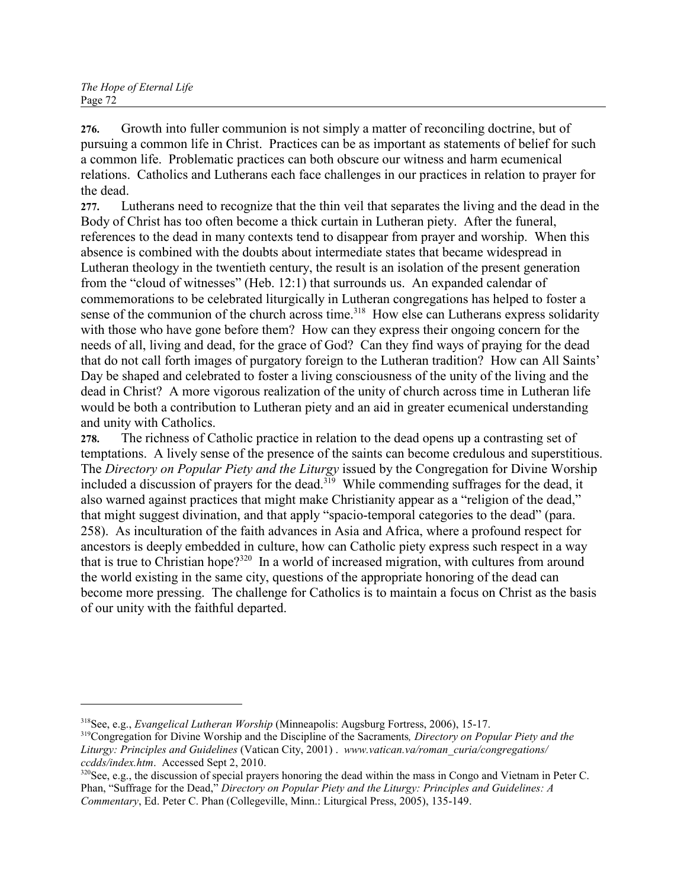**276.** Growth into fuller communion is not simply a matter of reconciling doctrine, but of pursuing a common life in Christ. Practices can be as important as statements of belief for such a common life. Problematic practices can both obscure our witness and harm ecumenical relations. Catholics and Lutherans each face challenges in our practices in relation to prayer for the dead.

**277.** Lutherans need to recognize that the thin veil that separates the living and the dead in the Body of Christ has too often become a thick curtain in Lutheran piety. After the funeral, references to the dead in many contexts tend to disappear from prayer and worship. When this absence is combined with the doubts about intermediate states that became widespread in Lutheran theology in the twentieth century, the result is an isolation of the present generation from the "cloud of witnesses" (Heb. 12:1) that surrounds us. An expanded calendar of commemorations to be celebrated liturgically in Lutheran congregations has helped to foster a sense of the communion of the church across time.[318] How else can Lutherans express solidarity with those who have gone before them? How can they express their ongoing concern for the needs of all, living and dead, for the grace of God? Can they find ways of praying for the dead that do not call forth images of purgatory foreign to the Lutheran tradition? How can All Saints' Day be shaped and celebrated to foster a living consciousness of the unity of the living and the dead in Christ? A more vigorous realization of the unity of church across time in Lutheran life would be both a contribution to Lutheran piety and an aid in greater ecumenical understanding and unity with Catholics.

**278.** The richness of Catholic practice in relation to the dead opens up a contrasting set of temptations. A lively sense of the presence of the saints can become credulous and superstitious. The *Directory on Popular Piety and the Liturgy* issued by the Congregation for Divine Worship included a discussion of prayers for the dead.[319] While commending suffrages for the dead, it also warned against practices that might make Christianity appear as a "religion of the dead," that might suggest divination, and that apply "spacio-temporal categories to the dead" (para. 258). As inculturation of the faith advances in Asia and Africa, where a profound respect for ancestors is deeply embedded in culture, how can Catholic piety express such respect in a way that is true to Christian hope?[320] In a world of increased migration, with cultures from around the world existing in the same city, questions of the appropriate honoring of the dead can become more pressing. The challenge for Catholics is to maintain a focus on Christ as the basis of our unity with the faithful departed.

---

[318] See, e.g., *Evangelical Lutheran Worship* (Minneapolis: Augsburg Fortress, 2006), 15-17.

[319] Congregation for Divine Worship and the Discipline of the Sacraments*, Directory on Popular Piety and the Liturgy: Principles and Guidelines* (Vatican City, 2001) . *www.vatican.va/roman_curia/congregations/ccdds/index.htm*. Accessed Sept 2, 2010.

[320] See, e.g., the discussion of special prayers honoring the dead within the mass in Congo and Vietnam in Peter C. Phan, "Suffrage for the Dead," *Directory on Popular Piety and the Liturgy: Principles and Guidelines: A Commentary*, Ed. Peter C. Phan (Collegeville, Minn.: Liturgical Press, 2005), 135-149.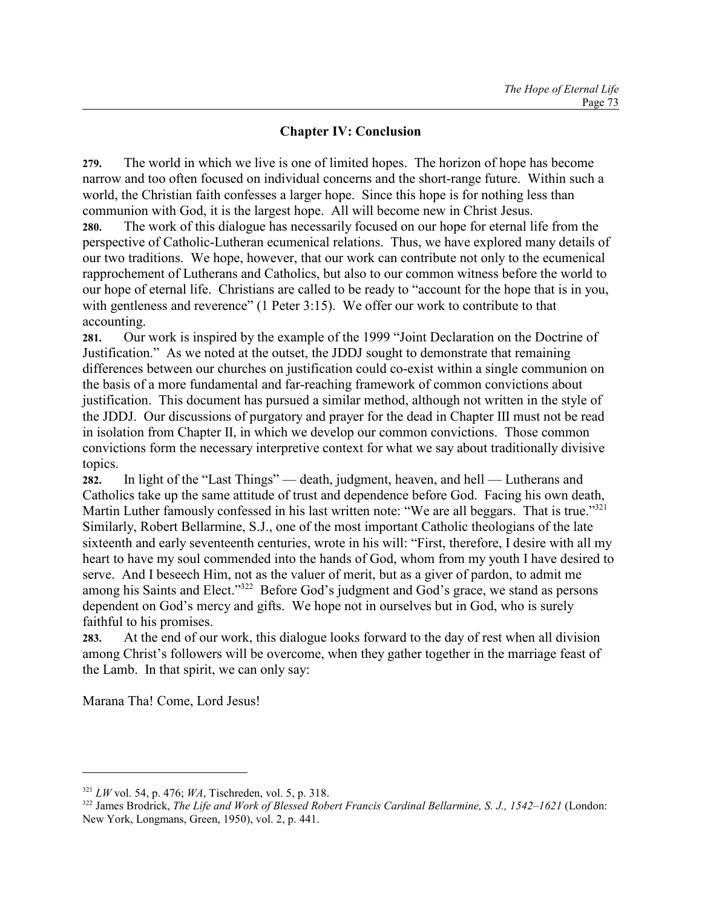## Chapter IV: Conclusion

**279.** The world in which we live is one of limited hopes. The horizon of hope has become narrow and too often focused on individual concerns and the short-range future. Within such a world, the Christian faith confesses a larger hope. Since this hope is for nothing less than communion with God, it is the largest hope. All will become new in Christ Jesus.

**280.** The work of this dialogue has necessarily focused on our hope for eternal life from the perspective of Catholic-Lutheran ecumenical relations. Thus, we have explored many details of our two traditions. We hope, however, that our work can contribute not only to the ecumenical rapprochement of Lutherans and Catholics, but also to our common witness before the world to our hope of eternal life. Christians are called to be ready to "account for the hope that is in you, with gentleness and reverence" (1 Peter 3:15). We offer our work to contribute to that accounting.

**281.** Our work is inspired by the example of the 1999 "Joint Declaration on the Doctrine of Justification." As we noted at the outset, the JDDJ sought to demonstrate that remaining differences between our churches on justification could co-exist within a single communion on the basis of a more fundamental and far-reaching framework of common convictions about justification. This document has pursued a similar method, although not written in the style of the JDDJ. Our discussions of purgatory and prayer for the dead in Chapter III must not be read in isolation from Chapter II, in which we develop our common convictions. Those common convictions form the necessary interpretive context for what we say about traditionally divisive topics.

**282.** In light of the "Last Things" — death, judgment, heaven, and hell — Lutherans and Catholics take up the same attitude of trust and dependence before God. Facing his own death, Martin Luther famously confessed in his last written note: "We are all beggars. That is true."[321] Similarly, Robert Bellarmine, S.J., one of the most important Catholic theologians of the late sixteenth and early seventeenth centuries, wrote in his will: "First, therefore, I desire with all my heart to have my soul commended into the hands of God, whom from my youth I have desired to serve. And I beseech Him, not as the valuer of merit, but as a giver of pardon, to admit me among his Saints and Elect."[322] Before God's judgment and God's grace, we stand as persons dependent on God's mercy and gifts. We hope not in ourselves but in God, who is surely faithful to his promises.

**283.** At the end of our work, this dialogue looks forward to the day of rest when all division among Christ's followers will be overcome, when they gather together in the marriage feast of the Lamb. In that spirit, we can only say:

Marana Tha! Come, Lord Jesus!

---

[321] *LW* vol. 54, p. 476; *WA*, Tischreden, vol. 5, p. 318.

[322] James Brodrick, *The Life and Work of Blessed Robert Francis Cardinal Bellarmine, S. J., 1542–1621* (London: New York, Longmans, Green, 1950), vol. 2, p. 441.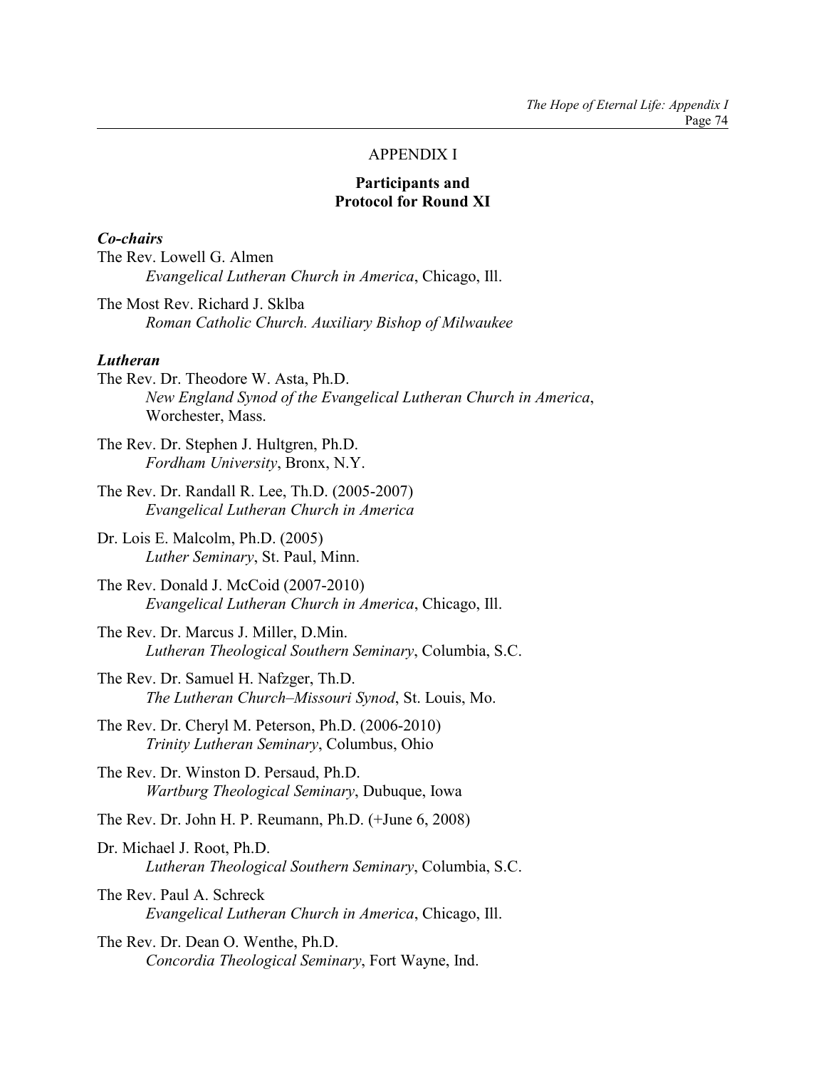APPENDIX I

## Participants and Protocol for Round XI

***Co-chairs***

The Rev. Lowell G. Almen
*Evangelical Lutheran Church in America*, Chicago, Ill.

The Most Rev. Richard J. Sklba
*Roman Catholic Church. Auxiliary Bishop of Milwaukee*

***Lutheran***

The Rev. Dr. Theodore W. Asta, Ph.D.
*New England Synod of the Evangelical Lutheran Church in America*, Worchester, Mass.

The Rev. Dr. Stephen J. Hultgren, Ph.D.
*Fordham University*, Bronx, N.Y.

The Rev. Dr. Randall R. Lee, Th.D. (2005-2007)
*Evangelical Lutheran Church in America*

Dr. Lois E. Malcolm, Ph.D. (2005)
*Luther Seminary*, St. Paul, Minn.

The Rev. Donald J. McCoid (2007-2010)
*Evangelical Lutheran Church in America*, Chicago, Ill.

The Rev. Dr. Marcus J. Miller, D.Min.
*Lutheran Theological Southern Seminary*, Columbia, S.C.

The Rev. Dr. Samuel H. Nafzger, Th.D.
*The Lutheran Church–Missouri Synod*, St. Louis, Mo.

The Rev. Dr. Cheryl M. Peterson, Ph.D. (2006-2010)
*Trinity Lutheran Seminary*, Columbus, Ohio

The Rev. Dr. Winston D. Persaud, Ph.D.
*Wartburg Theological Seminary*, Dubuque, Iowa

The Rev. Dr. John H. P. Reumann, Ph.D. (+June 6, 2008)

Dr. Michael J. Root, Ph.D.
*Lutheran Theological Southern Seminary*, Columbia, S.C.

The Rev. Paul A. Schreck
*Evangelical Lutheran Church in America*, Chicago, Ill.

The Rev. Dr. Dean O. Wenthe, Ph.D.
*Concordia Theological Seminary*, Fort Wayne, Ind.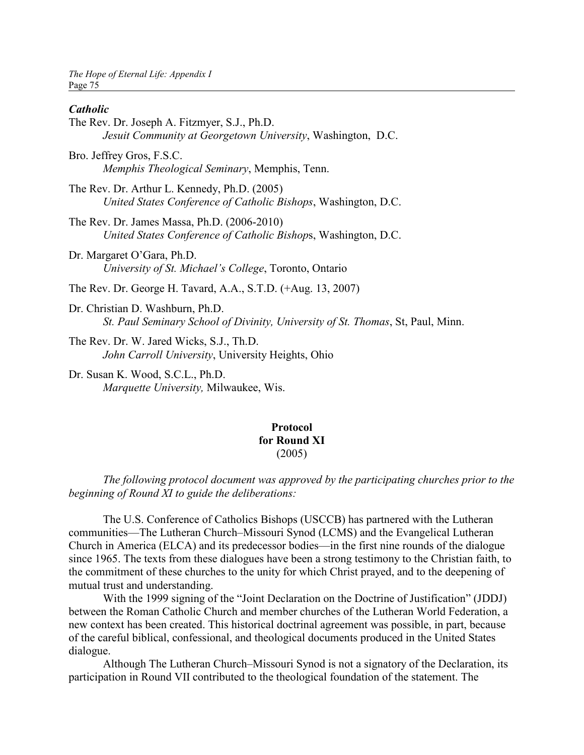***Catholic***

The Rev. Dr. Joseph A. Fitzmyer, S.J., Ph.D.
*Jesuit Community at Georgetown University*, Washington, D.C.

Bro. Jeffrey Gros, F.S.C.
*Memphis Theological Seminary*, Memphis, Tenn.

The Rev. Dr. Arthur L. Kennedy, Ph.D. (2005)
*United States Conference of Catholic Bishops*, Washington, D.C.

The Rev. Dr. James Massa, Ph.D. (2006-2010)
*United States Conference of Catholic Bishop*s, Washington, D.C.

Dr. Margaret O'Gara, Ph.D.
*University of St. Michael's College*, Toronto, Ontario

The Rev. Dr. George H. Tavard, A.A., S.T.D. (+Aug. 13, 2007)

Dr. Christian D. Washburn, Ph.D.
*St. Paul Seminary School of Divinity, University of St. Thomas*, St, Paul, Minn.

The Rev. Dr. W. Jared Wicks, S.J., Th.D.
*John Carroll University*, University Heights, Ohio

Dr. Susan K. Wood, S.C.L., Ph.D.
*Marquette University,* Milwaukee, Wis.

**Protocol**
**for Round XI**
(2005)

*The following protocol document was approved by the participating churches prior to the beginning of Round XI to guide the deliberations:*

The U.S. Conference of Catholics Bishops (USCCB) has partnered with the Lutheran communities—The Lutheran Church–Missouri Synod (LCMS) and the Evangelical Lutheran Church in America (ELCA) and its predecessor bodies—in the first nine rounds of the dialogue since 1965. The texts from these dialogues have been a strong testimony to the Christian faith, to the commitment of these churches to the unity for which Christ prayed, and to the deepening of mutual trust and understanding.

With the 1999 signing of the "Joint Declaration on the Doctrine of Justification" (JDDJ) between the Roman Catholic Church and member churches of the Lutheran World Federation, a new context has been created. This historical doctrinal agreement was possible, in part, because of the careful biblical, confessional, and theological documents produced in the United States dialogue.

Although The Lutheran Church–Missouri Synod is not a signatory of the Declaration, its participation in Round VII contributed to the theological foundation of the statement. The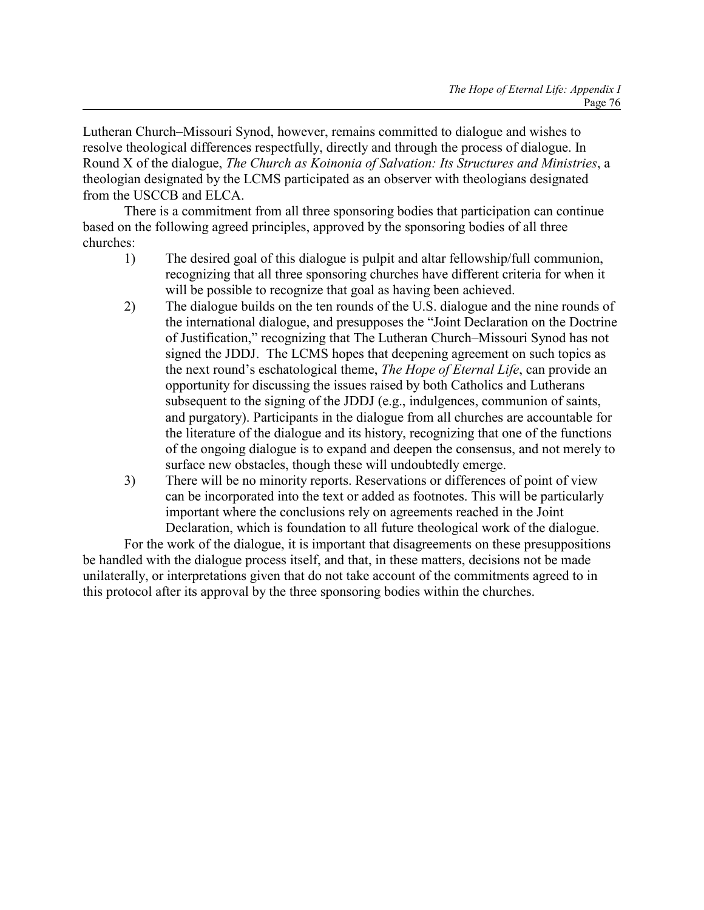Lutheran Church–Missouri Synod, however, remains committed to dialogue and wishes to resolve theological differences respectfully, directly and through the process of dialogue. In Round X of the dialogue, *The Church as Koinonia of Salvation: Its Structures and Ministries*, a theologian designated by the LCMS participated as an observer with theologians designated from the USCCB and ELCA.

There is a commitment from all three sponsoring bodies that participation can continue based on the following agreed principles, approved by the sponsoring bodies of all three churches:

1) The desired goal of this dialogue is pulpit and altar fellowship/full communion, recognizing that all three sponsoring churches have different criteria for when it will be possible to recognize that goal as having been achieved.
2) The dialogue builds on the ten rounds of the U.S. dialogue and the nine rounds of the international dialogue, and presupposes the "Joint Declaration on the Doctrine of Justification," recognizing that The Lutheran Church–Missouri Synod has not signed the JDDJ. The LCMS hopes that deepening agreement on such topics as the next round's eschatological theme, *The Hope of Eternal Life*, can provide an opportunity for discussing the issues raised by both Catholics and Lutherans subsequent to the signing of the JDDJ (e.g., indulgences, communion of saints, and purgatory). Participants in the dialogue from all churches are accountable for the literature of the dialogue and its history, recognizing that one of the functions of the ongoing dialogue is to expand and deepen the consensus, and not merely to surface new obstacles, though these will undoubtedly emerge.
3) There will be no minority reports. Reservations or differences of point of view can be incorporated into the text or added as footnotes. This will be particularly important where the conclusions rely on agreements reached in the Joint Declaration, which is foundation to all future theological work of the dialogue.

For the work of the dialogue, it is important that disagreements on these presuppositions be handled with the dialogue process itself, and that, in these matters, decisions not be made unilaterally, or interpretations given that do not take account of the commitments agreed to in this protocol after its approval by the three sponsoring bodies within the churches.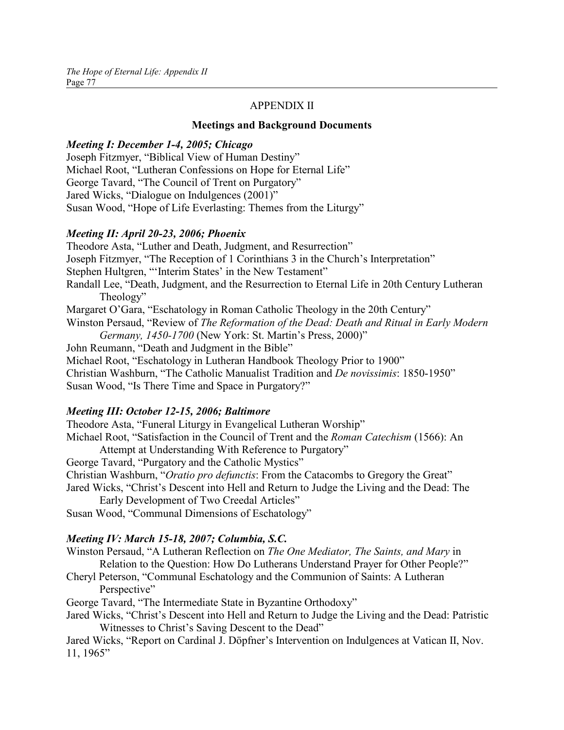# APPENDIX II

## Meetings and Background Documents

***Meeting I: December 1-4, 2005; Chicago***

Joseph Fitzmyer, "Biblical View of Human Destiny"
Michael Root, "Lutheran Confessions on Hope for Eternal Life"
George Tavard, "The Council of Trent on Purgatory"
Jared Wicks, "Dialogue on Indulgences (2001)"
Susan Wood, "Hope of Life Everlasting: Themes from the Liturgy"

***Meeting II: April 20-23, 2006; Phoenix***

Theodore Asta, "Luther and Death, Judgment, and Resurrection"
Joseph Fitzmyer, "The Reception of 1 Corinthians 3 in the Church's Interpretation"
Stephen Hultgren, "'Interim States' in the New Testament"
Randall Lee, "Death, Judgment, and the Resurrection to Eternal Life in 20th Century Lutheran Theology"
Margaret O'Gara, "Eschatology in Roman Catholic Theology in the 20th Century"
Winston Persaud, "Review of *The Reformation of the Dead: Death and Ritual in Early Modern Germany, 1450-1700* (New York: St. Martin's Press, 2000)"
John Reumann, "Death and Judgment in the Bible"
Michael Root, "Eschatology in Lutheran Handbook Theology Prior to 1900"
Christian Washburn, "The Catholic Manualist Tradition and *De novissimis*: 1850-1950"
Susan Wood, "Is There Time and Space in Purgatory?"

***Meeting III: October 12-15, 2006; Baltimore***

Theodore Asta, "Funeral Liturgy in Evangelical Lutheran Worship"
Michael Root, "Satisfaction in the Council of Trent and the *Roman Catechism* (1566): An Attempt at Understanding With Reference to Purgatory"
George Tavard, "Purgatory and the Catholic Mystics"
Christian Washburn, "*Oratio pro defunctis*: From the Catacombs to Gregory the Great"
Jared Wicks, "Christ's Descent into Hell and Return to Judge the Living and the Dead: The Early Development of Two Creedal Articles"
Susan Wood, "Communal Dimensions of Eschatology"

***Meeting IV: March 15-18, 2007; Columbia, S.C.***

Winston Persaud, "A Lutheran Reflection on *The One Mediator, The Saints, and Mary* in Relation to the Question: How Do Lutherans Understand Prayer for Other People?"
Cheryl Peterson, "Communal Eschatology and the Communion of Saints: A Lutheran Perspective"
George Tavard, "The Intermediate State in Byzantine Orthodoxy"
Jared Wicks, "Christ's Descent into Hell and Return to Judge the Living and the Dead: Patristic Witnesses to Christ's Saving Descent to the Dead"
Jared Wicks, "Report on Cardinal J. Döpfner's Intervention on Indulgences at Vatican II, Nov. 11, 1965"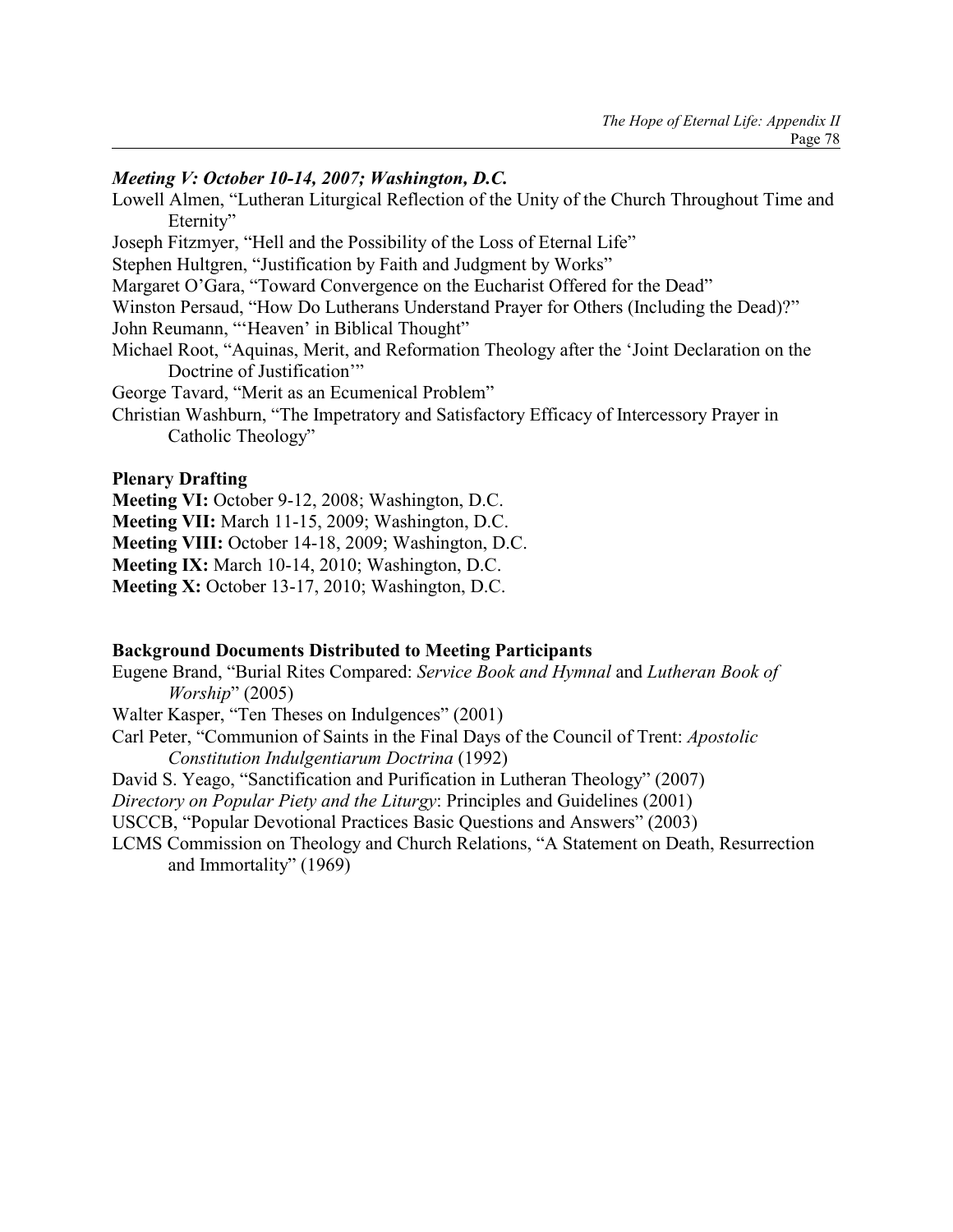***Meeting V: October 10-14, 2007; Washington, D.C.***

Lowell Almen, "Lutheran Liturgical Reflection of the Unity of the Church Throughout Time and Eternity"

Joseph Fitzmyer, "Hell and the Possibility of the Loss of Eternal Life"

Stephen Hultgren, "Justification by Faith and Judgment by Works"

Margaret O'Gara, "Toward Convergence on the Eucharist Offered for the Dead"

Winston Persaud, "How Do Lutherans Understand Prayer for Others (Including the Dead)?"

John Reumann, "'Heaven' in Biblical Thought"

Michael Root, "Aquinas, Merit, and Reformation Theology after the 'Joint Declaration on the Doctrine of Justification'"

George Tavard, "Merit as an Ecumenical Problem"

Christian Washburn, "The Impetratory and Satisfactory Efficacy of Intercessory Prayer in Catholic Theology"

**Plenary Drafting**

**Meeting VI:** October 9-12, 2008; Washington, D.C.

**Meeting VII:** March 11-15, 2009; Washington, D.C.

**Meeting VIII:** October 14-18, 2009; Washington, D.C.

**Meeting IX:** March 10-14, 2010; Washington, D.C.

**Meeting X:** October 13-17, 2010; Washington, D.C.

**Background Documents Distributed to Meeting Participants**

Eugene Brand, "Burial Rites Compared: *Service Book and Hymnal* and *Lutheran Book of Worship*" (2005)

Walter Kasper, "Ten Theses on Indulgences" (2001)

Carl Peter, "Communion of Saints in the Final Days of the Council of Trent: *Apostolic Constitution Indulgentiarum Doctrina* (1992)

David S. Yeago, "Sanctification and Purification in Lutheran Theology" (2007)

*Directory on Popular Piety and the Liturgy*: Principles and Guidelines (2001)

USCCB, "Popular Devotional Practices Basic Questions and Answers" (2003)

LCMS Commission on Theology and Church Relations, "A Statement on Death, Resurrection and Immortality" (1969)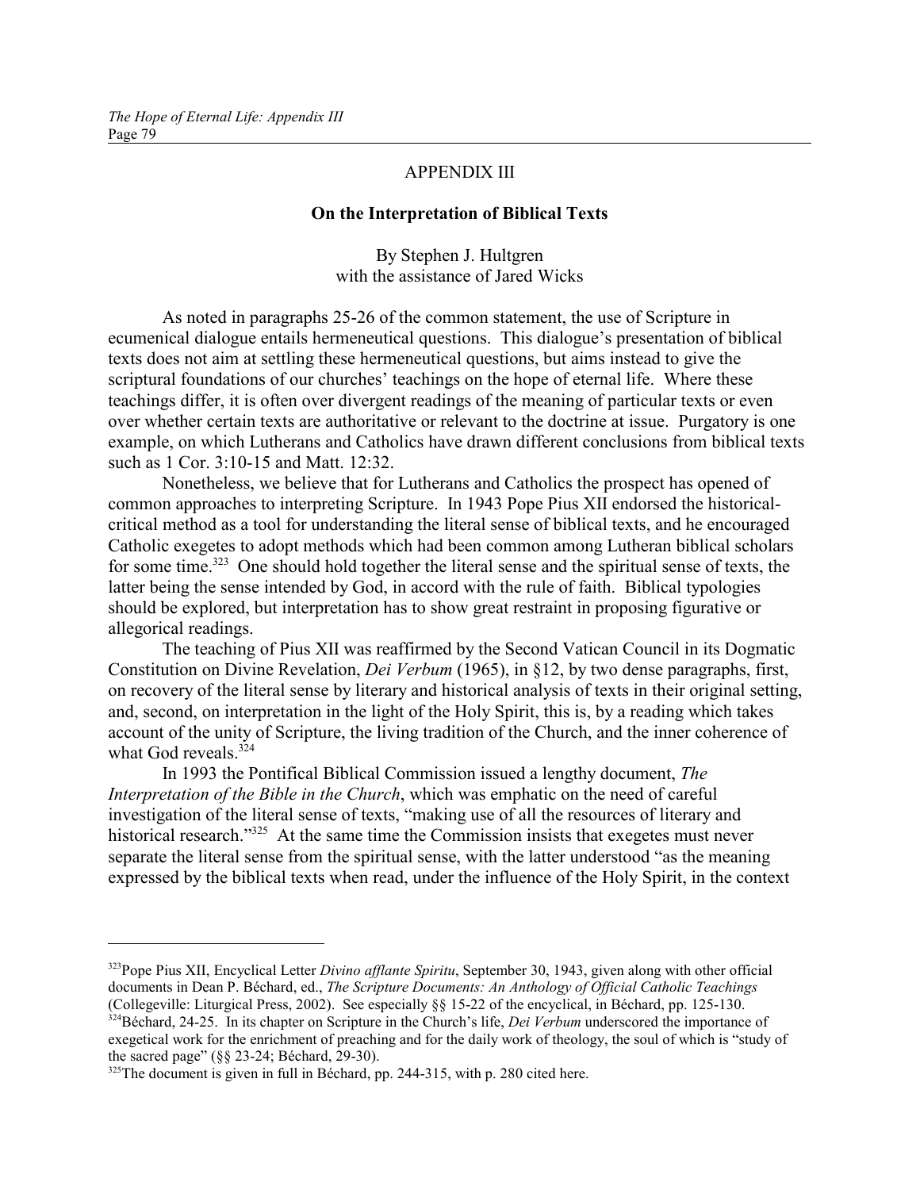# APPENDIX III

## On the Interpretation of Biblical Texts

By Stephen J. Hultgren
with the assistance of Jared Wicks

As noted in paragraphs 25-26 of the common statement, the use of Scripture in ecumenical dialogue entails hermeneutical questions. This dialogue's presentation of biblical texts does not aim at settling these hermeneutical questions, but aims instead to give the scriptural foundations of our churches' teachings on the hope of eternal life. Where these teachings differ, it is often over divergent readings of the meaning of particular texts or even over whether certain texts are authoritative or relevant to the doctrine at issue. Purgatory is one example, on which Lutherans and Catholics have drawn different conclusions from biblical texts such as 1 Cor. 3:10-15 and Matt. 12:32.

Nonetheless, we believe that for Lutherans and Catholics the prospect has opened of common approaches to interpreting Scripture. In 1943 Pope Pius XII endorsed the historical-critical method as a tool for understanding the literal sense of biblical texts, and he encouraged Catholic exegetes to adopt methods which had been common among Lutheran biblical scholars for some time.[323] One should hold together the literal sense and the spiritual sense of texts, the latter being the sense intended by God, in accord with the rule of faith. Biblical typologies should be explored, but interpretation has to show great restraint in proposing figurative or allegorical readings.

The teaching of Pius XII was reaffirmed by the Second Vatican Council in its Dogmatic Constitution on Divine Revelation, *Dei Verbum* (1965), in §12, by two dense paragraphs, first, on recovery of the literal sense by literary and historical analysis of texts in their original setting, and, second, on interpretation in the light of the Holy Spirit, this is, by a reading which takes account of the unity of Scripture, the living tradition of the Church, and the inner coherence of what God reveals.[324]

In 1993 the Pontifical Biblical Commission issued a lengthy document, *The Interpretation of the Bible in the Church*, which was emphatic on the need of careful investigation of the literal sense of texts, "making use of all the resources of literary and historical research."[325] At the same time the Commission insists that exegetes must never separate the literal sense from the spiritual sense, with the latter understood "as the meaning expressed by the biblical texts when read, under the influence of the Holy Spirit, in the context

---

[323] Pope Pius XII, Encyclical Letter *Divino afflante Spiritu*, September 30, 1943, given along with other official documents in Dean P. Béchard, ed., *The Scripture Documents: An Anthology of Official Catholic Teachings* (Collegeville: Liturgical Press, 2002). See especially §§ 15-22 of the encyclical, in Béchard, pp. 125-130.

[324] Béchard, 24-25. In its chapter on Scripture in the Church's life, *Dei Verbum* underscored the importance of exegetical work for the enrichment of preaching and for the daily work of theology, the soul of which is "study of the sacred page" (§§ 23-24; Béchard, 29-30).

[325] The document is given in full in Béchard, pp. 244-315, with p. 280 cited here.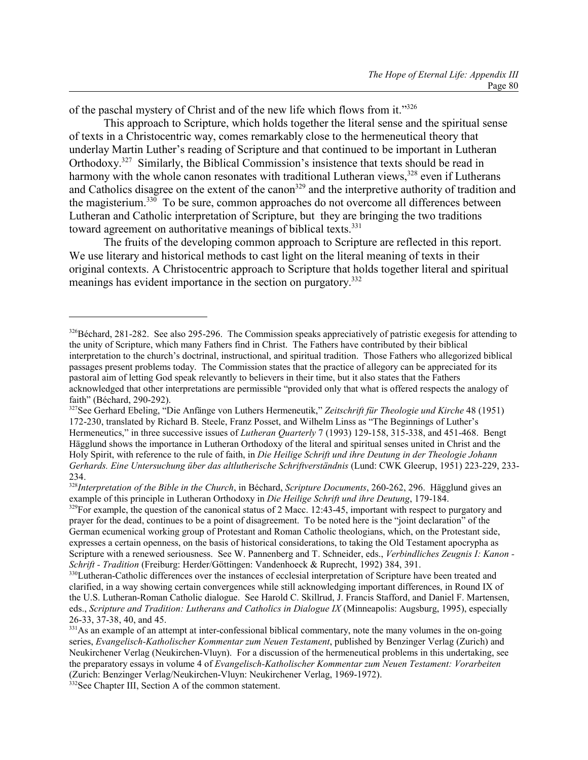of the paschal mystery of Christ and of the new life which flows from it."[326]

This approach to Scripture, which holds together the literal sense and the spiritual sense of texts in a Christocentric way, comes remarkably close to the hermeneutical theory that underlay Martin Luther's reading of Scripture and that continued to be important in Lutheran Orthodoxy.[327] Similarly, the Biblical Commission's insistence that texts should be read in harmony with the whole canon resonates with traditional Lutheran views,[328] even if Lutherans and Catholics disagree on the extent of the canon[329] and the interpretive authority of tradition and the magisterium.[330] To be sure, common approaches do not overcome all differences between Lutheran and Catholic interpretation of Scripture, but they are bringing the two traditions toward agreement on authoritative meanings of biblical texts.[331]

The fruits of the developing common approach to Scripture are reflected in this report. We use literary and historical methods to cast light on the literal meaning of texts in their original contexts. A Christocentric approach to Scripture that holds together literal and spiritual meanings has evident importance in the section on purgatory.[332]

---

[326]Béchard, 281-282. See also 295-296. The Commission speaks appreciatively of patristic exegesis for attending to the unity of Scripture, which many Fathers find in Christ. The Fathers have contributed by their biblical interpretation to the church's doctrinal, instructional, and spiritual tradition. Those Fathers who allegorized biblical passages present problems today. The Commission states that the practice of allegory can be appreciated for its pastoral aim of letting God speak relevantly to believers in their time, but it also states that the Fathers acknowledged that other interpretations are permissible "provided only that what is offered respects the analogy of faith" (Béchard, 290-292).

[327]See Gerhard Ebeling, "Die Anfänge von Luthers Hermeneutik," *Zeitschrift für Theologie und Kirche* 48 (1951) 172-230, translated by Richard B. Steele, Franz Posset, and Wilhelm Linss as "The Beginnings of Luther's Hermeneutics," in three successive issues of *Lutheran Quarterly* 7 (1993) 129-158, 315-338, and 451-468. Bengt Hägglund shows the importance in Lutheran Orthodoxy of the literal and spiritual senses united in Christ and the Holy Spirit, with reference to the rule of faith, in *Die Heilige Schrift und ihre Deutung in der Theologie Johann Gerhards. Eine Untersuchung über das altlutherische Schriftverständnis* (Lund: CWK Gleerup, 1951) 223-229, 233-234.

[328]*Interpretation of the Bible in the Church*, in Béchard, *Scripture Documents*, 260-262, 296. Hägglund gives an example of this principle in Lutheran Orthodoxy in *Die Heilige Schrift und ihre Deutung*, 179-184.

[329]For example, the question of the canonical status of 2 Macc. 12:43-45, important with respect to purgatory and prayer for the dead, continues to be a point of disagreement. To be noted here is the "joint declaration" of the German ecumenical working group of Protestant and Roman Catholic theologians, which, on the Protestant side, expresses a certain openness, on the basis of historical considerations, to taking the Old Testament apocrypha as Scripture with a renewed seriousness. See W. Pannenberg and T. Schneider, eds., *Verbindliches Zeugnis I: Kanon - Schrift - Tradition* (Freiburg: Herder/Göttingen: Vandenhoeck & Ruprecht, 1992) 384, 391.

[330]Lutheran-Catholic differences over the instances of ecclesial interpretation of Scripture have been treated and clarified, in a way showing certain convergences while still acknowledging important differences, in Round IX of the U.S. Lutheran-Roman Catholic dialogue. See Harold C. Skillrud, J. Francis Stafford, and Daniel F. Martensen, eds., *Scripture and Tradition: Lutherans and Catholics in Dialogue IX* (Minneapolis: Augsburg, 1995), especially 26-33, 37-38, 40, and 45.

[331]As an example of an attempt at inter-confessional biblical commentary, note the many volumes in the on-going series, *Evangelisch-Katholischer Kommentar zum Neuen Testament*, published by Benzinger Verlag (Zurich) and Neukirchener Verlag (Neukirchen-Vluyn). For a discussion of the hermeneutical problems in this undertaking, see the preparatory essays in volume 4 of *Evangelisch-Katholischer Kommentar zum Neuen Testament: Vorarbeiten* (Zurich: Benzinger Verlag/Neukirchen-Vluyn: Neukirchener Verlag, 1969-1972).

[332]See Chapter III, Section A of the common statement.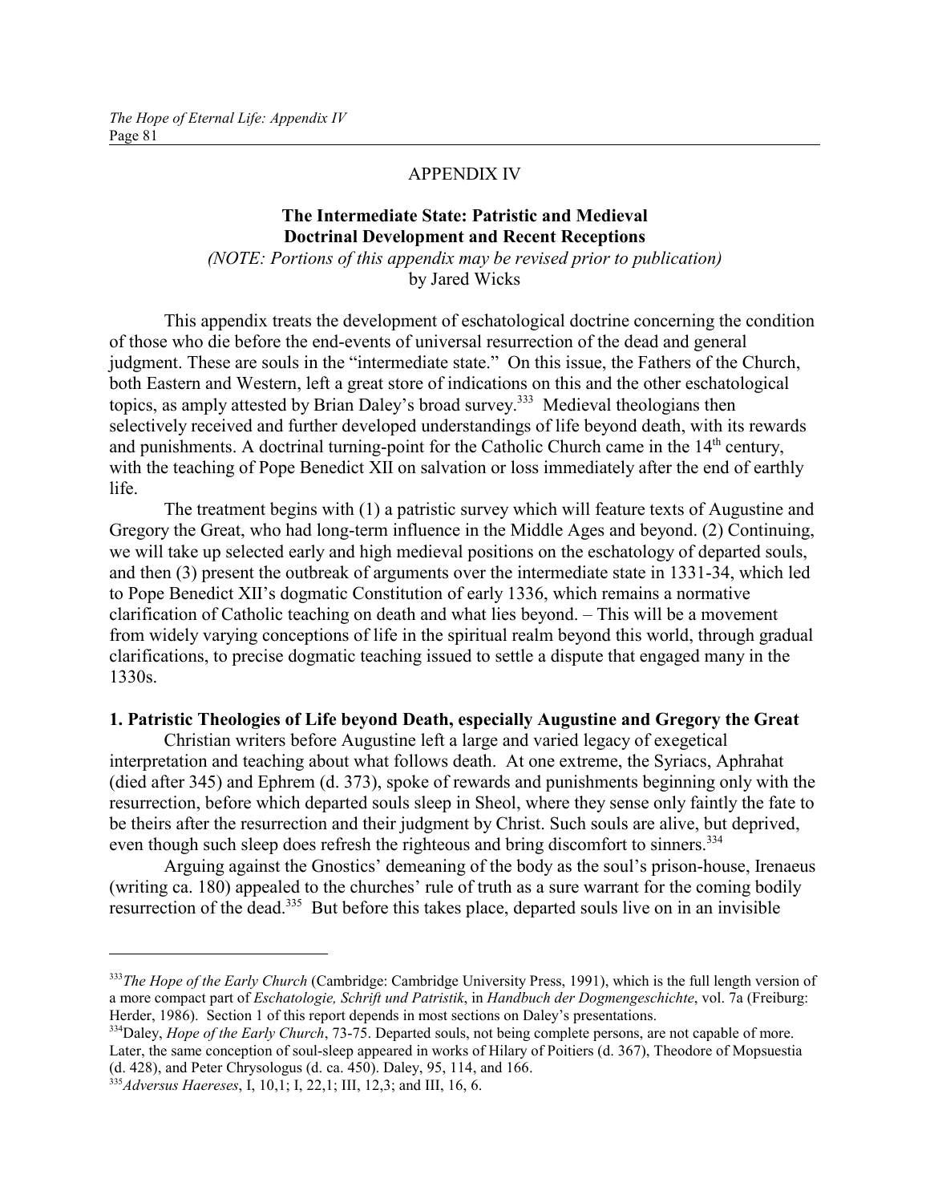## APPENDIX IV

### The Intermediate State: Patristic and Medieval Doctrinal Development and Recent Receptions

*(NOTE: Portions of this appendix may be revised prior to publication)*
by Jared Wicks

This appendix treats the development of eschatological doctrine concerning the condition of those who die before the end-events of universal resurrection of the dead and general judgment. These are souls in the "intermediate state." On this issue, the Fathers of the Church, both Eastern and Western, left a great store of indications on this and the other eschatological topics, as amply attested by Brian Daley's broad survey.[333] Medieval theologians then selectively received and further developed understandings of life beyond death, with its rewards and punishments. A doctrinal turning-point for the Catholic Church came in the 14th century, with the teaching of Pope Benedict XII on salvation or loss immediately after the end of earthly life.

The treatment begins with (1) a patristic survey which will feature texts of Augustine and Gregory the Great, who had long-term influence in the Middle Ages and beyond. (2) Continuing, we will take up selected early and high medieval positions on the eschatology of departed souls, and then (3) present the outbreak of arguments over the intermediate state in 1331-34, which led to Pope Benedict XII's dogmatic Constitution of early 1336, which remains a normative clarification of Catholic teaching on death and what lies beyond. – This will be a movement from widely varying conceptions of life in the spiritual realm beyond this world, through gradual clarifications, to precise dogmatic teaching issued to settle a dispute that engaged many in the 1330s.

**1. Patristic Theologies of Life beyond Death, especially Augustine and Gregory the Great**

Christian writers before Augustine left a large and varied legacy of exegetical interpretation and teaching about what follows death. At one extreme, the Syriacs, Aphrahat (died after 345) and Ephrem (d. 373), spoke of rewards and punishments beginning only with the resurrection, before which departed souls sleep in Sheol, where they sense only faintly the fate to be theirs after the resurrection and their judgment by Christ. Such souls are alive, but deprived, even though such sleep does refresh the righteous and bring discomfort to sinners.[334]

Arguing against the Gnostics' demeaning of the body as the soul's prison-house, Irenaeus (writing ca. 180) appealed to the churches' rule of truth as a sure warrant for the coming bodily resurrection of the dead.[335] But before this takes place, departed souls live on in an invisible

---

[333] *The Hope of the Early Church* (Cambridge: Cambridge University Press, 1991), which is the full length version of a more compact part of *Eschatologie, Schrift und Patristik*, in *Handbuch der Dogmengeschichte*, vol. 7a (Freiburg: Herder, 1986). Section 1 of this report depends in most sections on Daley's presentations.

[334] Daley, *Hope of the Early Church*, 73-75. Departed souls, not being complete persons, are not capable of more. Later, the same conception of soul-sleep appeared in works of Hilary of Poitiers (d. 367), Theodore of Mopsuestia (d. 428), and Peter Chrysologus (d. ca. 450). Daley, 95, 114, and 166.

[335] *Adversus Haereses*, I, 10,1; I, 22,1; III, 12,3; and III, 16, 6.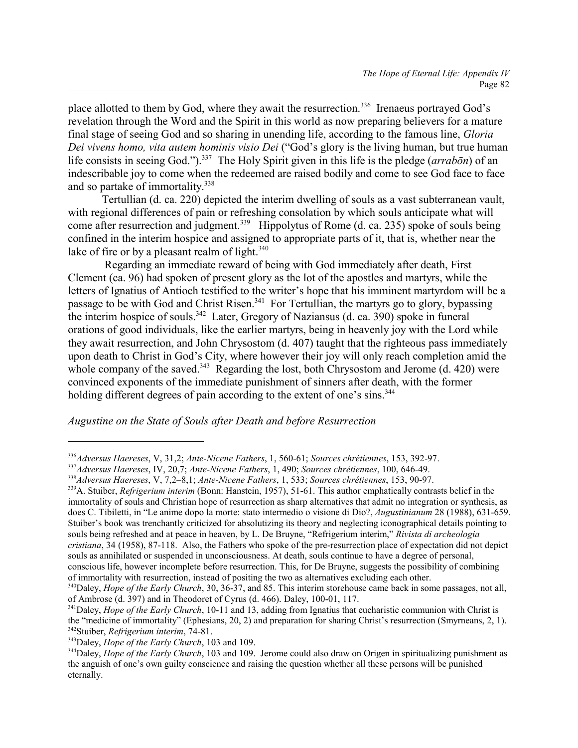place allotted to them by God, where they await the resurrection.[336] Irenaeus portrayed God's revelation through the Word and the Spirit in this world as now preparing believers for a mature final stage of seeing God and so sharing in unending life, according to the famous line, *Gloria Dei vivens homo, vita autem hominis visio Dei* ("God's glory is the living human, but true human life consists in seeing God.").[337] The Holy Spirit given in this life is the pledge (*arrabōn*) of an indescribable joy to come when the redeemed are raised bodily and come to see God face to face and so partake of immortality.[338]

Tertullian (d. ca. 220) depicted the interim dwelling of souls as a vast subterranean vault, with regional differences of pain or refreshing consolation by which souls anticipate what will come after resurrection and judgment.[339] Hippolytus of Rome (d. ca. 235) spoke of souls being confined in the interim hospice and assigned to appropriate parts of it, that is, whether near the lake of fire or by a pleasant realm of light.[340]

Regarding an immediate reward of being with God immediately after death, First Clement (ca. 96) had spoken of present glory as the lot of the apostles and martyrs, while the letters of Ignatius of Antioch testified to the writer's hope that his imminent martyrdom will be a passage to be with God and Christ Risen.[341] For Tertullian, the martyrs go to glory, bypassing the interim hospice of souls.[342] Later, Gregory of Naziansus (d. ca. 390) spoke in funeral orations of good individuals, like the earlier martyrs, being in heavenly joy with the Lord while they await resurrection, and John Chrysostom (d. 407) taught that the righteous pass immediately upon death to Christ in God's City, where however their joy will only reach completion amid the whole company of the saved.[343] Regarding the lost, both Chrysostom and Jerome (d. 420) were convinced exponents of the immediate punishment of sinners after death, with the former holding different degrees of pain according to the extent of one's sins.[344]

*Augustine on the State of Souls after Death and before Resurrection*

---

[336] *Adversus Haereses*, V, 31,2; *Ante-Nicene Fathers*, 1, 560-61; *Sources chrétiennes*, 153, 392-97.

[337] *Adversus Haereses*, IV, 20,7; *Ante-Nicene Fathers*, 1, 490; *Sources chrétiennes*, 100, 646-49.

[338] *Adversus Haereses*, V, 7,2–8,1; *Ante-Nicene Fathers*, 1, 533; *Sources chrétiennes*, 153, 90-97.

[339] A. Stuiber, *Refrigerium interim* (Bonn: Hanstein, 1957), 51-61. This author emphatically contrasts belief in the immortality of souls and Christian hope of resurrection as sharp alternatives that admit no integration or synthesis, as does C. Tibiletti, in "Le anime dopo la morte: stato intermedio o visione di Dio?, *Augustinianum* 28 (1988), 631-659. Stuiber's book was trenchantly criticized for absolutizing its theory and neglecting iconographical details pointing to souls being refreshed and at peace in heaven, by L. De Bruyne, "Refrigerium interim," *Rivista di archeologia cristiana*, 34 (1958), 87-118. Also, the Fathers who spoke of the pre-resurrection place of expectation did not depict souls as annihilated or suspended in unconsciousness. At death, souls continue to have a degree of personal, conscious life, however incomplete before resurrection. This, for De Bruyne, suggests the possibility of combining of immortality with resurrection, instead of positing the two as alternatives excluding each other.

[340] Daley, *Hope of the Early Church*, 30, 36-37, and 85. This interim storehouse came back in some passages, not all, of Ambrose (d. 397) and in Theodoret of Cyrus (d. 466). Daley, 100-01, 117.

[341] Daley, *Hope of the Early Church*, 10-11 and 13, adding from Ignatius that eucharistic communion with Christ is the "medicine of immortality" (Ephesians, 20, 2) and preparation for sharing Christ's resurrection (Smyrneans, 2, 1).

[342] Stuiber, *Refrigerium interim*, 74-81.

[343] Daley, *Hope of the Early Church*, 103 and 109.

[344] Daley, *Hope of the Early Church*, 103 and 109. Jerome could also draw on Origen in spiritualizing punishment as the anguish of one's own guilty conscience and raising the question whether all these persons will be punished eternally.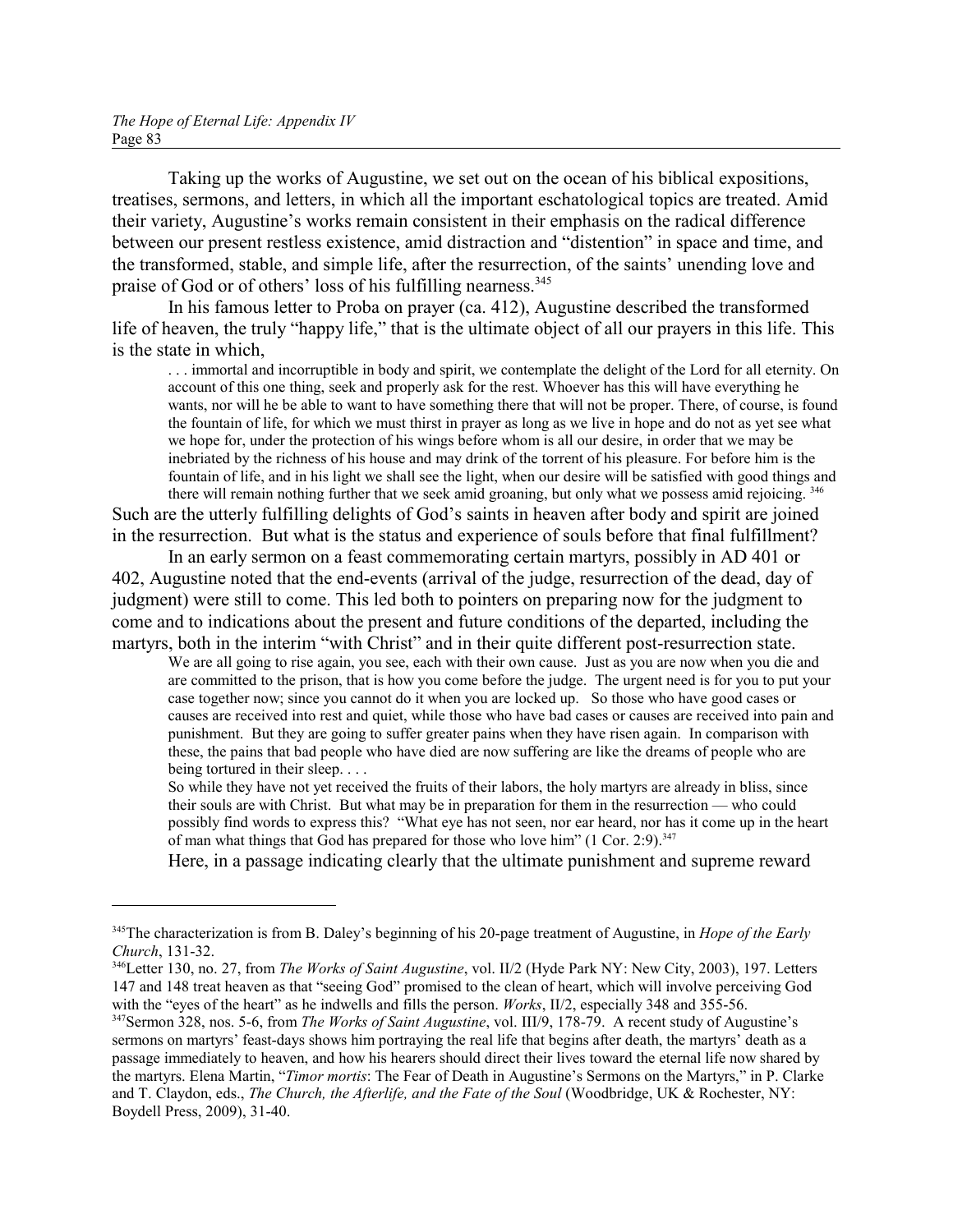Taking up the works of Augustine, we set out on the ocean of his biblical expositions, treatises, sermons, and letters, in which all the important eschatological topics are treated. Amid their variety, Augustine's works remain consistent in their emphasis on the radical difference between our present restless existence, amid distraction and "distention" in space and time, and the transformed, stable, and simple life, after the resurrection, of the saints' unending love and praise of God or of others' loss of his fulfilling nearness.[345]

In his famous letter to Proba on prayer (ca. 412), Augustine described the transformed life of heaven, the truly "happy life," that is the ultimate object of all our prayers in this life. This is the state in which,

> . . . immortal and incorruptible in body and spirit, we contemplate the delight of the Lord for all eternity. On account of this one thing, seek and properly ask for the rest. Whoever has this will have everything he wants, nor will he be able to want to have something there that will not be proper. There, of course, is found the fountain of life, for which we must thirst in prayer as long as we live in hope and do not as yet see what we hope for, under the protection of his wings before whom is all our desire, in order that we may be inebriated by the richness of his house and may drink of the torrent of his pleasure. For before him is the fountain of life, and in his light we shall see the light, when our desire will be satisfied with good things and there will remain nothing further that we seek amid groaning, but only what we possess amid rejoicing. [346]

Such are the utterly fulfilling delights of God's saints in heaven after body and spirit are joined in the resurrection. But what is the status and experience of souls before that final fulfillment?

In an early sermon on a feast commemorating certain martyrs, possibly in AD 401 or 402, Augustine noted that the end-events (arrival of the judge, resurrection of the dead, day of judgment) were still to come. This led both to pointers on preparing now for the judgment to come and to indications about the present and future conditions of the departed, including the martyrs, both in the interim "with Christ" and in their quite different post-resurrection state.

> We are all going to rise again, you see, each with their own cause. Just as you are now when you die and are committed to the prison, that is how you come before the judge. The urgent need is for you to put your case together now; since you cannot do it when you are locked up. So those who have good cases or causes are received into rest and quiet, while those who have bad cases or causes are received into pain and punishment. But they are going to suffer greater pains when they have risen again. In comparison with these, the pains that bad people who have died are now suffering are like the dreams of people who are being tortured in their sleep. . . .
>
> So while they have not yet received the fruits of their labors, the holy martyrs are already in bliss, since their souls are with Christ. But what may be in preparation for them in the resurrection — who could possibly find words to express this? "What eye has not seen, nor ear heard, nor has it come up in the heart of man what things that God has prepared for those who love him" (1 Cor. 2:9).[347]

Here, in a passage indicating clearly that the ultimate punishment and supreme reward

---

[345]The characterization is from B. Daley's beginning of his 20-page treatment of Augustine, in *Hope of the Early Church*, 131-32.

[346]Letter 130, no. 27, from *The Works of Saint Augustine*, vol. II/2 (Hyde Park NY: New City, 2003), 197. Letters 147 and 148 treat heaven as that "seeing God" promised to the clean of heart, which will involve perceiving God with the "eyes of the heart" as he indwells and fills the person. *Works*, II/2, especially 348 and 355-56.

[347]Sermon 328, nos. 5-6, from *The Works of Saint Augustine*, vol. III/9, 178-79. A recent study of Augustine's sermons on martyrs' feast-days shows him portraying the real life that begins after death, the martyrs' death as a passage immediately to heaven, and how his hearers should direct their lives toward the eternal life now shared by the martyrs. Elena Martin, "*Timor mortis*: The Fear of Death in Augustine's Sermons on the Martyrs," in P. Clarke and T. Claydon, eds., *The Church, the Afterlife, and the Fate of the Soul* (Woodbridge, UK & Rochester, NY: Boydell Press, 2009), 31-40.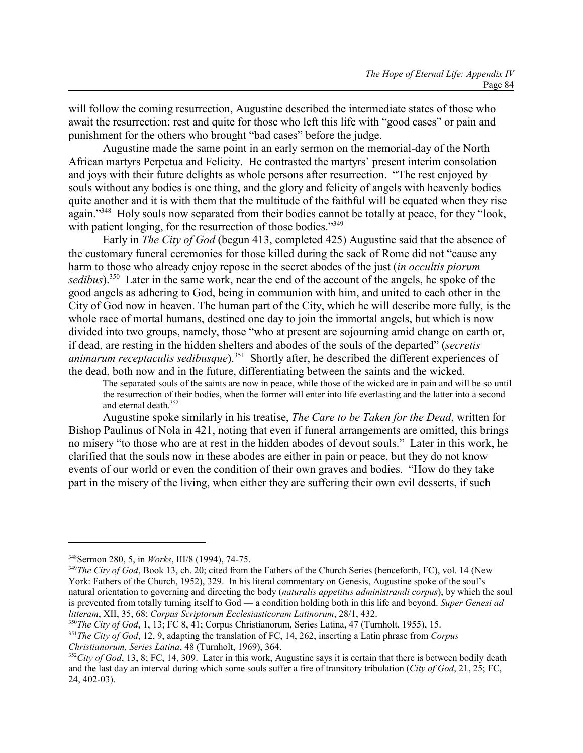will follow the coming resurrection, Augustine described the intermediate states of those who await the resurrection: rest and quite for those who left this life with "good cases" or pain and punishment for the others who brought "bad cases" before the judge.

Augustine made the same point in an early sermon on the memorial-day of the North African martyrs Perpetua and Felicity. He contrasted the martyrs' present interim consolation and joys with their future delights as whole persons after resurrection. "The rest enjoyed by souls without any bodies is one thing, and the glory and felicity of angels with heavenly bodies quite another and it is with them that the multitude of the faithful will be equated when they rise again."[348] Holy souls now separated from their bodies cannot be totally at peace, for they "look, with patient longing, for the resurrection of those bodies."[349]

Early in *The City of God* (begun 413, completed 425) Augustine said that the absence of the customary funeral ceremonies for those killed during the sack of Rome did not "cause any harm to those who already enjoy repose in the secret abodes of the just (*in occultis piorum sedibus*).[350] Later in the same work, near the end of the account of the angels, he spoke of the good angels as adhering to God, being in communion with him, and united to each other in the City of God now in heaven. The human part of the City, which he will describe more fully, is the whole race of mortal humans, destined one day to join the immortal angels, but which is now divided into two groups, namely, those "who at present are sojourning amid change on earth or, if dead, are resting in the hidden shelters and abodes of the souls of the departed" (*secretis animarum receptaculis sedibusque*).[351] Shortly after, he described the different experiences of the dead, both now and in the future, differentiating between the saints and the wicked.

> The separated souls of the saints are now in peace, while those of the wicked are in pain and will be so until the resurrection of their bodies, when the former will enter into life everlasting and the latter into a second and eternal death.[352]

Augustine spoke similarly in his treatise, *The Care to be Taken for the Dead*, written for Bishop Paulinus of Nola in 421, noting that even if funeral arrangements are omitted, this brings no misery "to those who are at rest in the hidden abodes of devout souls." Later in this work, he clarified that the souls now in these abodes are either in pain or peace, but they do not know events of our world or even the condition of their own graves and bodies. "How do they take part in the misery of the living, when either they are suffering their own evil desserts, if such

---

[348] Sermon 280, 5, in *Works*, III/8 (1994), 74-75.

[349] *The City of God*, Book 13, ch. 20; cited from the Fathers of the Church Series (henceforth, FC), vol. 14 (New York: Fathers of the Church, 1952), 329. In his literal commentary on Genesis, Augustine spoke of the soul's natural orientation to governing and directing the body (*naturalis appetitus administrandi corpus*), by which the soul is prevented from totally turning itself to God — a condition holding both in this life and beyond. *Super Genesi ad litteram*, XII, 35, 68; *Corpus Scriptorum Ecclesiasticorum Latinorum*, 28/1, 432.

[350] *The City of God*, 1, 13; FC 8, 41; Corpus Christianorum, Series Latina, 47 (Turnholt, 1955), 15.

[351] *The City of God*, 12, 9, adapting the translation of FC, 14, 262, inserting a Latin phrase from *Corpus Christianorum, Series Latina*, 48 (Turnholt, 1969), 364.

[352] *City of God*, 13, 8; FC, 14, 309. Later in this work, Augustine says it is certain that there is between bodily death and the last day an interval during which some souls suffer a fire of transitory tribulation (*City of God*, 21, 25; FC, 24, 402-03).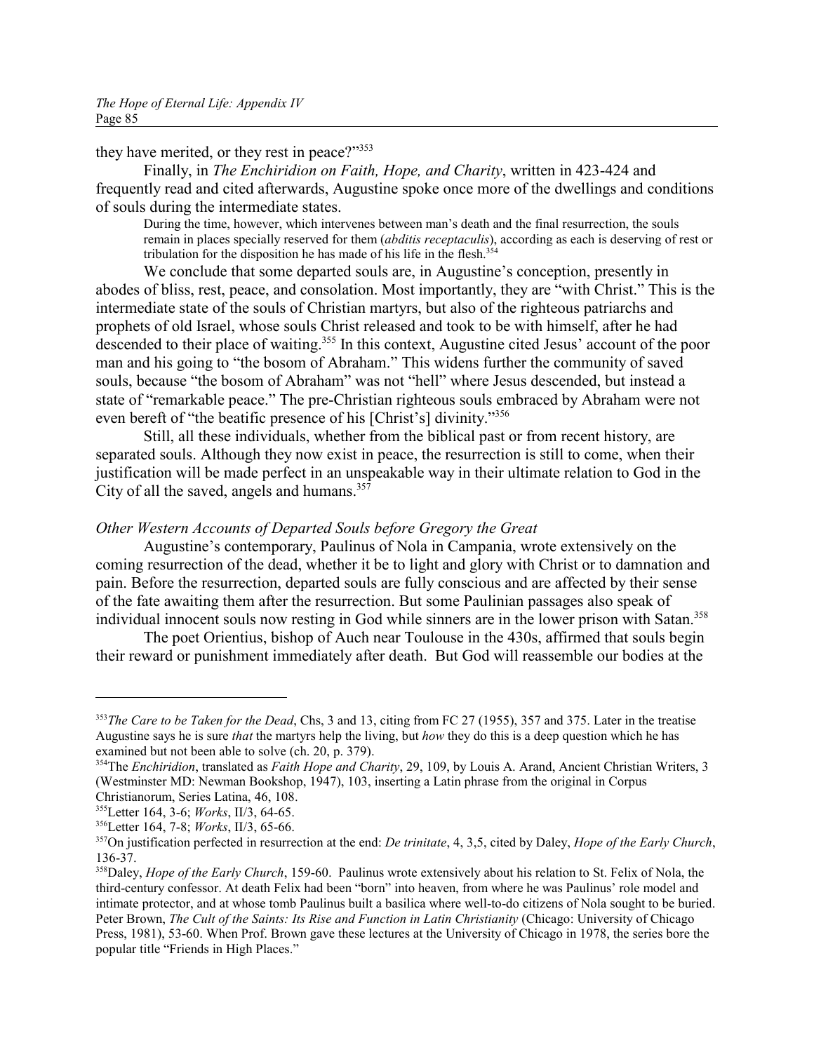they have merited, or they rest in peace?"[353]

Finally, in *The Enchiridion on Faith, Hope, and Charity*, written in 423-424 and frequently read and cited afterwards, Augustine spoke once more of the dwellings and conditions of souls during the intermediate states.

> During the time, however, which intervenes between man's death and the final resurrection, the souls remain in places specially reserved for them (*abditis receptaculis*), according as each is deserving of rest or tribulation for the disposition he has made of his life in the flesh.[354]

We conclude that some departed souls are, in Augustine's conception, presently in abodes of bliss, rest, peace, and consolation. Most importantly, they are "with Christ." This is the intermediate state of the souls of Christian martyrs, but also of the righteous patriarchs and prophets of old Israel, whose souls Christ released and took to be with himself, after he had descended to their place of waiting.[355] In this context, Augustine cited Jesus' account of the poor man and his going to "the bosom of Abraham." This widens further the community of saved souls, because "the bosom of Abraham" was not "hell" where Jesus descended, but instead a state of "remarkable peace." The pre-Christian righteous souls embraced by Abraham were not even bereft of "the beatific presence of his [Christ's] divinity."[356]

Still, all these individuals, whether from the biblical past or from recent history, are separated souls. Although they now exist in peace, the resurrection is still to come, when their justification will be made perfect in an unspeakable way in their ultimate relation to God in the City of all the saved, angels and humans.[357]

### *Other Western Accounts of Departed Souls before Gregory the Great*

Augustine's contemporary, Paulinus of Nola in Campania, wrote extensively on the coming resurrection of the dead, whether it be to light and glory with Christ or to damnation and pain. Before the resurrection, departed souls are fully conscious and are affected by their sense of the fate awaiting them after the resurrection. But some Paulinian passages also speak of individual innocent souls now resting in God while sinners are in the lower prison with Satan.[358]

The poet Orientius, bishop of Auch near Toulouse in the 430s, affirmed that souls begin their reward or punishment immediately after death. But God will reassemble our bodies at the

---

[353] *The Care to be Taken for the Dead*, Chs, 3 and 13, citing from FC 27 (1955), 357 and 375. Later in the treatise Augustine says he is sure *that* the martyrs help the living, but *how* they do this is a deep question which he has examined but not been able to solve (ch. 20, p. 379).

[354] The *Enchiridion*, translated as *Faith Hope and Charity*, 29, 109, by Louis A. Arand, Ancient Christian Writers, 3 (Westminster MD: Newman Bookshop, 1947), 103, inserting a Latin phrase from the original in Corpus Christianorum, Series Latina, 46, 108.

[355] Letter 164, 3-6; *Works*, II/3, 64-65.

[356] Letter 164, 7-8; *Works*, II/3, 65-66.

[357] On justification perfected in resurrection at the end: *De trinitate*, 4, 3,5, cited by Daley, *Hope of the Early Church*, 136-37.

[358] Daley, *Hope of the Early Church*, 159-60. Paulinus wrote extensively about his relation to St. Felix of Nola, the third-century confessor. At death Felix had been "born" into heaven, from where he was Paulinus' role model and intimate protector, and at whose tomb Paulinus built a basilica where well-to-do citizens of Nola sought to be buried. Peter Brown, *The Cult of the Saints: Its Rise and Function in Latin Christianity* (Chicago: University of Chicago Press, 1981), 53-60. When Prof. Brown gave these lectures at the University of Chicago in 1978, the series bore the popular title "Friends in High Places."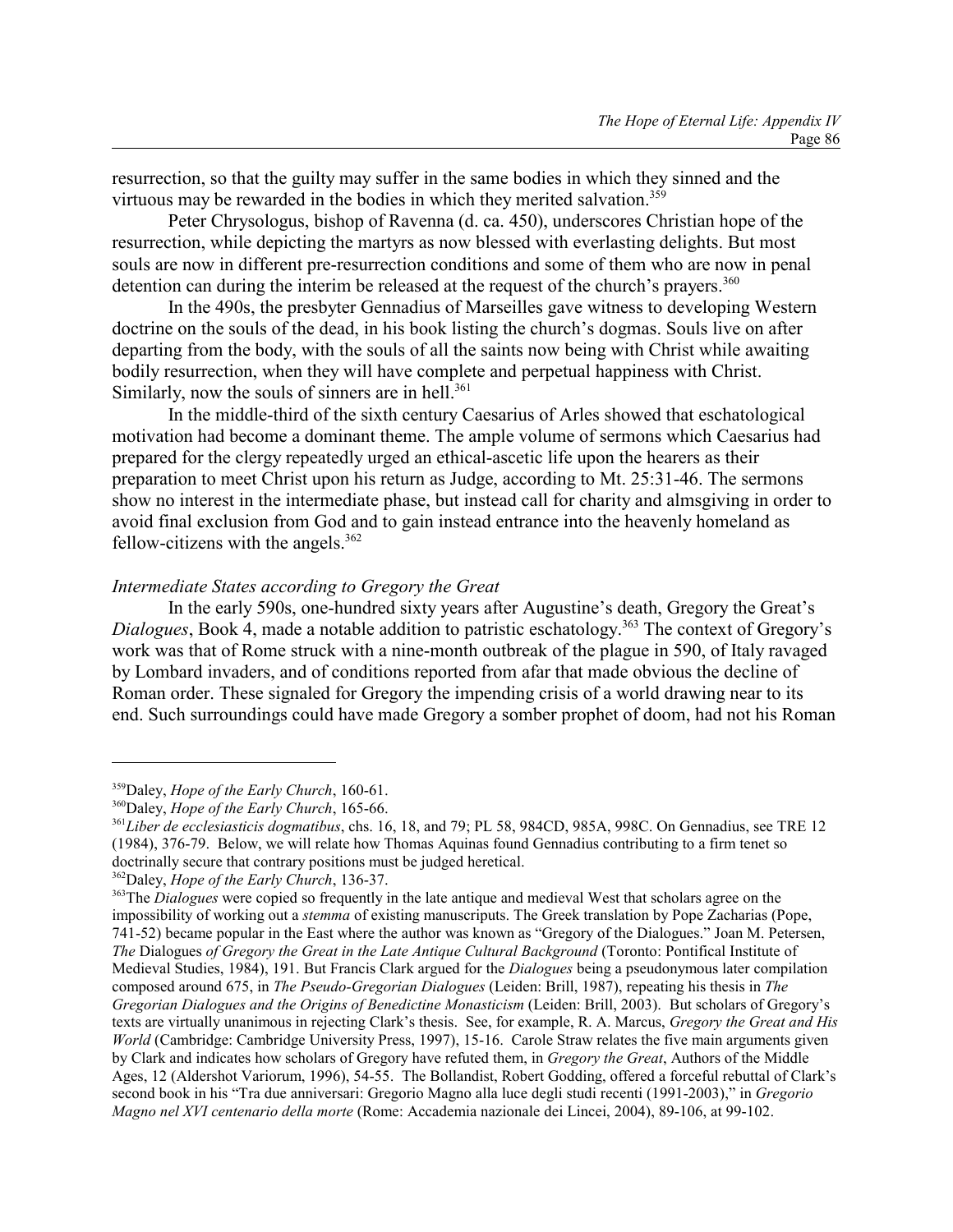resurrection, so that the guilty may suffer in the same bodies in which they sinned and the virtuous may be rewarded in the bodies in which they merited salvation.[359]

Peter Chrysologus, bishop of Ravenna (d. ca. 450), underscores Christian hope of the resurrection, while depicting the martyrs as now blessed with everlasting delights. But most souls are now in different pre-resurrection conditions and some of them who are now in penal detention can during the interim be released at the request of the church's prayers.[360]

In the 490s, the presbyter Gennadius of Marseilles gave witness to developing Western doctrine on the souls of the dead, in his book listing the church's dogmas. Souls live on after departing from the body, with the souls of all the saints now being with Christ while awaiting bodily resurrection, when they will have complete and perpetual happiness with Christ. Similarly, now the souls of sinners are in hell.[361]

In the middle-third of the sixth century Caesarius of Arles showed that eschatological motivation had become a dominant theme. The ample volume of sermons which Caesarius had prepared for the clergy repeatedly urged an ethical-ascetic life upon the hearers as their preparation to meet Christ upon his return as Judge, according to Mt. 25:31-46. The sermons show no interest in the intermediate phase, but instead call for charity and almsgiving in order to avoid final exclusion from God and to gain instead entrance into the heavenly homeland as fellow-citizens with the angels.[362]

*Intermediate States according to Gregory the Great*

In the early 590s, one-hundred sixty years after Augustine's death, Gregory the Great's *Dialogues*, Book 4, made a notable addition to patristic eschatology.[363] The context of Gregory's work was that of Rome struck with a nine-month outbreak of the plague in 590, of Italy ravaged by Lombard invaders, and of conditions reported from afar that made obvious the decline of Roman order. These signaled for Gregory the impending crisis of a world drawing near to its end. Such surroundings could have made Gregory a somber prophet of doom, had not his Roman

---

[359] Daley, *Hope of the Early Church*, 160-61.

[360] Daley, *Hope of the Early Church*, 165-66.

[361] *Liber de ecclesiasticis dogmatibus*, chs. 16, 18, and 79; PL 58, 984CD, 985A, 998C. On Gennadius, see TRE 12 (1984), 376-79. Below, we will relate how Thomas Aquinas found Gennadius contributing to a firm tenet so doctrinally secure that contrary positions must be judged heretical.

[362] Daley, *Hope of the Early Church*, 136-37.

[363] The *Dialogues* were copied so frequently in the late antique and medieval West that scholars agree on the impossibility of working out a *stemma* of existing manuscripts. The Greek translation by Pope Zacharias (Pope, 741-52) became popular in the East where the author was known as "Gregory of the Dialogues." Joan M. Petersen, *The* Dialogues *of Gregory the Great in the Late Antique Cultural Background* (Toronto: Pontifical Institute of Medieval Studies, 1984), 191. But Francis Clark argued for the *Dialogues* being a pseudonymous later compilation composed around 675, in *The Pseudo-Gregorian Dialogues* (Leiden: Brill, 1987), repeating his thesis in *The Gregorian Dialogues and the Origins of Benedictine Monasticism* (Leiden: Brill, 2003). But scholars of Gregory's texts are virtually unanimous in rejecting Clark's thesis. See, for example, R. A. Marcus, *Gregory the Great and His World* (Cambridge: Cambridge University Press, 1997), 15-16. Carole Straw relates the five main arguments given by Clark and indicates how scholars of Gregory have refuted them, in *Gregory the Great*, Authors of the Middle Ages, 12 (Aldershot Variorum, 1996), 54-55. The Bollandist, Robert Godding, offered a forceful rebuttal of Clark's second book in his "Tra due anniversari: Gregorio Magno alla luce degli studi recenti (1991-2003)," in *Gregorio Magno nel XVI centenario della morte* (Rome: Accademia nazionale dei Lincei, 2004), 89-106, at 99-102.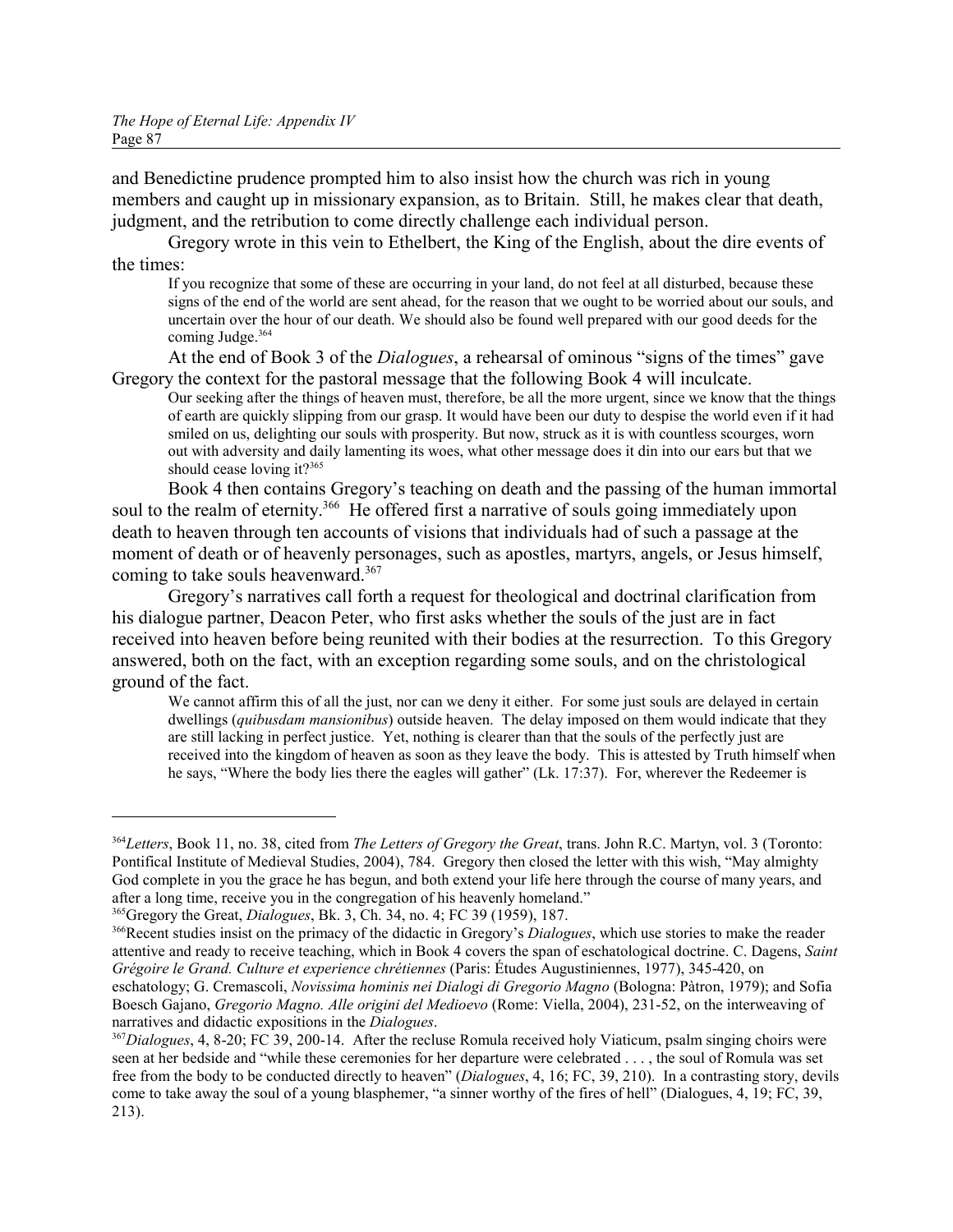and Benedictine prudence prompted him to also insist how the church was rich in young members and caught up in missionary expansion, as to Britain. Still, he makes clear that death, judgment, and the retribution to come directly challenge each individual person.

Gregory wrote in this vein to Ethelbert, the King of the English, about the dire events of the times:

> If you recognize that some of these are occurring in your land, do not feel at all disturbed, because these signs of the end of the world are sent ahead, for the reason that we ought to be worried about our souls, and uncertain over the hour of our death. We should also be found well prepared with our good deeds for the coming Judge.[364]

At the end of Book 3 of the *Dialogues*, a rehearsal of ominous "signs of the times" gave Gregory the context for the pastoral message that the following Book 4 will inculcate.

> Our seeking after the things of heaven must, therefore, be all the more urgent, since we know that the things of earth are quickly slipping from our grasp. It would have been our duty to despise the world even if it had smiled on us, delighting our souls with prosperity. But now, struck as it is with countless scourges, worn out with adversity and daily lamenting its woes, what other message does it din into our ears but that we should cease loving it?[365]

Book 4 then contains Gregory's teaching on death and the passing of the human immortal soul to the realm of eternity.[366] He offered first a narrative of souls going immediately upon death to heaven through ten accounts of visions that individuals had of such a passage at the moment of death or of heavenly personages, such as apostles, martyrs, angels, or Jesus himself, coming to take souls heavenward.[367]

Gregory's narratives call forth a request for theological and doctrinal clarification from his dialogue partner, Deacon Peter, who first asks whether the souls of the just are in fact received into heaven before being reunited with their bodies at the resurrection. To this Gregory answered, both on the fact, with an exception regarding some souls, and on the christological ground of the fact.

> We cannot affirm this of all the just, nor can we deny it either. For some just souls are delayed in certain dwellings (*quibusdam mansionibus*) outside heaven. The delay imposed on them would indicate that they are still lacking in perfect justice. Yet, nothing is clearer than that the souls of the perfectly just are received into the kingdom of heaven as soon as they leave the body. This is attested by Truth himself when he says, "Where the body lies there the eagles will gather" (Lk. 17:37). For, wherever the Redeemer is

---

[364] *Letters*, Book 11, no. 38, cited from *The Letters of Gregory the Great*, trans. John R.C. Martyn, vol. 3 (Toronto: Pontifical Institute of Medieval Studies, 2004), 784. Gregory then closed the letter with this wish, "May almighty God complete in you the grace he has begun, and both extend your life here through the course of many years, and after a long time, receive you in the congregation of his heavenly homeland."

[365] Gregory the Great, *Dialogues*, Bk. 3, Ch. 34, no. 4; FC 39 (1959), 187.

[366] Recent studies insist on the primacy of the didactic in Gregory's *Dialogues*, which use stories to make the reader attentive and ready to receive teaching, which in Book 4 covers the span of eschatological doctrine. C. Dagens, *Saint Grégoire le Grand. Culture et experience chrétiennes* (Paris: Études Augustiniennes, 1977), 345-420, on eschatology; G. Cremascoli, *Novissima hominis nei Dialogi di Gregorio Magno* (Bologna: Pàtron, 1979); and Sofia Boesch Gajano, *Gregorio Magno. Alle origini del Medioevo* (Rome: Viella, 2004), 231-52, on the interweaving of narratives and didactic expositions in the *Dialogues*.

[367] *Dialogues*, 4, 8-20; FC 39, 200-14. After the recluse Romula received holy Viaticum, psalm singing choirs were seen at her bedside and "while these ceremonies for her departure were celebrated . . . , the soul of Romula was set free from the body to be conducted directly to heaven" (*Dialogues*, 4, 16; FC, 39, 210). In a contrasting story, devils come to take away the soul of a young blasphemer, "a sinner worthy of the fires of hell" (Dialogues, 4, 19; FC, 39, 213).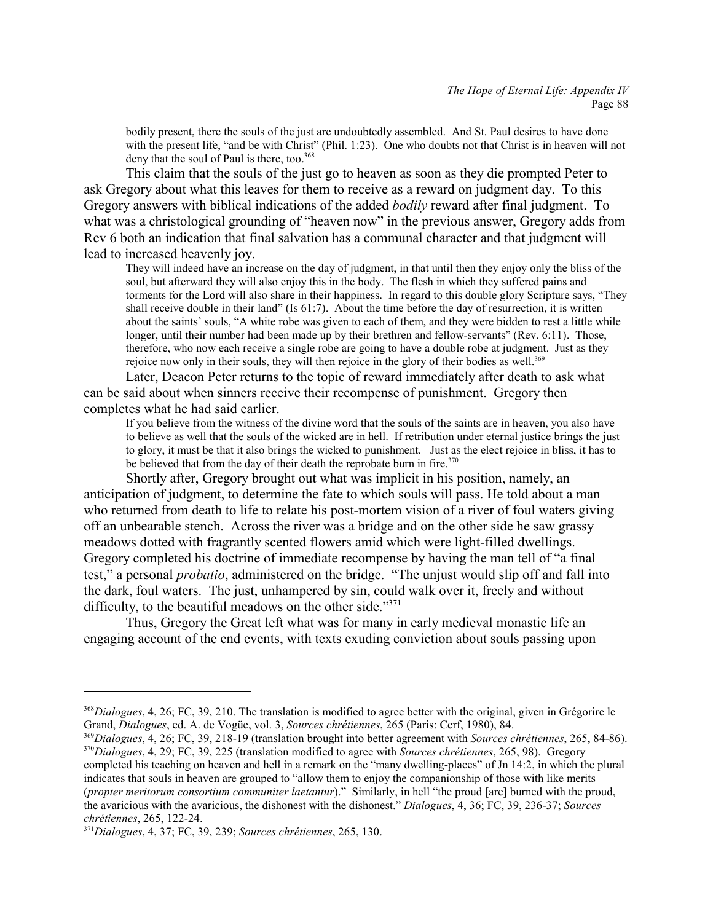bodily present, there the souls of the just are undoubtedly assembled. And St. Paul desires to have done with the present life, "and be with Christ" (Phil. 1:23). One who doubts not that Christ is in heaven will not deny that the soul of Paul is there, too.[368]

This claim that the souls of the just go to heaven as soon as they die prompted Peter to ask Gregory about what this leaves for them to receive as a reward on judgment day. To this Gregory answers with biblical indications of the added *bodily* reward after final judgment. To what was a christological grounding of "heaven now" in the previous answer, Gregory adds from Rev 6 both an indication that final salvation has a communal character and that judgment will lead to increased heavenly joy.

> They will indeed have an increase on the day of judgment, in that until then they enjoy only the bliss of the soul, but afterward they will also enjoy this in the body. The flesh in which they suffered pains and torments for the Lord will also share in their happiness. In regard to this double glory Scripture says, "They shall receive double in their land" (Is 61:7). About the time before the day of resurrection, it is written about the saints' souls, "A white robe was given to each of them, and they were bidden to rest a little while longer, until their number had been made up by their brethren and fellow-servants" (Rev. 6:11). Those, therefore, who now each receive a single robe are going to have a double robe at judgment. Just as they rejoice now only in their souls, they will then rejoice in the glory of their bodies as well.[369]

Later, Deacon Peter returns to the topic of reward immediately after death to ask what can be said about when sinners receive their recompense of punishment. Gregory then completes what he had said earlier.

> If you believe from the witness of the divine word that the souls of the saints are in heaven, you also have to believe as well that the souls of the wicked are in hell. If retribution under eternal justice brings the just to glory, it must be that it also brings the wicked to punishment. Just as the elect rejoice in bliss, it has to be believed that from the day of their death the reprobate burn in fire.[370]

Shortly after, Gregory brought out what was implicit in his position, namely, an anticipation of judgment, to determine the fate to which souls will pass. He told about a man who returned from death to life to relate his post-mortem vision of a river of foul waters giving off an unbearable stench. Across the river was a bridge and on the other side he saw grassy meadows dotted with fragrantly scented flowers amid which were light-filled dwellings. Gregory completed his doctrine of immediate recompense by having the man tell of "a final test," a personal *probatio*, administered on the bridge. "The unjust would slip off and fall into the dark, foul waters. The just, unhampered by sin, could walk over it, freely and without difficulty, to the beautiful meadows on the other side."[371]

Thus, Gregory the Great left what was for many in early medieval monastic life an engaging account of the end events, with texts exuding conviction about souls passing upon

---

[368] *Dialogues*, 4, 26; FC, 39, 210. The translation is modified to agree better with the original, given in Grégorire le Grand, *Dialogues*, ed. A. de Vogüe, vol. 3, *Sources chrétiennes*, 265 (Paris: Cerf, 1980), 84.

[369] *Dialogues*, 4, 26; FC, 39, 218-19 (translation brought into better agreement with *Sources chrétiennes*, 265, 84-86).

[370] *Dialogues*, 4, 29; FC, 39, 225 (translation modified to agree with *Sources chrétiennes*, 265, 98). Gregory completed his teaching on heaven and hell in a remark on the "many dwelling-places" of Jn 14:2, in which the plural indicates that souls in heaven are grouped to "allow them to enjoy the companionship of those with like merits (*propter meritorum consortium communiter laetantur*)." Similarly, in hell "the proud [are] burned with the proud, the avaricious with the avaricious, the dishonest with the dishonest." *Dialogues*, 4, 36; FC, 39, 236-37; *Sources chrétiennes*, 265, 122-24.

[371] *Dialogues*, 4, 37; FC, 39, 239; *Sources chrétiennes*, 265, 130.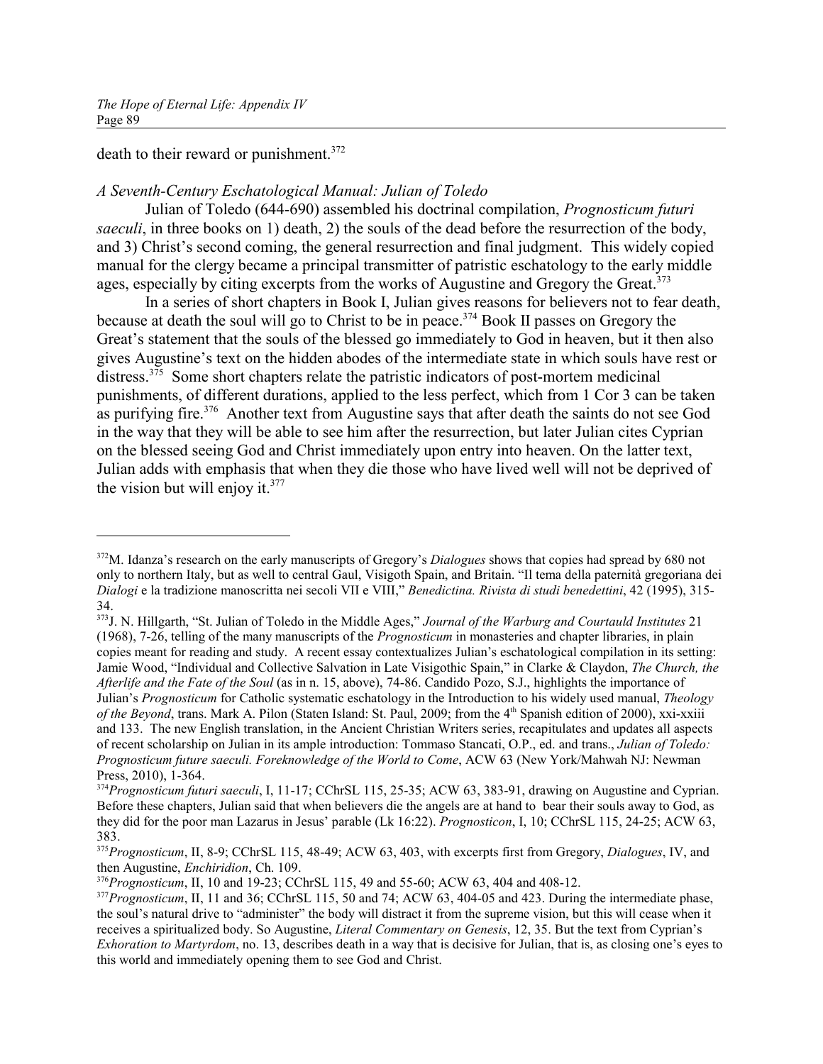death to their reward or punishment.[372]

*A Seventh-Century Eschatological Manual: Julian of Toledo*

Julian of Toledo (644-690) assembled his doctrinal compilation, *Prognosticum futuri saeculi*, in three books on 1) death, 2) the souls of the dead before the resurrection of the body, and 3) Christ's second coming, the general resurrection and final judgment. This widely copied manual for the clergy became a principal transmitter of patristic eschatology to the early middle ages, especially by citing excerpts from the works of Augustine and Gregory the Great.[373]

In a series of short chapters in Book I, Julian gives reasons for believers not to fear death, because at death the soul will go to Christ to be in peace.[374] Book II passes on Gregory the Great's statement that the souls of the blessed go immediately to God in heaven, but it then also gives Augustine's text on the hidden abodes of the intermediate state in which souls have rest or distress.[375] Some short chapters relate the patristic indicators of post-mortem medicinal punishments, of different durations, applied to the less perfect, which from 1 Cor 3 can be taken as purifying fire.[376] Another text from Augustine says that after death the saints do not see God in the way that they will be able to see him after the resurrection, but later Julian cites Cyprian on the blessed seeing God and Christ immediately upon entry into heaven. On the latter text, Julian adds with emphasis that when they die those who have lived well will not be deprived of the vision but will enjoy it.[377]

---

[372] M. Idanza's research on the early manuscripts of Gregory's *Dialogues* shows that copies had spread by 680 not only to northern Italy, but as well to central Gaul, Visigoth Spain, and Britain. "Il tema della paternità gregoriana dei *Dialogi* e la tradizione manoscritta nei secoli VII e VIII," *Benedictina. Rivista di studi benedettini*, 42 (1995), 315-34.

[373] J. N. Hillgarth, "St. Julian of Toledo in the Middle Ages," *Journal of the Warburg and Courtauld Institutes* 21 (1968), 7-26, telling of the many manuscripts of the *Prognosticum* in monasteries and chapter libraries, in plain copies meant for reading and study. A recent essay contextualizes Julian's eschatological compilation in its setting: Jamie Wood, "Individual and Collective Salvation in Late Visigothic Spain," in Clarke & Claydon, *The Church, the Afterlife and the Fate of the Soul* (as in n. 15, above), 74-86. Candido Pozo, S.J., highlights the importance of Julian's *Prognosticum* for Catholic systematic eschatology in the Introduction to his widely used manual, *Theology of the Beyond*, trans. Mark A. Pilon (Staten Island: St. Paul, 2009; from the 4th Spanish edition of 2000), xxi-xxiii and 133. The new English translation, in the Ancient Christian Writers series, recapitulates and updates all aspects of recent scholarship on Julian in its ample introduction: Tommaso Stancati, O.P., ed. and trans., *Julian of Toledo: Prognosticum future saeculi. Foreknowledge of the World to Come*, ACW 63 (New York/Mahwah NJ: Newman Press, 2010), 1-364.

[374] *Prognosticum futuri saeculi*, I, 11-17; CChrSL 115, 25-35; ACW 63, 383-91, drawing on Augustine and Cyprian. Before these chapters, Julian said that when believers die the angels are at hand to bear their souls away to God, as they did for the poor man Lazarus in Jesus' parable (Lk 16:22). *Prognosticon*, I, 10; CChrSL 115, 24-25; ACW 63, 383.

[375] *Prognosticum*, II, 8-9; CChrSL 115, 48-49; ACW 63, 403, with excerpts first from Gregory, *Dialogues*, IV, and then Augustine, *Enchiridion*, Ch. 109.

[376] *Prognosticum*, II, 10 and 19-23; CChrSL 115, 49 and 55-60; ACW 63, 404 and 408-12.

[377] *Prognosticum*, II, 11 and 36; CChrSL 115, 50 and 74; ACW 63, 404-05 and 423. During the intermediate phase, the soul's natural drive to "administer" the body will distract it from the supreme vision, but this will cease when it receives a spiritualized body. So Augustine, *Literal Commentary on Genesis*, 12, 35. But the text from Cyprian's *Exhoration to Martyrdom*, no. 13, describes death in a way that is decisive for Julian, that is, as closing one's eyes to this world and immediately opening them to see God and Christ.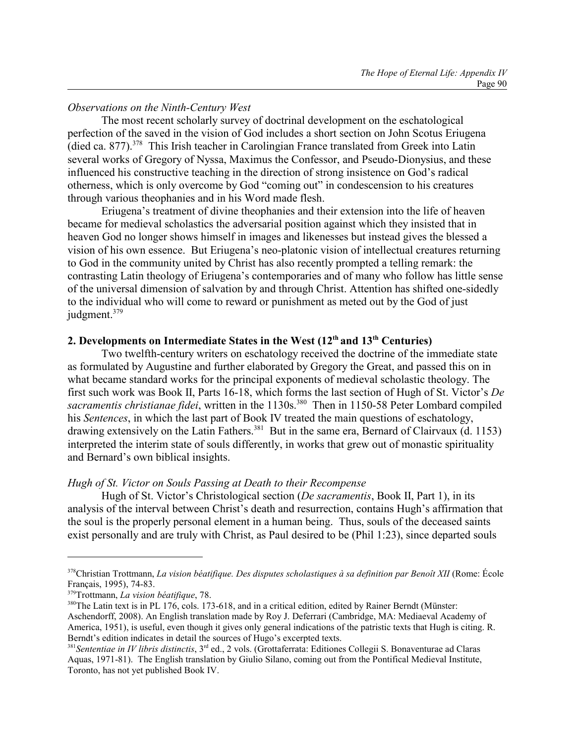*Observations on the Ninth-Century West*

The most recent scholarly survey of doctrinal development on the eschatological perfection of the saved in the vision of God includes a short section on John Scotus Eriugena (died ca. 877).[378] This Irish teacher in Carolingian France translated from Greek into Latin several works of Gregory of Nyssa, Maximus the Confessor, and Pseudo-Dionysius, and these influenced his constructive teaching in the direction of strong insistence on God's radical otherness, which is only overcome by God "coming out" in condescension to his creatures through various theophanies and in his Word made flesh.

Eriugena's treatment of divine theophanies and their extension into the life of heaven became for medieval scholastics the adversarial position against which they insisted that in heaven God no longer shows himself in images and likenesses but instead gives the blessed a vision of his own essence. But Eriugena's neo-platonic vision of intellectual creatures returning to God in the community united by Christ has also recently prompted a telling remark: the contrasting Latin theology of Eriugena's contemporaries and of many who follow has little sense of the universal dimension of salvation by and through Christ. Attention has shifted one-sidedly to the individual who will come to reward or punishment as meted out by the God of just judgment.[379]

## 2. Developments on Intermediate States in the West (12th and 13th Centuries)

Two twelfth-century writers on eschatology received the doctrine of the immediate state as formulated by Augustine and further elaborated by Gregory the Great, and passed this on in what became standard works for the principal exponents of medieval scholastic theology. The first such work was Book II, Parts 16-18, which forms the last section of Hugh of St. Victor's *De sacramentis christianae fidei*, written in the 1130s.[380] Then in 1150-58 Peter Lombard compiled his *Sentences*, in which the last part of Book IV treated the main questions of eschatology, drawing extensively on the Latin Fathers.[381] But in the same era, Bernard of Clairvaux (d. 1153) interpreted the interim state of souls differently, in works that grew out of monastic spirituality and Bernard's own biblical insights.

*Hugh of St. Victor on Souls Passing at Death to their Recompense*

Hugh of St. Victor's Christological section (*De sacramentis*, Book II, Part 1), in its analysis of the interval between Christ's death and resurrection, contains Hugh's affirmation that the soul is the properly personal element in a human being. Thus, souls of the deceased saints exist personally and are truly with Christ, as Paul desired to be (Phil 1:23), since departed souls

---

[378] Christian Trottmann, *La vision béatifique. Des disputes scholastiques à sa definition par Benoît XII* (Rome: École Français, 1995), 74-83.

[379] Trottmann, *La vision béatifique*, 78.

[380] The Latin text is in PL 176, cols. 173-618, and in a critical edition, edited by Rainer Berndt (Münster: Aschendorff, 2008). An English translation made by Roy J. Deferrari (Cambridge, MA: Mediaeval Academy of America, 1951), is useful, even though it gives only general indications of the patristic texts that Hugh is citing. R. Berndt's edition indicates in detail the sources of Hugo's excerpted texts.

[381] *Sententiae in IV libris distinctis*, 3rd ed., 2 vols. (Grottaferrata: Editiones Collegii S. Bonaventurae ad Claras Aquas, 1971-81). The English translation by Giulio Silano, coming out from the Pontifical Medieval Institute, Toronto, has not yet published Book IV.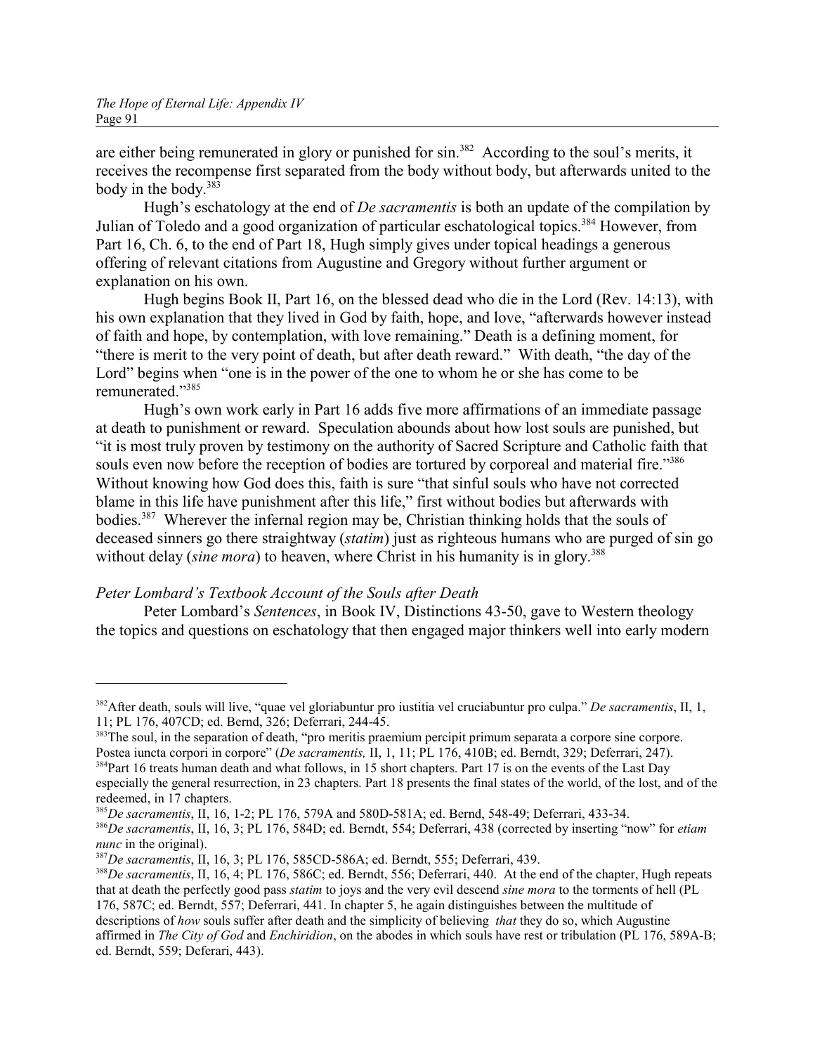are either being remunerated in glory or punished for sin.[382] According to the soul's merits, it receives the recompense first separated from the body without body, but afterwards united to the body in the body.[383]

Hugh's eschatology at the end of *De sacramentis* is both an update of the compilation by Julian of Toledo and a good organization of particular eschatological topics.[384] However, from Part 16, Ch. 6, to the end of Part 18, Hugh simply gives under topical headings a generous offering of relevant citations from Augustine and Gregory without further argument or explanation on his own.

Hugh begins Book II, Part 16, on the blessed dead who die in the Lord (Rev. 14:13), with his own explanation that they lived in God by faith, hope, and love, "afterwards however instead of faith and hope, by contemplation, with love remaining." Death is a defining moment, for "there is merit to the very point of death, but after death reward." With death, "the day of the Lord" begins when "one is in the power of the one to whom he or she has come to be remunerated."[385]

Hugh's own work early in Part 16 adds five more affirmations of an immediate passage at death to punishment or reward. Speculation abounds about how lost souls are punished, but "it is most truly proven by testimony on the authority of Sacred Scripture and Catholic faith that souls even now before the reception of bodies are tortured by corporeal and material fire."[386] Without knowing how God does this, faith is sure "that sinful souls who have not corrected blame in this life have punishment after this life," first without bodies but afterwards with bodies.[387] Wherever the infernal region may be, Christian thinking holds that the souls of deceased sinners go there straightway (*statim*) just as righteous humans who are purged of sin go without delay (*sine mora*) to heaven, where Christ in his humanity is in glory.[388]

### *Peter Lombard's Textbook Account of the Souls after Death*

Peter Lombard's *Sentences*, in Book IV, Distinctions 43-50, gave to Western theology the topics and questions on eschatology that then engaged major thinkers well into early modern

---

[382] After death, souls will live, "quae vel gloriabuntur pro iustitia vel cruciabuntur pro culpa." *De sacramentis*, II, 1, 11; PL 176, 407CD; ed. Bernd, 326; Deferrari, 244-45.

[383] The soul, in the separation of death, "pro meritis praemium percipit primum separata a corpore sine corpore. Postea iuncta corpori in corpore" (*De sacramentis,* II, 1, 11; PL 176, 410B; ed. Berndt, 329; Deferrari, 247).

[384] Part 16 treats human death and what follows, in 15 short chapters. Part 17 is on the events of the Last Day especially the general resurrection, in 23 chapters. Part 18 presents the final states of the world, of the lost, and of the redeemed, in 17 chapters.

[385] *De sacramentis*, II, 16, 1-2; PL 176, 579A and 580D-581A; ed. Bernd, 548-49; Deferrari, 433-34.

[386] *De sacramentis*, II, 16, 3; PL 176, 584D; ed. Berndt, 554; Deferrari, 438 (corrected by inserting "now" for *etiam nunc* in the original).

[387] *De sacramentis*, II, 16, 3; PL 176, 585CD-586A; ed. Berndt, 555; Deferrari, 439.

[388] *De sacramentis*, II, 16, 4; PL 176, 586C; ed. Berndt, 556; Deferrari, 440. At the end of the chapter, Hugh repeats that at death the perfectly good pass *statim* to joys and the very evil descend *sine mora* to the torments of hell (PL 176, 587C; ed. Berndt, 557; Deferrari, 441. In chapter 5, he again distinguishes between the multitude of descriptions of *how* souls suffer after death and the simplicity of believing *that* they do so, which Augustine affirmed in *The City of God* and *Enchiridion*, on the abodes in which souls have rest or tribulation (PL 176, 589A-B; ed. Berndt, 559; Deferari, 443).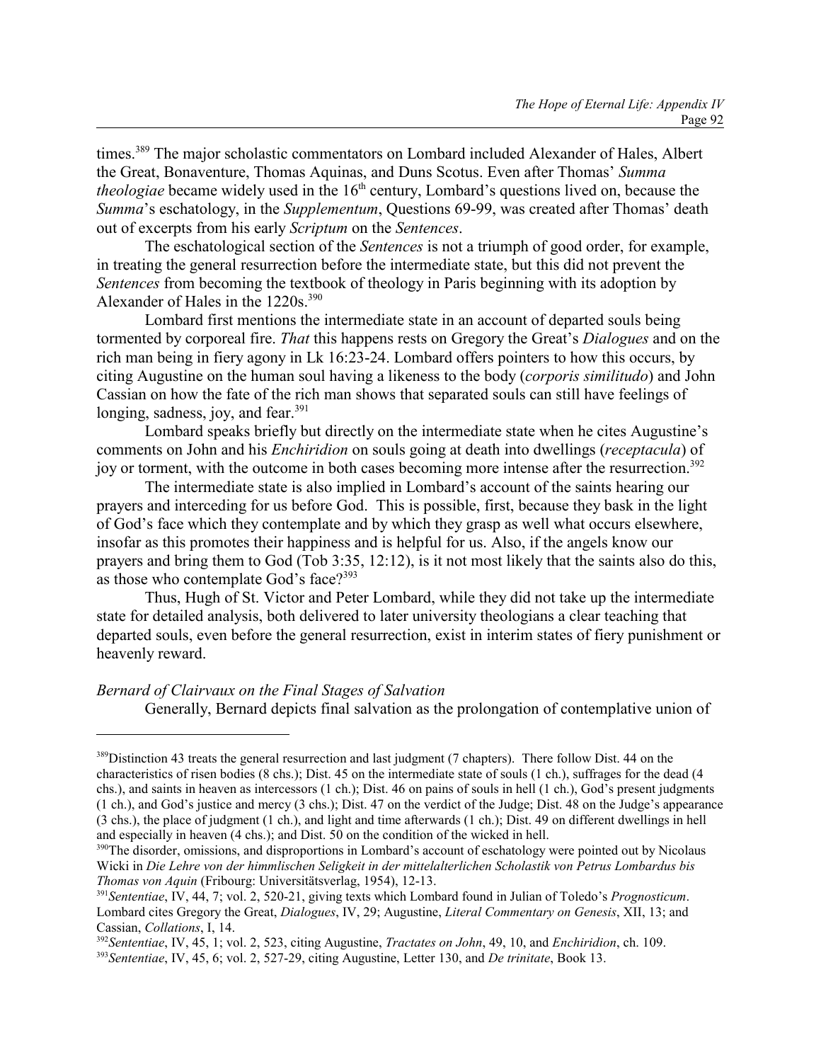times.[389] The major scholastic commentators on Lombard included Alexander of Hales, Albert the Great, Bonaventure, Thomas Aquinas, and Duns Scotus. Even after Thomas' *Summa theologiae* became widely used in the 16th century, Lombard's questions lived on, because the *Summa*'s eschatology, in the *Supplementum*, Questions 69-99, was created after Thomas' death out of excerpts from his early *Scriptum* on the *Sentences*.

The eschatological section of the *Sentences* is not a triumph of good order, for example, in treating the general resurrection before the intermediate state, but this did not prevent the *Sentences* from becoming the textbook of theology in Paris beginning with its adoption by Alexander of Hales in the 1220s.[390]

Lombard first mentions the intermediate state in an account of departed souls being tormented by corporeal fire. *That* this happens rests on Gregory the Great's *Dialogues* and on the rich man being in fiery agony in Lk 16:23-24. Lombard offers pointers to how this occurs, by citing Augustine on the human soul having a likeness to the body (*corporis similitudo*) and John Cassian on how the fate of the rich man shows that separated souls can still have feelings of longing, sadness, joy, and fear.[391]

Lombard speaks briefly but directly on the intermediate state when he cites Augustine's comments on John and his *Enchiridion* on souls going at death into dwellings (*receptacula*) of joy or torment, with the outcome in both cases becoming more intense after the resurrection.[392]

The intermediate state is also implied in Lombard's account of the saints hearing our prayers and interceding for us before God. This is possible, first, because they bask in the light of God's face which they contemplate and by which they grasp as well what occurs elsewhere, insofar as this promotes their happiness and is helpful for us. Also, if the angels know our prayers and bring them to God (Tob 3:35, 12:12), is it not most likely that the saints also do this, as those who contemplate God's face?[393]

Thus, Hugh of St. Victor and Peter Lombard, while they did not take up the intermediate state for detailed analysis, both delivered to later university theologians a clear teaching that departed souls, even before the general resurrection, exist in interim states of fiery punishment or heavenly reward.

*Bernard of Clairvaux on the Final Stages of Salvation*

Generally, Bernard depicts final salvation as the prolongation of contemplative union of

---

[389] Distinction 43 treats the general resurrection and last judgment (7 chapters). There follow Dist. 44 on the characteristics of risen bodies (8 chs.); Dist. 45 on the intermediate state of souls (1 ch.), suffrages for the dead (4 chs.), and saints in heaven as intercessors (1 ch.); Dist. 46 on pains of souls in hell (1 ch.), God's present judgments (1 ch.), and God's justice and mercy (3 chs.); Dist. 47 on the verdict of the Judge; Dist. 48 on the Judge's appearance (3 chs.), the place of judgment (1 ch.), and light and time afterwards (1 ch.); Dist. 49 on different dwellings in hell and especially in heaven (4 chs.); and Dist. 50 on the condition of the wicked in hell.

[390] The disorder, omissions, and disproportions in Lombard's account of eschatology were pointed out by Nicolaus Wicki in *Die Lehre von der himmlischen Seligkeit in der mittelalterlichen Scholastik von Petrus Lombardus bis Thomas von Aquin* (Fribourg: Universitätsverlag, 1954), 12-13.

[391] *Sententiae*, IV, 44, 7; vol. 2, 520-21, giving texts which Lombard found in Julian of Toledo's *Prognosticum*. Lombard cites Gregory the Great, *Dialogues*, IV, 29; Augustine, *Literal Commentary on Genesis*, XII, 13; and Cassian, *Collations*, I, 14.

[392] *Sententiae*, IV, 45, 1; vol. 2, 523, citing Augustine, *Tractates on John*, 49, 10, and *Enchiridion*, ch. 109.

[393] *Sententiae*, IV, 45, 6; vol. 2, 527-29, citing Augustine, Letter 130, and *De trinitate*, Book 13.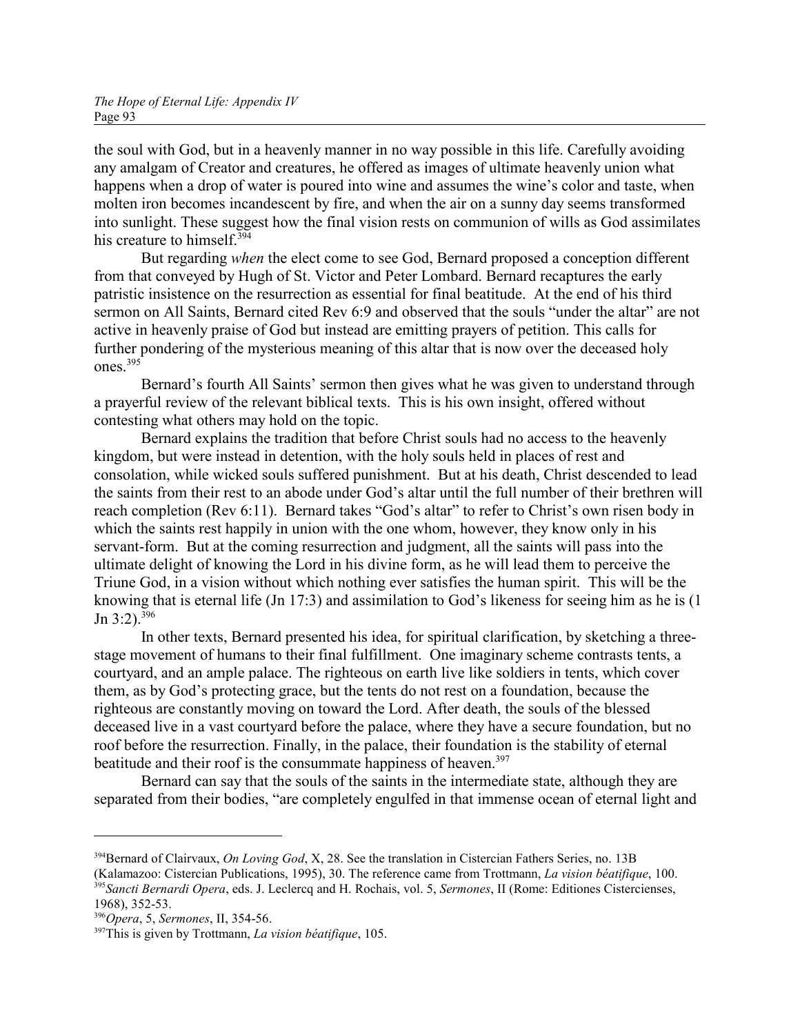the soul with God, but in a heavenly manner in no way possible in this life. Carefully avoiding any amalgam of Creator and creatures, he offered as images of ultimate heavenly union what happens when a drop of water is poured into wine and assumes the wine's color and taste, when molten iron becomes incandescent by fire, and when the air on a sunny day seems transformed into sunlight. These suggest how the final vision rests on communion of wills as God assimilates his creature to himself.[394]

But regarding *when* the elect come to see God, Bernard proposed a conception different from that conveyed by Hugh of St. Victor and Peter Lombard. Bernard recaptures the early patristic insistence on the resurrection as essential for final beatitude. At the end of his third sermon on All Saints, Bernard cited Rev 6:9 and observed that the souls "under the altar" are not active in heavenly praise of God but instead are emitting prayers of petition. This calls for further pondering of the mysterious meaning of this altar that is now over the deceased holy ones.[395]

Bernard's fourth All Saints' sermon then gives what he was given to understand through a prayerful review of the relevant biblical texts. This is his own insight, offered without contesting what others may hold on the topic.

Bernard explains the tradition that before Christ souls had no access to the heavenly kingdom, but were instead in detention, with the holy souls held in places of rest and consolation, while wicked souls suffered punishment. But at his death, Christ descended to lead the saints from their rest to an abode under God's altar until the full number of their brethren will reach completion (Rev 6:11). Bernard takes "God's altar" to refer to Christ's own risen body in which the saints rest happily in union with the one whom, however, they know only in his servant-form. But at the coming resurrection and judgment, all the saints will pass into the ultimate delight of knowing the Lord in his divine form, as he will lead them to perceive the Triune God, in a vision without which nothing ever satisfies the human spirit. This will be the knowing that is eternal life (Jn 17:3) and assimilation to God's likeness for seeing him as he is (1 Jn 3:2).[396]

In other texts, Bernard presented his idea, for spiritual clarification, by sketching a three-stage movement of humans to their final fulfillment. One imaginary scheme contrasts tents, a courtyard, and an ample palace. The righteous on earth live like soldiers in tents, which cover them, as by God's protecting grace, but the tents do not rest on a foundation, because the righteous are constantly moving on toward the Lord. After death, the souls of the blessed deceased live in a vast courtyard before the palace, where they have a secure foundation, but no roof before the resurrection. Finally, in the palace, their foundation is the stability of eternal beatitude and their roof is the consummate happiness of heaven.[397]

Bernard can say that the souls of the saints in the intermediate state, although they are separated from their bodies, "are completely engulfed in that immense ocean of eternal light and

---

[394]Bernard of Clairvaux, *On Loving God*, X, 28. See the translation in Cistercian Fathers Series, no. 13B (Kalamazoo: Cistercian Publications, 1995), 30. The reference came from Trottmann, *La vision béatifique*, 100.

[395]*Sancti Bernardi Opera*, eds. J. Leclercq and H. Rochais, vol. 5, *Sermones*, II (Rome: Editiones Cistercienses, 1968), 352-53.

[396]*Opera*, 5, *Sermones*, II, 354-56.

[397]This is given by Trottmann, *La vision béatifique*, 105.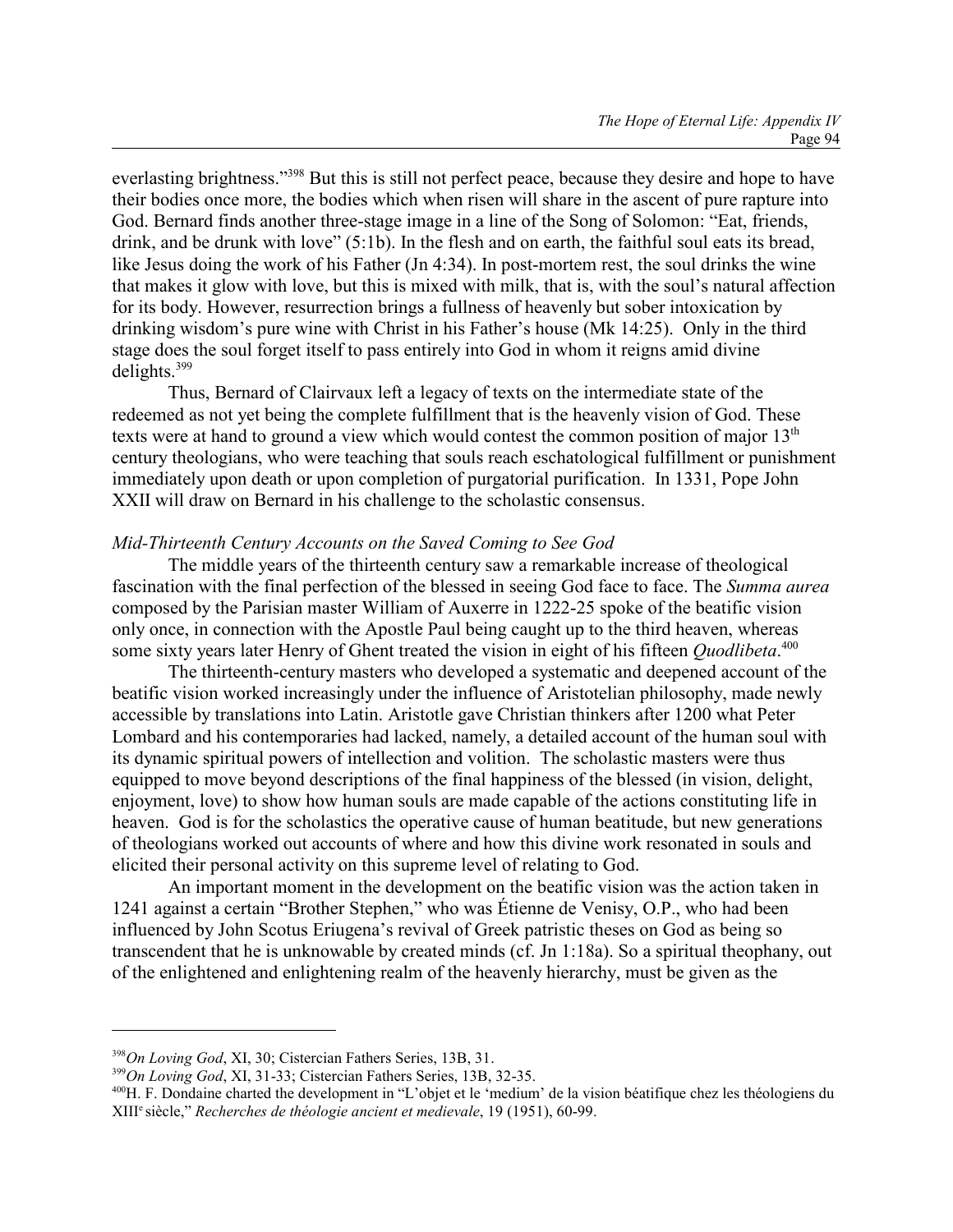everlasting brightness."[398] But this is still not perfect peace, because they desire and hope to have their bodies once more, the bodies which when risen will share in the ascent of pure rapture into God. Bernard finds another three-stage image in a line of the Song of Solomon: "Eat, friends, drink, and be drunk with love" (5:1b). In the flesh and on earth, the faithful soul eats its bread, like Jesus doing the work of his Father (Jn 4:34). In post-mortem rest, the soul drinks the wine that makes it glow with love, but this is mixed with milk, that is, with the soul's natural affection for its body. However, resurrection brings a fullness of heavenly but sober intoxication by drinking wisdom's pure wine with Christ in his Father's house (Mk 14:25). Only in the third stage does the soul forget itself to pass entirely into God in whom it reigns amid divine delights.[399]

Thus, Bernard of Clairvaux left a legacy of texts on the intermediate state of the redeemed as not yet being the complete fulfillment that is the heavenly vision of God. These texts were at hand to ground a view which would contest the common position of major 13th century theologians, who were teaching that souls reach eschatological fulfillment or punishment immediately upon death or upon completion of purgatorial purification. In 1331, Pope John XXII will draw on Bernard in his challenge to the scholastic consensus.

### *Mid-Thirteenth Century Accounts on the Saved Coming to See God*

The middle years of the thirteenth century saw a remarkable increase of theological fascination with the final perfection of the blessed in seeing God face to face. The *Summa aurea* composed by the Parisian master William of Auxerre in 1222-25 spoke of the beatific vision only once, in connection with the Apostle Paul being caught up to the third heaven, whereas some sixty years later Henry of Ghent treated the vision in eight of his fifteen *Quodlibeta*.[400]

The thirteenth-century masters who developed a systematic and deepened account of the beatific vision worked increasingly under the influence of Aristotelian philosophy, made newly accessible by translations into Latin. Aristotle gave Christian thinkers after 1200 what Peter Lombard and his contemporaries had lacked, namely, a detailed account of the human soul with its dynamic spiritual powers of intellection and volition. The scholastic masters were thus equipped to move beyond descriptions of the final happiness of the blessed (in vision, delight, enjoyment, love) to show how human souls are made capable of the actions constituting life in heaven. God is for the scholastics the operative cause of human beatitude, but new generations of theologians worked out accounts of where and how this divine work resonated in souls and elicited their personal activity on this supreme level of relating to God.

An important moment in the development on the beatific vision was the action taken in 1241 against a certain "Brother Stephen," who was Étienne de Venisy, O.P., who had been influenced by John Scotus Eriugena's revival of Greek patristic theses on God as being so transcendent that he is unknowable by created minds (cf. Jn 1:18a). So a spiritual theophany, out of the enlightened and enlightening realm of the heavenly hierarchy, must be given as the

---

[398] *On Loving God*, XI, 30; Cistercian Fathers Series, 13B, 31.

[399] *On Loving God*, XI, 31-33; Cistercian Fathers Series, 13B, 32-35.

[400] H. F. Dondaine charted the development in "L'objet et le 'medium' de la vision béatifique chez les théologiens du XIIIe siècle," *Recherches de théologie ancient et medievale*, 19 (1951), 60-99.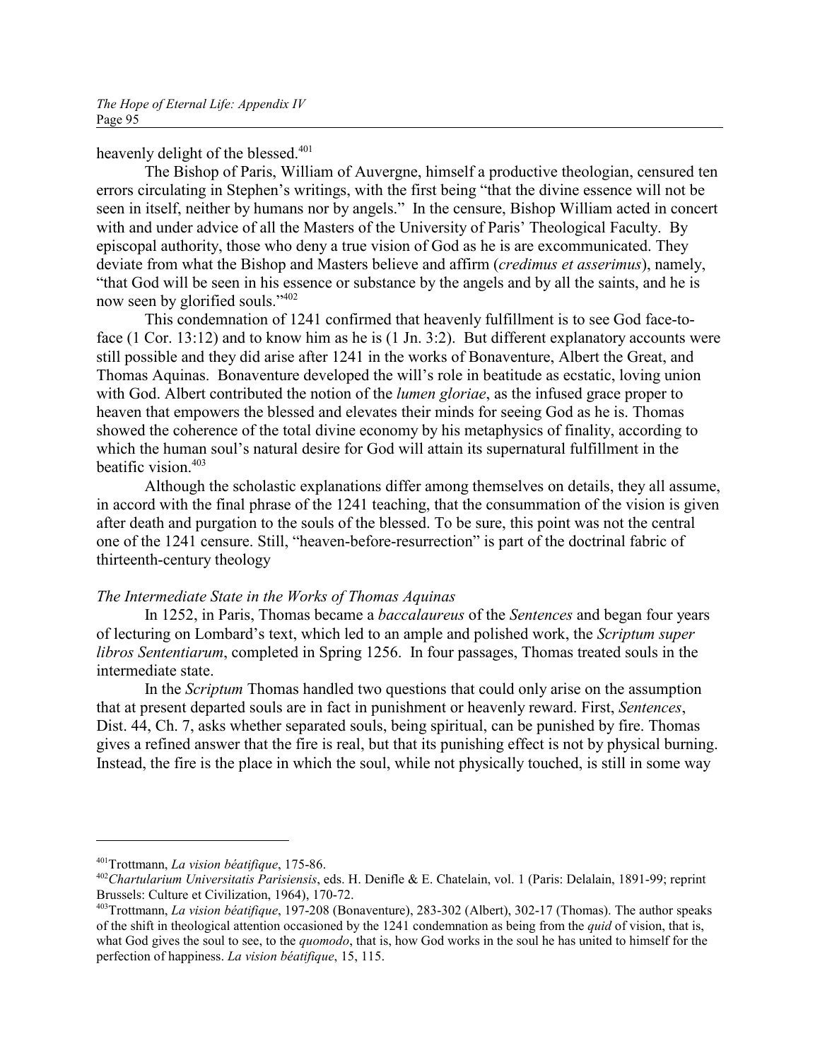heavenly delight of the blessed.[401]

The Bishop of Paris, William of Auvergne, himself a productive theologian, censured ten errors circulating in Stephen's writings, with the first being "that the divine essence will not be seen in itself, neither by humans nor by angels." In the censure, Bishop William acted in concert with and under advice of all the Masters of the University of Paris' Theological Faculty. By episcopal authority, those who deny a true vision of God as he is are excommunicated. They deviate from what the Bishop and Masters believe and affirm (*credimus et asserimus*), namely, "that God will be seen in his essence or substance by the angels and by all the saints, and he is now seen by glorified souls."[402]

This condemnation of 1241 confirmed that heavenly fulfillment is to see God face-to-face (1 Cor. 13:12) and to know him as he is (1 Jn. 3:2). But different explanatory accounts were still possible and they did arise after 1241 in the works of Bonaventure, Albert the Great, and Thomas Aquinas. Bonaventure developed the will's role in beatitude as ecstatic, loving union with God. Albert contributed the notion of the *lumen gloriae*, as the infused grace proper to heaven that empowers the blessed and elevates their minds for seeing God as he is. Thomas showed the coherence of the total divine economy by his metaphysics of finality, according to which the human soul's natural desire for God will attain its supernatural fulfillment in the beatific vision.[403]

Although the scholastic explanations differ among themselves on details, they all assume, in accord with the final phrase of the 1241 teaching, that the consummation of the vision is given after death and purgation to the souls of the blessed. To be sure, this point was not the central one of the 1241 censure. Still, "heaven-before-resurrection" is part of the doctrinal fabric of thirteenth-century theology

*The Intermediate State in the Works of Thomas Aquinas*

In 1252, in Paris, Thomas became a *baccalaureus* of the *Sentences* and began four years of lecturing on Lombard's text, which led to an ample and polished work, the *Scriptum super libros Sententiarum*, completed in Spring 1256. In four passages, Thomas treated souls in the intermediate state.

In the *Scriptum* Thomas handled two questions that could only arise on the assumption that at present departed souls are in fact in punishment or heavenly reward. First, *Sentences*, Dist. 44, Ch. 7, asks whether separated souls, being spiritual, can be punished by fire. Thomas gives a refined answer that the fire is real, but that its punishing effect is not by physical burning. Instead, the fire is the place in which the soul, while not physically touched, is still in some way

---

[401] Trottmann, *La vision béatifique*, 175-86.

[402] *Chartularium Universitatis Parisiensis*, eds. H. Denifle & E. Chatelain, vol. 1 (Paris: Delalain, 1891-99; reprint Brussels: Culture et Civilization, 1964), 170-72.

[403] Trottmann, *La vision béatifique*, 197-208 (Bonaventure), 283-302 (Albert), 302-17 (Thomas). The author speaks of the shift in theological attention occasioned by the 1241 condemnation as being from the *quid* of vision, that is, what God gives the soul to see, to the *quomodo*, that is, how God works in the soul he has united to himself for the perfection of happiness. *La vision béatifique*, 15, 115.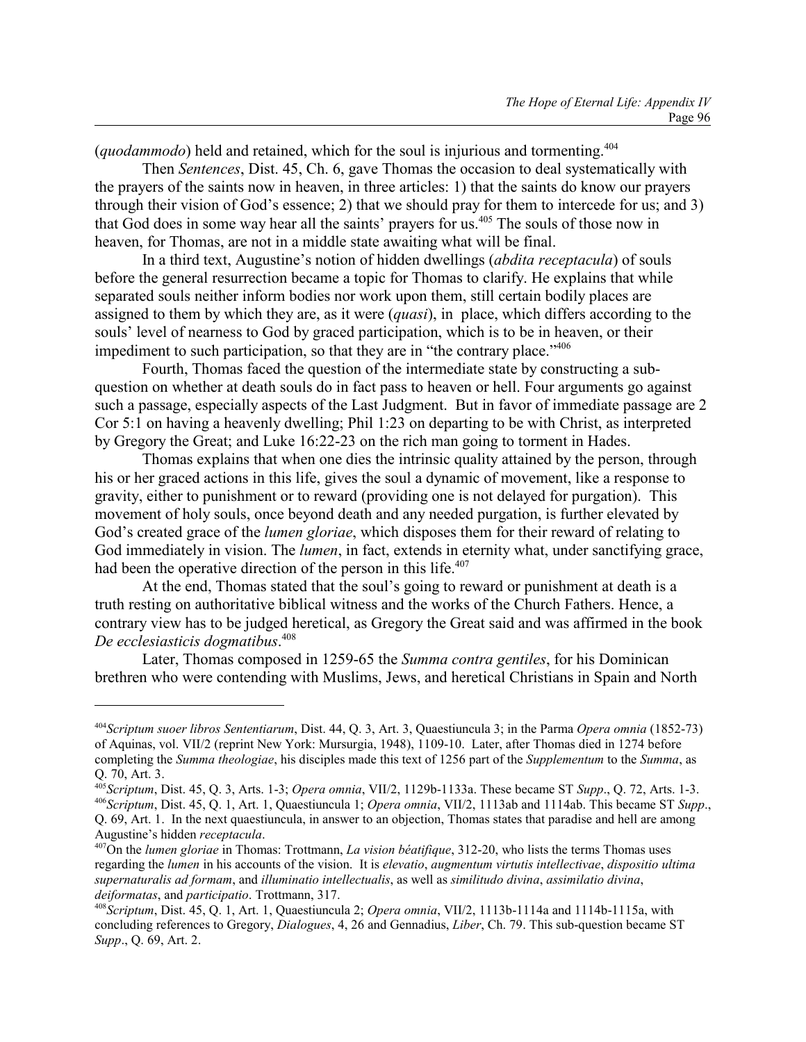(*quodammodo*) held and retained, which for the soul is injurious and tormenting.[404]

Then *Sentences*, Dist. 45, Ch. 6, gave Thomas the occasion to deal systematically with the prayers of the saints now in heaven, in three articles: 1) that the saints do know our prayers through their vision of God's essence; 2) that we should pray for them to intercede for us; and 3) that God does in some way hear all the saints' prayers for us.[405] The souls of those now in heaven, for Thomas, are not in a middle state awaiting what will be final.

In a third text, Augustine's notion of hidden dwellings (*abdita receptacula*) of souls before the general resurrection became a topic for Thomas to clarify. He explains that while separated souls neither inform bodies nor work upon them, still certain bodily places are assigned to them by which they are, as it were (*quasi*), in place, which differs according to the souls' level of nearness to God by graced participation, which is to be in heaven, or their impediment to such participation, so that they are in "the contrary place."[406]

Fourth, Thomas faced the question of the intermediate state by constructing a sub-question on whether at death souls do in fact pass to heaven or hell. Four arguments go against such a passage, especially aspects of the Last Judgment. But in favor of immediate passage are 2 Cor 5:1 on having a heavenly dwelling; Phil 1:23 on departing to be with Christ, as interpreted by Gregory the Great; and Luke 16:22-23 on the rich man going to torment in Hades.

Thomas explains that when one dies the intrinsic quality attained by the person, through his or her graced actions in this life, gives the soul a dynamic of movement, like a response to gravity, either to punishment or to reward (providing one is not delayed for purgation). This movement of holy souls, once beyond death and any needed purgation, is further elevated by God's created grace of the *lumen gloriae*, which disposes them for their reward of relating to God immediately in vision. The *lumen*, in fact, extends in eternity what, under sanctifying grace, had been the operative direction of the person in this life.[407]

At the end, Thomas stated that the soul's going to reward or punishment at death is a truth resting on authoritative biblical witness and the works of the Church Fathers. Hence, a contrary view has to be judged heretical, as Gregory the Great said and was affirmed in the book *De ecclesiasticis dogmatibus*.[408]

Later, Thomas composed in 1259-65 the *Summa contra gentiles*, for his Dominican brethren who were contending with Muslims, Jews, and heretical Christians in Spain and North

---

[404] *Scriptum suoer libros Sententiarum*, Dist. 44, Q. 3, Art. 3, Quaestiuncula 3; in the Parma *Opera omnia* (1852-73) of Aquinas, vol. VII/2 (reprint New York: Mursurgia, 1948), 1109-10. Later, after Thomas died in 1274 before completing the *Summa theologiae*, his disciples made this text of 1256 part of the *Supplementum* to the *Summa*, as Q. 70, Art. 3.

[405] *Scriptum*, Dist. 45, Q. 3, Arts. 1-3; *Opera omnia*, VII/2, 1129b-1133a. These became ST *Supp*., Q. 72, Arts. 1-3.

[406] *Scriptum*, Dist. 45, Q. 1, Art. 1, Quaestiuncula 1; *Opera omnia*, VII/2, 1113ab and 1114ab. This became ST *Supp*., Q. 69, Art. 1. In the next quaestiuncula, in answer to an objection, Thomas states that paradise and hell are among Augustine's hidden *receptacula*.

[407] On the *lumen gloriae* in Thomas: Trottmann, *La vision béatifique*, 312-20, who lists the terms Thomas uses regarding the *lumen* in his accounts of the vision. It is *elevatio*, *augmentum virtutis intellectivae*, *dispositio ultima supernaturalis ad formam*, and *illuminatio intellectualis*, as well as *similitudo divina*, *assimilatio divina*, *deiformatas*, and *participatio*. Trottmann, 317.

[408] *Scriptum*, Dist. 45, Q. 1, Art. 1, Quaestiuncula 2; *Opera omnia*, VII/2, 1113b-1114a and 1114b-1115a, with concluding references to Gregory, *Dialogues*, 4, 26 and Gennadius, *Liber*, Ch. 79. This sub-question became ST *Supp*., Q. 69, Art. 2.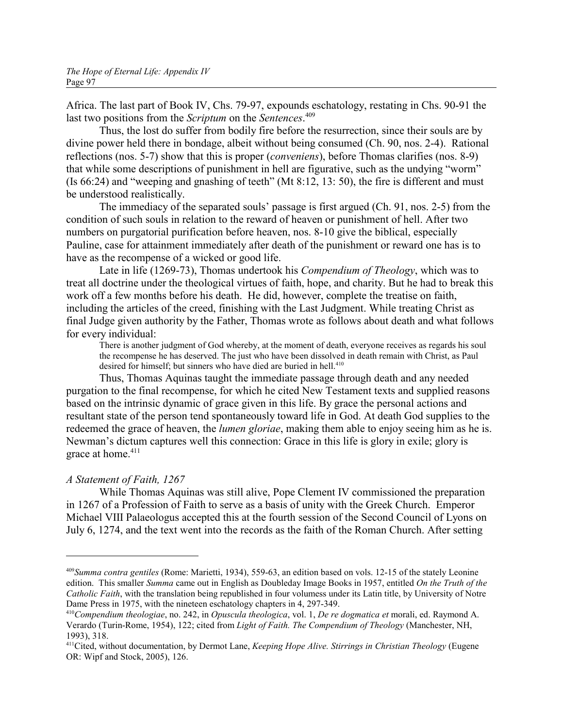Africa. The last part of Book IV, Chs. 79-97, expounds eschatology, restating in Chs. 90-91 the last two positions from the *Scriptum* on the *Sentences*.[409]

Thus, the lost do suffer from bodily fire before the resurrection, since their souls are by divine power held there in bondage, albeit without being consumed (Ch. 90, nos. 2-4). Rational reflections (nos. 5-7) show that this is proper (*conveniens*), before Thomas clarifies (nos. 8-9) that while some descriptions of punishment in hell are figurative, such as the undying "worm" (Is 66:24) and "weeping and gnashing of teeth" (Mt 8:12, 13: 50), the fire is different and must be understood realistically.

The immediacy of the separated souls' passage is first argued (Ch. 91, nos. 2-5) from the condition of such souls in relation to the reward of heaven or punishment of hell. After two numbers on purgatorial purification before heaven, nos. 8-10 give the biblical, especially Pauline, case for attainment immediately after death of the punishment or reward one has is to have as the recompense of a wicked or good life.

Late in life (1269-73), Thomas undertook his *Compendium of Theology*, which was to treat all doctrine under the theological virtues of faith, hope, and charity. But he had to break this work off a few months before his death. He did, however, complete the treatise on faith, including the articles of the creed, finishing with the Last Judgment. While treating Christ as final Judge given authority by the Father, Thomas wrote as follows about death and what follows for every individual:

> There is another judgment of God whereby, at the moment of death, everyone receives as regards his soul the recompense he has deserved. The just who have been dissolved in death remain with Christ, as Paul desired for himself; but sinners who have died are buried in hell.[410]

Thus, Thomas Aquinas taught the immediate passage through death and any needed purgation to the final recompense, for which he cited New Testament texts and supplied reasons based on the intrinsic dynamic of grace given in this life. By grace the personal actions and resultant state of the person tend spontaneously toward life in God. At death God supplies to the redeemed the grace of heaven, the *lumen gloriae*, making them able to enjoy seeing him as he is. Newman's dictum captures well this connection: Grace in this life is glory in exile; glory is grace at home.[411]

*A Statement of Faith, 1267*

While Thomas Aquinas was still alive, Pope Clement IV commissioned the preparation in 1267 of a Profession of Faith to serve as a basis of unity with the Greek Church. Emperor Michael VIII Palaeologus accepted this at the fourth session of the Second Council of Lyons on July 6, 1274, and the text went into the records as the faith of the Roman Church. After setting

---

[409] *Summa contra gentiles* (Rome: Marietti, 1934), 559-63, an edition based on vols. 12-15 of the stately Leonine edition. This smaller *Summa* came out in English as Doubleday Image Books in 1957, entitled *On the Truth of the Catholic Faith*, with the translation being republished in four volumess under its Latin title, by University of Notre Dame Press in 1975, with the nineteen eschatology chapters in 4, 297-349.

[410] *Compendium theologiae*, no. 242, in *Opuscula theologica*, vol. 1, *De re dogmatica et* morali, ed. Raymond A. Verardo (Turin-Rome, 1954), 122; cited from *Light of Faith. The Compendium of Theology* (Manchester, NH, 1993), 318.

[411] Cited, without documentation, by Dermot Lane, *Keeping Hope Alive. Stirrings in Christian Theology* (Eugene OR: Wipf and Stock, 2005), 126.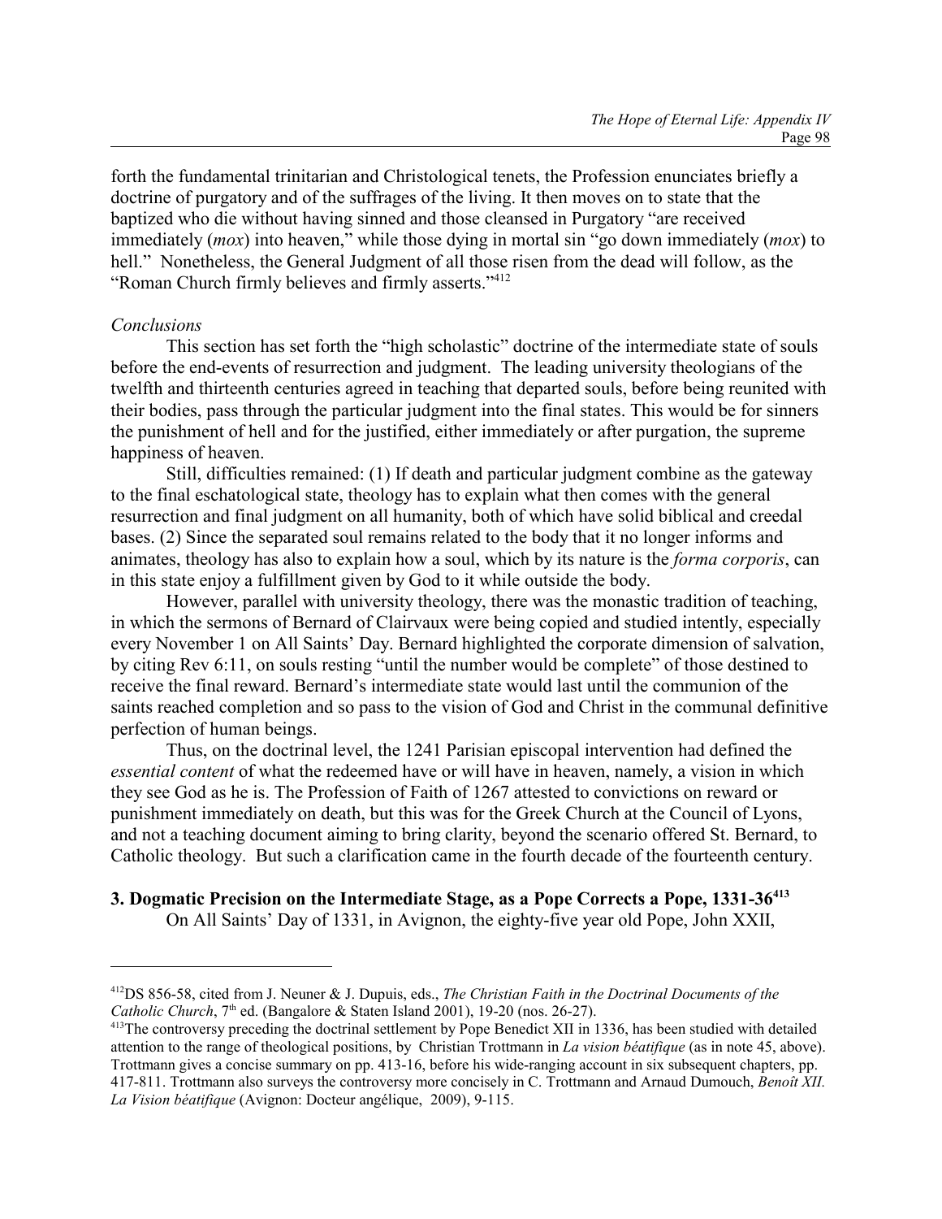forth the fundamental trinitarian and Christological tenets, the Profession enunciates briefly a doctrine of purgatory and of the suffrages of the living. It then moves on to state that the baptized who die without having sinned and those cleansed in Purgatory "are received immediately (*mox*) into heaven," while those dying in mortal sin "go down immediately (*mox*) to hell." Nonetheless, the General Judgment of all those risen from the dead will follow, as the "Roman Church firmly believes and firmly asserts."[412]

*Conclusions*

This section has set forth the "high scholastic" doctrine of the intermediate state of souls before the end-events of resurrection and judgment. The leading university theologians of the twelfth and thirteenth centuries agreed in teaching that departed souls, before being reunited with their bodies, pass through the particular judgment into the final states. This would be for sinners the punishment of hell and for the justified, either immediately or after purgation, the supreme happiness of heaven.

Still, difficulties remained: (1) If death and particular judgment combine as the gateway to the final eschatological state, theology has to explain what then comes with the general resurrection and final judgment on all humanity, both of which have solid biblical and creedal bases. (2) Since the separated soul remains related to the body that it no longer informs and animates, theology has also to explain how a soul, which by its nature is the *forma corporis*, can in this state enjoy a fulfillment given by God to it while outside the body.

However, parallel with university theology, there was the monastic tradition of teaching, in which the sermons of Bernard of Clairvaux were being copied and studied intently, especially every November 1 on All Saints' Day. Bernard highlighted the corporate dimension of salvation, by citing Rev 6:11, on souls resting "until the number would be complete" of those destined to receive the final reward. Bernard's intermediate state would last until the communion of the saints reached completion and so pass to the vision of God and Christ in the communal definitive perfection of human beings.

Thus, on the doctrinal level, the 1241 Parisian episcopal intervention had defined the *essential content* of what the redeemed have or will have in heaven, namely, a vision in which they see God as he is. The Profession of Faith of 1267 attested to convictions on reward or punishment immediately on death, but this was for the Greek Church at the Council of Lyons, and not a teaching document aiming to bring clarity, beyond the scenario offered St. Bernard, to Catholic theology. But such a clarification came in the fourth decade of the fourteenth century.

### 3. Dogmatic Precision on the Intermediate Stage, as a Pope Corrects a Pope, 1331-36[413]

On All Saints' Day of 1331, in Avignon, the eighty-five year old Pope, John XXII,

---

[412] DS 856-58, cited from J. Neuner & J. Dupuis, eds., *The Christian Faith in the Doctrinal Documents of the Catholic Church*, 7th ed. (Bangalore & Staten Island 2001), 19-20 (nos. 26-27).

[413] The controversy preceding the doctrinal settlement by Pope Benedict XII in 1336, has been studied with detailed attention to the range of theological positions, by Christian Trottmann in *La vision béatifique* (as in note 45, above). Trottmann gives a concise summary on pp. 413-16, before his wide-ranging account in six subsequent chapters, pp. 417-811. Trottmann also surveys the controversy more concisely in C. Trottmann and Arnaud Dumouch, *Benoît XII. La Vision béatifique* (Avignon: Docteur angélique, 2009), 9-115.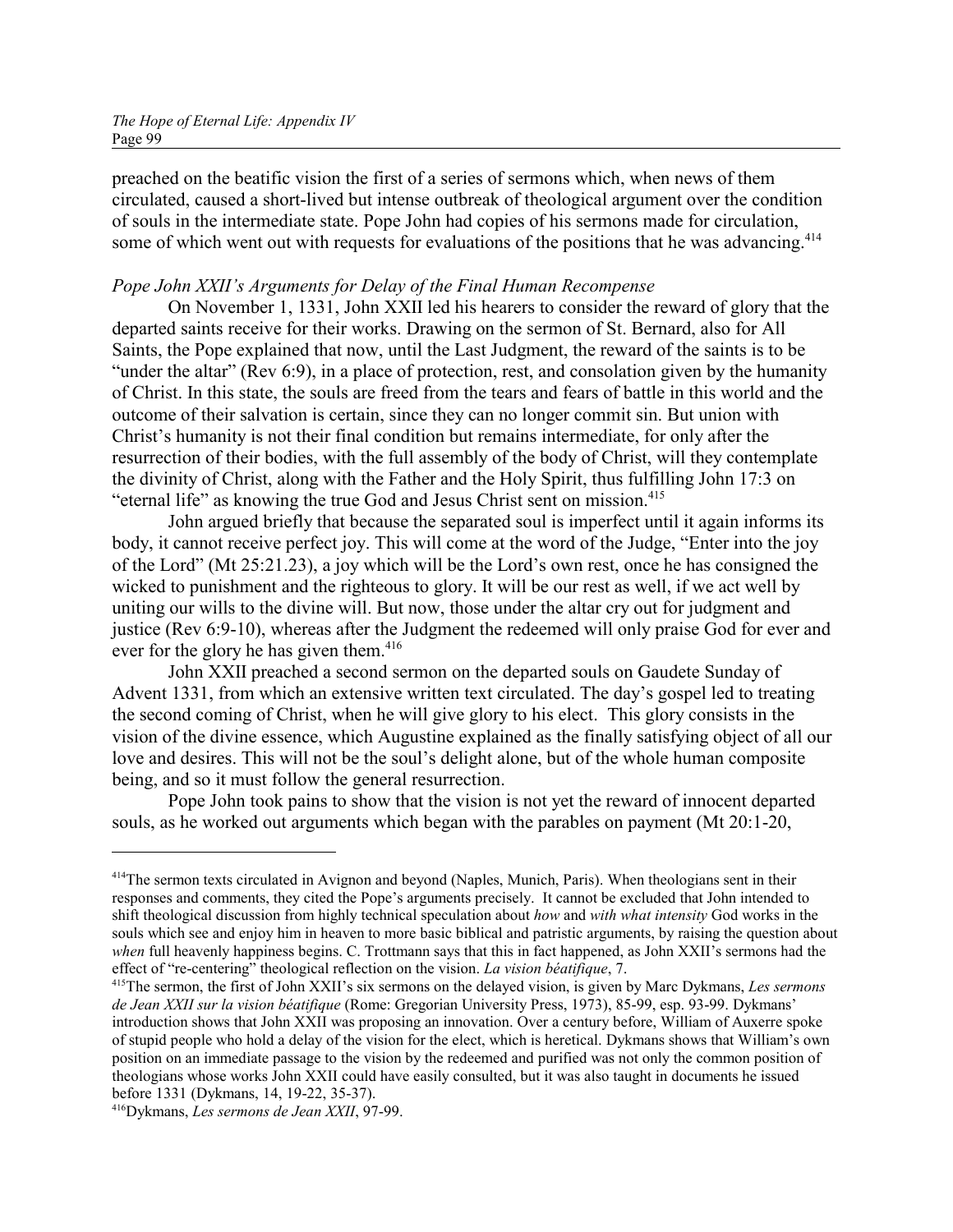preached on the beatific vision the first of a series of sermons which, when news of them circulated, caused a short-lived but intense outbreak of theological argument over the condition of souls in the intermediate state. Pope John had copies of his sermons made for circulation, some of which went out with requests for evaluations of the positions that he was advancing.[414]

*Pope John XXII's Arguments for Delay of the Final Human Recompense*

On November 1, 1331, John XXII led his hearers to consider the reward of glory that the departed saints receive for their works. Drawing on the sermon of St. Bernard, also for All Saints, the Pope explained that now, until the Last Judgment, the reward of the saints is to be "under the altar" (Rev 6:9), in a place of protection, rest, and consolation given by the humanity of Christ. In this state, the souls are freed from the tears and fears of battle in this world and the outcome of their salvation is certain, since they can no longer commit sin. But union with Christ's humanity is not their final condition but remains intermediate, for only after the resurrection of their bodies, with the full assembly of the body of Christ, will they contemplate the divinity of Christ, along with the Father and the Holy Spirit, thus fulfilling John 17:3 on "eternal life" as knowing the true God and Jesus Christ sent on mission.[415]

John argued briefly that because the separated soul is imperfect until it again informs its body, it cannot receive perfect joy. This will come at the word of the Judge, "Enter into the joy of the Lord" (Mt 25:21.23), a joy which will be the Lord's own rest, once he has consigned the wicked to punishment and the righteous to glory. It will be our rest as well, if we act well by uniting our wills to the divine will. But now, those under the altar cry out for judgment and justice (Rev 6:9-10), whereas after the Judgment the redeemed will only praise God for ever and ever for the glory he has given them.[416]

John XXII preached a second sermon on the departed souls on Gaudete Sunday of Advent 1331, from which an extensive written text circulated. The day's gospel led to treating the second coming of Christ, when he will give glory to his elect. This glory consists in the vision of the divine essence, which Augustine explained as the finally satisfying object of all our love and desires. This will not be the soul's delight alone, but of the whole human composite being, and so it must follow the general resurrection.

Pope John took pains to show that the vision is not yet the reward of innocent departed souls, as he worked out arguments which began with the parables on payment (Mt 20:1-20,

---

[414] The sermon texts circulated in Avignon and beyond (Naples, Munich, Paris). When theologians sent in their responses and comments, they cited the Pope's arguments precisely. It cannot be excluded that John intended to shift theological discussion from highly technical speculation about *how* and *with what intensity* God works in the souls which see and enjoy him in heaven to more basic biblical and patristic arguments, by raising the question about *when* full heavenly happiness begins. C. Trottmann says that this in fact happened, as John XXII's sermons had the effect of "re-centering" theological reflection on the vision. *La vision béatifique*, 7.

[415] The sermon, the first of John XXII's six sermons on the delayed vision, is given by Marc Dykmans, *Les sermons de Jean XXII sur la vision béatifique* (Rome: Gregorian University Press, 1973), 85-99, esp. 93-99. Dykmans' introduction shows that John XXII was proposing an innovation. Over a century before, William of Auxerre spoke of stupid people who hold a delay of the vision for the elect, which is heretical. Dykmans shows that William's own position on an immediate passage to the vision by the redeemed and purified was not only the common position of theologians whose works John XXII could have easily consulted, but it was also taught in documents he issued before 1331 (Dykmans, 14, 19-22, 35-37).

[416] Dykmans, *Les sermons de Jean XXII*, 97-99.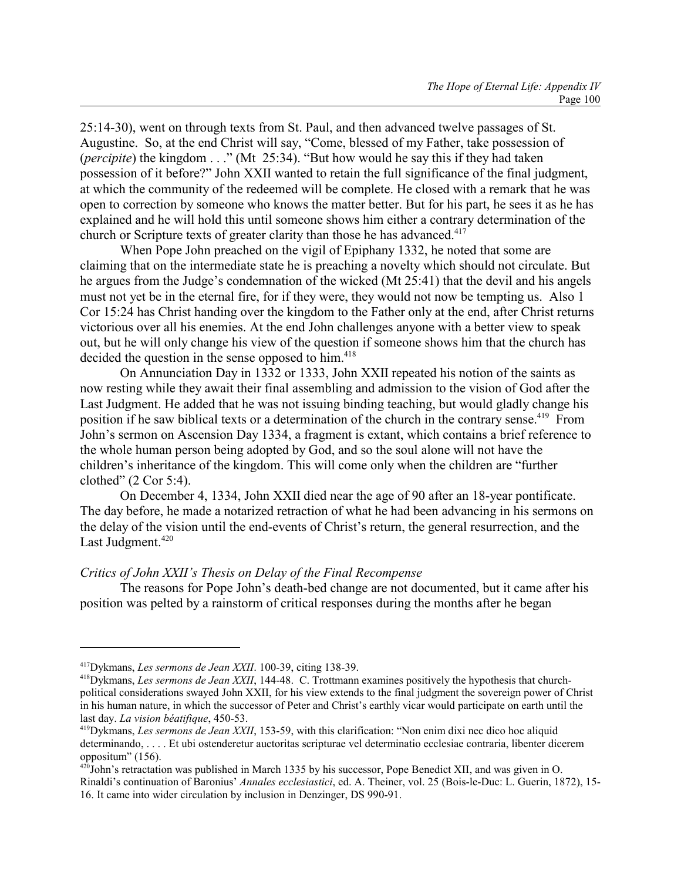25:14-30), went on through texts from St. Paul, and then advanced twelve passages of St. Augustine. So, at the end Christ will say, "Come, blessed of my Father, take possession of (*percipite*) the kingdom . . ." (Mt 25:34). "But how would he say this if they had taken possession of it before?" John XXII wanted to retain the full significance of the final judgment, at which the community of the redeemed will be complete. He closed with a remark that he was open to correction by someone who knows the matter better. But for his part, he sees it as he has explained and he will hold this until someone shows him either a contrary determination of the church or Scripture texts of greater clarity than those he has advanced.[417]

When Pope John preached on the vigil of Epiphany 1332, he noted that some are claiming that on the intermediate state he is preaching a novelty which should not circulate. But he argues from the Judge's condemnation of the wicked (Mt 25:41) that the devil and his angels must not yet be in the eternal fire, for if they were, they would not now be tempting us. Also 1 Cor 15:24 has Christ handing over the kingdom to the Father only at the end, after Christ returns victorious over all his enemies. At the end John challenges anyone with a better view to speak out, but he will only change his view of the question if someone shows him that the church has decided the question in the sense opposed to him.[418]

On Annunciation Day in 1332 or 1333, John XXII repeated his notion of the saints as now resting while they await their final assembling and admission to the vision of God after the Last Judgment. He added that he was not issuing binding teaching, but would gladly change his position if he saw biblical texts or a determination of the church in the contrary sense.[419] From John's sermon on Ascension Day 1334, a fragment is extant, which contains a brief reference to the whole human person being adopted by God, and so the soul alone will not have the children's inheritance of the kingdom. This will come only when the children are "further clothed" (2 Cor 5:4).

On December 4, 1334, John XXII died near the age of 90 after an 18-year pontificate. The day before, he made a notarized retraction of what he had been advancing in his sermons on the delay of the vision until the end-events of Christ's return, the general resurrection, and the Last Judgment.[420]

*Critics of John XXII's Thesis on Delay of the Final Recompense*

The reasons for Pope John's death-bed change are not documented, but it came after his position was pelted by a rainstorm of critical responses during the months after he began

---

[417] Dykmans, *Les sermons de Jean XXII*. 100-39, citing 138-39.

[418] Dykmans, *Les sermons de Jean XXII*, 144-48. C. Trottmann examines positively the hypothesis that church-political considerations swayed John XXII, for his view extends to the final judgment the sovereign power of Christ in his human nature, in which the successor of Peter and Christ's earthly vicar would participate on earth until the last day. *La vision béatifique*, 450-53.

[419] Dykmans, *Les sermons de Jean XXII*, 153-59, with this clarification: "Non enim dixi nec dico hoc aliquid determinando, . . . . Et ubi ostenderetur auctoritas scripturae vel determinatio ecclesiae contraria, libenter dicerem oppositum" (156).

[420] John's retractation was published in March 1335 by his successor, Pope Benedict XII, and was given in O. Rinaldi's continuation of Baronius' *Annales ecclesiastici*, ed. A. Theiner, vol. 25 (Bois-le-Duc: L. Guerin, 1872), 15-16. It came into wider circulation by inclusion in Denzinger, DS 990-91.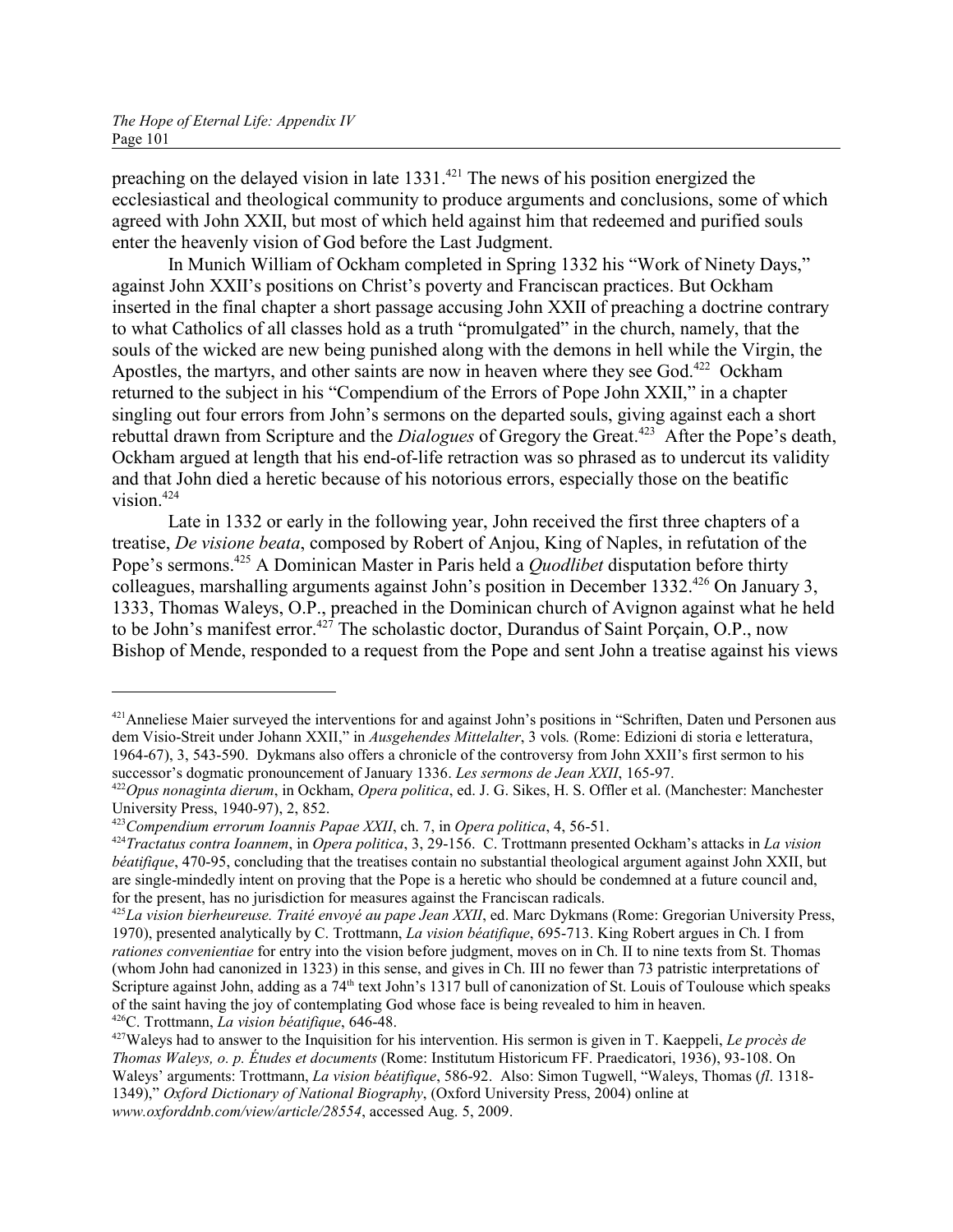preaching on the delayed vision in late 1331.[421] The news of his position energized the ecclesiastical and theological community to produce arguments and conclusions, some of which agreed with John XXII, but most of which held against him that redeemed and purified souls enter the heavenly vision of God before the Last Judgment.

In Munich William of Ockham completed in Spring 1332 his "Work of Ninety Days," against John XXII's positions on Christ's poverty and Franciscan practices. But Ockham inserted in the final chapter a short passage accusing John XXII of preaching a doctrine contrary to what Catholics of all classes hold as a truth "promulgated" in the church, namely, that the souls of the wicked are new being punished along with the demons in hell while the Virgin, the Apostles, the martyrs, and other saints are now in heaven where they see God.[422] Ockham returned to the subject in his "Compendium of the Errors of Pope John XXII," in a chapter singling out four errors from John's sermons on the departed souls, giving against each a short rebuttal drawn from Scripture and the *Dialogues* of Gregory the Great.[423] After the Pope's death, Ockham argued at length that his end-of-life retraction was so phrased as to undercut its validity and that John died a heretic because of his notorious errors, especially those on the beatific vision.[424]

Late in 1332 or early in the following year, John received the first three chapters of a treatise, *De visione beata*, composed by Robert of Anjou, King of Naples, in refutation of the Pope's sermons.[425] A Dominican Master in Paris held a *Quodlibet* disputation before thirty colleagues, marshalling arguments against John's position in December 1332.[426] On January 3, 1333, Thomas Waleys, O.P., preached in the Dominican church of Avignon against what he held to be John's manifest error.[427] The scholastic doctor, Durandus of Saint Porçain, O.P., now Bishop of Mende, responded to a request from the Pope and sent John a treatise against his views

---

[421] Anneliese Maier surveyed the interventions for and against John's positions in "Schriften, Daten und Personen aus dem Visio-Streit under Johann XXII," in *Ausgehendes Mittelalter*, 3 vols*.* (Rome: Edizioni di storia e letteratura, 1964-67), 3, 543-590. Dykmans also offers a chronicle of the controversy from John XXII's first sermon to his successor's dogmatic pronouncement of January 1336. *Les sermons de Jean XXII*, 165-97.

[422] *Opus nonaginta dierum*, in Ockham, *Opera politica*, ed. J. G. Sikes, H. S. Offler et al. (Manchester: Manchester University Press, 1940-97), 2, 852.

[423] *Compendium errorum Ioannis Papae XXII*, ch. 7, in *Opera politica*, 4, 56-51.

[424] *Tractatus contra Ioannem*, in *Opera politica*, 3, 29-156. C. Trottmann presented Ockham's attacks in *La vision béatifique*, 470-95, concluding that the treatises contain no substantial theological argument against John XXII, but are single-mindedly intent on proving that the Pope is a heretic who should be condemned at a future council and, for the present, has no jurisdiction for measures against the Franciscan radicals.

[425] *La vision bierheureuse. Traité envoyé au pape Jean XXII*, ed. Marc Dykmans (Rome: Gregorian University Press, 1970), presented analytically by C. Trottmann, *La vision béatifique*, 695-713. King Robert argues in Ch. I from *rationes convenientiae* for entry into the vision before judgment, moves on in Ch. II to nine texts from St. Thomas (whom John had canonized in 1323) in this sense, and gives in Ch. III no fewer than 73 patristic interpretations of Scripture against John, adding as a 74th text John's 1317 bull of canonization of St. Louis of Toulouse which speaks of the saint having the joy of contemplating God whose face is being revealed to him in heaven.

[426] C. Trottmann, *La vision béatifique*, 646-48.

[427] Waleys had to answer to the Inquisition for his intervention. His sermon is given in T. Kaeppeli, *Le procès de Thomas Waleys, o. p. Études et documents* (Rome: Institutum Historicum FF. Praedicatori, 1936), 93-108. On Waleys' arguments: Trottmann, *La vision béatifique*, 586-92. Also: Simon Tugwell, "Waleys, Thomas (*fl*. 1318-1349)," *Oxford Dictionary of National Biography*, (Oxford University Press, 2004) online at *www.oxforddnb.com/view/article/28554*, accessed Aug. 5, 2009.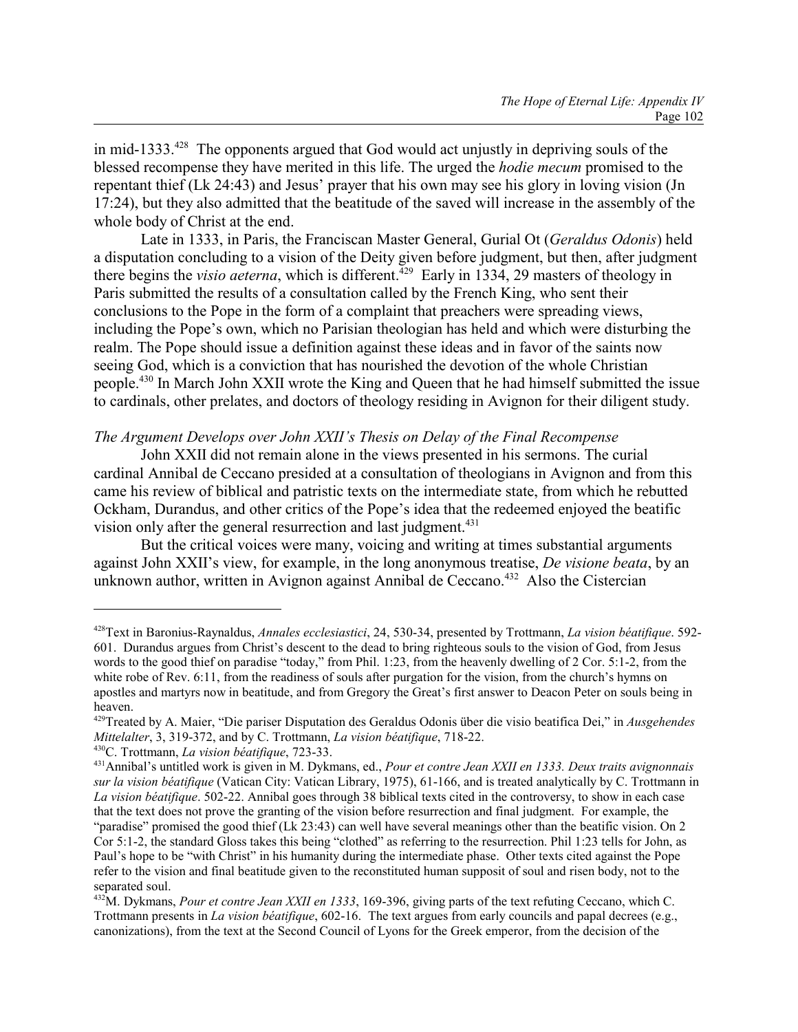in mid-1333.[428] The opponents argued that God would act unjustly in depriving souls of the blessed recompense they have merited in this life. The urged the *hodie mecum* promised to the repentant thief (Lk 24:43) and Jesus' prayer that his own may see his glory in loving vision (Jn 17:24), but they also admitted that the beatitude of the saved will increase in the assembly of the whole body of Christ at the end.

Late in 1333, in Paris, the Franciscan Master General, Gurial Ot (*Geraldus Odonis*) held a disputation concluding to a vision of the Deity given before judgment, but then, after judgment there begins the *visio aeterna*, which is different.[429] Early in 1334, 29 masters of theology in Paris submitted the results of a consultation called by the French King, who sent their conclusions to the Pope in the form of a complaint that preachers were spreading views, including the Pope's own, which no Parisian theologian has held and which were disturbing the realm. The Pope should issue a definition against these ideas and in favor of the saints now seeing God, which is a conviction that has nourished the devotion of the whole Christian people.[430] In March John XXII wrote the King and Queen that he had himself submitted the issue to cardinals, other prelates, and doctors of theology residing in Avignon for their diligent study.

*The Argument Develops over John XXII's Thesis on Delay of the Final Recompense*

John XXII did not remain alone in the views presented in his sermons. The curial cardinal Annibal de Ceccano presided at a consultation of theologians in Avignon and from this came his review of biblical and patristic texts on the intermediate state, from which he rebutted Ockham, Durandus, and other critics of the Pope's idea that the redeemed enjoyed the beatific vision only after the general resurrection and last judgment.[431]

But the critical voices were many, voicing and writing at times substantial arguments against John XXII's view, for example, in the long anonymous treatise, *De visione beata*, by an unknown author, written in Avignon against Annibal de Ceccano.[432] Also the Cistercian

---

[428]Text in Baronius-Raynaldus, *Annales ecclesiastici*, 24, 530-34, presented by Trottmann, *La vision béatifique*. 592-601. Durandus argues from Christ's descent to the dead to bring righteous souls to the vision of God, from Jesus words to the good thief on paradise "today," from Phil. 1:23, from the heavenly dwelling of 2 Cor. 5:1-2, from the white robe of Rev. 6:11, from the readiness of souls after purgation for the vision, from the church's hymns on apostles and martyrs now in beatitude, and from Gregory the Great's first answer to Deacon Peter on souls being in heaven.

[429]Treated by A. Maier, "Die pariser Disputation des Geraldus Odonis über die visio beatifica Dei," in *Ausgehendes Mittelalter*, 3, 319-372, and by C. Trottmann, *La vision béatifique*, 718-22.

[430]C. Trottmann, *La vision béatifique*, 723-33.

[431]Annibal's untitled work is given in M. Dykmans, ed., *Pour et contre Jean XXII en 1333. Deux traits avignonnais sur la vision béatifique* (Vatican City: Vatican Library, 1975), 61-166, and is treated analytically by C. Trottmann in *La vision béatifique*. 502-22. Annibal goes through 38 biblical texts cited in the controversy, to show in each case that the text does not prove the granting of the vision before resurrection and final judgment. For example, the "paradise" promised the good thief (Lk 23:43) can well have several meanings other than the beatific vision. On 2 Cor 5:1-2, the standard Gloss takes this being "clothed" as referring to the resurrection. Phil 1:23 tells for John, as Paul's hope to be "with Christ" in his humanity during the intermediate phase. Other texts cited against the Pope refer to the vision and final beatitude given to the reconstituted human supposit of soul and risen body, not to the separated soul.

[432]M. Dykmans, *Pour et contre Jean XXII en 1333*, 169-396, giving parts of the text refuting Ceccano, which C. Trottmann presents in *La vision béatifique*, 602-16. The text argues from early councils and papal decrees (e.g., canonizations), from the text at the Second Council of Lyons for the Greek emperor, from the decision of the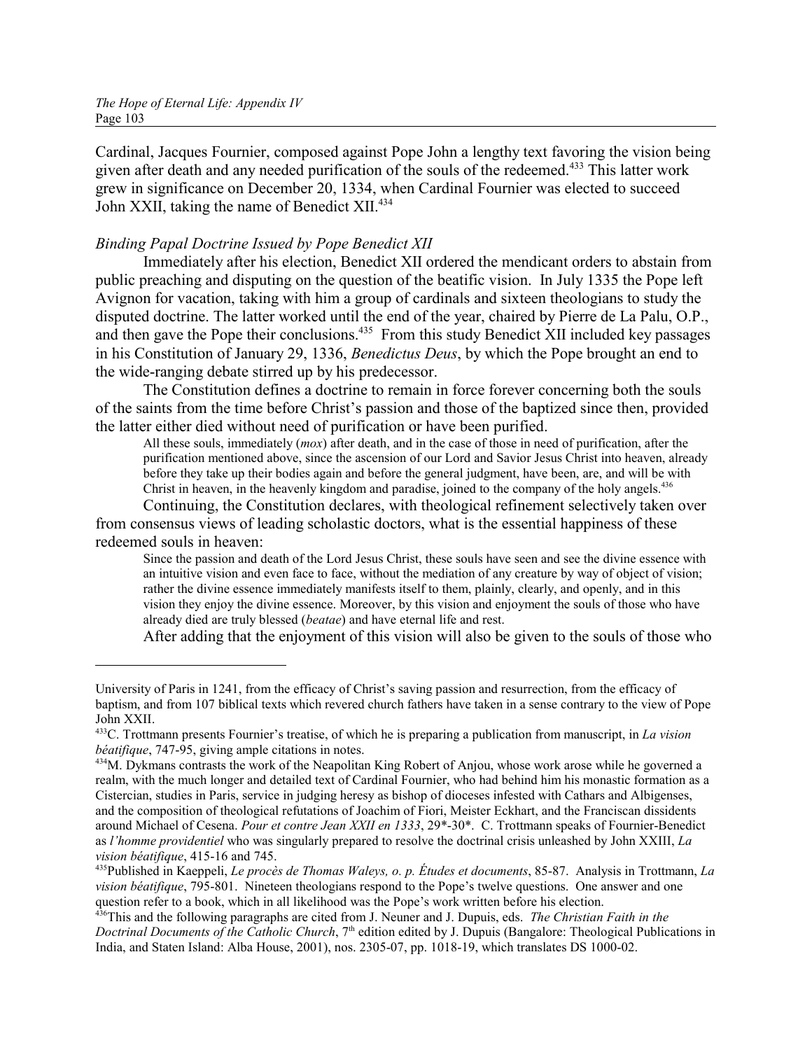Cardinal, Jacques Fournier, composed against Pope John a lengthy text favoring the vision being given after death and any needed purification of the souls of the redeemed.[433] This latter work grew in significance on December 20, 1334, when Cardinal Fournier was elected to succeed John XXII, taking the name of Benedict XII.[434]

### *Binding Papal Doctrine Issued by Pope Benedict XII*

Immediately after his election, Benedict XII ordered the mendicant orders to abstain from public preaching and disputing on the question of the beatific vision. In July 1335 the Pope left Avignon for vacation, taking with him a group of cardinals and sixteen theologians to study the disputed doctrine. The latter worked until the end of the year, chaired by Pierre de La Palu, O.P., and then gave the Pope their conclusions.[435] From this study Benedict XII included key passages in his Constitution of January 29, 1336, *Benedictus Deus*, by which the Pope brought an end to the wide-ranging debate stirred up by his predecessor.

The Constitution defines a doctrine to remain in force forever concerning both the souls of the saints from the time before Christ's passion and those of the baptized since then, provided the latter either died without need of purification or have been purified.

> All these souls, immediately (*mox*) after death, and in the case of those in need of purification, after the purification mentioned above, since the ascension of our Lord and Savior Jesus Christ into heaven, already before they take up their bodies again and before the general judgment, have been, are, and will be with Christ in heaven, in the heavenly kingdom and paradise, joined to the company of the holy angels.[436]

Continuing, the Constitution declares, with theological refinement selectively taken over from consensus views of leading scholastic doctors, what is the essential happiness of these redeemed souls in heaven:

> Since the passion and death of the Lord Jesus Christ, these souls have seen and see the divine essence with an intuitive vision and even face to face, without the mediation of any creature by way of object of vision; rather the divine essence immediately manifests itself to them, plainly, clearly, and openly, and in this vision they enjoy the divine essence. Moreover, by this vision and enjoyment the souls of those who have already died are truly blessed (*beatae*) and have eternal life and rest.

After adding that the enjoyment of this vision will also be given to the souls of those who

---

University of Paris in 1241, from the efficacy of Christ's saving passion and resurrection, from the efficacy of baptism, and from 107 biblical texts which revered church fathers have taken in a sense contrary to the view of Pope John XXII.

[433] C. Trottmann presents Fournier's treatise, of which he is preparing a publication from manuscript, in *La vision béatifique*, 747-95, giving ample citations in notes.

[434] M. Dykmans contrasts the work of the Neapolitan King Robert of Anjou, whose work arose while he governed a realm, with the much longer and detailed text of Cardinal Fournier, who had behind him his monastic formation as a Cistercian, studies in Paris, service in judging heresy as bishop of dioceses infested with Cathars and Albigenses, and the composition of theological refutations of Joachim of Fiori, Meister Eckhart, and the Franciscan dissidents around Michael of Cesena. *Pour et contre Jean XXII en 1333*, 29\*-30\*. C. Trottmann speaks of Fournier-Benedict as *l'homme providentiel* who was singularly prepared to resolve the doctrinal crisis unleashed by John XXIII, *La vision béatifique*, 415-16 and 745.

[435] Published in Kaeppeli, *Le procès de Thomas Waleys, o. p. Études et documents*, 85-87. Analysis in Trottmann, *La vision béatifique*, 795-801. Nineteen theologians respond to the Pope's twelve questions. One answer and one question refer to a book, which in all likelihood was the Pope's work written before his election.

[436] This and the following paragraphs are cited from J. Neuner and J. Dupuis, eds. *The Christian Faith in the Doctrinal Documents of the Catholic Church*, 7th edition edited by J. Dupuis (Bangalore: Theological Publications in India, and Staten Island: Alba House, 2001), nos. 2305-07, pp. 1018-19, which translates DS 1000-02.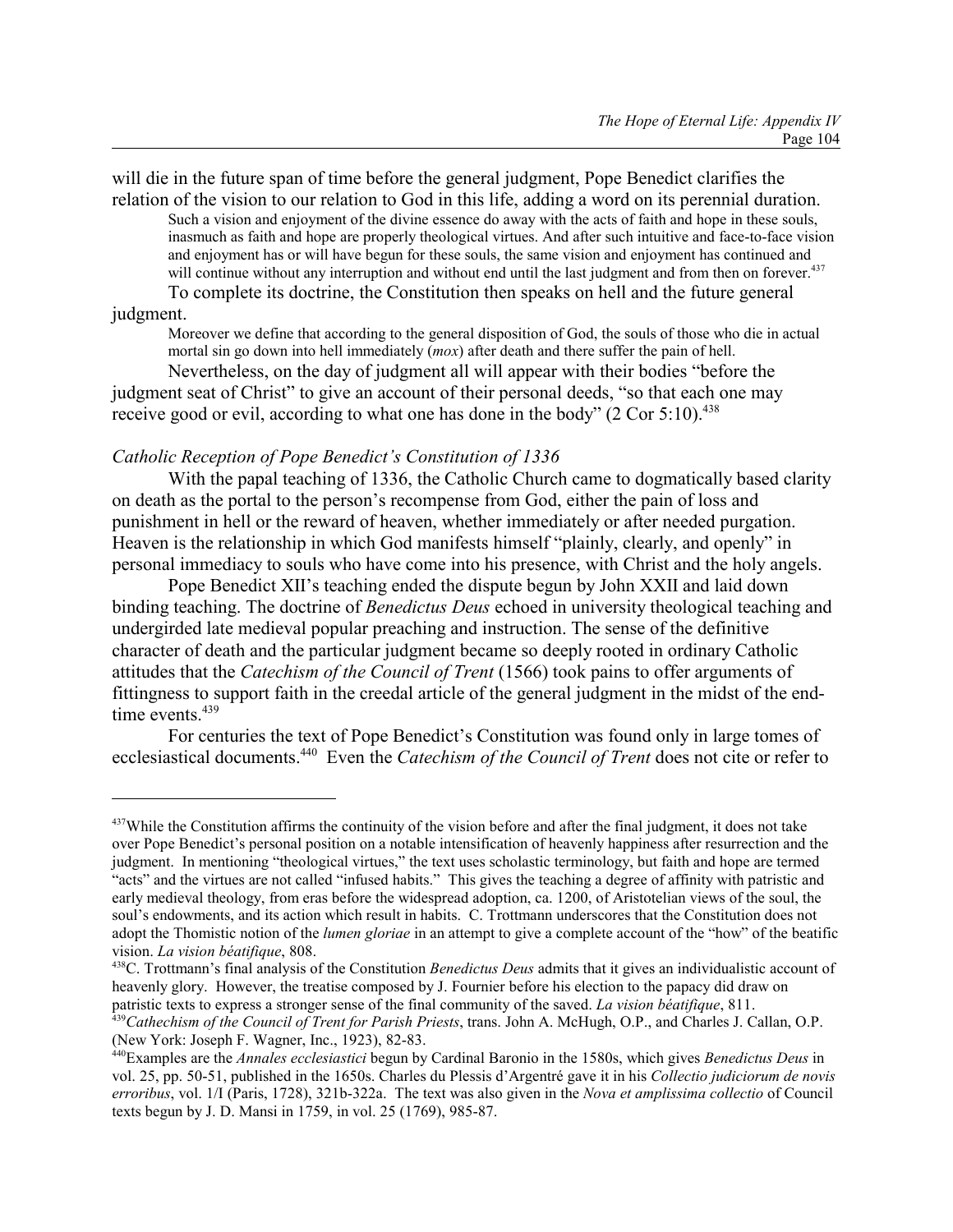will die in the future span of time before the general judgment, Pope Benedict clarifies the relation of the vision to our relation to God in this life, adding a word on its perennial duration.

> Such a vision and enjoyment of the divine essence do away with the acts of faith and hope in these souls, inasmuch as faith and hope are properly theological virtues. And after such intuitive and face-to-face vision and enjoyment has or will have begun for these souls, the same vision and enjoyment has continued and will continue without any interruption and without end until the last judgment and from then on forever.[437]

To complete its doctrine, the Constitution then speaks on hell and the future general judgment.

> Moreover we define that according to the general disposition of God, the souls of those who die in actual mortal sin go down into hell immediately (*mox*) after death and there suffer the pain of hell.

Nevertheless, on the day of judgment all will appear with their bodies "before the judgment seat of Christ" to give an account of their personal deeds, "so that each one may receive good or evil, according to what one has done in the body" (2 Cor 5:10).[438]

### *Catholic Reception of Pope Benedict's Constitution of 1336*

With the papal teaching of 1336, the Catholic Church came to dogmatically based clarity on death as the portal to the person's recompense from God, either the pain of loss and punishment in hell or the reward of heaven, whether immediately or after needed purgation. Heaven is the relationship in which God manifests himself "plainly, clearly, and openly" in personal immediacy to souls who have come into his presence, with Christ and the holy angels.

Pope Benedict XII's teaching ended the dispute begun by John XXII and laid down binding teaching. The doctrine of *Benedictus Deus* echoed in university theological teaching and undergirded late medieval popular preaching and instruction. The sense of the definitive character of death and the particular judgment became so deeply rooted in ordinary Catholic attitudes that the *Catechism of the Council of Trent* (1566) took pains to offer arguments of fittingness to support faith in the creedal article of the general judgment in the midst of the end-time events.[439]

For centuries the text of Pope Benedict's Constitution was found only in large tomes of ecclesiastical documents.[440] Even the *Catechism of the Council of Trent* does not cite or refer to

---

[437]While the Constitution affirms the continuity of the vision before and after the final judgment, it does not take over Pope Benedict's personal position on a notable intensification of heavenly happiness after resurrection and the judgment. In mentioning "theological virtues," the text uses scholastic terminology, but faith and hope are termed "acts" and the virtues are not called "infused habits." This gives the teaching a degree of affinity with patristic and early medieval theology, from eras before the widespread adoption, ca. 1200, of Aristotelian views of the soul, the soul's endowments, and its action which result in habits. C. Trottmann underscores that the Constitution does not adopt the Thomistic notion of the *lumen gloriae* in an attempt to give a complete account of the "how" of the beatific vision. *La vision béatifique*, 808.

[438]C. Trottmann's final analysis of the Constitution *Benedictus Deus* admits that it gives an individualistic account of heavenly glory. However, the treatise composed by J. Fournier before his election to the papacy did draw on patristic texts to express a stronger sense of the final community of the saved. *La vision béatifique*, 811.

[439]*Cathechism of the Council of Trent for Parish Priests*, trans. John A. McHugh, O.P., and Charles J. Callan, O.P. (New York: Joseph F. Wagner, Inc., 1923), 82-83.

[440]Examples are the *Annales ecclesiastici* begun by Cardinal Baronio in the 1580s, which gives *Benedictus Deus* in vol. 25, pp. 50-51, published in the 1650s. Charles du Plessis d'Argentré gave it in his *Collectio judiciorum de novis erroribus*, vol. 1/I (Paris, 1728), 321b-322a. The text was also given in the *Nova et amplissima collectio* of Council texts begun by J. D. Mansi in 1759, in vol. 25 (1769), 985-87.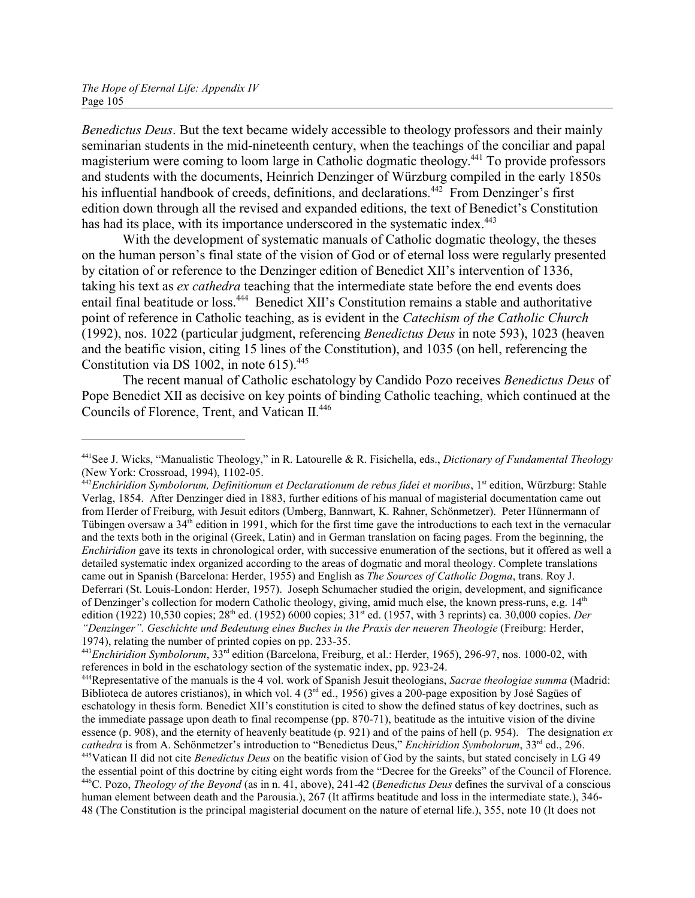*Benedictus Deus*. But the text became widely accessible to theology professors and their mainly seminarian students in the mid-nineteenth century, when the teachings of the conciliar and papal magisterium were coming to loom large in Catholic dogmatic theology.[441] To provide professors and students with the documents, Heinrich Denzinger of Würzburg compiled in the early 1850s his influential handbook of creeds, definitions, and declarations.[442] From Denzinger's first edition down through all the revised and expanded editions, the text of Benedict's Constitution has had its place, with its importance underscored in the systematic index.[443]

With the development of systematic manuals of Catholic dogmatic theology, the theses on the human person's final state of the vision of God or of eternal loss were regularly presented by citation of or reference to the Denzinger edition of Benedict XII's intervention of 1336, taking his text as *ex cathedra* teaching that the intermediate state before the end events does entail final beatitude or loss.[444] Benedict XII's Constitution remains a stable and authoritative point of reference in Catholic teaching, as is evident in the *Catechism of the Catholic Church* (1992), nos. 1022 (particular judgment, referencing *Benedictus Deus* in note 593), 1023 (heaven and the beatific vision, citing 15 lines of the Constitution), and 1035 (on hell, referencing the Constitution via DS 1002, in note 615).[445]

The recent manual of Catholic eschatology by Candido Pozo receives *Benedictus Deus* of Pope Benedict XII as decisive on key points of binding Catholic teaching, which continued at the Councils of Florence, Trent, and Vatican II.[446]

---

[441] See J. Wicks, "Manualistic Theology," in R. Latourelle & R. Fisichella, eds., *Dictionary of Fundamental Theology* (New York: Crossroad, 1994), 1102-05.

[442] *Enchiridion Symbolorum, Definitionum et Declarationum de rebus fidei et moribus*, 1st edition, Würzburg: Stahle Verlag, 1854. After Denzinger died in 1883, further editions of his manual of magisterial documentation came out from Herder of Freiburg, with Jesuit editors (Umberg, Bannwart, K. Rahner, Schönmetzer). Peter Hünnermann of Tübingen oversaw a 34th edition in 1991, which for the first time gave the introductions to each text in the vernacular and the texts both in the original (Greek, Latin) and in German translation on facing pages. From the beginning, the *Enchiridion* gave its texts in chronological order, with successive enumeration of the sections, but it offered as well a detailed systematic index organized according to the areas of dogmatic and moral theology. Complete translations came out in Spanish (Barcelona: Herder, 1955) and English as *The Sources of Catholic Dogma*, trans. Roy J. Deferrari (St. Louis-London: Herder, 1957). Joseph Schumacher studied the origin, development, and significance of Denzinger's collection for modern Catholic theology, giving, amid much else, the known press-runs, e.g. 14th edition (1922) 10,530 copies; 28th ed. (1952) 6000 copies; 31st ed. (1957, with 3 reprints) ca. 30,000 copies. *Der "Denzinger". Geschichte und Bedeutung eines Buches in the Praxis der neueren Theologie* (Freiburg: Herder, 1974), relating the number of printed copies on pp. 233-35.

[443] *Enchiridion Symbolorum*, 33rd edition (Barcelona, Freiburg, et al.: Herder, 1965), 296-97, nos. 1000-02, with references in bold in the eschatology section of the systematic index, pp. 923-24.

[444] Representative of the manuals is the 4 vol. work of Spanish Jesuit theologians, *Sacrae theologiae summa* (Madrid: Biblioteca de autores cristianos), in which vol. 4 (3rd ed., 1956) gives a 200-page exposition by José Sagües of eschatology in thesis form. Benedict XII's constitution is cited to show the defined status of key doctrines, such as the immediate passage upon death to final recompense (pp. 870-71), beatitude as the intuitive vision of the divine essence (p. 908), and the eternity of heavenly beatitude (p. 921) and of the pains of hell (p. 954). The designation *ex cathedra* is from A. Schönmetzer's introduction to "Benedictus Deus," *Enchiridion Symbolorum*, 33rd ed., 296.

[445] Vatican II did not cite *Benedictus Deus* on the beatific vision of God by the saints, but stated concisely in LG 49 the essential point of this doctrine by citing eight words from the "Decree for the Greeks" of the Council of Florence.

[446] C. Pozo, *Theology of the Beyond* (as in n. 41, above), 241-42 (*Benedictus Deus* defines the survival of a conscious human element between death and the Parousia.), 267 (It affirms beatitude and loss in the intermediate state.), 346-48 (The Constitution is the principal magisterial document on the nature of eternal life.), 355, note 10 (It does not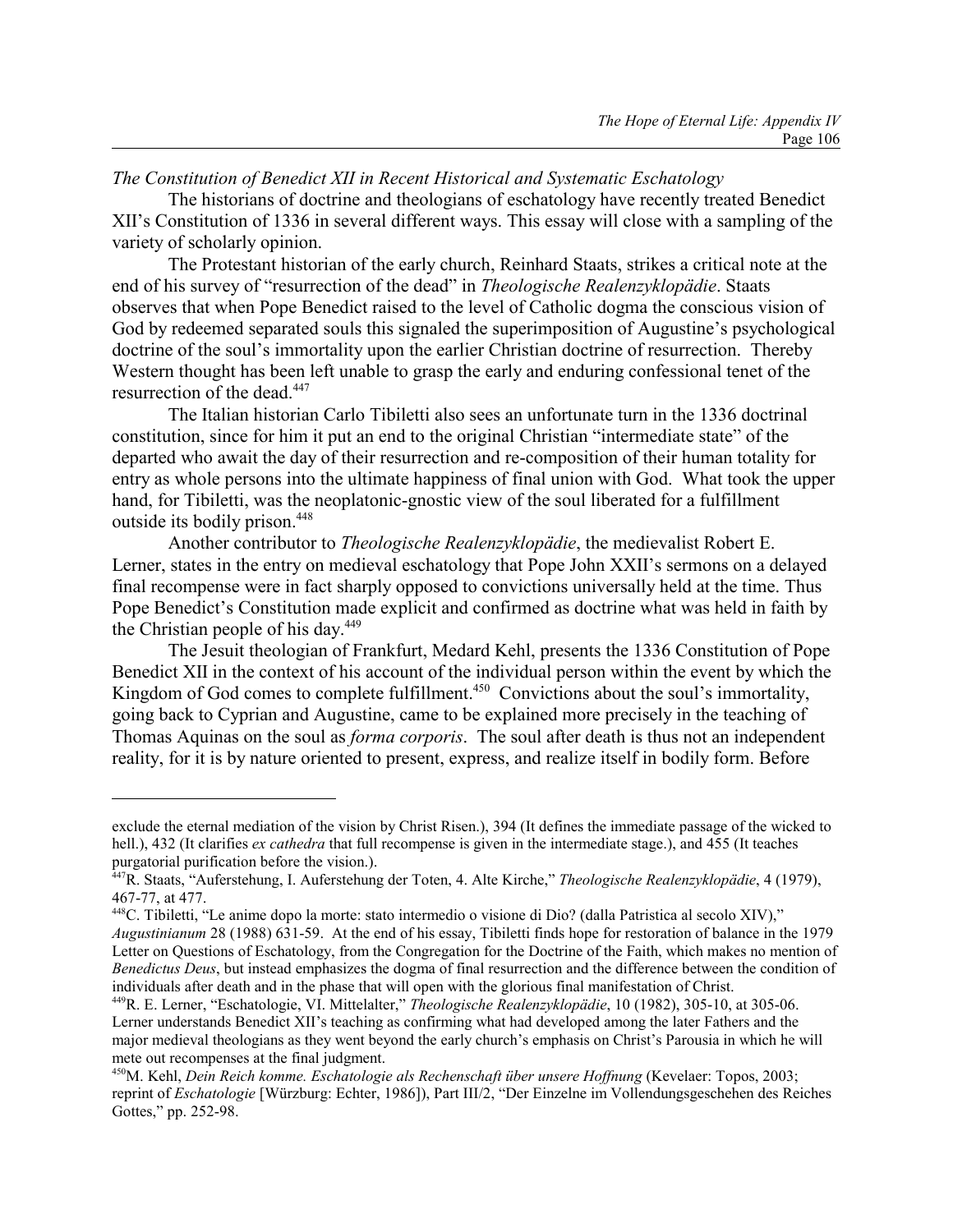*The Constitution of Benedict XII in Recent Historical and Systematic Eschatology*

The historians of doctrine and theologians of eschatology have recently treated Benedict XII's Constitution of 1336 in several different ways. This essay will close with a sampling of the variety of scholarly opinion.

The Protestant historian of the early church, Reinhard Staats, strikes a critical note at the end of his survey of "resurrection of the dead" in *Theologische Realenzyklopädie*. Staats observes that when Pope Benedict raised to the level of Catholic dogma the conscious vision of God by redeemed separated souls this signaled the superimposition of Augustine's psychological doctrine of the soul's immortality upon the earlier Christian doctrine of resurrection. Thereby Western thought has been left unable to grasp the early and enduring confessional tenet of the resurrection of the dead.[447]

The Italian historian Carlo Tibiletti also sees an unfortunate turn in the 1336 doctrinal constitution, since for him it put an end to the original Christian "intermediate state" of the departed who await the day of their resurrection and re-composition of their human totality for entry as whole persons into the ultimate happiness of final union with God. What took the upper hand, for Tibiletti, was the neoplatonic-gnostic view of the soul liberated for a fulfillment outside its bodily prison.[448]

Another contributor to *Theologische Realenzyklopädie*, the medievalist Robert E. Lerner, states in the entry on medieval eschatology that Pope John XXII's sermons on a delayed final recompense were in fact sharply opposed to convictions universally held at the time. Thus Pope Benedict's Constitution made explicit and confirmed as doctrine what was held in faith by the Christian people of his day.[449]

The Jesuit theologian of Frankfurt, Medard Kehl, presents the 1336 Constitution of Pope Benedict XII in the context of his account of the individual person within the event by which the Kingdom of God comes to complete fulfillment.[450] Convictions about the soul's immortality, going back to Cyprian and Augustine, came to be explained more precisely in the teaching of Thomas Aquinas on the soul as *forma corporis*. The soul after death is thus not an independent reality, for it is by nature oriented to present, express, and realize itself in bodily form. Before

---

exclude the eternal mediation of the vision by Christ Risen.), 394 (It defines the immediate passage of the wicked to hell.), 432 (It clarifies *ex cathedra* that full recompense is given in the intermediate stage.), and 455 (It teaches purgatorial purification before the vision.).

[447] R. Staats, "Auferstehung, I. Auferstehung der Toten, 4. Alte Kirche," *Theologische Realenzyklopädie*, 4 (1979), 467-77, at 477.

[448] C. Tibiletti, "Le anime dopo la morte: stato intermedio o visione di Dio? (dalla Patristica al secolo XIV)," *Augustinianum* 28 (1988) 631-59. At the end of his essay, Tibiletti finds hope for restoration of balance in the 1979 Letter on Questions of Eschatology, from the Congregation for the Doctrine of the Faith, which makes no mention of *Benedictus Deus*, but instead emphasizes the dogma of final resurrection and the difference between the condition of individuals after death and in the phase that will open with the glorious final manifestation of Christ.

[449] R. E. Lerner, "Eschatologie, VI. Mittelalter," *Theologische Realenzyklopädie*, 10 (1982), 305-10, at 305-06. Lerner understands Benedict XII's teaching as confirming what had developed among the later Fathers and the major medieval theologians as they went beyond the early church's emphasis on Christ's Parousia in which he will mete out recompenses at the final judgment.

[450] M. Kehl, *Dein Reich komme. Eschatologie als Rechenschaft über unsere Hoffnung* (Kevelaer: Topos, 2003; reprint of *Eschatologie* [Würzburg: Echter, 1986]), Part III/2, "Der Einzelne im Vollendungsgeschehen des Reiches Gottes," pp. 252-98.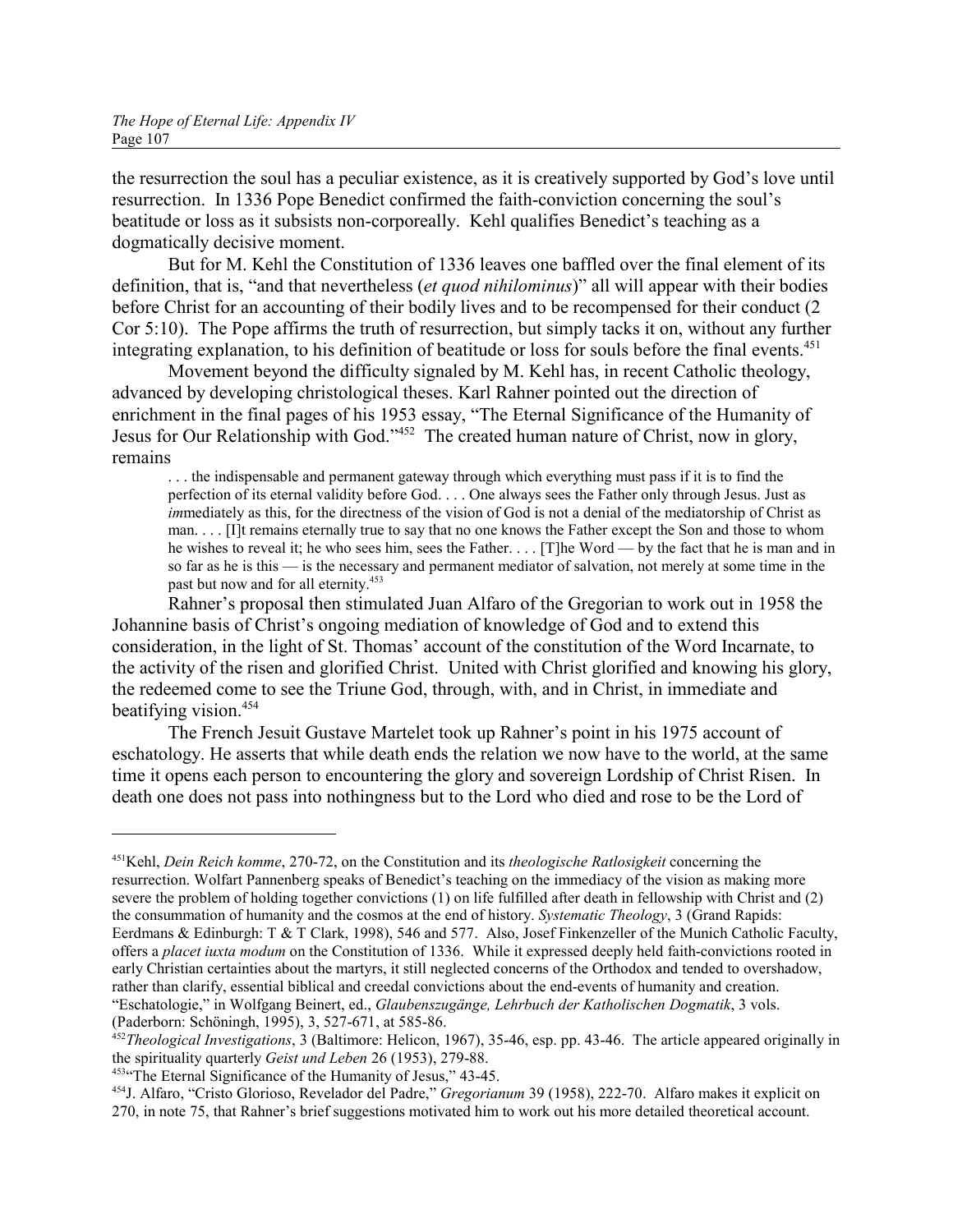the resurrection the soul has a peculiar existence, as it is creatively supported by God's love until resurrection. In 1336 Pope Benedict confirmed the faith-conviction concerning the soul's beatitude or loss as it subsists non-corporeally. Kehl qualifies Benedict's teaching as a dogmatically decisive moment.

But for M. Kehl the Constitution of 1336 leaves one baffled over the final element of its definition, that is, "and that nevertheless (*et quod nihilominus*)" all will appear with their bodies before Christ for an accounting of their bodily lives and to be recompensed for their conduct (2 Cor 5:10). The Pope affirms the truth of resurrection, but simply tacks it on, without any further integrating explanation, to his definition of beatitude or loss for souls before the final events.[451]

Movement beyond the difficulty signaled by M. Kehl has, in recent Catholic theology, advanced by developing christological theses. Karl Rahner pointed out the direction of enrichment in the final pages of his 1953 essay, "The Eternal Significance of the Humanity of Jesus for Our Relationship with God."[452] The created human nature of Christ, now in glory, remains

> . . . the indispensable and permanent gateway through which everything must pass if it is to find the perfection of its eternal validity before God. . . . One always sees the Father only through Jesus. Just as *im*mediately as this, for the directness of the vision of God is not a denial of the mediatorship of Christ as man. . . . [I]t remains eternally true to say that no one knows the Father except the Son and those to whom he wishes to reveal it; he who sees him, sees the Father. . . . [T]he Word — by the fact that he is man and in so far as he is this — is the necessary and permanent mediator of salvation, not merely at some time in the past but now and for all eternity.[453]

Rahner's proposal then stimulated Juan Alfaro of the Gregorian to work out in 1958 the Johannine basis of Christ's ongoing mediation of knowledge of God and to extend this consideration, in the light of St. Thomas' account of the constitution of the Word Incarnate, to the activity of the risen and glorified Christ. United with Christ glorified and knowing his glory, the redeemed come to see the Triune God, through, with, and in Christ, in immediate and beatifying vision.[454]

The French Jesuit Gustave Martelet took up Rahner's point in his 1975 account of eschatology. He asserts that while death ends the relation we now have to the world, at the same time it opens each person to encountering the glory and sovereign Lordship of Christ Risen. In death one does not pass into nothingness but to the Lord who died and rose to be the Lord of

---

[451] Kehl, *Dein Reich komme*, 270-72, on the Constitution and its *theologische Ratlosigkeit* concerning the resurrection. Wolfart Pannenberg speaks of Benedict's teaching on the immediacy of the vision as making more severe the problem of holding together convictions (1) on life fulfilled after death in fellowship with Christ and (2) the consummation of humanity and the cosmos at the end of history. *Systematic Theology*, 3 (Grand Rapids: Eerdmans & Edinburgh: T & T Clark, 1998), 546 and 577. Also, Josef Finkenzeller of the Munich Catholic Faculty, offers a *placet iuxta modum* on the Constitution of 1336. While it expressed deeply held faith-convictions rooted in early Christian certainties about the martyrs, it still neglected concerns of the Orthodox and tended to overshadow, rather than clarify, essential biblical and creedal convictions about the end-events of humanity and creation. "Eschatologie," in Wolfgang Beinert, ed., *Glaubenszugänge, Lehrbuch der Katholischen Dogmatik*, 3 vols. (Paderborn: Schöningh, 1995), 3, 527-671, at 585-86.

[452] *Theological Investigations*, 3 (Baltimore: Helicon, 1967), 35-46, esp. pp. 43-46. The article appeared originally in the spirituality quarterly *Geist und Leben* 26 (1953), 279-88.

[453] "The Eternal Significance of the Humanity of Jesus," 43-45.

[454] J. Alfaro, "Cristo Glorioso, Revelador del Padre," *Gregorianum* 39 (1958), 222-70. Alfaro makes it explicit on 270, in note 75, that Rahner's brief suggestions motivated him to work out his more detailed theoretical account.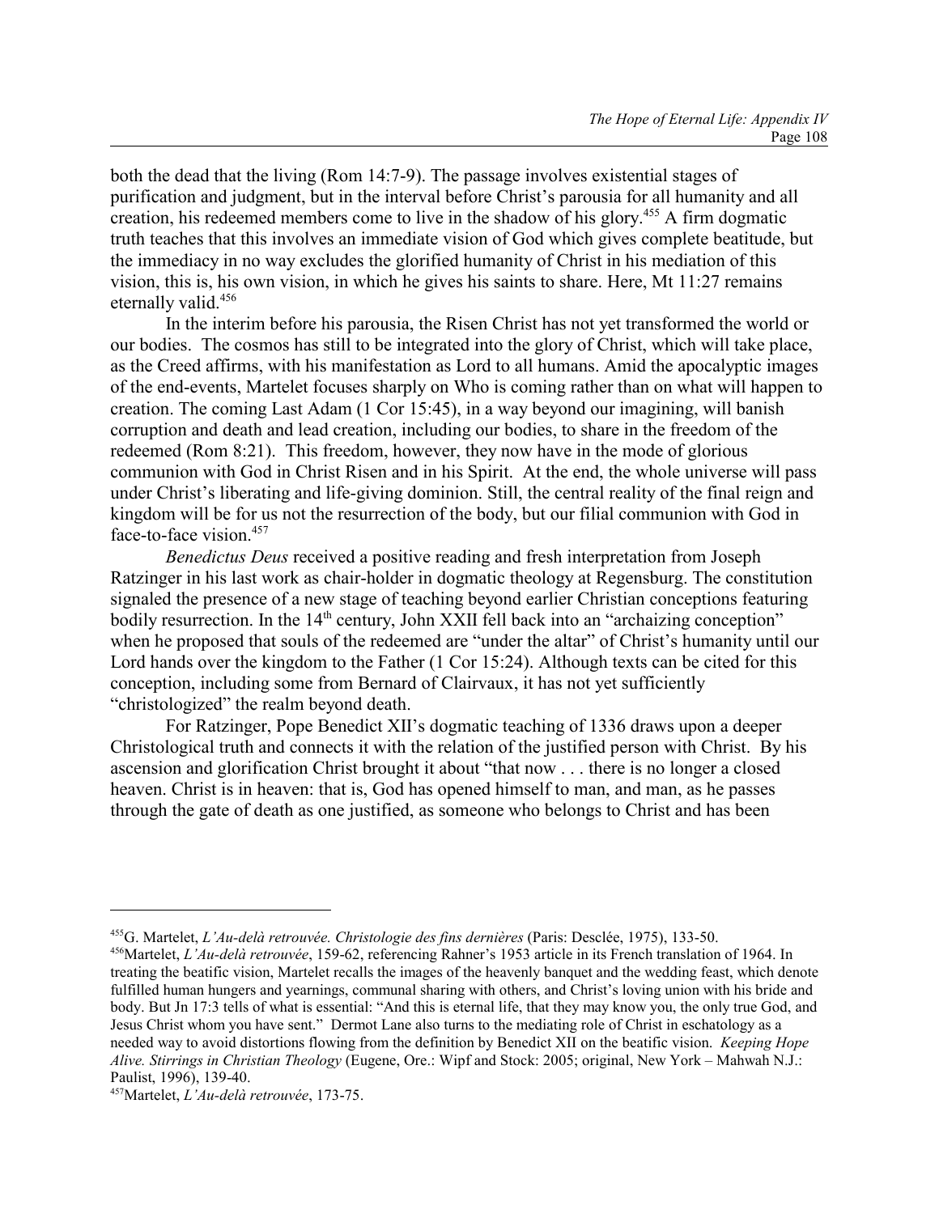both the dead that the living (Rom 14:7-9). The passage involves existential stages of purification and judgment, but in the interval before Christ's parousia for all humanity and all creation, his redeemed members come to live in the shadow of his glory.[455] A firm dogmatic truth teaches that this involves an immediate vision of God which gives complete beatitude, but the immediacy in no way excludes the glorified humanity of Christ in his mediation of this vision, this is, his own vision, in which he gives his saints to share. Here, Mt 11:27 remains eternally valid.[456]

In the interim before his parousia, the Risen Christ has not yet transformed the world or our bodies. The cosmos has still to be integrated into the glory of Christ, which will take place, as the Creed affirms, with his manifestation as Lord to all humans. Amid the apocalyptic images of the end-events, Martelet focuses sharply on Who is coming rather than on what will happen to creation. The coming Last Adam (1 Cor 15:45), in a way beyond our imagining, will banish corruption and death and lead creation, including our bodies, to share in the freedom of the redeemed (Rom 8:21). This freedom, however, they now have in the mode of glorious communion with God in Christ Risen and in his Spirit. At the end, the whole universe will pass under Christ's liberating and life-giving dominion. Still, the central reality of the final reign and kingdom will be for us not the resurrection of the body, but our filial communion with God in face-to-face vision.[457]

*Benedictus Deus* received a positive reading and fresh interpretation from Joseph Ratzinger in his last work as chair-holder in dogmatic theology at Regensburg. The constitution signaled the presence of a new stage of teaching beyond earlier Christian conceptions featuring bodily resurrection. In the 14th century, John XXII fell back into an "archaizing conception" when he proposed that souls of the redeemed are "under the altar" of Christ's humanity until our Lord hands over the kingdom to the Father (1 Cor 15:24). Although texts can be cited for this conception, including some from Bernard of Clairvaux, it has not yet sufficiently "christologized" the realm beyond death.

For Ratzinger, Pope Benedict XII's dogmatic teaching of 1336 draws upon a deeper Christological truth and connects it with the relation of the justified person with Christ. By his ascension and glorification Christ brought it about "that now . . . there is no longer a closed heaven. Christ is in heaven: that is, God has opened himself to man, and man, as he passes through the gate of death as one justified, as someone who belongs to Christ and has been

---

[455] G. Martelet, *L'Au-delà retrouvée. Christologie des fins dernières* (Paris: Desclée, 1975), 133-50.

[456] Martelet, *L'Au-delà retrouvée*, 159-62, referencing Rahner's 1953 article in its French translation of 1964. In treating the beatific vision, Martelet recalls the images of the heavenly banquet and the wedding feast, which denote fulfilled human hungers and yearnings, communal sharing with others, and Christ's loving union with his bride and body. But Jn 17:3 tells of what is essential: "And this is eternal life, that they may know you, the only true God, and Jesus Christ whom you have sent." Dermot Lane also turns to the mediating role of Christ in eschatology as a needed way to avoid distortions flowing from the definition by Benedict XII on the beatific vision. *Keeping Hope Alive. Stirrings in Christian Theology* (Eugene, Ore.: Wipf and Stock: 2005; original, New York – Mahwah N.J.: Paulist, 1996), 139-40.

[457] Martelet, *L'Au-delà retrouvée*, 173-75.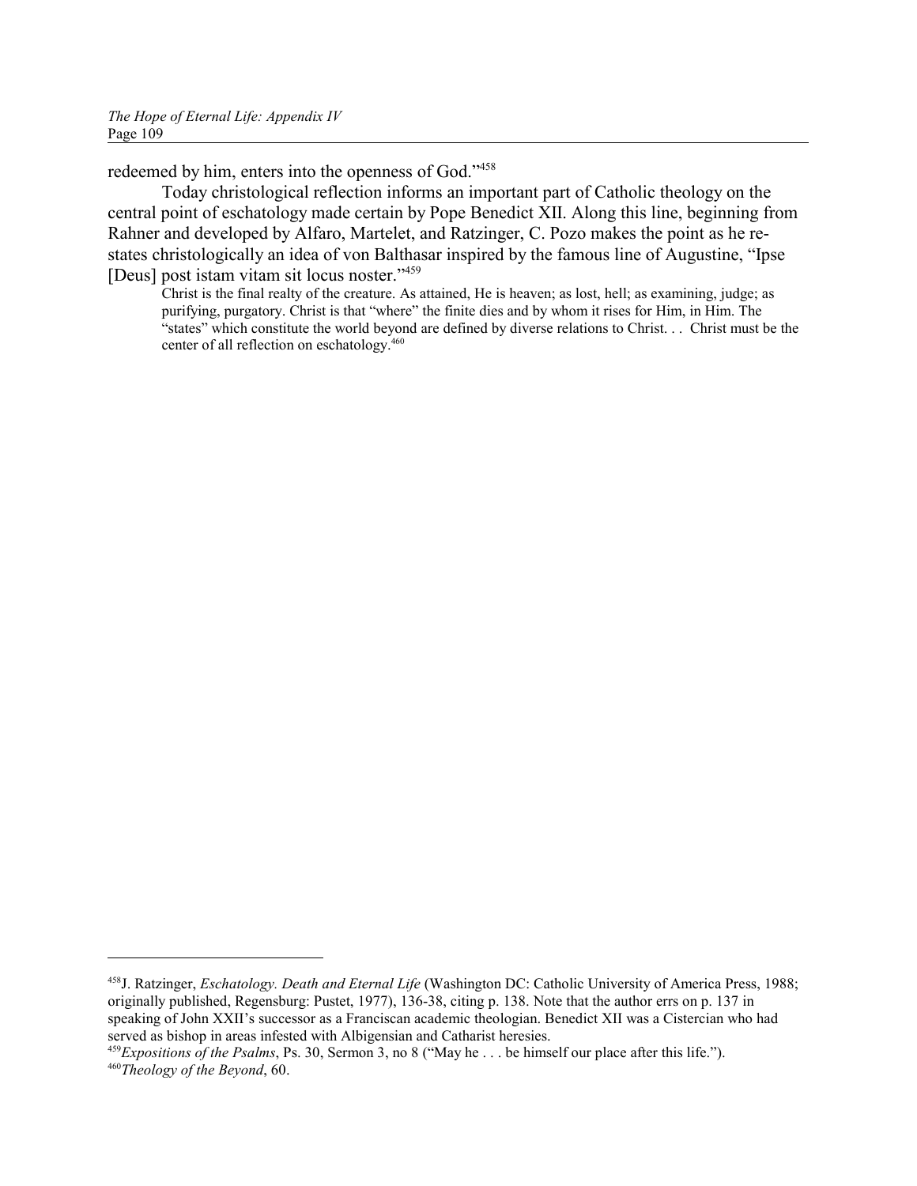redeemed by him, enters into the openness of God."[458]

Today christological reflection informs an important part of Catholic theology on the central point of eschatology made certain by Pope Benedict XII. Along this line, beginning from Rahner and developed by Alfaro, Martelet, and Ratzinger, C. Pozo makes the point as he re-states christologically an idea of von Balthasar inspired by the famous line of Augustine, "Ipse [Deus] post istam vitam sit locus noster."[459]

> Christ is the final realty of the creature. As attained, He is heaven; as lost, hell; as examining, judge; as purifying, purgatory. Christ is that "where" the finite dies and by whom it rises for Him, in Him. The "states" which constitute the world beyond are defined by diverse relations to Christ. . . Christ must be the center of all reflection on eschatology.[460]

---

[458] J. Ratzinger, *Eschatology. Death and Eternal Life* (Washington DC: Catholic University of America Press, 1988; originally published, Regensburg: Pustet, 1977), 136-38, citing p. 138. Note that the author errs on p. 137 in speaking of John XXII's successor as a Franciscan academic theologian. Benedict XII was a Cistercian who had served as bishop in areas infested with Albigensian and Catharist heresies.

[459] *Expositions of the Psalms*, Ps. 30, Sermon 3, no 8 ("May he . . . be himself our place after this life.").

[460] *Theology of the Beyond*, 60.